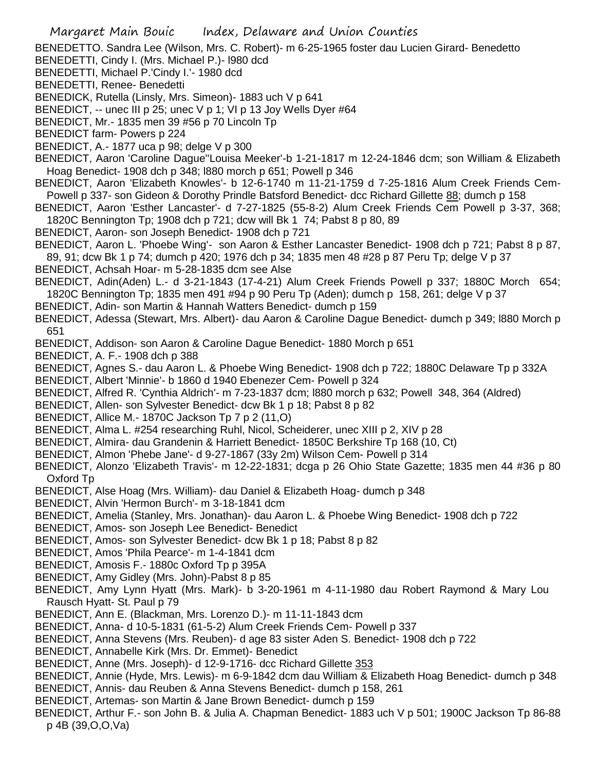BENEDETTO. Sandra Lee (Wilson, Mrs. C. Robert)- m 6-25-1965 foster dau Lucien Girard- Benedetto

BENEDETTI, Cindy I. (Mrs. Michael P.)- l980 dcd

BENEDETTI, Michael P.'Cindy I.'- 1980 dcd

BENEDETTI, Renee- Benedetti

BENEDICK, Rutella (Linsly, Mrs. Simeon)- 1883 uch V p 641

BENEDICT, -- unec III p 25; unec V p 1; VI p 13 Joy Wells Dyer #64

BENEDICT, Mr.- 1835 men 39 #56 p 70 Lincoln Tp

BENEDICT farm- Powers p 224

BENEDICT, A.- 1877 uca p 98; delge V p 300

BENEDICT, Aaron 'Caroline Dague''Louisa Meeker'-b 1-21-1817 m 12-24-1846 dcm; son William & Elizabeth Hoag Benedict- 1908 dch p 348; l880 morch p 651; Powell p 346

BENEDICT, Aaron 'Elizabeth Knowles'- b 12-6-1740 m 11-21-1759 d 7-25-1816 Alum Creek Friends Cem- Powell p 337- son Gideon & Dorothy Prindle Batsford Benedict- dcc Richard Gillette 88; dumch p 158

BENEDICT, Aaron 'Esther Lancaster'- d 7-27-1825 (55-8-2) Alum Creek Friends Cem Powell p 3-37, 368; 1820C Bennington Tp; 1908 dch p 721; dcw will Bk 1 74; Pabst 8 p 80, 89

BENEDICT, Aaron- son Joseph Benedict- 1908 dch p 721

BENEDICT, Aaron L. 'Phoebe Wing'- son Aaron & Esther Lancaster Benedict- 1908 dch p 721; Pabst 8 p 87, 89, 91; dcw Bk 1 p 74; dumch p 420; 1976 dch p 34; 1835 men 48 #28 p 87 Peru Tp; delge V p 37

BENEDICT, Achsah Hoar- m 5-28-1835 dcm see Alse

BENEDICT, Adin(Aden) L.- d 3-21-1843 (17-4-21) Alum Creek Friends Powell p 337; 1880C Morch 654; 1820C Bennington Tp; 1835 men 491 #94 p 90 Peru Tp (Aden); dumch p 158, 261; delge V p 37

BENEDICT, Adin- son Martin & Hannah Watters Benedict- dumch p 159

BENEDICT, Adessa (Stewart, Mrs. Albert)- dau Aaron & Caroline Dague Benedict- dumch p 349; l880 Morch p 651

BENEDICT, Addison- son Aaron & Caroline Dague Benedict- 1880 Morch p 651

BENEDICT, A. F.- 1908 dch p 388

BENEDICT, Agnes S.- dau Aaron L. & Phoebe Wing Benedict- 1908 dch p 722; 1880C Delaware Tp p 332A

BENEDICT, Albert 'Minnie'- b 1860 d 1940 Ebenezer Cem- Powell p 324

BENEDICT, Alfred R. 'Cynthia Aldrich'- m 7-23-1837 dcm; l880 morch p 632; Powell 348, 364 (Aldred)

BENEDICT, Allen- son Sylvester Benedict- dcw Bk 1 p 18; Pabst 8 p 82

BENEDICT, Allice M.- 1870C Jackson Tp 7 p 2 (11,O)

BENEDICT, Alma L. #254 researching Ruhl, Nicol, Scheiderer, unec XIII p 2, XIV p 28

BENEDICT, Almira- dau Grandenin & Harriett Benedict- 1850C Berkshire Tp 168 (10, Ct)

BENEDICT, Almon 'Phebe Jane'- d 9-27-1867 (33y 2m) Wilson Cem- Powell p 314

BENEDICT, Alonzo 'Elizabeth Travis'- m 12-22-1831; dcga p 26 Ohio State Gazette; 1835 men 44 #36 p 80 Oxford Tp

BENEDICT, Alse Hoag (Mrs. William)- dau Daniel & Elizabeth Hoag- dumch p 348

BENEDICT, Alvin 'Hermon Burch'- m 3-18-1841 dcm

BENEDICT, Amelia (Stanley, Mrs. Jonathan)- dau Aaron L. & Phoebe Wing Benedict- 1908 dch p 722

BENEDICT, Amos- son Joseph Lee Benedict- Benedict

BENEDICT, Amos- son Sylvester Benedict- dcw Bk 1 p 18; Pabst 8 p 82

BENEDICT, Amos 'Phila Pearce'- m 1-4-1841 dcm

BENEDICT, Amosis F.- 1880c Oxford Tp p 395A

BENEDICT, Amy Gidley (Mrs. John)-Pabst 8 p 85

BENEDICT, Amy Lynn Hyatt (Mrs. Mark)- b 3-20-1961 m 4-11-1980 dau Robert Raymond & Mary Lou Rausch Hyatt- St. Paul p 79

BENEDICT, Ann E. (Blackman, Mrs. Lorenzo D.)- m 11-11-1843 dcm

BENEDICT, Anna- d 10-5-1831 (61-5-2) Alum Creek Friends Cem- Powell p 337

BENEDICT, Anna Stevens (Mrs. Reuben)- d age 83 sister Aden S. Benedict- 1908 dch p 722

BENEDICT, Annabelle Kirk (Mrs. Dr. Emmet)- Benedict

BENEDICT, Anne (Mrs. Joseph)- d 12-9-1716- dcc Richard Gillette 353

BENEDICT, Annie (Hyde, Mrs. Lewis)- m 6-9-1842 dcm dau William & Elizabeth Hoag Benedict- dumch p 348

BENEDICT, Annis- dau Reuben & Anna Stevens Benedict- dumch p 158, 261

BENEDICT, Artemas- son Martin & Jane Brown Benedict- dumch p 159

BENEDICT, Arthur F.- son John B. & Julia A. Chapman Benedict- 1883 uch V p 501; 1900C Jackson Tp 86-88 p 4B (39,O,O,Va)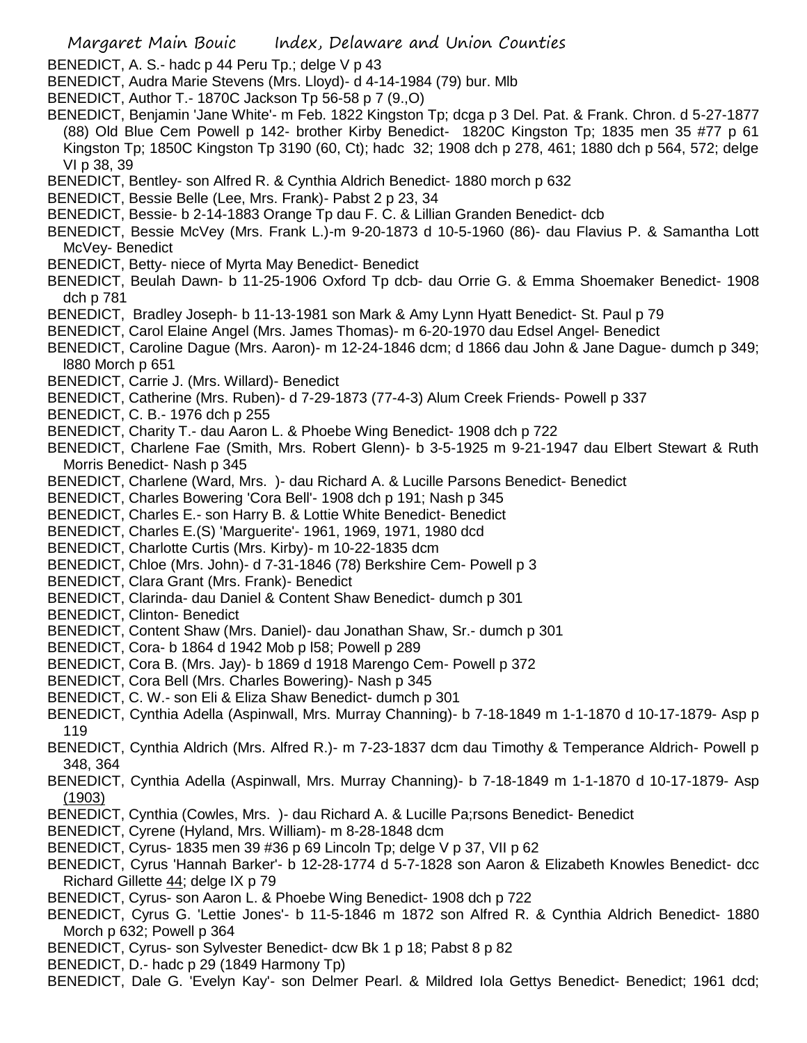BENEDICT, A. S.- hadc p 44 Peru Tp.; delge V p 43

BENEDICT, Audra Marie Stevens (Mrs. Lloyd)- d 4-14-1984 (79) bur. Mlb

BENEDICT, Author T.- 1870C Jackson Tp 56-58 p 7 (9.,O)

BENEDICT, Benjamin 'Jane White'- m Feb. 1822 Kingston Tp; dcga p 3 Del. Pat. & Frank. Chron. d 5-27-1877 (88) Old Blue Cem Powell p 142- brother Kirby Benedict- 1820C Kingston Tp; 1835 men 35 #77 p 61 Kingston Tp; 1850C Kingston Tp 3190 (60, Ct); hadc 32; 1908 dch p 278, 461; 1880 dch p 564, 572; delge VI p 38, 39

BENEDICT, Bentley- son Alfred R. & Cynthia Aldrich Benedict- 1880 morch p 632

BENEDICT, Bessie Belle (Lee, Mrs. Frank)- Pabst 2 p 23, 34

BENEDICT, Bessie- b 2-14-1883 Orange Tp dau F. C. & Lillian Granden Benedict- dcb

BENEDICT, Bessie McVey (Mrs. Frank L.)-m 9-20-1873 d 10-5-1960 (86)- dau Flavius P. & Samantha Lott McVey- Benedict

BENEDICT, Betty- niece of Myrta May Benedict- Benedict

BENEDICT, Beulah Dawn- b 11-25-1906 Oxford Tp dcb- dau Orrie G. & Emma Shoemaker Benedict- 1908 dch p 781

BENEDICT, Bradley Joseph- b 11-13-1981 son Mark & Amy Lynn Hyatt Benedict- St. Paul p 79

BENEDICT, Carol Elaine Angel (Mrs. James Thomas)- m 6-20-1970 dau Edsel Angel- Benedict

BENEDICT, Caroline Dague (Mrs. Aaron)- m 12-24-1846 dcm; d 1866 dau John & Jane Dague- dumch p 349; l880 Morch p 651

BENEDICT, Carrie J. (Mrs. Willard)- Benedict

BENEDICT, Catherine (Mrs. Ruben)- d 7-29-1873 (77-4-3) Alum Creek Friends- Powell p 337

BENEDICT, C. B.- 1976 dch p 255

BENEDICT, Charity T.- dau Aaron L. & Phoebe Wing Benedict- 1908 dch p 722

BENEDICT, Charlene Fae (Smith, Mrs. Robert Glenn)- b 3-5-1925 m 9-21-1947 dau Elbert Stewart & Ruth Morris Benedict- Nash p 345

BENEDICT, Charlene (Ward, Mrs. )- dau Richard A. & Lucille Parsons Benedict- Benedict

BENEDICT, Charles Bowering 'Cora Bell'- 1908 dch p 191; Nash p 345

BENEDICT, Charles E.- son Harry B. & Lottie White Benedict- Benedict

BENEDICT, Charles E.(S) 'Marguerite'- 1961, 1969, 1971, 1980 dcd

BENEDICT, Charlotte Curtis (Mrs. Kirby)- m 10-22-1835 dcm

BENEDICT, Chloe (Mrs. John)- d 7-31-1846 (78) Berkshire Cem- Powell p 3

BENEDICT, Clara Grant (Mrs. Frank)- Benedict

BENEDICT, Clarinda- dau Daniel & Content Shaw Benedict- dumch p 301

BENEDICT, Clinton- Benedict

BENEDICT, Content Shaw (Mrs. Daniel)- dau Jonathan Shaw, Sr.- dumch p 301

BENEDICT, Cora- b 1864 d 1942 Mob p l58; Powell p 289

BENEDICT, Cora B. (Mrs. Jay)- b 1869 d 1918 Marengo Cem- Powell p 372

BENEDICT, Cora Bell (Mrs. Charles Bowering)- Nash p 345

BENEDICT, C. W.- son Eli & Eliza Shaw Benedict- dumch p 301

BENEDICT, Cynthia Adella (Aspinwall, Mrs. Murray Channing)- b 7-18-1849 m 1-1-1870 d 10-17-1879- Asp p 119

BENEDICT, Cynthia Aldrich (Mrs. Alfred R.)- m 7-23-1837 dcm dau Timothy & Temperance Aldrich- Powell p 348, 364

BENEDICT, Cynthia Adella (Aspinwall, Mrs. Murray Channing)- b 7-18-1849 m 1-1-1870 d 10-17-1879- Asp (1903)

BENEDICT, Cynthia (Cowles, Mrs. )- dau Richard A. & Lucille Pa;rsons Benedict- Benedict

BENEDICT, Cyrene (Hyland, Mrs. William)- m 8-28-1848 dcm

BENEDICT, Cyrus- 1835 men 39 #36 p 69 Lincoln Tp; delge V p 37, VII p 62

BENEDICT, Cyrus 'Hannah Barker'- b 12-28-1774 d 5-7-1828 son Aaron & Elizabeth Knowles Benedict- dcc Richard Gillette 44; delge IX p 79

BENEDICT, Cyrus- son Aaron L. & Phoebe Wing Benedict- 1908 dch p 722

BENEDICT, Cyrus G. 'Lettie Jones'- b 11-5-1846 m 1872 son Alfred R. & Cynthia Aldrich Benedict- 1880 Morch p 632; Powell p 364

BENEDICT, Cyrus- son Sylvester Benedict- dcw Bk 1 p 18; Pabst 8 p 82

BENEDICT, D.- hadc p 29 (1849 Harmony Tp)

BENEDICT, Dale G. 'Evelyn Kay'- son Delmer Pearl. & Mildred Iola Gettys Benedict- Benedict; 1961 dcd;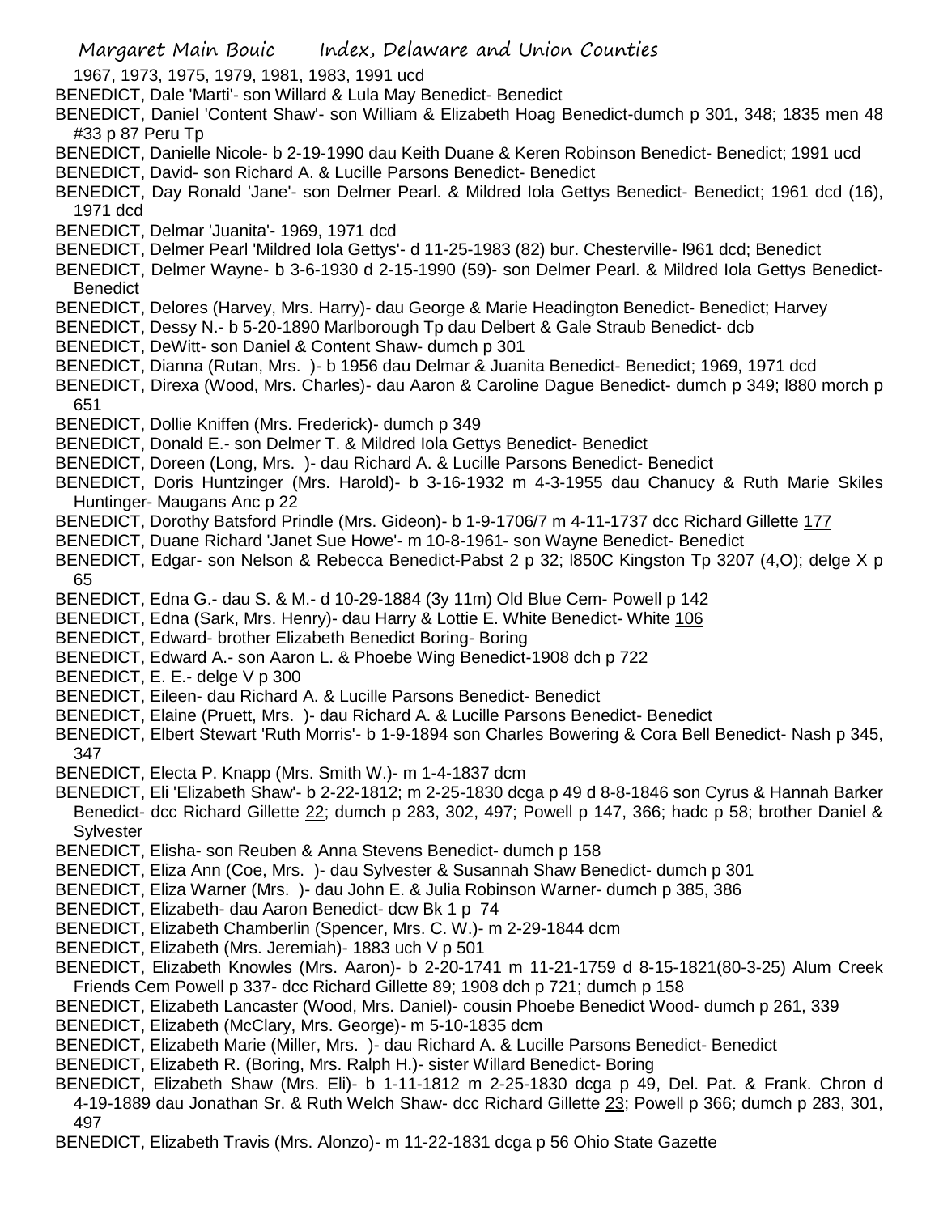1967, 1973, 1975, 1979, 1981, 1983, 1991 ucd

BENEDICT, Dale 'Marti'- son Willard & Lula May Benedict- Benedict

BENEDICT, Daniel 'Content Shaw'- son William & Elizabeth Hoag Benedict-dumch p 301, 348; 1835 men 48 #33 p 87 Peru Tp

BENEDICT, Danielle Nicole- b 2-19-1990 dau Keith Duane & Keren Robinson Benedict- Benedict; 1991 ucd

BENEDICT, David- son Richard A. & Lucille Parsons Benedict- Benedict

BENEDICT, Day Ronald 'Jane'- son Delmer Pearl. & Mildred Iola Gettys Benedict- Benedict; 1961 dcd (16), 1971 dcd

BENEDICT, Delmar 'Juanita'- 1969, 1971 dcd

BENEDICT, Delmer Pearl 'Mildred Iola Gettys'- d 11-25-1983 (82) bur. Chesterville- l961 dcd; Benedict

BENEDICT, Delmer Wayne- b 3-6-1930 d 2-15-1990 (59)- son Delmer Pearl. & Mildred Iola Gettys Benedict- Benedict

BENEDICT, Delores (Harvey, Mrs. Harry)- dau George & Marie Headington Benedict- Benedict; Harvey

BENEDICT, Dessy N.- b 5-20-1890 Marlborough Tp dau Delbert & Gale Straub Benedict- dcb

BENEDICT, DeWitt- son Daniel & Content Shaw- dumch p 301

BENEDICT, Dianna (Rutan, Mrs. )- b 1956 dau Delmar & Juanita Benedict- Benedict; 1969, 1971 dcd

BENEDICT, Direxa (Wood, Mrs. Charles)- dau Aaron & Caroline Dague Benedict- dumch p 349; l880 morch p 651

BENEDICT, Dollie Kniffen (Mrs. Frederick)- dumch p 349

BENEDICT, Donald E.- son Delmer T. & Mildred Iola Gettys Benedict- Benedict

BENEDICT, Doreen (Long, Mrs. )- dau Richard A. & Lucille Parsons Benedict- Benedict

BENEDICT, Doris Huntzinger (Mrs. Harold)- b 3-16-1932 m 4-3-1955 dau Chanucy & Ruth Marie Skiles Huntinger- Maugans Anc p 22

BENEDICT, Dorothy Batsford Prindle (Mrs. Gideon)- b 1-9-1706/7 m 4-11-1737 dcc Richard Gillette 177

BENEDICT, Duane Richard 'Janet Sue Howe'- m 10-8-1961- son Wayne Benedict- Benedict

BENEDICT, Edgar- son Nelson & Rebecca Benedict-Pabst 2 p 32; l850C Kingston Tp 3207 (4,O); delge X p 65

BENEDICT, Edna G.- dau S. & M.- d 10-29-1884 (3y 11m) Old Blue Cem- Powell p 142

BENEDICT, Edna (Sark, Mrs. Henry)- dau Harry & Lottie E. White Benedict- White 106

BENEDICT, Edward- brother Elizabeth Benedict Boring- Boring

BENEDICT, Edward A.- son Aaron L. & Phoebe Wing Benedict-1908 dch p 722

BENEDICT, E. E.- delge V p 300

BENEDICT, Eileen- dau Richard A. & Lucille Parsons Benedict- Benedict

BENEDICT, Elaine (Pruett, Mrs. )- dau Richard A. & Lucille Parsons Benedict- Benedict

BENEDICT, Elbert Stewart 'Ruth Morris'- b 1-9-1894 son Charles Bowering & Cora Bell Benedict- Nash p 345, 347

BENEDICT, Electa P. Knapp (Mrs. Smith W.)- m 1-4-1837 dcm

BENEDICT, Eli 'Elizabeth Shaw'- b 2-22-1812; m 2-25-1830 dcga p 49 d 8-8-1846 son Cyrus & Hannah Barker Benedict- dcc Richard Gillette 22; dumch p 283, 302, 497; Powell p 147, 366; hadc p 58; brother Daniel & Sylvester

BENEDICT, Elisha- son Reuben & Anna Stevens Benedict- dumch p 158

BENEDICT, Eliza Ann (Coe, Mrs. )- dau Sylvester & Susannah Shaw Benedict- dumch p 301

BENEDICT, Eliza Warner (Mrs. )- dau John E. & Julia Robinson Warner- dumch p 385, 386

BENEDICT, Elizabeth- dau Aaron Benedict- dcw Bk 1 p 74

BENEDICT, Elizabeth Chamberlin (Spencer, Mrs. C. W.)- m 2-29-1844 dcm

BENEDICT, Elizabeth (Mrs. Jeremiah)- 1883 uch V p 501

BENEDICT, Elizabeth Knowles (Mrs. Aaron)- b 2-20-1741 m 11-21-1759 d 8-15-1821(80-3-25) Alum Creek Friends Cem Powell p 337- dcc Richard Gillette 89; 1908 dch p 721; dumch p 158

BENEDICT, Elizabeth Lancaster (Wood, Mrs. Daniel)- cousin Phoebe Benedict Wood- dumch p 261, 339

BENEDICT, Elizabeth (McClary, Mrs. George)- m 5-10-1835 dcm

BENEDICT, Elizabeth Marie (Miller, Mrs. )- dau Richard A. & Lucille Parsons Benedict- Benedict

BENEDICT, Elizabeth R. (Boring, Mrs. Ralph H.)- sister Willard Benedict- Boring

BENEDICT, Elizabeth Shaw (Mrs. Eli)- b 1-11-1812 m 2-25-1830 dcga p 49, Del. Pat. & Frank. Chron d 4-19-1889 dau Jonathan Sr. & Ruth Welch Shaw- dcc Richard Gillette 23; Powell p 366; dumch p 283, 301, 497

BENEDICT, Elizabeth Travis (Mrs. Alonzo)- m 11-22-1831 dcga p 56 Ohio State Gazette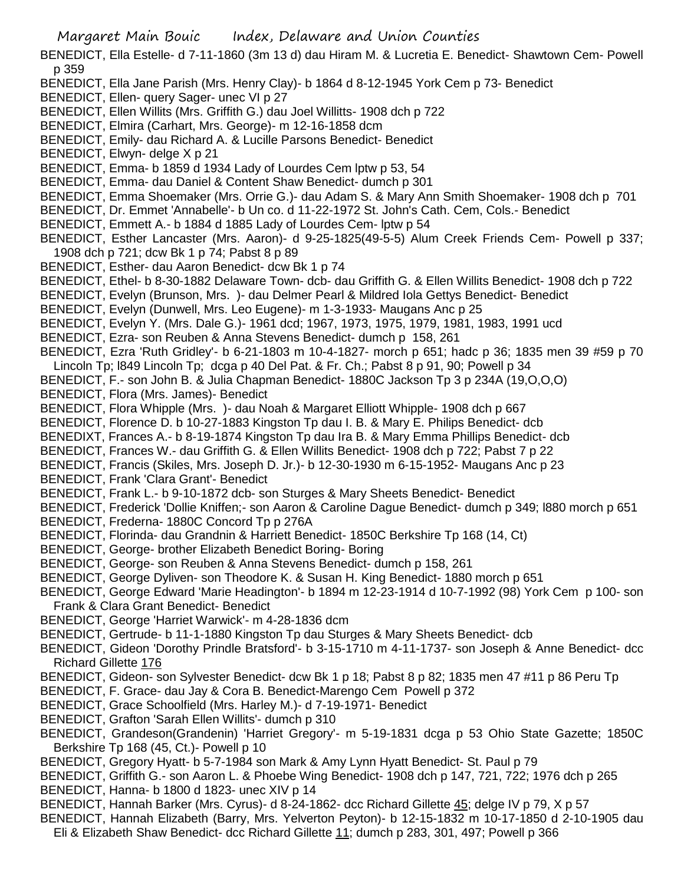BENEDICT, Ella Estelle- d 7-11-1860 (3m 13 d) dau Hiram M. & Lucretia E. Benedict- Shawtown Cem- Powell p 359

BENEDICT, Ella Jane Parish (Mrs. Henry Clay)- b 1864 d 8-12-1945 York Cem p 73- Benedict

BENEDICT, Ellen- query Sager- unec VI p 27

BENEDICT, Ellen Willits (Mrs. Griffith G.) dau Joel Willitts- 1908 dch p 722

BENEDICT, Elmira (Carhart, Mrs. George)- m 12-16-1858 dcm

BENEDICT, Emily- dau Richard A. & Lucille Parsons Benedict- Benedict

BENEDICT, Elwyn- delge X p 21

BENEDICT, Emma- b 1859 d 1934 Lady of Lourdes Cem lptw p 53, 54

BENEDICT, Emma- dau Daniel & Content Shaw Benedict- dumch p 301

BENEDICT, Emma Shoemaker (Mrs. Orrie G.)- dau Adam S. & Mary Ann Smith Shoemaker- 1908 dch p 701

BENEDICT, Dr. Emmet 'Annabelle'- b Un co. d 11-22-1972 St. John's Cath. Cem, Cols.- Benedict

BENEDICT, Emmett A.- b 1884 d 1885 Lady of Lourdes Cem- lptw p 54

BENEDICT, Esther Lancaster (Mrs. Aaron)- d 9-25-1825(49-5-5) Alum Creek Friends Cem- Powell p 337; 1908 dch p 721; dcw Bk 1 p 74; Pabst 8 p 89

BENEDICT, Esther- dau Aaron Benedict- dcw Bk 1 p 74

BENEDICT, Ethel- b 8-30-1882 Delaware Town- dcb- dau Griffith G. & Ellen Willits Benedict- 1908 dch p 722

BENEDICT, Evelyn (Brunson, Mrs. )- dau Delmer Pearl & Mildred Iola Gettys Benedict- Benedict

BENEDICT, Evelyn (Dunwell, Mrs. Leo Eugene)- m 1-3-1933- Maugans Anc p 25

BENEDICT, Evelyn Y. (Mrs. Dale G.)- 1961 dcd; 1967, 1973, 1975, 1979, 1981, 1983, 1991 ucd

BENEDICT, Ezra- son Reuben & Anna Stevens Benedict- dumch p 158, 261

BENEDICT, Ezra 'Ruth Gridley'- b 6-21-1803 m 10-4-1827- morch p 651; hadc p 36; 1835 men 39 #59 p 70 Lincoln Tp; l849 Lincoln Tp; dcga p 40 Del Pat. & Fr. Ch.; Pabst 8 p 91, 90; Powell p 34

BENEDICT, F.- son John B. & Julia Chapman Benedict- 1880C Jackson Tp 3 p 234A (19,O,O,O)

BENEDICT, Flora (Mrs. James)- Benedict

BENEDICT, Flora Whipple (Mrs. )- dau Noah & Margaret Elliott Whipple- 1908 dch p 667

BENEDICT, Florence D. b 10-27-1883 Kingston Tp dau I. B. & Mary E. Philips Benedict- dcb

BENEDIXT, Frances A.- b 8-19-1874 Kingston Tp dau Ira B. & Mary Emma Phillips Benedict- dcb

BENEDICT, Frances W.- dau Griffith G. & Ellen Willits Benedict- 1908 dch p 722; Pabst 7 p 22

BENEDICT, Francis (Skiles, Mrs. Joseph D. Jr.)- b 12-30-1930 m 6-15-1952- Maugans Anc p 23

BENEDICT, Frank 'Clara Grant'- Benedict

BENEDICT, Frank L.- b 9-10-1872 dcb- son Sturges & Mary Sheets Benedict- Benedict

BENEDICT, Frederick 'Dollie Kniffen;- son Aaron & Caroline Dague Benedict- dumch p 349; l880 morch p 651

BENEDICT, Frederna- 1880C Concord Tp p 276A

BENEDICT, Florinda- dau Grandnin & Harriett Benedict- 1850C Berkshire Tp 168 (14, Ct)

BENEDICT, George- brother Elizabeth Benedict Boring- Boring

BENEDICT, George- son Reuben & Anna Stevens Benedict- dumch p 158, 261

BENEDICT, George Dyliven- son Theodore K. & Susan H. King Benedict- 1880 morch p 651

BENEDICT, George Edward 'Marie Headington'- b 1894 m 12-23-1914 d 10-7-1992 (98) York Cem p 100- son Frank & Clara Grant Benedict- Benedict

BENEDICT, George 'Harriet Warwick'- m 4-28-1836 dcm

BENEDICT, Gertrude- b 11-1-1880 Kingston Tp dau Sturges & Mary Sheets Benedict- dcb

BENEDICT, Gideon 'Dorothy Prindle Bratsford'- b 3-15-1710 m 4-11-1737- son Joseph & Anne Benedict- dcc Richard Gillette 176

BENEDICT, Gideon- son Sylvester Benedict- dcw Bk 1 p 18; Pabst 8 p 82; 1835 men 47 #11 p 86 Peru Tp

BENEDICT, F. Grace- dau Jay & Cora B. Benedict-Marengo Cem Powell p 372

BENEDICT, Grace Schoolfield (Mrs. Harley M.)- d 7-19-1971- Benedict

BENEDICT, Grafton 'Sarah Ellen Willits'- dumch p 310

BENEDICT, Grandeson(Grandenin) 'Harriet Gregory'- m 5-19-1831 dcga p 53 Ohio State Gazette; 1850C Berkshire Tp 168 (45, Ct.)- Powell p 10

BENEDICT, Gregory Hyatt- b 5-7-1984 son Mark & Amy Lynn Hyatt Benedict- St. Paul p 79

BENEDICT, Griffith G.- son Aaron L. & Phoebe Wing Benedict- 1908 dch p 147, 721, 722; 1976 dch p 265

BENEDICT, Hanna- b 1800 d 1823- unec XIV p 14

BENEDICT, Hannah Barker (Mrs. Cyrus)- d 8-24-1862- dcc Richard Gillette 45; delge IV p 79, X p 57

BENEDICT, Hannah Elizabeth (Barry, Mrs. Yelverton Peyton)- b 12-15-1832 m 10-17-1850 d 2-10-1905 dau Eli & Elizabeth Shaw Benedict- dcc Richard Gillette 11; dumch p 283, 301, 497; Powell p 366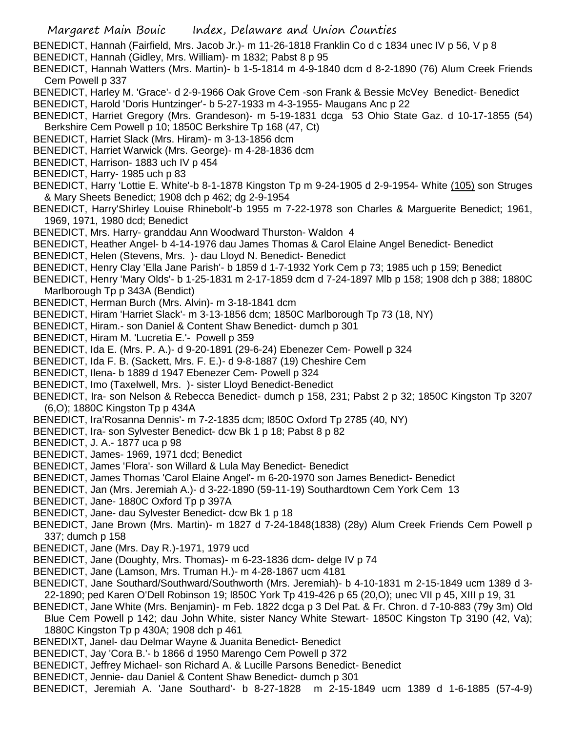BENEDICT, Hannah (Fairfield, Mrs. Jacob Jr.)- m 11-26-1818 Franklin Co d c 1834 unec IV p 56, V p 8
BENEDICT, Hannah (Gidley, Mrs. William)- m 1832; Pabst 8 p 95
BENEDICT, Hannah Watters (Mrs. Martin)- b 1-5-1814 m 4-9-1840 dcm d 8-2-1890 (76) Alum Creek Friends Cem Powell p 337
BENEDICT, Harley M. 'Grace'- d 2-9-1966 Oak Grove Cem -son Frank & Bessie McVey Benedict- Benedict
BENEDICT, Harold 'Doris Huntzinger'- b 5-27-1933 m 4-3-1955- Maugans Anc p 22
BENEDICT, Harriet Gregory (Mrs. Grandeson)- m 5-19-1831 dcga 53 Ohio State Gaz. d 10-17-1855 (54) Berkshire Cem Powell p 10; 1850C Berkshire Tp 168 (47, Ct)
BENEDICT, Harriet Slack (Mrs. Hiram)- m 3-13-1856 dcm
BENEDICT, Harriet Warwick (Mrs. George)- m 4-28-1836 dcm
BENEDICT, Harrison- 1883 uch IV p 454
BENEDICT, Harry- 1985 uch p 83
BENEDICT, Harry 'Lottie E. White'-b 8-1-1878 Kingston Tp m 9-24-1905 d 2-9-1954- White (105) son Struges & Mary Sheets Benedict; 1908 dch p 462; dg 2-9-1954
BENEDICT, Harry'Shirley Louise Rhinebolt'-b 1955 m 7-22-1978 son Charles & Marguerite Benedict; 1961, 1969, 1971, 1980 dcd; Benedict
BENEDICT, Mrs. Harry- granddau Ann Woodward Thurston- Waldon 4
BENEDICT, Heather Angel- b 4-14-1976 dau James Thomas & Carol Elaine Angel Benedict- Benedict
BENEDICT, Helen (Stevens, Mrs. )- dau Lloyd N. Benedict- Benedict
BENEDICT, Henry Clay 'Ella Jane Parish'- b 1859 d 1-7-1932 York Cem p 73; 1985 uch p 159; Benedict
BENEDICT, Henry 'Mary Olds'- b 1-25-1831 m 2-17-1859 dcm d 7-24-1897 Mlb p 158; 1908 dch p 388; 1880C Marlborough Tp p 343A (Bendict)
BENEDICT, Herman Burch (Mrs. Alvin)- m 3-18-1841 dcm
BENEDICT, Hiram 'Harriet Slack'- m 3-13-1856 dcm; 1850C Marlborough Tp 73 (18, NY)
BENEDICT, Hiram.- son Daniel & Content Shaw Benedict- dumch p 301
BENEDICT, Hiram M. 'Lucretia E.'- Powell p 359
BENEDICT, Ida E. (Mrs. P. A.)- d 9-20-1891 (29-6-24) Ebenezer Cem- Powell p 324
BENEDICT, Ida F. B. (Sackett, Mrs. F. E.)- d 9-8-1887 (19) Cheshire Cem
BENEDICT, Ilena- b 1889 d 1947 Ebenezer Cem- Powell p 324
BENEDICT, Imo (Taxelwell, Mrs. )- sister Lloyd Benedict-Benedict
BENEDICT, Ira- son Nelson & Rebecca Benedict- dumch p 158, 231; Pabst 2 p 32; 1850C Kingston Tp 3207 (6,O); 1880C Kingston Tp p 434A
BENEDICT, Ira'Rosanna Dennis'- m 7-2-1835 dcm; l850C Oxford Tp 2785 (40, NY)
BENEDICT, Ira- son Sylvester Benedict- dcw Bk 1 p 18; Pabst 8 p 82
BENEDICT, J. A.- 1877 uca p 98
BENEDICT, James- 1969, 1971 dcd; Benedict
BENEDICT, James 'Flora'- son Willard & Lula May Benedict- Benedict
BENEDICT, James Thomas 'Carol Elaine Angel'- m 6-20-1970 son James Benedict- Benedict
BENEDICT, Jan (Mrs. Jeremiah A.)- d 3-22-1890 (59-11-19) Southardtown Cem York Cem 13
BENEDICT, Jane- 1880C Oxford Tp p 397A
BENEDICT, Jane- dau Sylvester Benedict- dcw Bk 1 p 18
BENEDICT, Jane Brown (Mrs. Martin)- m 1827 d 7-24-1848(1838) (28y) Alum Creek Friends Cem Powell p 337; dumch p 158
BENEDICT, Jane (Mrs. Day R.)-1971, 1979 ucd
BENEDICT, Jane (Doughty, Mrs. Thomas)- m 6-23-1836 dcm- delge IV p 74
BENEDICT, Jane (Lamson, Mrs. Truman H.)- m 4-28-1867 ucm 4181
BENEDICT, Jane Southard/Southward/Southworth (Mrs. Jeremiah)- b 4-10-1831 m 2-15-1849 ucm 1389 d 3-22-1890; ped Karen O'Dell Robinson 19; l850C York Tp 419-426 p 65 (20,O); unec VII p 45, XIII p 19, 31
BENEDICT, Jane White (Mrs. Benjamin)- m Feb. 1822 dcga p 3 Del Pat. & Fr. Chron. d 7-10-883 (79y 3m) Old Blue Cem Powell p 142; dau John White, sister Nancy White Stewart- 1850C Kingston Tp 3190 (42, Va); 1880C Kingston Tp p 430A; 1908 dch p 461
BENEDIXT, Janel- dau Delmar Wayne & Juanita Benedict- Benedict
BENEDICT, Jay 'Cora B.'- b 1866 d 1950 Marengo Cem Powell p 372
BENEDICT, Jeffrey Michael- son Richard A. & Lucille Parsons Benedict- Benedict
BENEDICT, Jennie- dau Daniel & Content Shaw Benedict- dumch p 301
BENEDICT, Jeremiah A. 'Jane Southard'- b 8-27-1828 m 2-15-1849 ucm 1389 d 1-6-1885 (57-4-9)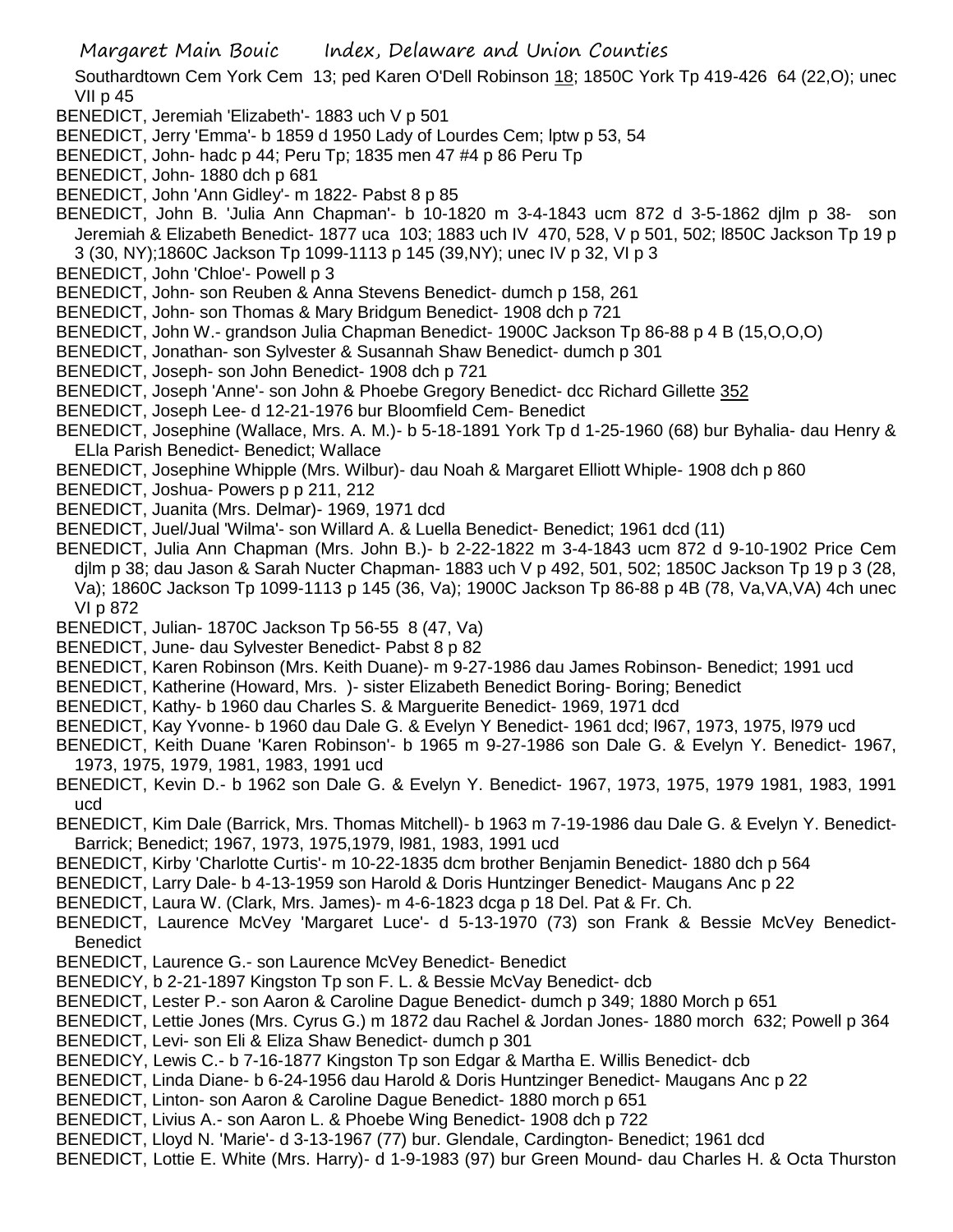Southardtown Cem York Cem 13; ped Karen O'Dell Robinson 18; 1850C York Tp 419-426 64 (22,O); unec VII p 45

BENEDICT, Jeremiah 'Elizabeth'- 1883 uch V p 501

BENEDICT, Jerry 'Emma'- b 1859 d 1950 Lady of Lourdes Cem; lptw p 53, 54

BENEDICT, John- hadc p 44; Peru Tp; 1835 men 47 #4 p 86 Peru Tp

BENEDICT, John- 1880 dch p 681

BENEDICT, John 'Ann Gidley'- m 1822- Pabst 8 p 85

BENEDICT, John B. 'Julia Ann Chapman'- b 10-1820 m 3-4-1843 ucm 872 d 3-5-1862 djlm p 38- son Jeremiah & Elizabeth Benedict- 1877 uca 103; 1883 uch IV 470, 528, V p 501, 502; l850C Jackson Tp 19 p 3 (30, NY);1860C Jackson Tp 1099-1113 p 145 (39,NY); unec IV p 32, VI p 3

BENEDICT, John 'Chloe'- Powell p 3

BENEDICT, John- son Reuben & Anna Stevens Benedict- dumch p 158, 261

BENEDICT, John- son Thomas & Mary Bridgum Benedict- 1908 dch p 721

BENEDICT, John W.- grandson Julia Chapman Benedict- 1900C Jackson Tp 86-88 p 4 B (15,O,O,O)

BENEDICT, Jonathan- son Sylvester & Susannah Shaw Benedict- dumch p 301

BENEDICT, Joseph- son John Benedict- 1908 dch p 721

BENEDICT, Joseph 'Anne'- son John & Phoebe Gregory Benedict- dcc Richard Gillette 352

BENEDICT, Joseph Lee- d 12-21-1976 bur Bloomfield Cem- Benedict

BENEDICT, Josephine (Wallace, Mrs. A. M.)- b 5-18-1891 York Tp d 1-25-1960 (68) bur Byhalia- dau Henry & ELla Parish Benedict- Benedict; Wallace

BENEDICT, Josephine Whipple (Mrs. Wilbur)- dau Noah & Margaret Elliott Whiple- 1908 dch p 860

BENEDICT, Joshua- Powers p p 211, 212

BENEDICT, Juanita (Mrs. Delmar)- 1969, 1971 dcd

BENEDICT, Juel/Jual 'Wilma'- son Willard A. & Luella Benedict- Benedict; 1961 dcd (11)

BENEDICT, Julia Ann Chapman (Mrs. John B.)- b 2-22-1822 m 3-4-1843 ucm 872 d 9-10-1902 Price Cem djlm p 38; dau Jason & Sarah Nucter Chapman- 1883 uch V p 492, 501, 502; 1850C Jackson Tp 19 p 3 (28, Va); 1860C Jackson Tp 1099-1113 p 145 (36, Va); 1900C Jackson Tp 86-88 p 4B (78, Va,VA,VA) 4ch unec VI p 872

BENEDICT, Julian- 1870C Jackson Tp 56-55 8 (47, Va)

BENEDICT, June- dau Sylvester Benedict- Pabst 8 p 82

BENEDICT, Karen Robinson (Mrs. Keith Duane)- m 9-27-1986 dau James Robinson- Benedict; 1991 ucd

BENEDICT, Katherine (Howard, Mrs. )- sister Elizabeth Benedict Boring- Boring; Benedict

BENEDICT, Kathy- b 1960 dau Charles S. & Marguerite Benedict- 1969, 1971 dcd

BENEDICT, Kay Yvonne- b 1960 dau Dale G. & Evelyn Y Benedict- 1961 dcd; l967, 1973, 1975, l979 ucd

BENEDICT, Keith Duane 'Karen Robinson'- b 1965 m 9-27-1986 son Dale G. & Evelyn Y. Benedict- 1967, 1973, 1975, 1979, 1981, 1983, 1991 ucd

BENEDICT, Kevin D.- b 1962 son Dale G. & Evelyn Y. Benedict- 1967, 1973, 1975, 1979 1981, 1983, 1991 ucd

BENEDICT, Kim Dale (Barrick, Mrs. Thomas Mitchell)- b 1963 m 7-19-1986 dau Dale G. & Evelyn Y. Benedict- Barrick; Benedict; 1967, 1973, 1975,1979, l981, 1983, 1991 ucd

BENEDICT, Kirby 'Charlotte Curtis'- m 10-22-1835 dcm brother Benjamin Benedict- 1880 dch p 564

BENEDICT, Larry Dale- b 4-13-1959 son Harold & Doris Huntzinger Benedict- Maugans Anc p 22

BENEDICT, Laura W. (Clark, Mrs. James)- m 4-6-1823 dcga p 18 Del. Pat & Fr. Ch.

BENEDICT, Laurence McVey 'Margaret Luce'- d 5-13-1970 (73) son Frank & Bessie McVey Benedict- Benedict

BENEDICT, Laurence G.- son Laurence McVey Benedict- Benedict

BENEDICY, b 2-21-1897 Kingston Tp son F. L. & Bessie McVay Benedict- dcb

BENEDICT, Lester P.- son Aaron & Caroline Dague Benedict- dumch p 349; 1880 Morch p 651

BENEDICT, Lettie Jones (Mrs. Cyrus G.) m 1872 dau Rachel & Jordan Jones- 1880 morch 632; Powell p 364

BENEDICT, Levi- son Eli & Eliza Shaw Benedict- dumch p 301

BENEDICY, Lewis C.- b 7-16-1877 Kingston Tp son Edgar & Martha E. Willis Benedict- dcb

BENEDICT, Linda Diane- b 6-24-1956 dau Harold & Doris Huntzinger Benedict- Maugans Anc p 22

BENEDICT, Linton- son Aaron & Caroline Dague Benedict- 1880 morch p 651

BENEDICT, Livius A.- son Aaron L. & Phoebe Wing Benedict- 1908 dch p 722

BENEDICT, Lloyd N. 'Marie'- d 3-13-1967 (77) bur. Glendale, Cardington- Benedict; 1961 dcd

BENEDICT, Lottie E. White (Mrs. Harry)- d 1-9-1983 (97) bur Green Mound- dau Charles H. & Octa Thurston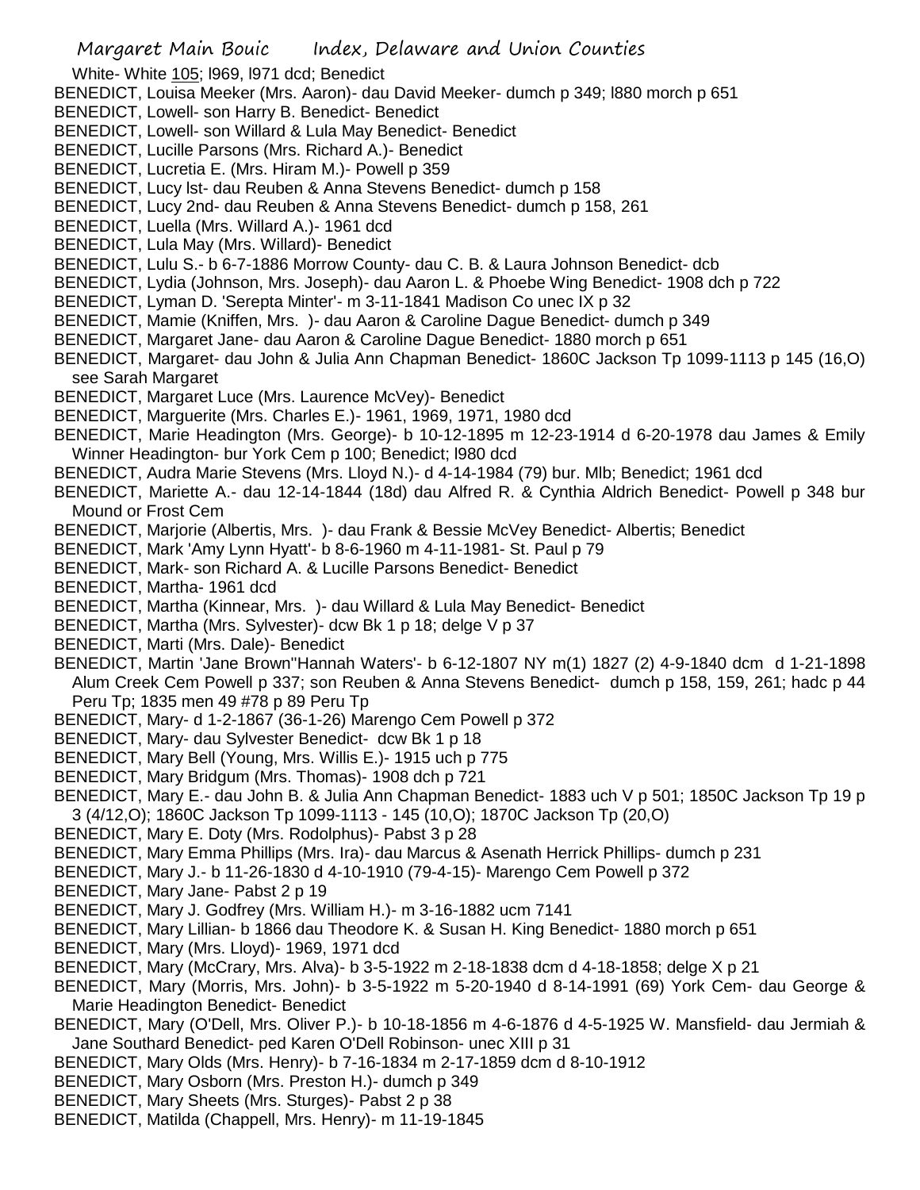White- White 105; l969, l971 dcd; Benedict

BENEDICT, Louisa Meeker (Mrs. Aaron)- dau David Meeker- dumch p 349; l880 morch p 651

BENEDICT, Lowell- son Harry B. Benedict- Benedict

BENEDICT, Lowell- son Willard & Lula May Benedict- Benedict

BENEDICT, Lucille Parsons (Mrs. Richard A.)- Benedict

BENEDICT, Lucretia E. (Mrs. Hiram M.)- Powell p 359

BENEDICT, Lucy lst- dau Reuben & Anna Stevens Benedict- dumch p 158

BENEDICT, Lucy 2nd- dau Reuben & Anna Stevens Benedict- dumch p 158, 261

BENEDICT, Luella (Mrs. Willard A.)- 1961 dcd

BENEDICT, Lula May (Mrs. Willard)- Benedict

BENEDICT, Lulu S.- b 6-7-1886 Morrow County- dau C. B. & Laura Johnson Benedict- dcb

BENEDICT, Lydia (Johnson, Mrs. Joseph)- dau Aaron L. & Phoebe Wing Benedict- 1908 dch p 722

BENEDICT, Lyman D. 'Serepta Minter'- m 3-11-1841 Madison Co unec IX p 32

BENEDICT, Mamie (Kniffen, Mrs. )- dau Aaron & Caroline Dague Benedict- dumch p 349

BENEDICT, Margaret Jane- dau Aaron & Caroline Dague Benedict- 1880 morch p 651

BENEDICT, Margaret- dau John & Julia Ann Chapman Benedict- 1860C Jackson Tp 1099-1113 p 145 (16,O) see Sarah Margaret

BENEDICT, Margaret Luce (Mrs. Laurence McVey)- Benedict

BENEDICT, Marguerite (Mrs. Charles E.)- 1961, 1969, 1971, 1980 dcd

BENEDICT, Marie Headington (Mrs. George)- b 10-12-1895 m 12-23-1914 d 6-20-1978 dau James & Emily Winner Headington- bur York Cem p 100; Benedict; l980 dcd

BENEDICT, Audra Marie Stevens (Mrs. Lloyd N.)- d 4-14-1984 (79) bur. Mlb; Benedict; 1961 dcd

BENEDICT, Mariette A.- dau 12-14-1844 (18d) dau Alfred R. & Cynthia Aldrich Benedict- Powell p 348 bur Mound or Frost Cem

BENEDICT, Marjorie (Albertis, Mrs. )- dau Frank & Bessie McVey Benedict- Albertis; Benedict

BENEDICT, Mark 'Amy Lynn Hyatt'- b 8-6-1960 m 4-11-1981- St. Paul p 79

BENEDICT, Mark- son Richard A. & Lucille Parsons Benedict- Benedict

BENEDICT, Martha- 1961 dcd

BENEDICT, Martha (Kinnear, Mrs. )- dau Willard & Lula May Benedict- Benedict

BENEDICT, Martha (Mrs. Sylvester)- dcw Bk 1 p 18; delge V p 37

BENEDICT, Marti (Mrs. Dale)- Benedict

BENEDICT, Martin 'Jane Brown''Hannah Waters'- b 6-12-1807 NY m(1) 1827 (2) 4-9-1840 dcm d 1-21-1898 Alum Creek Cem Powell p 337; son Reuben & Anna Stevens Benedict- dumch p 158, 159, 261; hadc p 44 Peru Tp; 1835 men 49 #78 p 89 Peru Tp

BENEDICT, Mary- d 1-2-1867 (36-1-26) Marengo Cem Powell p 372

BENEDICT, Mary- dau Sylvester Benedict- dcw Bk 1 p 18

BENEDICT, Mary Bell (Young, Mrs. Willis E.)- 1915 uch p 775

BENEDICT, Mary Bridgum (Mrs. Thomas)- 1908 dch p 721

BENEDICT, Mary E.- dau John B. & Julia Ann Chapman Benedict- 1883 uch V p 501; 1850C Jackson Tp 19 p 3 (4/12,O); 1860C Jackson Tp 1099-1113 - 145 (10,O); 1870C Jackson Tp (20,O)

BENEDICT, Mary E. Doty (Mrs. Rodolphus)- Pabst 3 p 28

BENEDICT, Mary Emma Phillips (Mrs. Ira)- dau Marcus & Asenath Herrick Phillips- dumch p 231

BENEDICT, Mary J.- b 11-26-1830 d 4-10-1910 (79-4-15)- Marengo Cem Powell p 372

BENEDICT, Mary Jane- Pabst 2 p 19

BENEDICT, Mary J. Godfrey (Mrs. William H.)- m 3-16-1882 ucm 7141

BENEDICT, Mary Lillian- b 1866 dau Theodore K. & Susan H. King Benedict- 1880 morch p 651

BENEDICT, Mary (Mrs. Lloyd)- 1969, 1971 dcd

BENEDICT, Mary (McCrary, Mrs. Alva)- b 3-5-1922 m 2-18-1838 dcm d 4-18-1858; delge X p 21

BENEDICT, Mary (Morris, Mrs. John)- b 3-5-1922 m 5-20-1940 d 8-14-1991 (69) York Cem- dau George & Marie Headington Benedict- Benedict

BENEDICT, Mary (O'Dell, Mrs. Oliver P.)- b 10-18-1856 m 4-6-1876 d 4-5-1925 W. Mansfield- dau Jermiah & Jane Southard Benedict- ped Karen O'Dell Robinson- unec XIII p 31

BENEDICT, Mary Olds (Mrs. Henry)- b 7-16-1834 m 2-17-1859 dcm d 8-10-1912

BENEDICT, Mary Osborn (Mrs. Preston H.)- dumch p 349

BENEDICT, Mary Sheets (Mrs. Sturges)- Pabst 2 p 38

BENEDICT, Matilda (Chappell, Mrs. Henry)- m 11-19-1845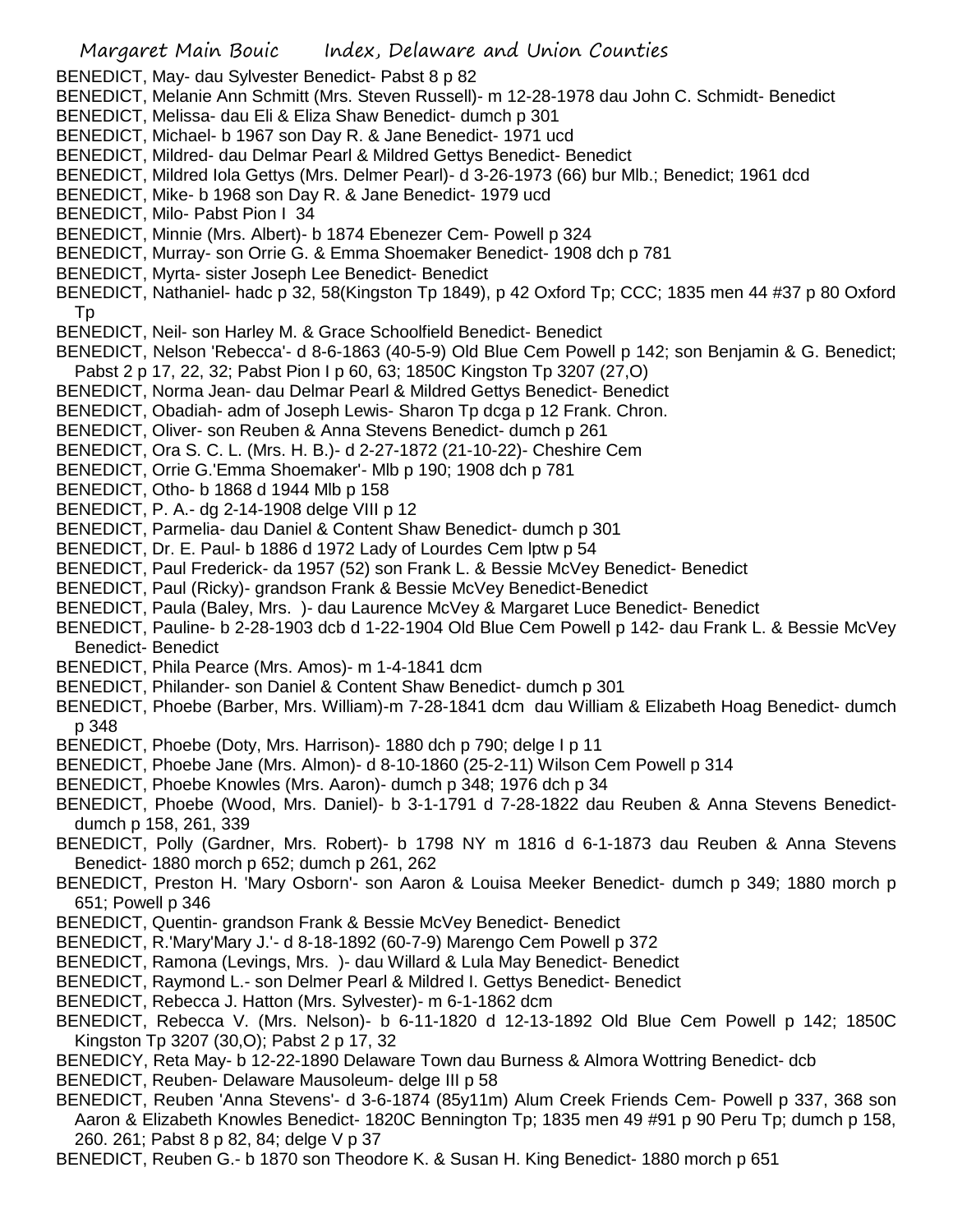BENEDICT, May- dau Sylvester Benedict- Pabst 8 p 82

BENEDICT, Melanie Ann Schmitt (Mrs. Steven Russell)- m 12-28-1978 dau John C. Schmidt- Benedict

BENEDICT, Melissa- dau Eli & Eliza Shaw Benedict- dumch p 301

BENEDICT, Michael- b 1967 son Day R. & Jane Benedict- 1971 ucd

BENEDICT, Mildred- dau Delmar Pearl & Mildred Gettys Benedict- Benedict

BENEDICT, Mildred Iola Gettys (Mrs. Delmer Pearl)- d 3-26-1973 (66) bur Mlb.; Benedict; 1961 dcd

BENEDICT, Mike- b 1968 son Day R. & Jane Benedict- 1979 ucd

BENEDICT, Milo- Pabst Pion I 34

BENEDICT, Minnie (Mrs. Albert)- b 1874 Ebenezer Cem- Powell p 324

BENEDICT, Murray- son Orrie G. & Emma Shoemaker Benedict- 1908 dch p 781

BENEDICT, Myrta- sister Joseph Lee Benedict- Benedict

BENEDICT, Nathaniel- hadc p 32, 58(Kingston Tp 1849), p 42 Oxford Tp; CCC; 1835 men 44 #37 p 80 Oxford Tp

BENEDICT, Neil- son Harley M. & Grace Schoolfield Benedict- Benedict

BENEDICT, Nelson 'Rebecca'- d 8-6-1863 (40-5-9) Old Blue Cem Powell p 142; son Benjamin & G. Benedict; Pabst 2 p 17, 22, 32; Pabst Pion I p 60, 63; 1850C Kingston Tp 3207 (27,O)

BENEDICT, Norma Jean- dau Delmar Pearl & Mildred Gettys Benedict- Benedict

BENEDICT, Obadiah- adm of Joseph Lewis- Sharon Tp dcga p 12 Frank. Chron.

BENEDICT, Oliver- son Reuben & Anna Stevens Benedict- dumch p 261

BENEDICT, Ora S. C. L. (Mrs. H. B.)- d 2-27-1872 (21-10-22)- Cheshire Cem

BENEDICT, Orrie G.'Emma Shoemaker'- Mlb p 190; 1908 dch p 781

BENEDICT, Otho- b 1868 d 1944 Mlb p 158

BENEDICT, P. A.- dg 2-14-1908 delge VIII p 12

BENEDICT, Parmelia- dau Daniel & Content Shaw Benedict- dumch p 301

BENEDICT, Dr. E. Paul- b 1886 d 1972 Lady of Lourdes Cem lptw p 54

BENEDICT, Paul Frederick- da 1957 (52) son Frank L. & Bessie McVey Benedict- Benedict

BENEDICT, Paul (Ricky)- grandson Frank & Bessie McVey Benedict-Benedict

BENEDICT, Paula (Baley, Mrs. )- dau Laurence McVey & Margaret Luce Benedict- Benedict

BENEDICT, Pauline- b 2-28-1903 dcb d 1-22-1904 Old Blue Cem Powell p 142- dau Frank L. & Bessie McVey Benedict- Benedict

BENEDICT, Phila Pearce (Mrs. Amos)- m 1-4-1841 dcm

BENEDICT, Philander- son Daniel & Content Shaw Benedict- dumch p 301

BENEDICT, Phoebe (Barber, Mrs. William)-m 7-28-1841 dcm dau William & Elizabeth Hoag Benedict- dumch p 348

BENEDICT, Phoebe (Doty, Mrs. Harrison)- 1880 dch p 790; delge I p 11

BENEDICT, Phoebe Jane (Mrs. Almon)- d 8-10-1860 (25-2-11) Wilson Cem Powell p 314

BENEDICT, Phoebe Knowles (Mrs. Aaron)- dumch p 348; 1976 dch p 34

BENEDICT, Phoebe (Wood, Mrs. Daniel)- b 3-1-1791 d 7-28-1822 dau Reuben & Anna Stevens Benedict- dumch p 158, 261, 339

BENEDICT, Polly (Gardner, Mrs. Robert)- b 1798 NY m 1816 d 6-1-1873 dau Reuben & Anna Stevens Benedict- 1880 morch p 652; dumch p 261, 262

BENEDICT, Preston H. 'Mary Osborn'- son Aaron & Louisa Meeker Benedict- dumch p 349; 1880 morch p 651; Powell p 346

BENEDICT, Quentin- grandson Frank & Bessie McVey Benedict- Benedict

BENEDICT, R.'Mary'Mary J.'- d 8-18-1892 (60-7-9) Marengo Cem Powell p 372

BENEDICT, Ramona (Levings, Mrs. )- dau Willard & Lula May Benedict- Benedict

BENEDICT, Raymond L.- son Delmer Pearl & Mildred I. Gettys Benedict- Benedict

BENEDICT, Rebecca J. Hatton (Mrs. Sylvester)- m 6-1-1862 dcm

BENEDICT, Rebecca V. (Mrs. Nelson)- b 6-11-1820 d 12-13-1892 Old Blue Cem Powell p 142; 1850C Kingston Tp 3207 (30,O); Pabst 2 p 17, 32

BENEDICY, Reta May- b 12-22-1890 Delaware Town dau Burness & Almora Wottring Benedict- dcb

BENEDICT, Reuben- Delaware Mausoleum- delge III p 58

BENEDICT, Reuben 'Anna Stevens'- d 3-6-1874 (85y11m) Alum Creek Friends Cem- Powell p 337, 368 son Aaron & Elizabeth Knowles Benedict- 1820C Bennington Tp; 1835 men 49 #91 p 90 Peru Tp; dumch p 158, 260. 261; Pabst 8 p 82, 84; delge V p 37

BENEDICT, Reuben G.- b 1870 son Theodore K. & Susan H. King Benedict- 1880 morch p 651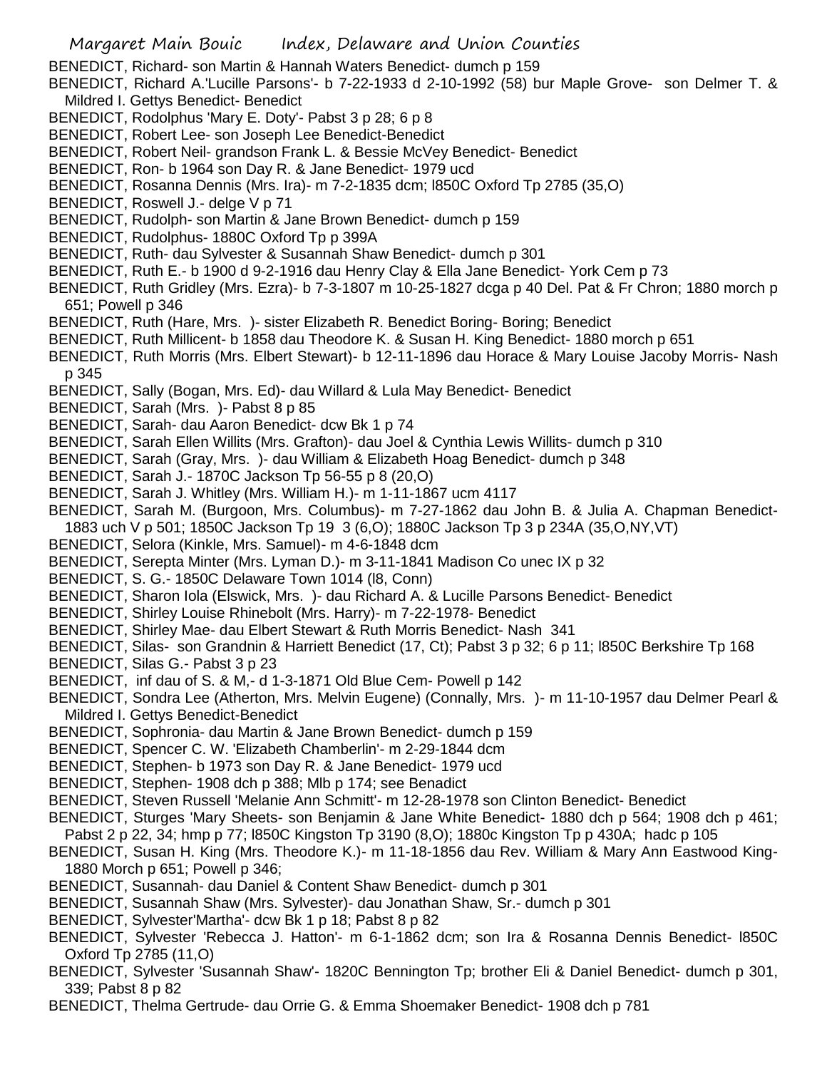BENEDICT, Richard- son Martin & Hannah Waters Benedict- dumch p 159

BENEDICT, Richard A.'Lucille Parsons'- b 7-22-1933 d 2-10-1992 (58) bur Maple Grove- son Delmer T. & Mildred I. Gettys Benedict- Benedict

BENEDICT, Rodolphus 'Mary E. Doty'- Pabst 3 p 28; 6 p 8

BENEDICT, Robert Lee- son Joseph Lee Benedict-Benedict

BENEDICT, Robert Neil- grandson Frank L. & Bessie McVey Benedict- Benedict

BENEDICT, Ron- b 1964 son Day R. & Jane Benedict- 1979 ucd

BENEDICT, Rosanna Dennis (Mrs. Ira)- m 7-2-1835 dcm; l850C Oxford Tp 2785 (35,O)

BENEDICT, Roswell J.- delge V p 71

BENEDICT, Rudolph- son Martin & Jane Brown Benedict- dumch p 159

BENEDICT, Rudolphus- 1880C Oxford Tp p 399A

BENEDICT, Ruth- dau Sylvester & Susannah Shaw Benedict- dumch p 301

BENEDICT, Ruth E.- b 1900 d 9-2-1916 dau Henry Clay & Ella Jane Benedict- York Cem p 73

BENEDICT, Ruth Gridley (Mrs. Ezra)- b 7-3-1807 m 10-25-1827 dcga p 40 Del. Pat & Fr Chron; 1880 morch p 651; Powell p 346

BENEDICT, Ruth (Hare, Mrs. )- sister Elizabeth R. Benedict Boring- Boring; Benedict

BENEDICT, Ruth Millicent- b 1858 dau Theodore K. & Susan H. King Benedict- 1880 morch p 651

BENEDICT, Ruth Morris (Mrs. Elbert Stewart)- b 12-11-1896 dau Horace & Mary Louise Jacoby Morris- Nash p 345

BENEDICT, Sally (Bogan, Mrs. Ed)- dau Willard & Lula May Benedict- Benedict

BENEDICT, Sarah (Mrs. )- Pabst 8 p 85

BENEDICT, Sarah- dau Aaron Benedict- dcw Bk 1 p 74

BENEDICT, Sarah Ellen Willits (Mrs. Grafton)- dau Joel & Cynthia Lewis Willits- dumch p 310

BENEDICT, Sarah (Gray, Mrs. )- dau William & Elizabeth Hoag Benedict- dumch p 348

BENEDICT, Sarah J.- 1870C Jackson Tp 56-55 p 8 (20,O)

BENEDICT, Sarah J. Whitley (Mrs. William H.)- m 1-11-1867 ucm 4117

BENEDICT, Sarah M. (Burgoon, Mrs. Columbus)- m 7-27-1862 dau John B. & Julia A. Chapman Benedict- 1883 uch V p 501; 1850C Jackson Tp 19 3 (6,O); 1880C Jackson Tp 3 p 234A (35,O,NY,VT)

BENEDICT, Selora (Kinkle, Mrs. Samuel)- m 4-6-1848 dcm

BENEDICT, Serepta Minter (Mrs. Lyman D.)- m 3-11-1841 Madison Co unec IX p 32

BENEDICT, S. G.- 1850C Delaware Town 1014 (l8, Conn)

BENEDICT, Sharon Iola (Elswick, Mrs. )- dau Richard A. & Lucille Parsons Benedict- Benedict

BENEDICT, Shirley Louise Rhinebolt (Mrs. Harry)- m 7-22-1978- Benedict

BENEDICT, Shirley Mae- dau Elbert Stewart & Ruth Morris Benedict- Nash 341

BENEDICT, Silas- son Grandnin & Harriett Benedict (17, Ct); Pabst 3 p 32; 6 p 11; l850C Berkshire Tp 168

BENEDICT, Silas G.- Pabst 3 p 23

BENEDICT, inf dau of S. & M,- d 1-3-1871 Old Blue Cem- Powell p 142

BENEDICT, Sondra Lee (Atherton, Mrs. Melvin Eugene) (Connally, Mrs. )- m 11-10-1957 dau Delmer Pearl & Mildred I. Gettys Benedict-Benedict

BENEDICT, Sophronia- dau Martin & Jane Brown Benedict- dumch p 159

BENEDICT, Spencer C. W. 'Elizabeth Chamberlin'- m 2-29-1844 dcm

BENEDICT, Stephen- b 1973 son Day R. & Jane Benedict- 1979 ucd

BENEDICT, Stephen- 1908 dch p 388; Mlb p 174; see Benadict

BENEDICT, Steven Russell 'Melanie Ann Schmitt'- m 12-28-1978 son Clinton Benedict- Benedict

BENEDICT, Sturges 'Mary Sheets- son Benjamin & Jane White Benedict- 1880 dch p 564; 1908 dch p 461; Pabst 2 p 22, 34; hmp p 77; l850C Kingston Tp 3190 (8,O); 1880c Kingston Tp p 430A; hadc p 105

BENEDICT, Susan H. King (Mrs. Theodore K.)- m 11-18-1856 dau Rev. William & Mary Ann Eastwood King- 1880 Morch p 651; Powell p 346;

BENEDICT, Susannah- dau Daniel & Content Shaw Benedict- dumch p 301

BENEDICT, Susannah Shaw (Mrs. Sylvester)- dau Jonathan Shaw, Sr.- dumch p 301

BENEDICT, Sylvester'Martha'- dcw Bk 1 p 18; Pabst 8 p 82

BENEDICT, Sylvester 'Rebecca J. Hatton'- m 6-1-1862 dcm; son Ira & Rosanna Dennis Benedict- l850C Oxford Tp 2785 (11,O)

BENEDICT, Sylvester 'Susannah Shaw'- 1820C Bennington Tp; brother Eli & Daniel Benedict- dumch p 301, 339; Pabst 8 p 82

BENEDICT, Thelma Gertrude- dau Orrie G. & Emma Shoemaker Benedict- 1908 dch p 781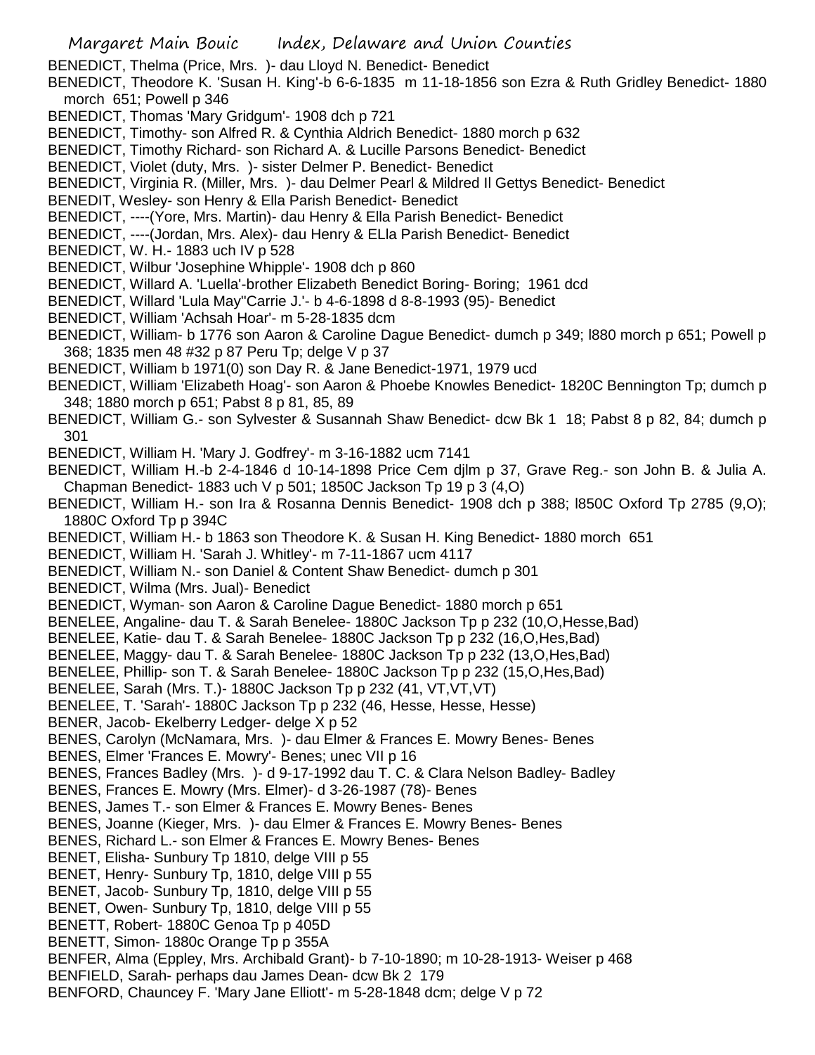BENEDICT, Thelma (Price, Mrs. )- dau Lloyd N. Benedict- Benedict
BENEDICT, Theodore K. 'Susan H. King'-b 6-6-1835 m 11-18-1856 son Ezra & Ruth Gridley Benedict- 1880 morch 651; Powell p 346
BENEDICT, Thomas 'Mary Gridgum'- 1908 dch p 721
BENEDICT, Timothy- son Alfred R. & Cynthia Aldrich Benedict- 1880 morch p 632
BENEDICT, Timothy Richard- son Richard A. & Lucille Parsons Benedict- Benedict
BENEDICT, Violet (duty, Mrs. )- sister Delmer P. Benedict- Benedict
BENEDICT, Virginia R. (Miller, Mrs. )- dau Delmer Pearl & Mildred Il Gettys Benedict- Benedict
BENEDIT, Wesley- son Henry & Ella Parish Benedict- Benedict
BENEDICT, ----(Yore, Mrs. Martin)- dau Henry & Ella Parish Benedict- Benedict
BENEDICT, ----(Jordan, Mrs. Alex)- dau Henry & ELla Parish Benedict- Benedict
BENEDICT, W. H.- 1883 uch IV p 528
BENEDICT, Wilbur 'Josephine Whipple'- 1908 dch p 860
BENEDICT, Willard A. 'Luella'-brother Elizabeth Benedict Boring- Boring; 1961 dcd
BENEDICT, Willard 'Lula May''Carrie J.'- b 4-6-1898 d 8-8-1993 (95)- Benedict
BENEDICT, William 'Achsah Hoar'- m 5-28-1835 dcm
BENEDICT, William- b 1776 son Aaron & Caroline Dague Benedict- dumch p 349; l880 morch p 651; Powell p 368; 1835 men 48 #32 p 87 Peru Tp; delge V p 37
BENEDICT, William b 1971(0) son Day R. & Jane Benedict-1971, 1979 ucd
BENEDICT, William 'Elizabeth Hoag'- son Aaron & Phoebe Knowles Benedict- 1820C Bennington Tp; dumch p 348; 1880 morch p 651; Pabst 8 p 81, 85, 89
BENEDICT, William G.- son Sylvester & Susannah Shaw Benedict- dcw Bk 1 18; Pabst 8 p 82, 84; dumch p 301
BENEDICT, William H. 'Mary J. Godfrey'- m 3-16-1882 ucm 7141
BENEDICT, William H.-b 2-4-1846 d 10-14-1898 Price Cem djlm p 37, Grave Reg.- son John B. & Julia A. Chapman Benedict- 1883 uch V p 501; 1850C Jackson Tp 19 p 3 (4,O)
BENEDICT, William H.- son Ira & Rosanna Dennis Benedict- 1908 dch p 388; l850C Oxford Tp 2785 (9,O); 1880C Oxford Tp p 394C
BENEDICT, William H.- b 1863 son Theodore K. & Susan H. King Benedict- 1880 morch 651
BENEDICT, William H. 'Sarah J. Whitley'- m 7-11-1867 ucm 4117
BENEDICT, William N.- son Daniel & Content Shaw Benedict- dumch p 301
BENEDICT, Wilma (Mrs. Jual)- Benedict
BENEDICT, Wyman- son Aaron & Caroline Dague Benedict- 1880 morch p 651
BENELEE, Angaline- dau T. & Sarah Benelee- 1880C Jackson Tp p 232 (10,O,Hesse,Bad)
BENELEE, Katie- dau T. & Sarah Benelee- 1880C Jackson Tp p 232 (16,O,Hes,Bad)
BENELEE, Maggy- dau T. & Sarah Benelee- 1880C Jackson Tp p 232 (13,O,Hes,Bad)
BENELEE, Phillip- son T. & Sarah Benelee- 1880C Jackson Tp p 232 (15,O,Hes,Bad)
BENELEE, Sarah (Mrs. T.)- 1880C Jackson Tp p 232 (41, VT,VT,VT)
BENELEE, T. 'Sarah'- 1880C Jackson Tp p 232 (46, Hesse, Hesse, Hesse)
BENER, Jacob- Ekelberry Ledger- delge X p 52
BENES, Carolyn (McNamara, Mrs. )- dau Elmer & Frances E. Mowry Benes- Benes
BENES, Elmer 'Frances E. Mowry'- Benes; unec VII p 16
BENES, Frances Badley (Mrs. )- d 9-17-1992 dau T. C. & Clara Nelson Badley- Badley
BENES, Frances E. Mowry (Mrs. Elmer)- d 3-26-1987 (78)- Benes
BENES, James T.- son Elmer & Frances E. Mowry Benes- Benes
BENES, Joanne (Kieger, Mrs. )- dau Elmer & Frances E. Mowry Benes- Benes
BENES, Richard L.- son Elmer & Frances E. Mowry Benes- Benes
BENET, Elisha- Sunbury Tp 1810, delge VIII p 55
BENET, Henry- Sunbury Tp, 1810, delge VIII p 55
BENET, Jacob- Sunbury Tp, 1810, delge VIII p 55
BENET, Owen- Sunbury Tp, 1810, delge VIII p 55
BENETT, Robert- 1880C Genoa Tp p 405D
BENETT, Simon- 1880c Orange Tp p 355A
BENFER, Alma (Eppley, Mrs. Archibald Grant)- b 7-10-1890; m 10-28-1913- Weiser p 468
BENFIELD, Sarah- perhaps dau James Dean- dcw Bk 2 179
BENFORD, Chauncey F. 'Mary Jane Elliott'- m 5-28-1848 dcm; delge V p 72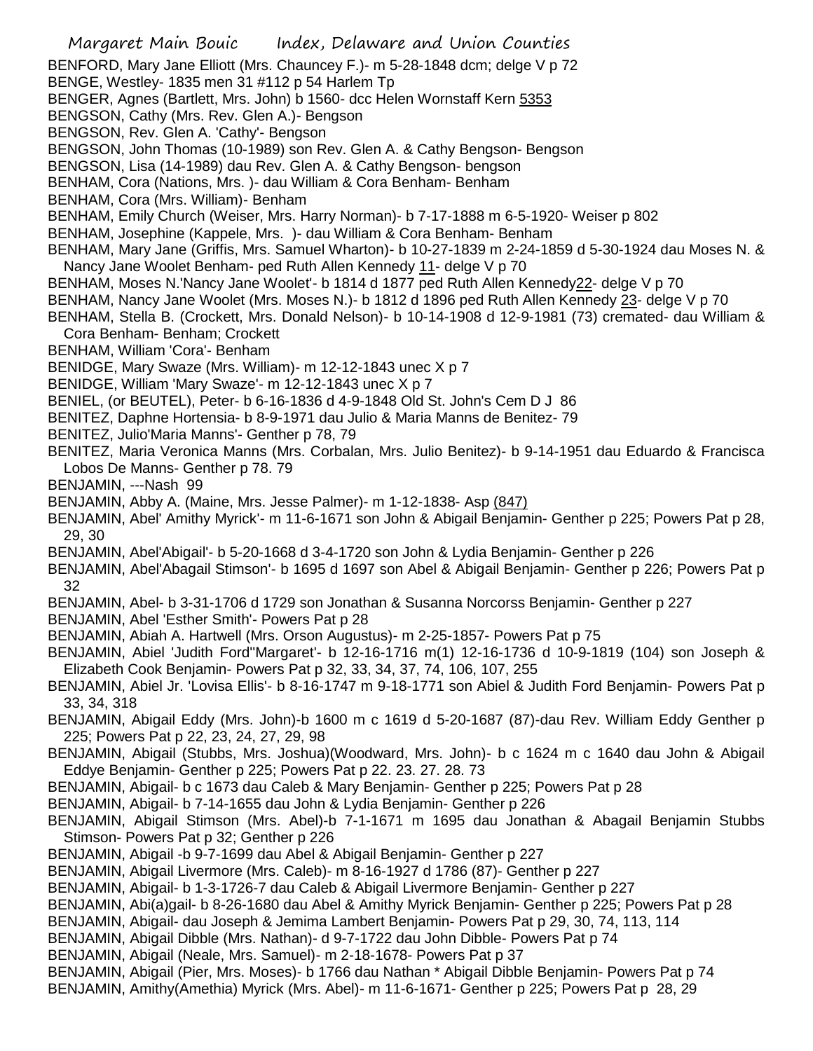BENFORD, Mary Jane Elliott (Mrs. Chauncey F.)- m 5-28-1848 dcm; delge V p 72

BENGE, Westley- 1835 men 31 #112 p 54 Harlem Tp

BENGER, Agnes (Bartlett, Mrs. John) b 1560- dcc Helen Wornstaff Kern 5353

BENGSON, Cathy (Mrs. Rev. Glen A.)- Bengson

BENGSON, Rev. Glen A. 'Cathy'- Bengson

BENGSON, John Thomas (10-1989) son Rev. Glen A. & Cathy Bengson- Bengson

BENGSON, Lisa (14-1989) dau Rev. Glen A. & Cathy Bengson- bengson

BENHAM, Cora (Nations, Mrs. )- dau William & Cora Benham- Benham

BENHAM, Cora (Mrs. William)- Benham

BENHAM, Emily Church (Weiser, Mrs. Harry Norman)- b 7-17-1888 m 6-5-1920- Weiser p 802

BENHAM, Josephine (Kappele, Mrs. )- dau William & Cora Benham- Benham

BENHAM, Mary Jane (Griffis, Mrs. Samuel Wharton)- b 10-27-1839 m 2-24-1859 d 5-30-1924 dau Moses N. & Nancy Jane Woolet Benham- ped Ruth Allen Kennedy 11- delge V p 70

BENHAM, Moses N.'Nancy Jane Woolet'- b 1814 d 1877 ped Ruth Allen Kennedy22- delge V p 70

BENHAM, Nancy Jane Woolet (Mrs. Moses N.)- b 1812 d 1896 ped Ruth Allen Kennedy 23- delge V p 70

BENHAM, Stella B. (Crockett, Mrs. Donald Nelson)- b 10-14-1908 d 12-9-1981 (73) cremated- dau William & Cora Benham- Benham; Crockett

BENHAM, William 'Cora'- Benham

BENIDGE, Mary Swaze (Mrs. William)- m 12-12-1843 unec X p 7

BENIDGE, William 'Mary Swaze'- m 12-12-1843 unec X p 7

BENIEL, (or BEUTEL), Peter- b 6-16-1836 d 4-9-1848 Old St. John's Cem D J 86

BENITEZ, Daphne Hortensia- b 8-9-1971 dau Julio & Maria Manns de Benitez- 79

BENITEZ, Julio'Maria Manns'- Genther p 78, 79

BENITEZ, Maria Veronica Manns (Mrs. Corbalan, Mrs. Julio Benitez)- b 9-14-1951 dau Eduardo & Francisca Lobos De Manns- Genther p 78. 79

BENJAMIN, ---Nash 99

BENJAMIN, Abby A. (Maine, Mrs. Jesse Palmer)- m 1-12-1838- Asp (847)

BENJAMIN, Abel' Amithy Myrick'- m 11-6-1671 son John & Abigail Benjamin- Genther p 225; Powers Pat p 28, 29, 30

BENJAMIN, Abel'Abigail'- b 5-20-1668 d 3-4-1720 son John & Lydia Benjamin- Genther p 226

BENJAMIN, Abel'Abagail Stimson'- b 1695 d 1697 son Abel & Abigail Benjamin- Genther p 226; Powers Pat p 32

BENJAMIN, Abel- b 3-31-1706 d 1729 son Jonathan & Susanna Norcorss Benjamin- Genther p 227

BENJAMIN, Abel 'Esther Smith'- Powers Pat p 28

BENJAMIN, Abiah A. Hartwell (Mrs. Orson Augustus)- m 2-25-1857- Powers Pat p 75

BENJAMIN, Abiel 'Judith Ford''Margaret'- b 12-16-1716 m(1) 12-16-1736 d 10-9-1819 (104) son Joseph & Elizabeth Cook Benjamin- Powers Pat p 32, 33, 34, 37, 74, 106, 107, 255

BENJAMIN, Abiel Jr. 'Lovisa Ellis'- b 8-16-1747 m 9-18-1771 son Abiel & Judith Ford Benjamin- Powers Pat p 33, 34, 318

BENJAMIN, Abigail Eddy (Mrs. John)-b 1600 m c 1619 d 5-20-1687 (87)-dau Rev. William Eddy Genther p 225; Powers Pat p 22, 23, 24, 27, 29, 98

BENJAMIN, Abigail (Stubbs, Mrs. Joshua)(Woodward, Mrs. John)- b c 1624 m c 1640 dau John & Abigail Eddye Benjamin- Genther p 225; Powers Pat p 22. 23. 27. 28. 73

BENJAMIN, Abigail- b c 1673 dau Caleb & Mary Benjamin- Genther p 225; Powers Pat p 28

BENJAMIN, Abigail- b 7-14-1655 dau John & Lydia Benjamin- Genther p 226

BENJAMIN, Abigail Stimson (Mrs. Abel)-b 7-1-1671 m 1695 dau Jonathan & Abagail Benjamin Stubbs Stimson- Powers Pat p 32; Genther p 226

BENJAMIN, Abigail -b 9-7-1699 dau Abel & Abigail Benjamin- Genther p 227

BENJAMIN, Abigail Livermore (Mrs. Caleb)- m 8-16-1927 d 1786 (87)- Genther p 227

BENJAMIN, Abigail- b 1-3-1726-7 dau Caleb & Abigail Livermore Benjamin- Genther p 227

BENJAMIN, Abi(a)gail- b 8-26-1680 dau Abel & Amithy Myrick Benjamin- Genther p 225; Powers Pat p 28

BENJAMIN, Abigail- dau Joseph & Jemima Lambert Benjamin- Powers Pat p 29, 30, 74, 113, 114

BENJAMIN, Abigail Dibble (Mrs. Nathan)- d 9-7-1722 dau John Dibble- Powers Pat p 74

BENJAMIN, Abigail (Neale, Mrs. Samuel)- m 2-18-1678- Powers Pat p 37

BENJAMIN, Abigail (Pier, Mrs. Moses)- b 1766 dau Nathan * Abigail Dibble Benjamin- Powers Pat p 74

BENJAMIN, Amithy(Amethia) Myrick (Mrs. Abel)- m 11-6-1671- Genther p 225; Powers Pat p 28, 29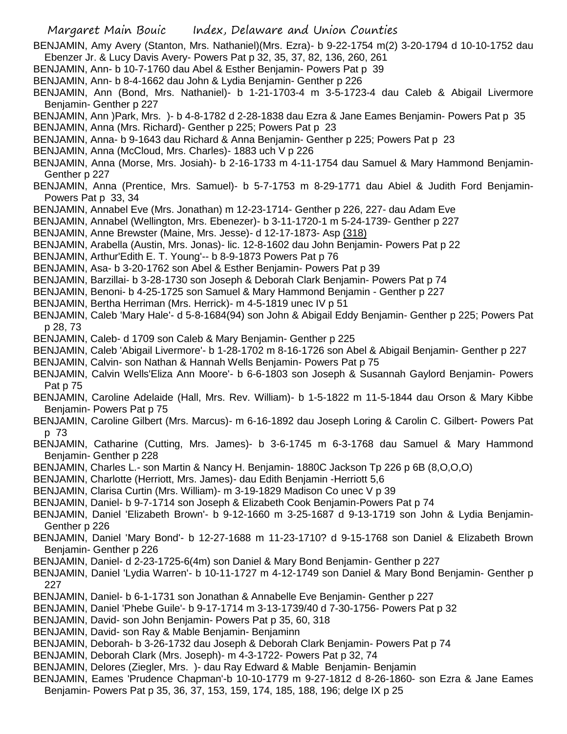BENJAMIN, Amy Avery (Stanton, Mrs. Nathaniel)(Mrs. Ezra)- b 9-22-1754 m(2) 3-20-1794 d 10-10-1752 dau Ebenzer Jr. & Lucy Davis Avery- Powers Pat p 32, 35, 37, 82, 136, 260, 261

BENJAMIN, Ann- b 10-7-1760 dau Abel & Esther Benjamin- Powers Pat p 39

BENJAMIN, Ann- b 8-4-1662 dau John & Lydia Benjamin- Genther p 226

BENJAMIN, Ann (Bond, Mrs. Nathaniel)- b 1-21-1703-4 m 3-5-1723-4 dau Caleb & Abigail Livermore Benjamin- Genther p 227

BENJAMIN, Ann )Park, Mrs. )- b 4-8-1782 d 2-28-1838 dau Ezra & Jane Eames Benjamin- Powers Pat p 35

BENJAMIN, Anna (Mrs. Richard)- Genther p 225; Powers Pat p 23

BENJAMIN, Anna- b 9-1643 dau Richard & Anna Benjamin- Genther p 225; Powers Pat p 23

BENJAMIN, Anna (McCloud, Mrs. Charles)- 1883 uch V p 226

BENJAMIN, Anna (Morse, Mrs. Josiah)- b 2-16-1733 m 4-11-1754 dau Samuel & Mary Hammond Benjamin- Genther p 227

BENJAMIN, Anna (Prentice, Mrs. Samuel)- b 5-7-1753 m 8-29-1771 dau Abiel & Judith Ford Benjamin- Powers Pat p 33, 34

BENJAMIN, Annabel Eve (Mrs. Jonathan) m 12-23-1714- Genther p 226, 227- dau Adam Eve

BENJAMIN, Annabel (Wellington, Mrs. Ebenezer)- b 3-11-1720-1 m 5-24-1739- Genther p 227

BENJAMIN, Anne Brewster (Maine, Mrs. Jesse)- d 12-17-1873- Asp (318)

BENJAMIN, Arabella (Austin, Mrs. Jonas)- lic. 12-8-1602 dau John Benjamin- Powers Pat p 22

BENJAMIN, Arthur'Edith E. T. Young'-- b 8-9-1873 Powers Pat p 76

BENJAMIN, Asa- b 3-20-1762 son Abel & Esther Benjamin- Powers Pat p 39

BENJAMIN, Barzillai- b 3-28-1730 son Joseph & Deborah Clark Benjamin- Powers Pat p 74

BENJAMIN, Benoni- b 4-25-1725 son Samuel & Mary Hammond Benjamin - Genther p 227

BENJAMIN, Bertha Herriman (Mrs. Herrick)- m 4-5-1819 unec IV p 51

BENJAMIN, Caleb 'Mary Hale'- d 5-8-1684(94) son John & Abigail Eddy Benjamin- Genther p 225; Powers Pat p 28, 73

BENJAMIN, Caleb- d 1709 son Caleb & Mary Benjamin- Genther p 225

BENJAMIN, Caleb 'Abigail Livermore'- b 1-28-1702 m 8-16-1726 son Abel & Abigail Benjamin- Genther p 227

BENJAMIN, Calvin- son Nathan & Hannah Wells Benjamin- Powers Pat p 75

BENJAMIN, Calvin Wells'Eliza Ann Moore'- b 6-6-1803 son Joseph & Susannah Gaylord Benjamin- Powers Pat p 75

BENJAMIN, Caroline Adelaide (Hall, Mrs. Rev. William)- b 1-5-1822 m 11-5-1844 dau Orson & Mary Kibbe Benjamin- Powers Pat p 75

BENJAMIN, Caroline Gilbert (Mrs. Marcus)- m 6-16-1892 dau Joseph Loring & Carolin C. Gilbert- Powers Pat p 73

BENJAMIN, Catharine (Cutting, Mrs. James)- b 3-6-1745 m 6-3-1768 dau Samuel & Mary Hammond Benjamin- Genther p 228

BENJAMIN, Charles L.- son Martin & Nancy H. Benjamin- 1880C Jackson Tp 226 p 6B (8,O,O,O)

BENJAMIN, Charlotte (Herriott, Mrs. James)- dau Edith Benjamin -Herriott 5,6

BENJAMIN, Clarisa Curtin (Mrs. William)- m 3-19-1829 Madison Co unec V p 39

BENJAMIN, Daniel- b 9-7-1714 son Joseph & Elizabeth Cook Benjamin-Powers Pat p 74

BENJAMIN, Daniel 'Elizabeth Brown'- b 9-12-1660 m 3-25-1687 d 9-13-1719 son John & Lydia Benjamin- Genther p 226

BENJAMIN, Daniel 'Mary Bond'- b 12-27-1688 m 11-23-1710? d 9-15-1768 son Daniel & Elizabeth Brown Benjamin- Genther p 226

BENJAMIN, Daniel- d 2-23-1725-6(4m) son Daniel & Mary Bond Benjamin- Genther p 227

BENJAMIN, Daniel 'Lydia Warren'- b 10-11-1727 m 4-12-1749 son Daniel & Mary Bond Benjamin- Genther p 227

BENJAMIN, Daniel- b 6-1-1731 son Jonathan & Annabelle Eve Benjamin- Genther p 227

BENJAMIN, Daniel 'Phebe Guile'- b 9-17-1714 m 3-13-1739/40 d 7-30-1756- Powers Pat p 32

BENJAMIN, David- son John Benjamin- Powers Pat p 35, 60, 318

BENJAMIN, David- son Ray & Mable Benjamin- Benjaminn

BENJAMIN, Deborah- b 3-26-1732 dau Joseph & Deborah Clark Benjamin- Powers Pat p 74

BENJAMIN, Deborah Clark (Mrs. Joseph)- m 4-3-1722- Powers Pat p 32, 74

BENJAMIN, Delores (Ziegler, Mrs. )- dau Ray Edward & Mable Benjamin- Benjamin

BENJAMIN, Eames 'Prudence Chapman'-b 10-10-1779 m 9-27-1812 d 8-26-1860- son Ezra & Jane Eames Benjamin- Powers Pat p 35, 36, 37, 153, 159, 174, 185, 188, 196; delge IX p 25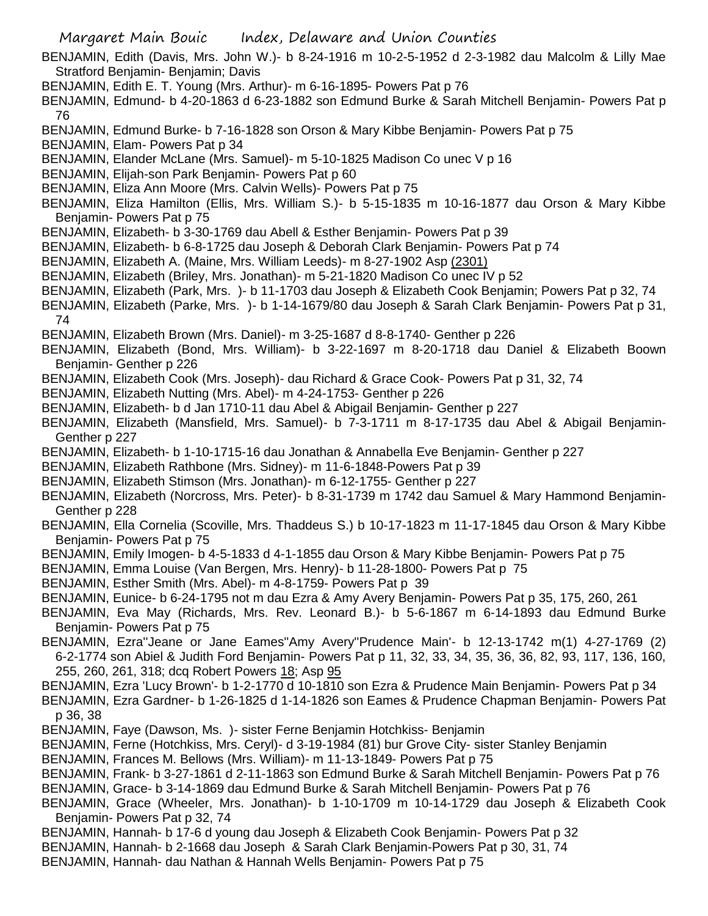BENJAMIN, Edith (Davis, Mrs. John W.)- b 8-24-1916 m 10-2-5-1952 d 2-3-1982 dau Malcolm & Lilly Mae Stratford Benjamin- Benjamin; Davis

BENJAMIN, Edith E. T. Young (Mrs. Arthur)- m 6-16-1895- Powers Pat p 76

BENJAMIN, Edmund- b 4-20-1863 d 6-23-1882 son Edmund Burke & Sarah Mitchell Benjamin- Powers Pat p 76

BENJAMIN, Edmund Burke- b 7-16-1828 son Orson & Mary Kibbe Benjamin- Powers Pat p 75

BENJAMIN, Elam- Powers Pat p 34

BENJAMIN, Elander McLane (Mrs. Samuel)- m 5-10-1825 Madison Co unec V p 16

BENJAMIN, Elijah-son Park Benjamin- Powers Pat p 60

BENJAMIN, Eliza Ann Moore (Mrs. Calvin Wells)- Powers Pat p 75

BENJAMIN, Eliza Hamilton (Ellis, Mrs. William S.)- b 5-15-1835 m 10-16-1877 dau Orson & Mary Kibbe Benjamin- Powers Pat p 75

BENJAMIN, Elizabeth- b 3-30-1769 dau Abell & Esther Benjamin- Powers Pat p 39

BENJAMIN, Elizabeth- b 6-8-1725 dau Joseph & Deborah Clark Benjamin- Powers Pat p 74

BENJAMIN, Elizabeth A. (Maine, Mrs. William Leeds)- m 8-27-1902 Asp (2301)

BENJAMIN, Elizabeth (Briley, Mrs. Jonathan)- m 5-21-1820 Madison Co unec IV p 52

BENJAMIN, Elizabeth (Park, Mrs. )- b 11-1703 dau Joseph & Elizabeth Cook Benjamin; Powers Pat p 32, 74

BENJAMIN, Elizabeth (Parke, Mrs. )- b 1-14-1679/80 dau Joseph & Sarah Clark Benjamin- Powers Pat p 31, 74

BENJAMIN, Elizabeth Brown (Mrs. Daniel)- m 3-25-1687 d 8-8-1740- Genther p 226

BENJAMIN, Elizabeth (Bond, Mrs. William)- b 3-22-1697 m 8-20-1718 dau Daniel & Elizabeth Boown Benjamin- Genther p 226

BENJAMIN, Elizabeth Cook (Mrs. Joseph)- dau Richard & Grace Cook- Powers Pat p 31, 32, 74

BENJAMIN, Elizabeth Nutting (Mrs. Abel)- m 4-24-1753- Genther p 226

BENJAMIN, Elizabeth- b d Jan 1710-11 dau Abel & Abigail Benjamin- Genther p 227

BENJAMIN, Elizabeth (Mansfield, Mrs. Samuel)- b 7-3-1711 m 8-17-1735 dau Abel & Abigail Benjamin- Genther p 227

BENJAMIN, Elizabeth- b 1-10-1715-16 dau Jonathan & Annabella Eve Benjamin- Genther p 227

BENJAMIN, Elizabeth Rathbone (Mrs. Sidney)- m 11-6-1848-Powers Pat p 39

BENJAMIN, Elizabeth Stimson (Mrs. Jonathan)- m 6-12-1755- Genther p 227

BENJAMIN, Elizabeth (Norcross, Mrs. Peter)- b 8-31-1739 m 1742 dau Samuel & Mary Hammond Benjamin- Genther p 228

BENJAMIN, Ella Cornelia (Scoville, Mrs. Thaddeus S.) b 10-17-1823 m 11-17-1845 dau Orson & Mary Kibbe Benjamin- Powers Pat p 75

BENJAMIN, Emily Imogen- b 4-5-1833 d 4-1-1855 dau Orson & Mary Kibbe Benjamin- Powers Pat p 75

BENJAMIN, Emma Louise (Van Bergen, Mrs. Henry)- b 11-28-1800- Powers Pat p 75

BENJAMIN, Esther Smith (Mrs. Abel)- m 4-8-1759- Powers Pat p 39

BENJAMIN, Eunice- b 6-24-1795 not m dau Ezra & Amy Avery Benjamin- Powers Pat p 35, 175, 260, 261

BENJAMIN, Eva May (Richards, Mrs. Rev. Leonard B.)- b 5-6-1867 m 6-14-1893 dau Edmund Burke Benjamin- Powers Pat p 75

BENJAMIN, Ezra''Jeane or Jane Eames''Amy Avery''Prudence Main'- b 12-13-1742 m(1) 4-27-1769 (2) 6-2-1774 son Abiel & Judith Ford Benjamin- Powers Pat p 11, 32, 33, 34, 35, 36, 36, 82, 93, 117, 136, 160, 255, 260, 261, 318; dcq Robert Powers 18; Asp 95

BENJAMIN, Ezra 'Lucy Brown'- b 1-2-1770 d 10-1810 son Ezra & Prudence Main Benjamin- Powers Pat p 34

BENJAMIN, Ezra Gardner- b 1-26-1825 d 1-14-1826 son Eames & Prudence Chapman Benjamin- Powers Pat p 36, 38

BENJAMIN, Faye (Dawson, Ms. )- sister Ferne Benjamin Hotchkiss- Benjamin

BENJAMIN, Ferne (Hotchkiss, Mrs. Ceryl)- d 3-19-1984 (81) bur Grove City- sister Stanley Benjamin

BENJAMIN, Frances M. Bellows (Mrs. William)- m 11-13-1849- Powers Pat p 75

BENJAMIN, Frank- b 3-27-1861 d 2-11-1863 son Edmund Burke & Sarah Mitchell Benjamin- Powers Pat p 76

BENJAMIN, Grace- b 3-14-1869 dau Edmund Burke & Sarah Mitchell Benjamin- Powers Pat p 76

BENJAMIN, Grace (Wheeler, Mrs. Jonathan)- b 1-10-1709 m 10-14-1729 dau Joseph & Elizabeth Cook Benjamin- Powers Pat p 32, 74

BENJAMIN, Hannah- b 17-6 d young dau Joseph & Elizabeth Cook Benjamin- Powers Pat p 32

BENJAMIN, Hannah- b 2-1668 dau Joseph & Sarah Clark Benjamin-Powers Pat p 30, 31, 74

BENJAMIN, Hannah- dau Nathan & Hannah Wells Benjamin- Powers Pat p 75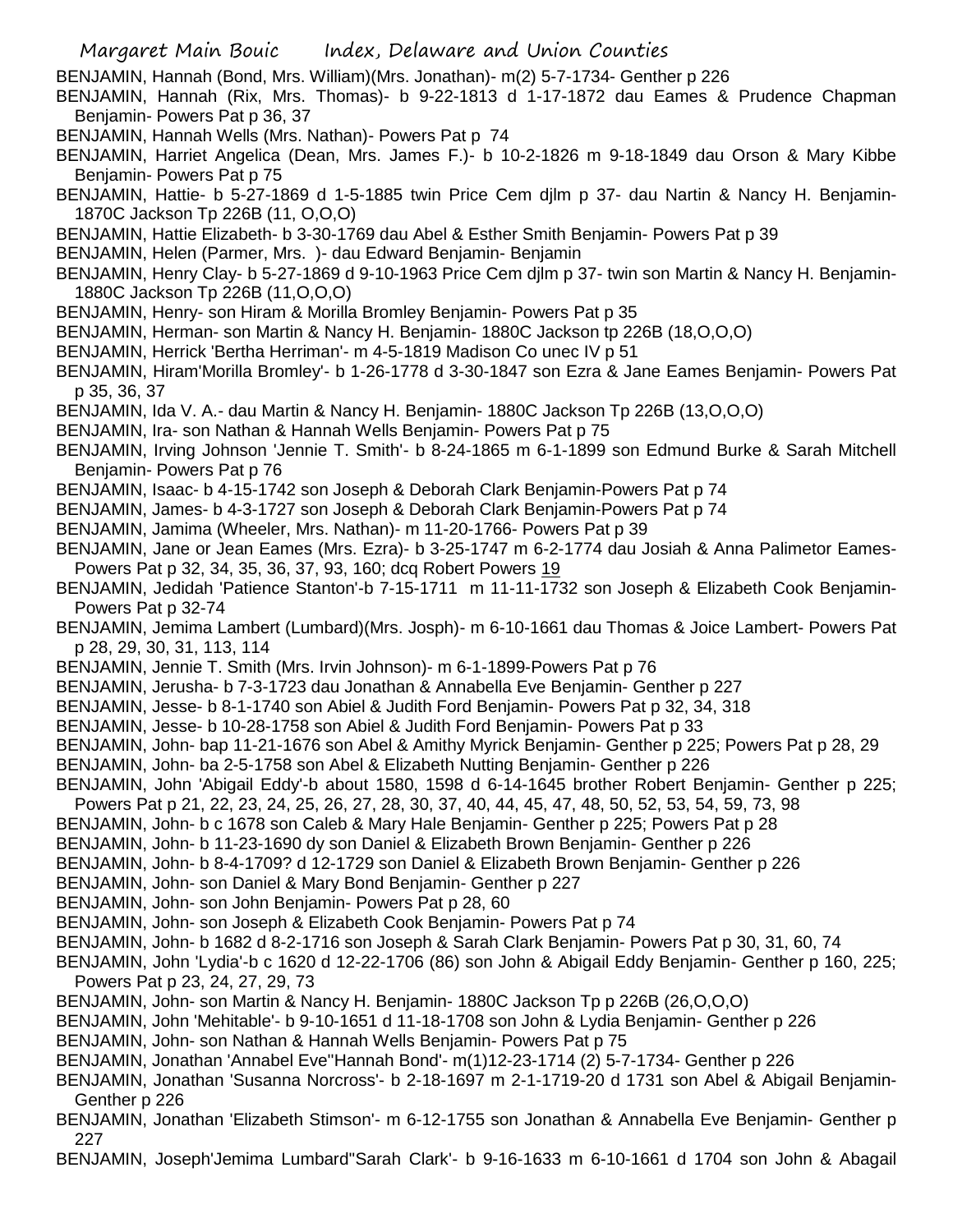BENJAMIN, Hannah (Bond, Mrs. William)(Mrs. Jonathan)- m(2) 5-7-1734- Genther p 226

BENJAMIN, Hannah (Rix, Mrs. Thomas)- b 9-22-1813 d 1-17-1872 dau Eames & Prudence Chapman Benjamin- Powers Pat p 36, 37

BENJAMIN, Hannah Wells (Mrs. Nathan)- Powers Pat p 74

BENJAMIN, Harriet Angelica (Dean, Mrs. James F.)- b 10-2-1826 m 9-18-1849 dau Orson & Mary Kibbe Benjamin- Powers Pat p 75

BENJAMIN, Hattie- b 5-27-1869 d 1-5-1885 twin Price Cem djlm p 37- dau Nartin & Nancy H. Benjamin- 1870C Jackson Tp 226B (11, O,O,O)

BENJAMIN, Hattie Elizabeth- b 3-30-1769 dau Abel & Esther Smith Benjamin- Powers Pat p 39

BENJAMIN, Helen (Parmer, Mrs. )- dau Edward Benjamin- Benjamin

BENJAMIN, Henry Clay- b 5-27-1869 d 9-10-1963 Price Cem djlm p 37- twin son Martin & Nancy H. Benjamin- 1880C Jackson Tp 226B (11,O,O,O)

BENJAMIN, Henry- son Hiram & Morilla Bromley Benjamin- Powers Pat p 35

BENJAMIN, Herman- son Martin & Nancy H. Benjamin- 1880C Jackson tp 226B (18,O,O,O)

BENJAMIN, Herrick 'Bertha Herriman'- m 4-5-1819 Madison Co unec IV p 51

BENJAMIN, Hiram'Morilla Bromley'- b 1-26-1778 d 3-30-1847 son Ezra & Jane Eames Benjamin- Powers Pat p 35, 36, 37

BENJAMIN, Ida V. A.- dau Martin & Nancy H. Benjamin- 1880C Jackson Tp 226B (13,O,O,O)

BENJAMIN, Ira- son Nathan & Hannah Wells Benjamin- Powers Pat p 75

BENJAMIN, Irving Johnson 'Jennie T. Smith'- b 8-24-1865 m 6-1-1899 son Edmund Burke & Sarah Mitchell Benjamin- Powers Pat p 76

BENJAMIN, Isaac- b 4-15-1742 son Joseph & Deborah Clark Benjamin-Powers Pat p 74

BENJAMIN, James- b 4-3-1727 son Joseph & Deborah Clark Benjamin-Powers Pat p 74

BENJAMIN, Jamima (Wheeler, Mrs. Nathan)- m 11-20-1766- Powers Pat p 39

BENJAMIN, Jane or Jean Eames (Mrs. Ezra)- b 3-25-1747 m 6-2-1774 dau Josiah & Anna Palimetor Eames- Powers Pat p 32, 34, 35, 36, 37, 93, 160; dcq Robert Powers 19

BENJAMIN, Jedidah 'Patience Stanton'-b 7-15-1711 m 11-11-1732 son Joseph & Elizabeth Cook Benjamin- Powers Pat p 32-74

BENJAMIN, Jemima Lambert (Lumbard)(Mrs. Josph)- m 6-10-1661 dau Thomas & Joice Lambert- Powers Pat p 28, 29, 30, 31, 113, 114

BENJAMIN, Jennie T. Smith (Mrs. Irvin Johnson)- m 6-1-1899-Powers Pat p 76

BENJAMIN, Jerusha- b 7-3-1723 dau Jonathan & Annabella Eve Benjamin- Genther p 227

BENJAMIN, Jesse- b 8-1-1740 son Abiel & Judith Ford Benjamin- Powers Pat p 32, 34, 318

BENJAMIN, Jesse- b 10-28-1758 son Abiel & Judith Ford Benjamin- Powers Pat p 33

BENJAMIN, John- bap 11-21-1676 son Abel & Amithy Myrick Benjamin- Genther p 225; Powers Pat p 28, 29

BENJAMIN, John- ba 2-5-1758 son Abel & Elizabeth Nutting Benjamin- Genther p 226

BENJAMIN, John 'Abigail Eddy'-b about 1580, 1598 d 6-14-1645 brother Robert Benjamin- Genther p 225; Powers Pat p 21, 22, 23, 24, 25, 26, 27, 28, 30, 37, 40, 44, 45, 47, 48, 50, 52, 53, 54, 59, 73, 98

BENJAMIN, John- b c 1678 son Caleb & Mary Hale Benjamin- Genther p 225; Powers Pat p 28

BENJAMIN, John- b 11-23-1690 dy son Daniel & Elizabeth Brown Benjamin- Genther p 226

BENJAMIN, John- b 8-4-1709? d 12-1729 son Daniel & Elizabeth Brown Benjamin- Genther p 226

BENJAMIN, John- son Daniel & Mary Bond Benjamin- Genther p 227

BENJAMIN, John- son John Benjamin- Powers Pat p 28, 60

BENJAMIN, John- son Joseph & Elizabeth Cook Benjamin- Powers Pat p 74

BENJAMIN, John- b 1682 d 8-2-1716 son Joseph & Sarah Clark Benjamin- Powers Pat p 30, 31, 60, 74

BENJAMIN, John 'Lydia'-b c 1620 d 12-22-1706 (86) son John & Abigail Eddy Benjamin- Genther p 160, 225; Powers Pat p 23, 24, 27, 29, 73

BENJAMIN, John- son Martin & Nancy H. Benjamin- 1880C Jackson Tp p 226B (26,O,O,O)

BENJAMIN, John 'Mehitable'- b 9-10-1651 d 11-18-1708 son John & Lydia Benjamin- Genther p 226

BENJAMIN, John- son Nathan & Hannah Wells Benjamin- Powers Pat p 75

BENJAMIN, Jonathan 'Annabel Eve''Hannah Bond'- m(1)12-23-1714 (2) 5-7-1734- Genther p 226

BENJAMIN, Jonathan 'Susanna Norcross'- b 2-18-1697 m 2-1-1719-20 d 1731 son Abel & Abigail Benjamin- Genther p 226

BENJAMIN, Jonathan 'Elizabeth Stimson'- m 6-12-1755 son Jonathan & Annabella Eve Benjamin- Genther p 227

BENJAMIN, Joseph'Jemima Lumbard''Sarah Clark'- b 9-16-1633 m 6-10-1661 d 1704 son John & Abagail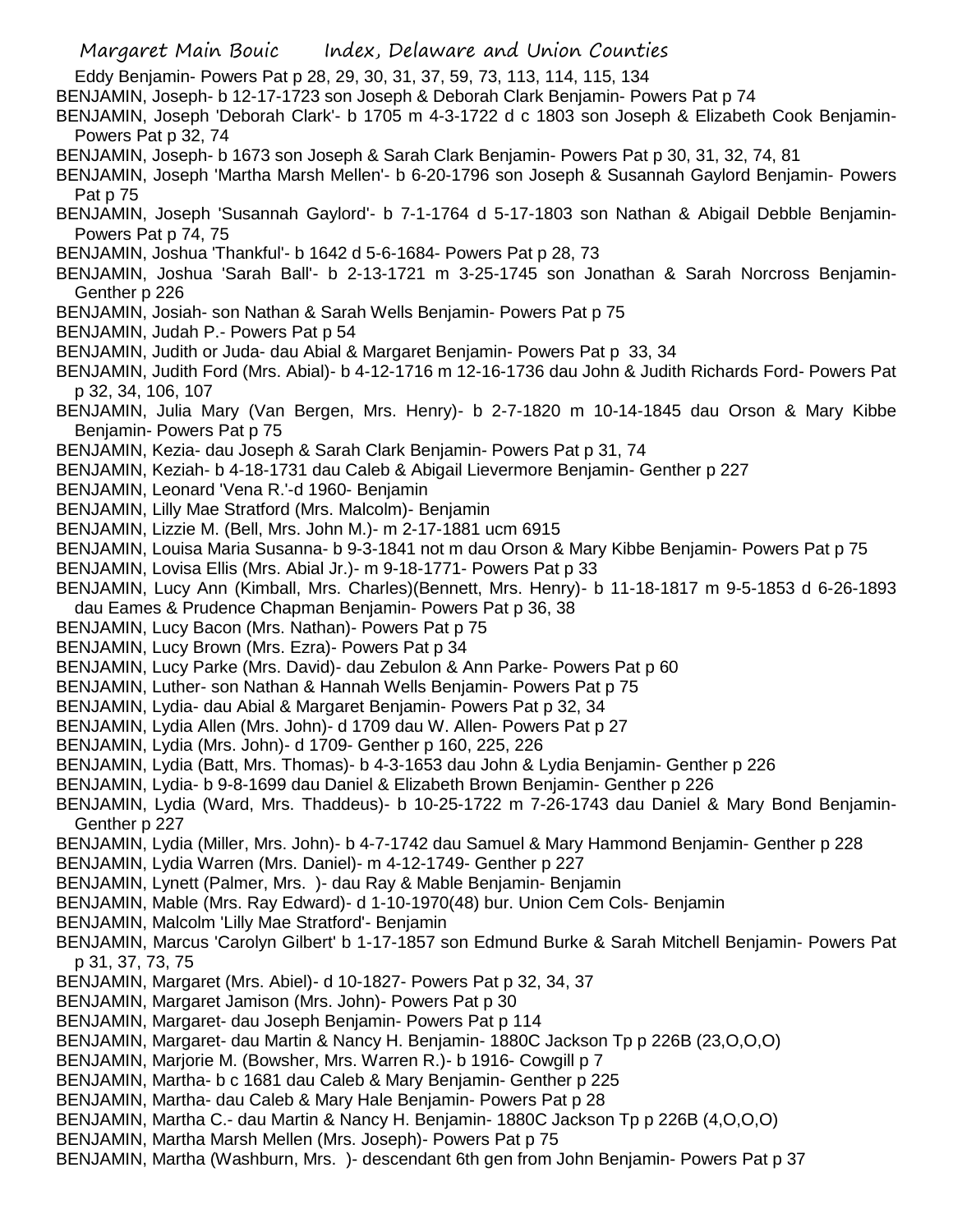Eddy Benjamin- Powers Pat p 28, 29, 30, 31, 37, 59, 73, 113, 114, 115, 134

BENJAMIN, Joseph- b 12-17-1723 son Joseph & Deborah Clark Benjamin- Powers Pat p 74

BENJAMIN, Joseph 'Deborah Clark'- b 1705 m 4-3-1722 d c 1803 son Joseph & Elizabeth Cook Benjamin- Powers Pat p 32, 74

BENJAMIN, Joseph- b 1673 son Joseph & Sarah Clark Benjamin- Powers Pat p 30, 31, 32, 74, 81

BENJAMIN, Joseph 'Martha Marsh Mellen'- b 6-20-1796 son Joseph & Susannah Gaylord Benjamin- Powers Pat p 75

BENJAMIN, Joseph 'Susannah Gaylord'- b 7-1-1764 d 5-17-1803 son Nathan & Abigail Debble Benjamin- Powers Pat p 74, 75

BENJAMIN, Joshua 'Thankful'- b 1642 d 5-6-1684- Powers Pat p 28, 73

BENJAMIN, Joshua 'Sarah Ball'- b 2-13-1721 m 3-25-1745 son Jonathan & Sarah Norcross Benjamin- Genther p 226

BENJAMIN, Josiah- son Nathan & Sarah Wells Benjamin- Powers Pat p 75

BENJAMIN, Judah P.- Powers Pat p 54

BENJAMIN, Judith or Juda- dau Abial & Margaret Benjamin- Powers Pat p 33, 34

BENJAMIN, Judith Ford (Mrs. Abial)- b 4-12-1716 m 12-16-1736 dau John & Judith Richards Ford- Powers Pat p 32, 34, 106, 107

BENJAMIN, Julia Mary (Van Bergen, Mrs. Henry)- b 2-7-1820 m 10-14-1845 dau Orson & Mary Kibbe Benjamin- Powers Pat p 75

BENJAMIN, Kezia- dau Joseph & Sarah Clark Benjamin- Powers Pat p 31, 74

BENJAMIN, Keziah- b 4-18-1731 dau Caleb & Abigail Lievermore Benjamin- Genther p 227

BENJAMIN, Leonard 'Vena R.'-d 1960- Benjamin

BENJAMIN, Lilly Mae Stratford (Mrs. Malcolm)- Benjamin

BENJAMIN, Lizzie M. (Bell, Mrs. John M.)- m 2-17-1881 ucm 6915

BENJAMIN, Louisa Maria Susanna- b 9-3-1841 not m dau Orson & Mary Kibbe Benjamin- Powers Pat p 75

BENJAMIN, Lovisa Ellis (Mrs. Abial Jr.)- m 9-18-1771- Powers Pat p 33

BENJAMIN, Lucy Ann (Kimball, Mrs. Charles)(Bennett, Mrs. Henry)- b 11-18-1817 m 9-5-1853 d 6-26-1893 dau Eames & Prudence Chapman Benjamin- Powers Pat p 36, 38

BENJAMIN, Lucy Bacon (Mrs. Nathan)- Powers Pat p 75

BENJAMIN, Lucy Brown (Mrs. Ezra)- Powers Pat p 34

BENJAMIN, Lucy Parke (Mrs. David)- dau Zebulon & Ann Parke- Powers Pat p 60

BENJAMIN, Luther- son Nathan & Hannah Wells Benjamin- Powers Pat p 75

BENJAMIN, Lydia- dau Abial & Margaret Benjamin- Powers Pat p 32, 34

BENJAMIN, Lydia Allen (Mrs. John)- d 1709 dau W. Allen- Powers Pat p 27

BENJAMIN, Lydia (Mrs. John)- d 1709- Genther p 160, 225, 226

BENJAMIN, Lydia (Batt, Mrs. Thomas)- b 4-3-1653 dau John & Lydia Benjamin- Genther p 226

BENJAMIN, Lydia- b 9-8-1699 dau Daniel & Elizabeth Brown Benjamin- Genther p 226

BENJAMIN, Lydia (Ward, Mrs. Thaddeus)- b 10-25-1722 m 7-26-1743 dau Daniel & Mary Bond Benjamin- Genther p 227

BENJAMIN, Lydia (Miller, Mrs. John)- b 4-7-1742 dau Samuel & Mary Hammond Benjamin- Genther p 228

BENJAMIN, Lydia Warren (Mrs. Daniel)- m 4-12-1749- Genther p 227

BENJAMIN, Lynett (Palmer, Mrs. )- dau Ray & Mable Benjamin- Benjamin

BENJAMIN, Mable (Mrs. Ray Edward)- d 1-10-1970(48) bur. Union Cem Cols- Benjamin

BENJAMIN, Malcolm 'Lilly Mae Stratford'- Benjamin

BENJAMIN, Marcus 'Carolyn Gilbert' b 1-17-1857 son Edmund Burke & Sarah Mitchell Benjamin- Powers Pat p 31, 37, 73, 75

BENJAMIN, Margaret (Mrs. Abiel)- d 10-1827- Powers Pat p 32, 34, 37

BENJAMIN, Margaret Jamison (Mrs. John)- Powers Pat p 30

BENJAMIN, Margaret- dau Joseph Benjamin- Powers Pat p 114

BENJAMIN, Margaret- dau Martin & Nancy H. Benjamin- 1880C Jackson Tp p 226B (23,O,O,O)

BENJAMIN, Marjorie M. (Bowsher, Mrs. Warren R.)- b 1916- Cowgill p 7

BENJAMIN, Martha- b c 1681 dau Caleb & Mary Benjamin- Genther p 225

BENJAMIN, Martha- dau Caleb & Mary Hale Benjamin- Powers Pat p 28

BENJAMIN, Martha C.- dau Martin & Nancy H. Benjamin- 1880C Jackson Tp p 226B (4,O,O,O)

BENJAMIN, Martha Marsh Mellen (Mrs. Joseph)- Powers Pat p 75

BENJAMIN, Martha (Washburn, Mrs. )- descendant 6th gen from John Benjamin- Powers Pat p 37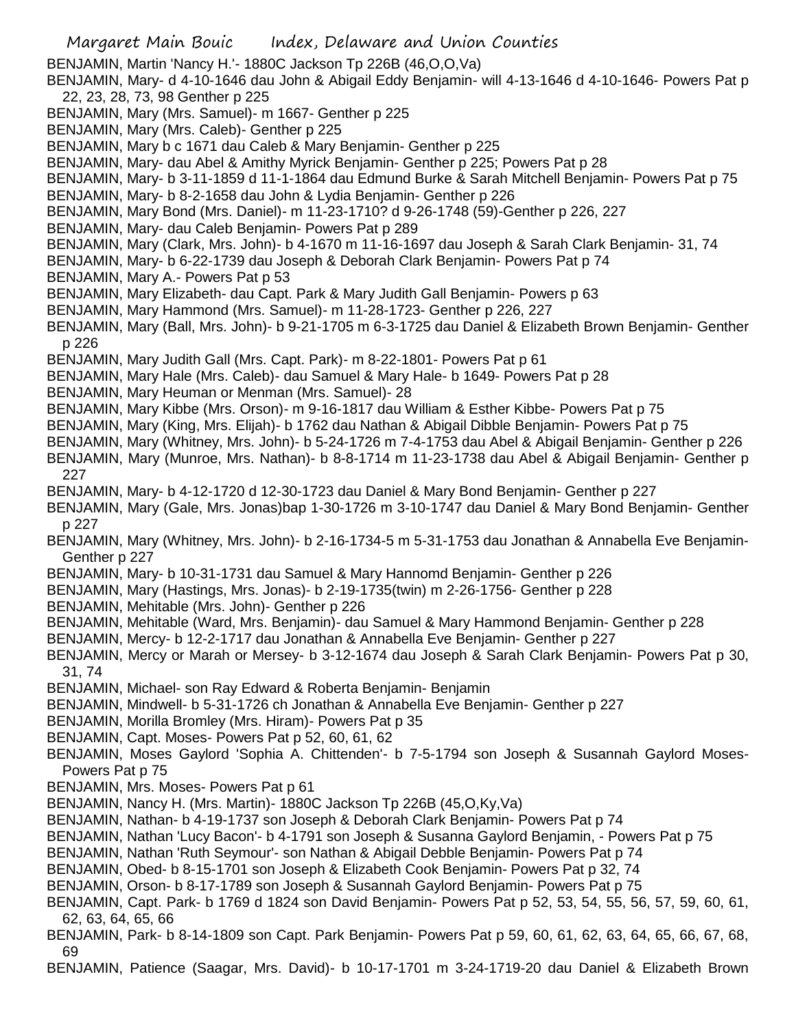BENJAMIN, Martin 'Nancy H.'- 1880C Jackson Tp 226B (46,O,O,Va)

BENJAMIN, Mary- d 4-10-1646 dau John & Abigail Eddy Benjamin- will 4-13-1646 d 4-10-1646- Powers Pat p 22, 23, 28, 73, 98 Genther p 225

BENJAMIN, Mary (Mrs. Samuel)- m 1667- Genther p 225

BENJAMIN, Mary (Mrs. Caleb)- Genther p 225

BENJAMIN, Mary b c 1671 dau Caleb & Mary Benjamin- Genther p 225

BENJAMIN, Mary- dau Abel & Amithy Myrick Benjamin- Genther p 225; Powers Pat p 28

BENJAMIN, Mary- b 3-11-1859 d 11-1-1864 dau Edmund Burke & Sarah Mitchell Benjamin- Powers Pat p 75

BENJAMIN, Mary- b 8-2-1658 dau John & Lydia Benjamin- Genther p 226

BENJAMIN, Mary Bond (Mrs. Daniel)- m 11-23-1710? d 9-26-1748 (59)-Genther p 226, 227

BENJAMIN, Mary- dau Caleb Benjamin- Powers Pat p 289

BENJAMIN, Mary (Clark, Mrs. John)- b 4-1670 m 11-16-1697 dau Joseph & Sarah Clark Benjamin- 31, 74

BENJAMIN, Mary- b 6-22-1739 dau Joseph & Deborah Clark Benjamin- Powers Pat p 74

BENJAMIN, Mary A.- Powers Pat p 53

BENJAMIN, Mary Elizabeth- dau Capt. Park & Mary Judith Gall Benjamin- Powers p 63

BENJAMIN, Mary Hammond (Mrs. Samuel)- m 11-28-1723- Genther p 226, 227

BENJAMIN, Mary (Ball, Mrs. John)- b 9-21-1705 m 6-3-1725 dau Daniel & Elizabeth Brown Benjamin- Genther p 226

BENJAMIN, Mary Judith Gall (Mrs. Capt. Park)- m 8-22-1801- Powers Pat p 61

BENJAMIN, Mary Hale (Mrs. Caleb)- dau Samuel & Mary Hale- b 1649- Powers Pat p 28

BENJAMIN, Mary Heuman or Menman (Mrs. Samuel)- 28

BENJAMIN, Mary Kibbe (Mrs. Orson)- m 9-16-1817 dau William & Esther Kibbe- Powers Pat p 75

BENJAMIN, Mary (King, Mrs. Elijah)- b 1762 dau Nathan & Abigail Dibble Benjamin- Powers Pat p 75

BENJAMIN, Mary (Whitney, Mrs. John)- b 5-24-1726 m 7-4-1753 dau Abel & Abigail Benjamin- Genther p 226

BENJAMIN, Mary (Munroe, Mrs. Nathan)- b 8-8-1714 m 11-23-1738 dau Abel & Abigail Benjamin- Genther p 227

BENJAMIN, Mary- b 4-12-1720 d 12-30-1723 dau Daniel & Mary Bond Benjamin- Genther p 227

BENJAMIN, Mary (Gale, Mrs. Jonas)bap 1-30-1726 m 3-10-1747 dau Daniel & Mary Bond Benjamin- Genther p 227

BENJAMIN, Mary (Whitney, Mrs. John)- b 2-16-1734-5 m 5-31-1753 dau Jonathan & Annabella Eve Benjamin- Genther p 227

BENJAMIN, Mary- b 10-31-1731 dau Samuel & Mary Hannomd Benjamin- Genther p 226

BENJAMIN, Mary (Hastings, Mrs. Jonas)- b 2-19-1735(twin) m 2-26-1756- Genther p 228

BENJAMIN, Mehitable (Mrs. John)- Genther p 226

BENJAMIN, Mehitable (Ward, Mrs. Benjamin)- dau Samuel & Mary Hammond Benjamin- Genther p 228

BENJAMIN, Mercy- b 12-2-1717 dau Jonathan & Annabella Eve Benjamin- Genther p 227

BENJAMIN, Mercy or Marah or Mersey- b 3-12-1674 dau Joseph & Sarah Clark Benjamin- Powers Pat p 30, 31, 74

BENJAMIN, Michael- son Ray Edward & Roberta Benjamin- Benjamin

BENJAMIN, Mindwell- b 5-31-1726 ch Jonathan & Annabella Eve Benjamin- Genther p 227

BENJAMIN, Morilla Bromley (Mrs. Hiram)- Powers Pat p 35

BENJAMIN, Capt. Moses- Powers Pat p 52, 60, 61, 62

BENJAMIN, Moses Gaylord 'Sophia A. Chittenden'- b 7-5-1794 son Joseph & Susannah Gaylord Moses- Powers Pat p 75

BENJAMIN, Mrs. Moses- Powers Pat p 61

BENJAMIN, Nancy H. (Mrs. Martin)- 1880C Jackson Tp 226B (45,O,Ky,Va)

BENJAMIN, Nathan- b 4-19-1737 son Joseph & Deborah Clark Benjamin- Powers Pat p 74

BENJAMIN, Nathan 'Lucy Bacon'- b 4-1791 son Joseph & Susanna Gaylord Benjamin, - Powers Pat p 75

BENJAMIN, Nathan 'Ruth Seymour'- son Nathan & Abigail Debble Benjamin- Powers Pat p 74

BENJAMIN, Obed- b 8-15-1701 son Joseph & Elizabeth Cook Benjamin- Powers Pat p 32, 74

BENJAMIN, Orson- b 8-17-1789 son Joseph & Susannah Gaylord Benjamin- Powers Pat p 75

BENJAMIN, Capt. Park- b 1769 d 1824 son David Benjamin- Powers Pat p 52, 53, 54, 55, 56, 57, 59, 60, 61, 62, 63, 64, 65, 66

BENJAMIN, Park- b 8-14-1809 son Capt. Park Benjamin- Powers Pat p 59, 60, 61, 62, 63, 64, 65, 66, 67, 68, 69

BENJAMIN, Patience (Saagar, Mrs. David)- b 10-17-1701 m 3-24-1719-20 dau Daniel & Elizabeth Brown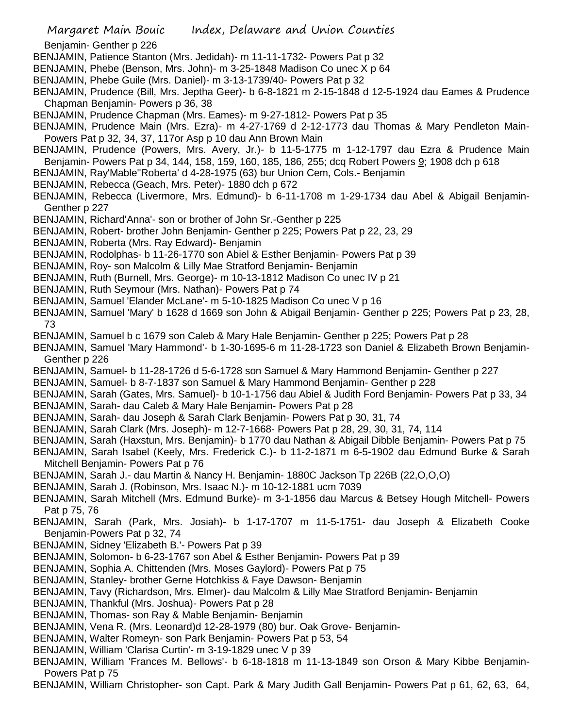Benjamin- Genther p 226

BENJAMIN, Patience Stanton (Mrs. Jedidah)- m 11-11-1732- Powers Pat p 32

BENJAMIN, Phebe (Benson, Mrs. John)- m 3-25-1848 Madison Co unec X p 64

BENJAMIN, Phebe Guile (Mrs. Daniel)- m 3-13-1739/40- Powers Pat p 32

BENJAMIN, Prudence (Bill, Mrs. Jeptha Geer)- b 6-8-1821 m 2-15-1848 d 12-5-1924 dau Eames & Prudence Chapman Benjamin- Powers p 36, 38

BENJAMIN, Prudence Chapman (Mrs. Eames)- m 9-27-1812- Powers Pat p 35

BENJAMIN, Prudence Main (Mrs. Ezra)- m 4-27-1769 d 2-12-1773 dau Thomas & Mary Pendleton Main- Powers Pat p 32, 34, 37, 117or Asp p 10 dau Ann Brown Main

BENJAMIN, Prudence (Powers, Mrs. Avery, Jr.)- b 11-5-1775 m 1-12-1797 dau Ezra & Prudence Main Benjamin- Powers Pat p 34, 144, 158, 159, 160, 185, 186, 255; dcq Robert Powers 9; 1908 dch p 618

BENJAMIN, Ray'Mable''Roberta' d 4-28-1975 (63) bur Union Cem, Cols.- Benjamin

BENJAMIN, Rebecca (Geach, Mrs. Peter)- 1880 dch p 672

BENJAMIN, Rebecca (Livermore, Mrs. Edmund)- b 6-11-1708 m 1-29-1734 dau Abel & Abigail Benjamin- Genther p 227

BENJAMIN, Richard'Anna'- son or brother of John Sr.-Genther p 225

BENJAMIN, Robert- brother John Benjamin- Genther p 225; Powers Pat p 22, 23, 29

BENJAMIN, Roberta (Mrs. Ray Edward)- Benjamin

BENJAMIN, Rodolphas- b 11-26-1770 son Abiel & Esther Benjamin- Powers Pat p 39

BENJAMIN, Roy- son Malcolm & Lilly Mae Stratford Benjamin- Benjamin

BENJAMIN, Ruth (Burnell, Mrs. George)- m 10-13-1812 Madison Co unec IV p 21

BENJAMIN, Ruth Seymour (Mrs. Nathan)- Powers Pat p 74

BENJAMIN, Samuel 'Elander McLane'- m 5-10-1825 Madison Co unec V p 16

BENJAMIN, Samuel 'Mary' b 1628 d 1669 son John & Abigail Benjamin- Genther p 225; Powers Pat p 23, 28, 73

BENJAMIN, Samuel b c 1679 son Caleb & Mary Hale Benjamin- Genther p 225; Powers Pat p 28

BENJAMIN, Samuel 'Mary Hammond'- b 1-30-1695-6 m 11-28-1723 son Daniel & Elizabeth Brown Benjamin- Genther p 226

BENJAMIN, Samuel- b 11-28-1726 d 5-6-1728 son Samuel & Mary Hammond Benjamin- Genther p 227

BENJAMIN, Samuel- b 8-7-1837 son Samuel & Mary Hammond Benjamin- Genther p 228

BENJAMIN, Sarah (Gates, Mrs. Samuel)- b 10-1-1756 dau Abiel & Judith Ford Benjamin- Powers Pat p 33, 34

BENJAMIN, Sarah- dau Caleb & Mary Hale Benjamin- Powers Pat p 28

BENJAMIN, Sarah- dau Joseph & Sarah Clark Benjamin- Powers Pat p 30, 31, 74

BENJAMIN, Sarah Clark (Mrs. Joseph)- m 12-7-1668- Powers Pat p 28, 29, 30, 31, 74, 114

BENJAMIN, Sarah (Haxstun, Mrs. Benjamin)- b 1770 dau Nathan & Abigail Dibble Benjamin- Powers Pat p 75

BENJAMIN, Sarah Isabel (Keely, Mrs. Frederick C.)- b 11-2-1871 m 6-5-1902 dau Edmund Burke & Sarah Mitchell Benjamin- Powers Pat p 76

BENJAMIN, Sarah J.- dau Martin & Nancy H. Benjamin- 1880C Jackson Tp 226B (22,O,O,O)

BENJAMIN, Sarah J. (Robinson, Mrs. Isaac N.)- m 10-12-1881 ucm 7039

BENJAMIN, Sarah Mitchell (Mrs. Edmund Burke)- m 3-1-1856 dau Marcus & Betsey Hough Mitchell- Powers Pat p 75, 76

BENJAMIN, Sarah (Park, Mrs. Josiah)- b 1-17-1707 m 11-5-1751- dau Joseph & Elizabeth Cooke Benjamin-Powers Pat p 32, 74

BENJAMIN, Sidney 'Elizabeth B.'- Powers Pat p 39

BENJAMIN, Solomon- b 6-23-1767 son Abel & Esther Benjamin- Powers Pat p 39

BENJAMIN, Sophia A. Chittenden (Mrs. Moses Gaylord)- Powers Pat p 75

BENJAMIN, Stanley- brother Gerne Hotchkiss & Faye Dawson- Benjamin

BENJAMIN, Tavy (Richardson, Mrs. Elmer)- dau Malcolm & Lilly Mae Stratford Benjamin- Benjamin

BENJAMIN, Thankful (Mrs. Joshua)- Powers Pat p 28

BENJAMIN, Thomas- son Ray & Mable Benjamin- Benjamin

BENJAMIN, Vena R. (Mrs. Leonard)d 12-28-1979 (80) bur. Oak Grove- Benjamin-

BENJAMIN, Walter Romeyn- son Park Benjamin- Powers Pat p 53, 54

BENJAMIN, William 'Clarisa Curtin'- m 3-19-1829 unec V p 39

BENJAMIN, William 'Frances M. Bellows'- b 6-18-1818 m 11-13-1849 son Orson & Mary Kibbe Benjamin- Powers Pat p 75

BENJAMIN, William Christopher- son Capt. Park & Mary Judith Gall Benjamin- Powers Pat p 61, 62, 63, 64,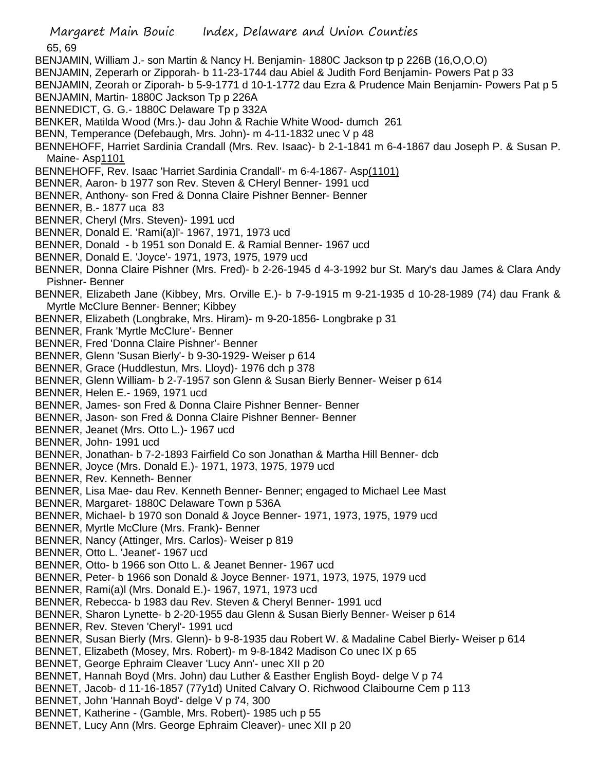65, 69

BENJAMIN, William J.- son Martin & Nancy H. Benjamin- 1880C Jackson tp p 226B (16,O,O,O)

BENJAMIN, Zeperarh or Zipporah- b 11-23-1744 dau Abiel & Judith Ford Benjamin- Powers Pat p 33

BENJAMIN, Zeorah or Ziporah- b 5-9-1771 d 10-1-1772 dau Ezra & Prudence Main Benjamin- Powers Pat p 5

BENJAMIN, Martin- 1880C Jackson Tp p 226A

BENNEDICT, G. G.- 1880C Delaware Tp p 332A

BENKER, Matilda Wood (Mrs.)- dau John & Rachie White Wood- dumch 261

BENN, Temperance (Defebaugh, Mrs. John)- m 4-11-1832 unec V p 48

BENNEHOFF, Harriet Sardinia Crandall (Mrs. Rev. Isaac)- b 2-1-1841 m 6-4-1867 dau Joseph P. & Susan P. Maine- Asp1101

BENNEHOFF, Rev. Isaac 'Harriet Sardinia Crandall'- m 6-4-1867- Asp(1101)

BENNER, Aaron- b 1977 son Rev. Steven & CHeryl Benner- 1991 ucd

BENNER, Anthony- son Fred & Donna Claire Pishner Benner- Benner

BENNER, B.- 1877 uca 83

BENNER, Cheryl (Mrs. Steven)- 1991 ucd

BENNER, Donald E. 'Rami(a)l'- 1967, 1971, 1973 ucd

BENNER, Donald - b 1951 son Donald E. & Ramial Benner- 1967 ucd

BENNER, Donald E. 'Joyce'- 1971, 1973, 1975, 1979 ucd

BENNER, Donna Claire Pishner (Mrs. Fred)- b 2-26-1945 d 4-3-1992 bur St. Mary's dau James & Clara Andy Pishner- Benner

BENNER, Elizabeth Jane (Kibbey, Mrs. Orville E.)- b 7-9-1915 m 9-21-1935 d 10-28-1989 (74) dau Frank & Myrtle McClure Benner- Benner; Kibbey

BENNER, Elizabeth (Longbrake, Mrs. Hiram)- m 9-20-1856- Longbrake p 31

BENNER, Frank 'Myrtle McClure'- Benner

BENNER, Fred 'Donna Claire Pishner'- Benner

BENNER, Glenn 'Susan Bierly'- b 9-30-1929- Weiser p 614

BENNER, Grace (Huddlestun, Mrs. Lloyd)- 1976 dch p 378

BENNER, Glenn William- b 2-7-1957 son Glenn & Susan Bierly Benner- Weiser p 614

BENNER, Helen E.- 1969, 1971 ucd

BENNER, James- son Fred & Donna Claire Pishner Benner- Benner

BENNER, Jason- son Fred & Donna Claire Pishner Benner- Benner

BENNER, Jeanet (Mrs. Otto L.)- 1967 ucd

BENNER, John- 1991 ucd

BENNER, Jonathan- b 7-2-1893 Fairfield Co son Jonathan & Martha Hill Benner- dcb

BENNER, Joyce (Mrs. Donald E.)- 1971, 1973, 1975, 1979 ucd

BENNER, Rev. Kenneth- Benner

BENNER, Lisa Mae- dau Rev. Kenneth Benner- Benner; engaged to Michael Lee Mast

BENNER, Margaret- 1880C Delaware Town p 536A

BENNER, Michael- b 1970 son Donald & Joyce Benner- 1971, 1973, 1975, 1979 ucd

BENNER, Myrtle McClure (Mrs. Frank)- Benner

BENNER, Nancy (Attinger, Mrs. Carlos)- Weiser p 819

BENNER, Otto L. 'Jeanet'- 1967 ucd

BENNER, Otto- b 1966 son Otto L. & Jeanet Benner- 1967 ucd

BENNER, Peter- b 1966 son Donald & Joyce Benner- 1971, 1973, 1975, 1979 ucd

BENNER, Rami(a)l (Mrs. Donald E.)- 1967, 1971, 1973 ucd

BENNER, Rebecca- b 1983 dau Rev. Steven & Cheryl Benner- 1991 ucd

BENNER, Sharon Lynette- b 2-20-1955 dau Glenn & Susan Bierly Benner- Weiser p 614

BENNER, Rev. Steven 'Cheryl'- 1991 ucd

BENNER, Susan Bierly (Mrs. Glenn)- b 9-8-1935 dau Robert W. & Madaline Cabel Bierly- Weiser p 614

BENNET, Elizabeth (Mosey, Mrs. Robert)- m 9-8-1842 Madison Co unec IX p 65

BENNET, George Ephraim Cleaver 'Lucy Ann'- unec XII p 20

BENNET, Hannah Boyd (Mrs. John) dau Luther & Easther English Boyd- delge V p 74

BENNET, Jacob- d 11-16-1857 (77y1d) United Calvary O. Richwood Claibourne Cem p 113

BENNET, John 'Hannah Boyd'- delge V p 74, 300

BENNET, Katherine - (Gamble, Mrs. Robert)- 1985 uch p 55

BENNET, Lucy Ann (Mrs. George Ephraim Cleaver)- unec XII p 20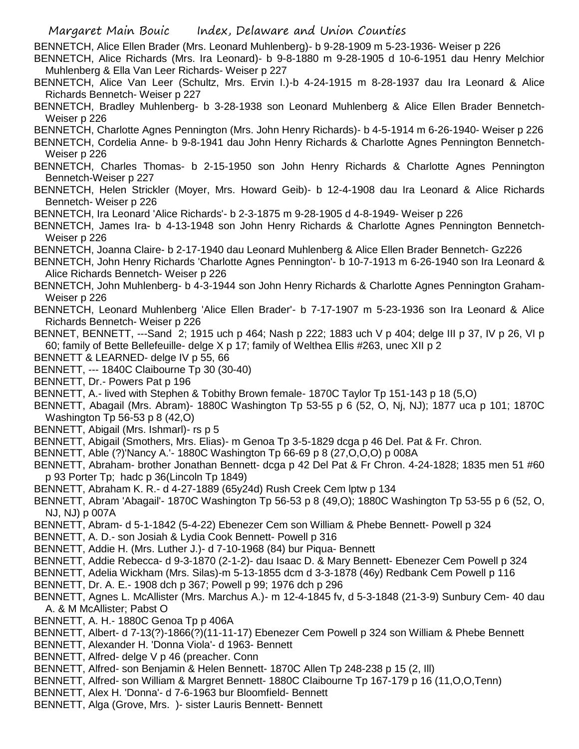BENNETCH, Alice Ellen Brader (Mrs. Leonard Muhlenberg)- b 9-28-1909 m 5-23-1936- Weiser p 226

BENNETCH, Alice Richards (Mrs. Ira Leonard)- b 9-8-1880 m 9-28-1905 d 10-6-1951 dau Henry Melchior Muhlenberg & Ella Van Leer Richards- Weiser p 227

BENNETCH, Alice Van Leer (Schultz, Mrs. Ervin I.)-b 4-24-1915 m 8-28-1937 dau Ira Leonard & Alice Richards Bennetch- Weiser p 227

BENNETCH, Bradley Muhlenberg- b 3-28-1938 son Leonard Muhlenberg & Alice Ellen Brader Bennetch- Weiser p 226

BENNETCH, Charlotte Agnes Pennington (Mrs. John Henry Richards)- b 4-5-1914 m 6-26-1940- Weiser p 226

BENNETCH, Cordelia Anne- b 9-8-1941 dau John Henry Richards & Charlotte Agnes Pennington Bennetch- Weiser p 226

BENNETCH, Charles Thomas- b 2-15-1950 son John Henry Richards & Charlotte Agnes Pennington Bennetch-Weiser p 227

BENNETCH, Helen Strickler (Moyer, Mrs. Howard Geib)- b 12-4-1908 dau Ira Leonard & Alice Richards Bennetch- Weiser p 226

BENNETCH, Ira Leonard 'Alice Richards'- b 2-3-1875 m 9-28-1905 d 4-8-1949- Weiser p 226

BENNETCH, James Ira- b 4-13-1948 son John Henry Richards & Charlotte Agnes Pennington Bennetch- Weiser p 226

BENNETCH, Joanna Claire- b 2-17-1940 dau Leonard Muhlenberg & Alice Ellen Brader Bennetch- Gz226

BENNETCH, John Henry Richards 'Charlotte Agnes Pennington'- b 10-7-1913 m 6-26-1940 son Ira Leonard & Alice Richards Bennetch- Weiser p 226

BENNETCH, John Muhlenberg- b 4-3-1944 son John Henry Richards & Charlotte Agnes Pennington Graham- Weiser p 226

BENNETCH, Leonard Muhlenberg 'Alice Ellen Brader'- b 7-17-1907 m 5-23-1936 son Ira Leonard & Alice Richards Bennetch- Weiser p 226

BENNET, BENNETT, ---Sand 2; 1915 uch p 464; Nash p 222; 1883 uch V p 404; delge III p 37, IV p 26, VI p 60; family of Bette Bellefeuille- delge X p 17; family of Welthea Ellis #263, unec XII p 2

BENNETT & LEARNED- delge IV p 55, 66

BENNETT, --- 1840C Claibourne Tp 30 (30-40)

BENNETT, Dr.- Powers Pat p 196

BENNETT, A.- lived with Stephen & Tobithy Brown female- 1870C Taylor Tp 151-143 p 18 (5,O)

BENNETT, Abagail (Mrs. Abram)- 1880C Washington Tp 53-55 p 6 (52, O, Nj, NJ); 1877 uca p 101; 1870C Washington Tp 56-53 p 8 (42,O)

BENNETT, Abigail (Mrs. Ishmarl)- rs p 5

BENNETT, Abigail (Smothers, Mrs. Elias)- m Genoa Tp 3-5-1829 dcga p 46 Del. Pat & Fr. Chron.

BENNETT, Able (?)'Nancy A.'- 1880C Washington Tp 66-69 p 8 (27,O,O,O) p 008A

BENNETT, Abraham- brother Jonathan Bennett- dcga p 42 Del Pat & Fr Chron. 4-24-1828; 1835 men 51 #60 p 93 Porter Tp; hadc p 36(Lincoln Tp 1849)

BENNETT, Abraham K. R.- d 4-27-1889 (65y24d) Rush Creek Cem lptw p 134

BENNETT, Abram 'Abagail'- 1870C Washington Tp 56-53 p 8 (49,O); 1880C Washington Tp 53-55 p 6 (52, O, NJ, NJ) p 007A

BENNETT, Abram- d 5-1-1842 (5-4-22) Ebenezer Cem son William & Phebe Bennett- Powell p 324

BENNETT, A. D.- son Josiah & Lydia Cook Bennett- Powell p 316

BENNETT, Addie H. (Mrs. Luther J.)- d 7-10-1968 (84) bur Piqua- Bennett

BENNETT, Addie Rebecca- d 9-3-1870 (2-1-2)- dau Isaac D. & Mary Bennett- Ebenezer Cem Powell p 324

BENNETT, Adelia Wickham (Mrs. Silas)-m 5-13-1855 dcm d 3-3-1878 (46y) Redbank Cem Powell p 116

BENNETT, Dr. A. E.- 1908 dch p 367; Powell p 99; 1976 dch p 296

BENNETT, Agnes L. McAllister (Mrs. Marchus A.)- m 12-4-1845 fv, d 5-3-1848 (21-3-9) Sunbury Cem- 40 dau A. & M McAllister; Pabst O

BENNETT, A. H.- 1880C Genoa Tp p 406A

BENNETT, Albert- d 7-13(?)-1866(?)(11-11-17) Ebenezer Cem Powell p 324 son William & Phebe Bennett

BENNETT, Alexander H. 'Donna Viola'- d 1963- Bennett

BENNETT, Alfred- delge V p 46 (preacher. Conn

BENNETT, Alfred- son Benjamin & Helen Bennett- 1870C Allen Tp 248-238 p 15 (2, Ill)

BENNETT, Alfred- son William & Margret Bennett- 1880C Claibourne Tp 167-179 p 16 (11,O,O,Tenn)

BENNETT, Alex H. 'Donna'- d 7-6-1963 bur Bloomfield- Bennett

BENNETT, Alga (Grove, Mrs. )- sister Lauris Bennett- Bennett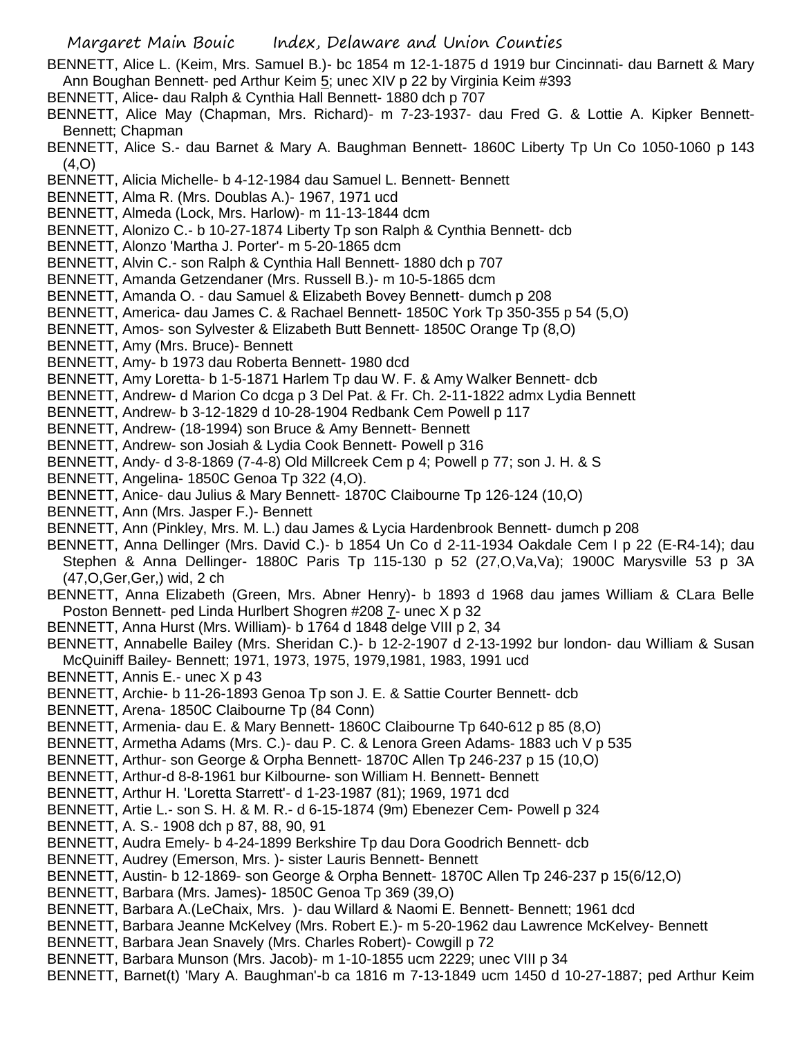BENNETT, Alice L. (Keim, Mrs. Samuel B.)- bc 1854 m 12-1-1875 d 1919 bur Cincinnati- dau Barnett & Mary Ann Boughan Bennett- ped Arthur Keim 5; unec XIV p 22 by Virginia Keim #393

BENNETT, Alice- dau Ralph & Cynthia Hall Bennett- 1880 dch p 707

BENNETT, Alice May (Chapman, Mrs. Richard)- m 7-23-1937- dau Fred G. & Lottie A. Kipker Bennett- Bennett; Chapman

BENNETT, Alice S.- dau Barnet & Mary A. Baughman Bennett- 1860C Liberty Tp Un Co 1050-1060 p 143 (4,O)

BENNETT, Alicia Michelle- b 4-12-1984 dau Samuel L. Bennett- Bennett

BENNETT, Alma R. (Mrs. Doublas A.)- 1967, 1971 ucd

BENNETT, Almeda (Lock, Mrs. Harlow)- m 11-13-1844 dcm

BENNETT, Alonizo C.- b 10-27-1874 Liberty Tp son Ralph & Cynthia Bennett- dcb

BENNETT, Alonzo 'Martha J. Porter'- m 5-20-1865 dcm

BENNETT, Alvin C.- son Ralph & Cynthia Hall Bennett- 1880 dch p 707

BENNETT, Amanda Getzendaner (Mrs. Russell B.)- m 10-5-1865 dcm

BENNETT, Amanda O. - dau Samuel & Elizabeth Bovey Bennett- dumch p 208

BENNETT, America- dau James C. & Rachael Bennett- 1850C York Tp 350-355 p 54 (5,O)

BENNETT, Amos- son Sylvester & Elizabeth Butt Bennett- 1850C Orange Tp (8,O)

BENNETT, Amy (Mrs. Bruce)- Bennett

BENNETT, Amy- b 1973 dau Roberta Bennett- 1980 dcd

BENNETT, Amy Loretta- b 1-5-1871 Harlem Tp dau W. F. & Amy Walker Bennett- dcb

BENNETT, Andrew- d Marion Co dcga p 3 Del Pat. & Fr. Ch. 2-11-1822 admx Lydia Bennett

BENNETT, Andrew- b 3-12-1829 d 10-28-1904 Redbank Cem Powell p 117

BENNETT, Andrew- (18-1994) son Bruce & Amy Bennett- Bennett

BENNETT, Andrew- son Josiah & Lydia Cook Bennett- Powell p 316

BENNETT, Andy- d 3-8-1869 (7-4-8) Old Millcreek Cem p 4; Powell p 77; son J. H. & S

BENNETT, Angelina- 1850C Genoa Tp 322 (4,O).

BENNETT, Anice- dau Julius & Mary Bennett- 1870C Claibourne Tp 126-124 (10,O)

BENNETT, Ann (Mrs. Jasper F.)- Bennett

BENNETT, Ann (Pinkley, Mrs. M. L.) dau James & Lycia Hardenbrook Bennett- dumch p 208

BENNETT, Anna Dellinger (Mrs. David C.)- b 1854 Un Co d 2-11-1934 Oakdale Cem I p 22 (E-R4-14); dau Stephen & Anna Dellinger- 1880C Paris Tp 115-130 p 52 (27,O,Va,Va); 1900C Marysville 53 p 3A (47,O,Ger,Ger,) wid, 2 ch

BENNETT, Anna Elizabeth (Green, Mrs. Abner Henry)- b 1893 d 1968 dau james William & CLara Belle Poston Bennett- ped Linda Hurlbert Shogren #208 7- unec X p 32

BENNETT, Anna Hurst (Mrs. William)- b 1764 d 1848 delge VIII p 2, 34

BENNETT, Annabelle Bailey (Mrs. Sheridan C.)- b 12-2-1907 d 2-13-1992 bur london- dau William & Susan McQuiniff Bailey- Bennett; 1971, 1973, 1975, 1979,1981, 1983, 1991 ucd

BENNETT, Annis E.- unec X p 43

BENNETT, Archie- b 11-26-1893 Genoa Tp son J. E. & Sattie Courter Bennett- dcb

BENNETT, Arena- 1850C Claibourne Tp (84 Conn)

BENNETT, Armenia- dau E. & Mary Bennett- 1860C Claibourne Tp 640-612 p 85 (8,O)

BENNETT, Armetha Adams (Mrs. C.)- dau P. C. & Lenora Green Adams- 1883 uch V p 535

BENNETT, Arthur- son George & Orpha Bennett- 1870C Allen Tp 246-237 p 15 (10,O)

BENNETT, Arthur-d 8-8-1961 bur Kilbourne- son William H. Bennett- Bennett

BENNETT, Arthur H. 'Loretta Starrett'- d 1-23-1987 (81); 1969, 1971 dcd

BENNETT, Artie L.- son S. H. & M. R.- d 6-15-1874 (9m) Ebenezer Cem- Powell p 324

BENNETT, A. S.- 1908 dch p 87, 88, 90, 91

BENNETT, Audra Emely- b 4-24-1899 Berkshire Tp dau Dora Goodrich Bennett- dcb

BENNETT, Audrey (Emerson, Mrs. )- sister Lauris Bennett- Bennett

BENNETT, Austin- b 12-1869- son George & Orpha Bennett- 1870C Allen Tp 246-237 p 15(6/12,O)

BENNETT, Barbara (Mrs. James)- 1850C Genoa Tp 369 (39,O)

BENNETT, Barbara A.(LeChaix, Mrs. )- dau Willard & Naomi E. Bennett- Bennett; 1961 dcd

BENNETT, Barbara Jeanne McKelvey (Mrs. Robert E.)- m 5-20-1962 dau Lawrence McKelvey- Bennett

BENNETT, Barbara Jean Snavely (Mrs. Charles Robert)- Cowgill p 72

BENNETT, Barbara Munson (Mrs. Jacob)- m 1-10-1855 ucm 2229; unec VIII p 34

BENNETT, Barnet(t) 'Mary A. Baughman'-b ca 1816 m 7-13-1849 ucm 1450 d 10-27-1887; ped Arthur Keim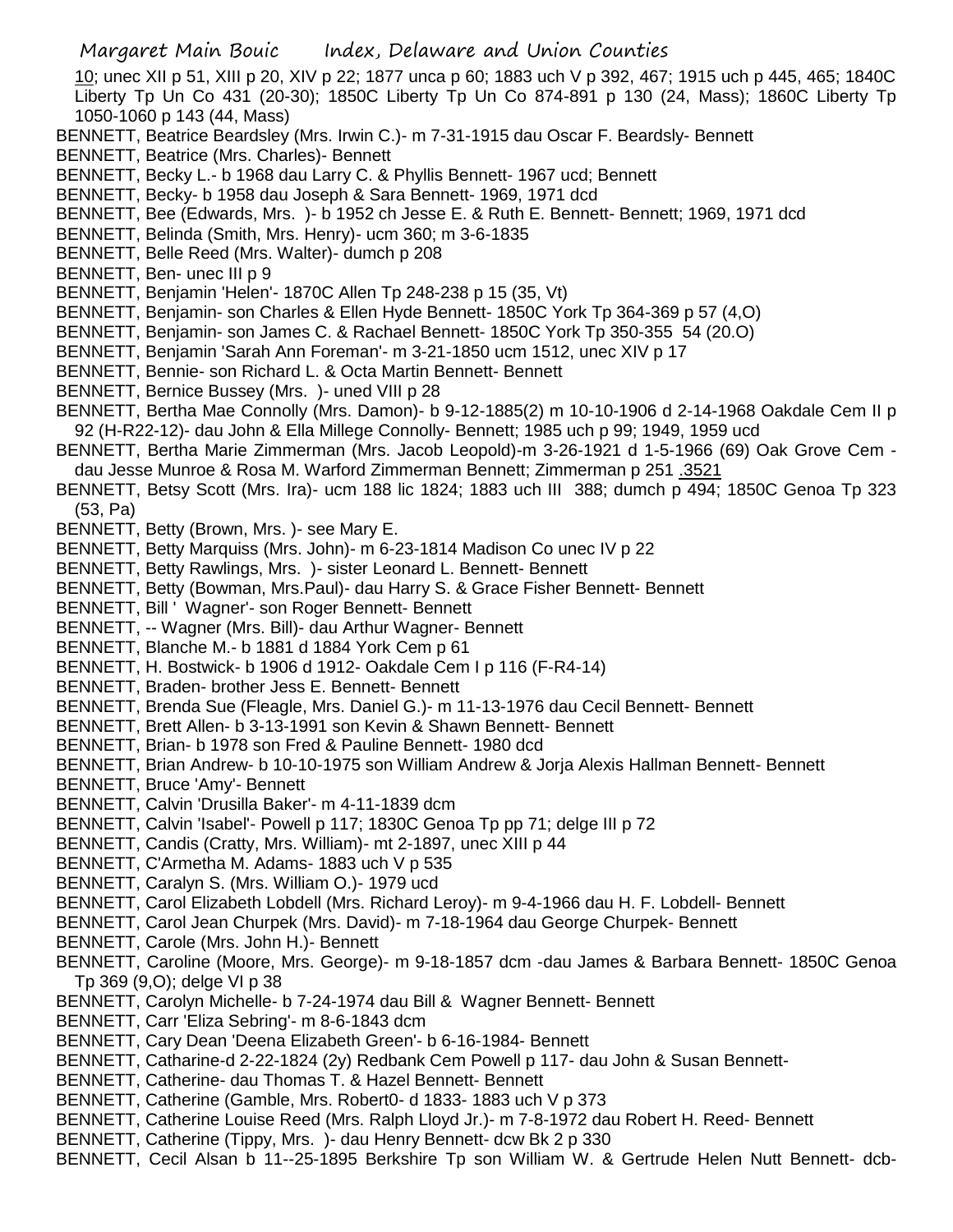10; unec XII p 51, XIII p 20, XIV p 22; 1877 unca p 60; 1883 uch V p 392, 467; 1915 uch p 445, 465; 1840C Liberty Tp Un Co 431 (20-30); 1850C Liberty Tp Un Co 874-891 p 130 (24, Mass); 1860C Liberty Tp 1050-1060 p 143 (44, Mass)

BENNETT, Beatrice Beardsley (Mrs. Irwin C.)- m 7-31-1915 dau Oscar F. Beardsly- Bennett

BENNETT, Beatrice (Mrs. Charles)- Bennett

BENNETT, Becky L.- b 1968 dau Larry C. & Phyllis Bennett- 1967 ucd; Bennett

BENNETT, Becky- b 1958 dau Joseph & Sara Bennett- 1969, 1971 dcd

BENNETT, Bee (Edwards, Mrs. )- b 1952 ch Jesse E. & Ruth E. Bennett- Bennett; 1969, 1971 dcd

BENNETT, Belinda (Smith, Mrs. Henry)- ucm 360; m 3-6-1835

BENNETT, Belle Reed (Mrs. Walter)- dumch p 208

BENNETT, Ben- unec III p 9

BENNETT, Benjamin 'Helen'- 1870C Allen Tp 248-238 p 15 (35, Vt)

BENNETT, Benjamin- son Charles & Ellen Hyde Bennett- 1850C York Tp 364-369 p 57 (4,O)

BENNETT, Benjamin- son James C. & Rachael Bennett- 1850C York Tp 350-355 54 (20.O)

BENNETT, Benjamin 'Sarah Ann Foreman'- m 3-21-1850 ucm 1512, unec XIV p 17

BENNETT, Bennie- son Richard L. & Octa Martin Bennett- Bennett

BENNETT, Bernice Bussey (Mrs. )- uned VIII p 28

BENNETT, Bertha Mae Connolly (Mrs. Damon)- b 9-12-1885(2) m 10-10-1906 d 2-14-1968 Oakdale Cem II p 92 (H-R22-12)- dau John & Ella Millege Connolly- Bennett; 1985 uch p 99; 1949, 1959 ucd

BENNETT, Bertha Marie Zimmerman (Mrs. Jacob Leopold)-m 3-26-1921 d 1-5-1966 (69) Oak Grove Cem - dau Jesse Munroe & Rosa M. Warford Zimmerman Bennett; Zimmerman p 251 .3521

BENNETT, Betsy Scott (Mrs. Ira)- ucm 188 lic 1824; 1883 uch III 388; dumch p 494; 1850C Genoa Tp 323 (53, Pa)

BENNETT, Betty (Brown, Mrs. )- see Mary E.

BENNETT, Betty Marquiss (Mrs. John)- m 6-23-1814 Madison Co unec IV p 22

BENNETT, Betty Rawlings, Mrs. )- sister Leonard L. Bennett- Bennett

BENNETT, Betty (Bowman, Mrs.Paul)- dau Harry S. & Grace Fisher Bennett- Bennett

BENNETT, Bill ' Wagner'- son Roger Bennett- Bennett

BENNETT, -- Wagner (Mrs. Bill)- dau Arthur Wagner- Bennett

BENNETT, Blanche M.- b 1881 d 1884 York Cem p 61

BENNETT, H. Bostwick- b 1906 d 1912- Oakdale Cem I p 116 (F-R4-14)

BENNETT, Braden- brother Jess E. Bennett- Bennett

BENNETT, Brenda Sue (Fleagle, Mrs. Daniel G.)- m 11-13-1976 dau Cecil Bennett- Bennett

BENNETT, Brett Allen- b 3-13-1991 son Kevin & Shawn Bennett- Bennett

BENNETT, Brian- b 1978 son Fred & Pauline Bennett- 1980 dcd

BENNETT, Brian Andrew- b 10-10-1975 son William Andrew & Jorja Alexis Hallman Bennett- Bennett

BENNETT, Bruce 'Amy'- Bennett

BENNETT, Calvin 'Drusilla Baker'- m 4-11-1839 dcm

BENNETT, Calvin 'Isabel'- Powell p 117; 1830C Genoa Tp pp 71; delge III p 72

BENNETT, Candis (Cratty, Mrs. William)- mt 2-1897, unec XIII p 44

BENNETT, C'Armetha M. Adams- 1883 uch V p 535

BENNETT, Caralyn S. (Mrs. William O.)- 1979 ucd

BENNETT, Carol Elizabeth Lobdell (Mrs. Richard Leroy)- m 9-4-1966 dau H. F. Lobdell- Bennett

BENNETT, Carol Jean Churpek (Mrs. David)- m 7-18-1964 dau George Churpek- Bennett

BENNETT, Carole (Mrs. John H.)- Bennett

BENNETT, Caroline (Moore, Mrs. George)- m 9-18-1857 dcm -dau James & Barbara Bennett- 1850C Genoa Tp 369 (9,O); delge VI p 38

BENNETT, Carolyn Michelle- b 7-24-1974 dau Bill & Wagner Bennett- Bennett

BENNETT, Carr 'Eliza Sebring'- m 8-6-1843 dcm

BENNETT, Cary Dean 'Deena Elizabeth Green'- b 6-16-1984- Bennett

BENNETT, Catharine-d 2-22-1824 (2y) Redbank Cem Powell p 117- dau John & Susan Bennett-

BENNETT, Catherine- dau Thomas T. & Hazel Bennett- Bennett

BENNETT, Catherine (Gamble, Mrs. Robert0- d 1833- 1883 uch V p 373

BENNETT, Catherine Louise Reed (Mrs. Ralph Lloyd Jr.)- m 7-8-1972 dau Robert H. Reed- Bennett

BENNETT, Catherine (Tippy, Mrs. )- dau Henry Bennett- dcw Bk 2 p 330

BENNETT, Cecil Alsan b 11--25-1895 Berkshire Tp son William W. & Gertrude Helen Nutt Bennett- dcb-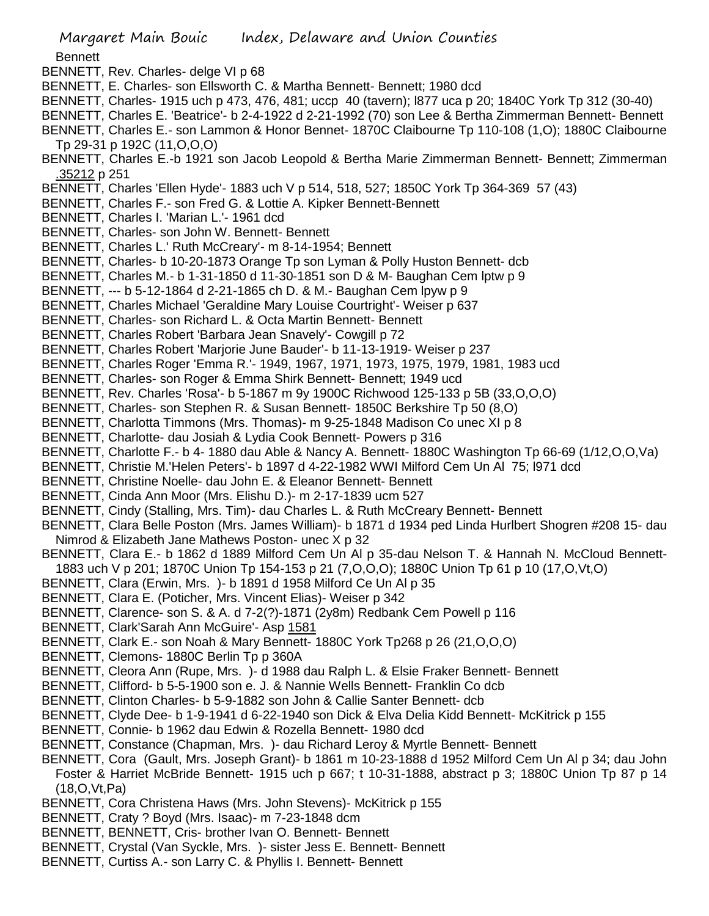Bennett

BENNETT, Rev. Charles- delge VI p 68

BENNETT, E. Charles- son Ellsworth C. & Martha Bennett- Bennett; 1980 dcd

BENNETT, Charles- 1915 uch p 473, 476, 481; uccp 40 (tavern); l877 uca p 20; 1840C York Tp 312 (30-40)

BENNETT, Charles E. 'Beatrice'- b 2-4-1922 d 2-21-1992 (70) son Lee & Bertha Zimmerman Bennett- Bennett

BENNETT, Charles E.- son Lammon & Honor Bennet- 1870C Claibourne Tp 110-108 (1,O); 1880C Claibourne Tp 29-31 p 192C (11,O,O,O)

BENNETT, Charles E.-b 1921 son Jacob Leopold & Bertha Marie Zimmerman Bennett- Bennett; Zimmerman .35212 p 251

BENNETT, Charles 'Ellen Hyde'- 1883 uch V p 514, 518, 527; 1850C York Tp 364-369 57 (43)

BENNETT, Charles F.- son Fred G. & Lottie A. Kipker Bennett-Bennett

BENNETT, Charles I. 'Marian L.'- 1961 dcd

BENNETT, Charles- son John W. Bennett- Bennett

BENNETT, Charles L.' Ruth McCreary'- m 8-14-1954; Bennett

BENNETT, Charles- b 10-20-1873 Orange Tp son Lyman & Polly Huston Bennett- dcb

BENNETT, Charles M.- b 1-31-1850 d 11-30-1851 son D & M- Baughan Cem lptw p 9

BENNETT, --- b 5-12-1864 d 2-21-1865 ch D. & M.- Baughan Cem lpyw p 9

BENNETT, Charles Michael 'Geraldine Mary Louise Courtright'- Weiser p 637

BENNETT, Charles- son Richard L. & Octa Martin Bennett- Bennett

BENNETT, Charles Robert 'Barbara Jean Snavely'- Cowgill p 72

BENNETT, Charles Robert 'Marjorie June Bauder'- b 11-13-1919- Weiser p 237

BENNETT, Charles Roger 'Emma R.'- 1949, 1967, 1971, 1973, 1975, 1979, 1981, 1983 ucd

BENNETT, Charles- son Roger & Emma Shirk Bennett- Bennett; 1949 ucd

BENNETT, Rev. Charles 'Rosa'- b 5-1867 m 9y 1900C Richwood 125-133 p 5B (33,O,O,O)

BENNETT, Charles- son Stephen R. & Susan Bennett- 1850C Berkshire Tp 50 (8,O)

BENNETT, Charlotta Timmons (Mrs. Thomas)- m 9-25-1848 Madison Co unec XI p 8

BENNETT, Charlotte- dau Josiah & Lydia Cook Bennett- Powers p 316

BENNETT, Charlotte F.- b 4- 1880 dau Able & Nancy A. Bennett- 1880C Washington Tp 66-69 (1/12,O,O,Va)

BENNETT, Christie M.'Helen Peters'- b 1897 d 4-22-1982 WWI Milford Cem Un Al 75; l971 dcd

BENNETT, Christine Noelle- dau John E. & Eleanor Bennett- Bennett

BENNETT, Cinda Ann Moor (Mrs. Elishu D.)- m 2-17-1839 ucm 527

BENNETT, Cindy (Stalling, Mrs. Tim)- dau Charles L. & Ruth McCreary Bennett- Bennett

BENNETT, Clara Belle Poston (Mrs. James William)- b 1871 d 1934 ped Linda Hurlbert Shogren #208 15- dau Nimrod & Elizabeth Jane Mathews Poston- unec X p 32

BENNETT, Clara E.- b 1862 d 1889 Milford Cem Un Al p 35-dau Nelson T. & Hannah N. McCloud Bennett- 1883 uch V p 201; 1870C Union Tp 154-153 p 21 (7,O,O,O); 1880C Union Tp 61 p 10 (17,O,Vt,O)

BENNETT, Clara (Erwin, Mrs. )- b 1891 d 1958 Milford Ce Un Al p 35

BENNETT, Clara E. (Poticher, Mrs. Vincent Elias)- Weiser p 342

BENNETT, Clarence- son S. & A. d 7-2(?)-1871 (2y8m) Redbank Cem Powell p 116

BENNETT, Clark'Sarah Ann McGuire'- Asp 1581

BENNETT, Clark E.- son Noah & Mary Bennett- 1880C York Tp268 p 26 (21,O,O,O)

BENNETT, Clemons- 1880C Berlin Tp p 360A

BENNETT, Cleora Ann (Rupe, Mrs. )- d 1988 dau Ralph L. & Elsie Fraker Bennett- Bennett

BENNETT, Clifford- b 5-5-1900 son e. J. & Nannie Wells Bennett- Franklin Co dcb

BENNETT, Clinton Charles- b 5-9-1882 son John & Callie Santer Bennett- dcb

BENNETT, Clyde Dee- b 1-9-1941 d 6-22-1940 son Dick & Elva Delia Kidd Bennett- McKitrick p 155

BENNETT, Connie- b 1962 dau Edwin & Rozella Bennett- 1980 dcd

BENNETT, Constance (Chapman, Mrs. )- dau Richard Leroy & Myrtle Bennett- Bennett

BENNETT, Cora (Gault, Mrs. Joseph Grant)- b 1861 m 10-23-1888 d 1952 Milford Cem Un Al p 34; dau John Foster & Harriet McBride Bennett- 1915 uch p 667; t 10-31-1888, abstract p 3; 1880C Union Tp 87 p 14 (18,O,Vt,Pa)

BENNETT, Cora Christena Haws (Mrs. John Stevens)- McKitrick p 155

BENNETT, Craty ? Boyd (Mrs. Isaac)- m 7-23-1848 dcm

BENNETT, BENNETT, Cris- brother Ivan O. Bennett- Bennett

BENNETT, Crystal (Van Syckle, Mrs. )- sister Jess E. Bennett- Bennett

BENNETT, Curtiss A.- son Larry C. & Phyllis I. Bennett- Bennett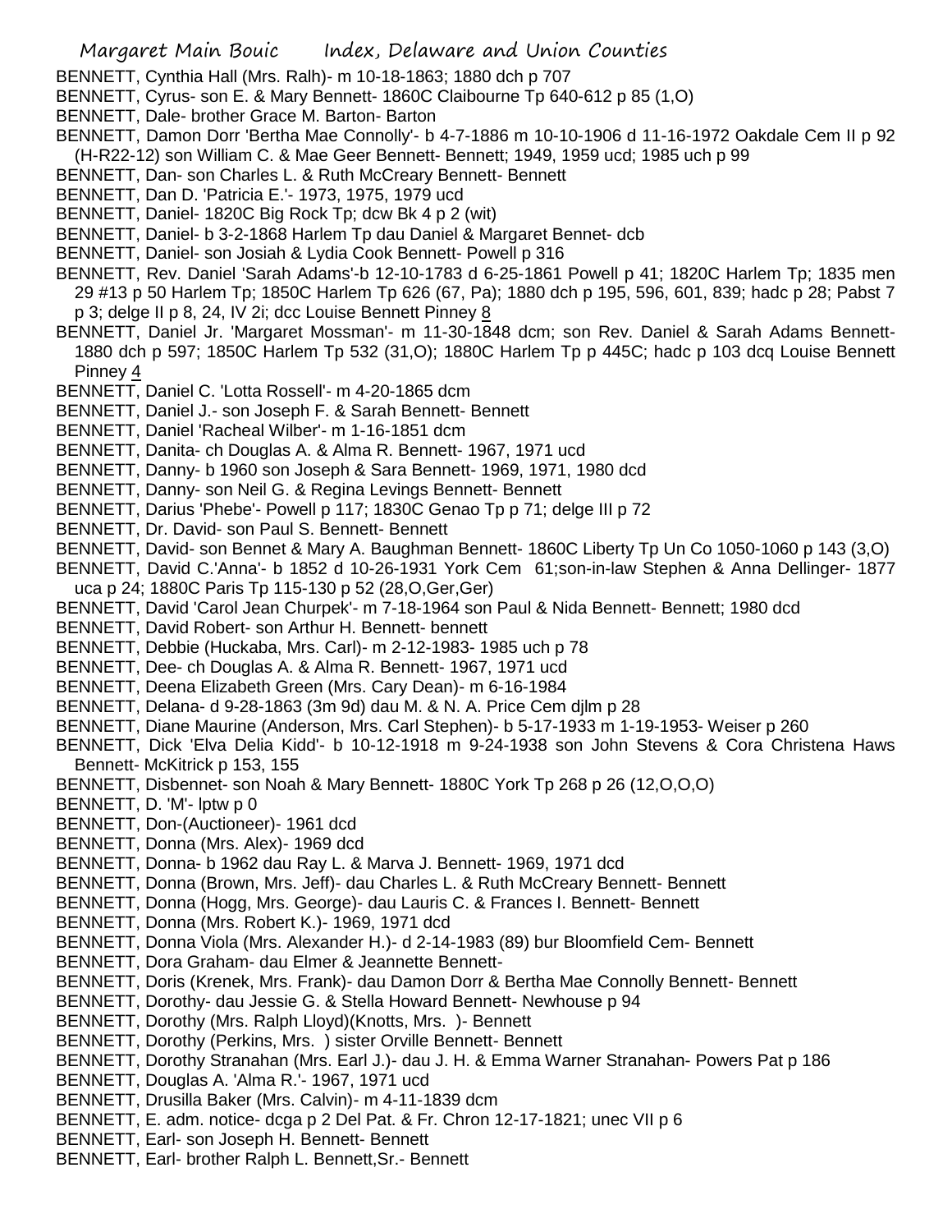BENNETT, Cynthia Hall (Mrs. Ralh)- m 10-18-1863; 1880 dch p 707

BENNETT, Cyrus- son E. & Mary Bennett- 1860C Claibourne Tp 640-612 p 85 (1,O)

BENNETT, Dale- brother Grace M. Barton- Barton

BENNETT, Damon Dorr 'Bertha Mae Connolly'- b 4-7-1886 m 10-10-1906 d 11-16-1972 Oakdale Cem II p 92 (H-R22-12) son William C. & Mae Geer Bennett- Bennett; 1949, 1959 ucd; 1985 uch p 99

BENNETT, Dan- son Charles L. & Ruth McCreary Bennett- Bennett

BENNETT, Dan D. 'Patricia E.'- 1973, 1975, 1979 ucd

BENNETT, Daniel- 1820C Big Rock Tp; dcw Bk 4 p 2 (wit)

BENNETT, Daniel- b 3-2-1868 Harlem Tp dau Daniel & Margaret Bennet- dcb

BENNETT, Daniel- son Josiah & Lydia Cook Bennett- Powell p 316

BENNETT, Rev. Daniel 'Sarah Adams'-b 12-10-1783 d 6-25-1861 Powell p 41; 1820C Harlem Tp; 1835 men 29 #13 p 50 Harlem Tp; 1850C Harlem Tp 626 (67, Pa); 1880 dch p 195, 596, 601, 839; hadc p 28; Pabst 7 p 3; delge II p 8, 24, IV 2i; dcc Louise Bennett Pinney 8

BENNETT, Daniel Jr. 'Margaret Mossman'- m 11-30-1848 dcm; son Rev. Daniel & Sarah Adams Bennett- 1880 dch p 597; 1850C Harlem Tp 532 (31,O); 1880C Harlem Tp p 445C; hadc p 103 dcq Louise Bennett Pinney 4

BENNETT, Daniel C. 'Lotta Rossell'- m 4-20-1865 dcm

BENNETT, Daniel J.- son Joseph F. & Sarah Bennett- Bennett

BENNETT, Daniel 'Racheal Wilber'- m 1-16-1851 dcm

BENNETT, Danita- ch Douglas A. & Alma R. Bennett- 1967, 1971 ucd

BENNETT, Danny- b 1960 son Joseph & Sara Bennett- 1969, 1971, 1980 dcd

BENNETT, Danny- son Neil G. & Regina Levings Bennett- Bennett

BENNETT, Darius 'Phebe'- Powell p 117; 1830C Genao Tp p 71; delge III p 72

BENNETT, Dr. David- son Paul S. Bennett- Bennett

BENNETT, David- son Bennet & Mary A. Baughman Bennett- 1860C Liberty Tp Un Co 1050-1060 p 143 (3,O)

BENNETT, David C.'Anna'- b 1852 d 10-26-1931 York Cem 61;son-in-law Stephen & Anna Dellinger- 1877 uca p 24; 1880C Paris Tp 115-130 p 52 (28,O,Ger,Ger)

BENNETT, David 'Carol Jean Churpek'- m 7-18-1964 son Paul & Nida Bennett- Bennett; 1980 dcd

BENNETT, David Robert- son Arthur H. Bennett- bennett

BENNETT, Debbie (Huckaba, Mrs. Carl)- m 2-12-1983- 1985 uch p 78

BENNETT, Dee- ch Douglas A. & Alma R. Bennett- 1967, 1971 ucd

BENNETT, Deena Elizabeth Green (Mrs. Cary Dean)- m 6-16-1984

BENNETT, Delana- d 9-28-1863 (3m 9d) dau M. & N. A. Price Cem djlm p 28

BENNETT, Diane Maurine (Anderson, Mrs. Carl Stephen)- b 5-17-1933 m 1-19-1953- Weiser p 260

BENNETT, Dick 'Elva Delia Kidd'- b 10-12-1918 m 9-24-1938 son John Stevens & Cora Christena Haws Bennett- McKitrick p 153, 155

BENNETT, Disbennet- son Noah & Mary Bennett- 1880C York Tp 268 p 26 (12,O,O,O)

BENNETT, D. 'M'- lptw p 0

BENNETT, Don-(Auctioneer)- 1961 dcd

BENNETT, Donna (Mrs. Alex)- 1969 dcd

BENNETT, Donna- b 1962 dau Ray L. & Marva J. Bennett- 1969, 1971 dcd

BENNETT, Donna (Brown, Mrs. Jeff)- dau Charles L. & Ruth McCreary Bennett- Bennett

BENNETT, Donna (Hogg, Mrs. George)- dau Lauris C. & Frances I. Bennett- Bennett

BENNETT, Donna (Mrs. Robert K.)- 1969, 1971 dcd

BENNETT, Donna Viola (Mrs. Alexander H.)- d 2-14-1983 (89) bur Bloomfield Cem- Bennett

BENNETT, Dora Graham- dau Elmer & Jeannette Bennett-

BENNETT, Doris (Krenek, Mrs. Frank)- dau Damon Dorr & Bertha Mae Connolly Bennett- Bennett

BENNETT, Dorothy- dau Jessie G. & Stella Howard Bennett- Newhouse p 94

BENNETT, Dorothy (Mrs. Ralph Lloyd)(Knotts, Mrs. )- Bennett

BENNETT, Dorothy (Perkins, Mrs. ) sister Orville Bennett- Bennett

BENNETT, Dorothy Stranahan (Mrs. Earl J.)- dau J. H. & Emma Warner Stranahan- Powers Pat p 186

BENNETT, Douglas A. 'Alma R.'- 1967, 1971 ucd

BENNETT, Drusilla Baker (Mrs. Calvin)- m 4-11-1839 dcm

BENNETT, E. adm. notice- dcga p 2 Del Pat. & Fr. Chron 12-17-1821; unec VII p 6

BENNETT, Earl- son Joseph H. Bennett- Bennett

BENNETT, Earl- brother Ralph L. Bennett,Sr.- Bennett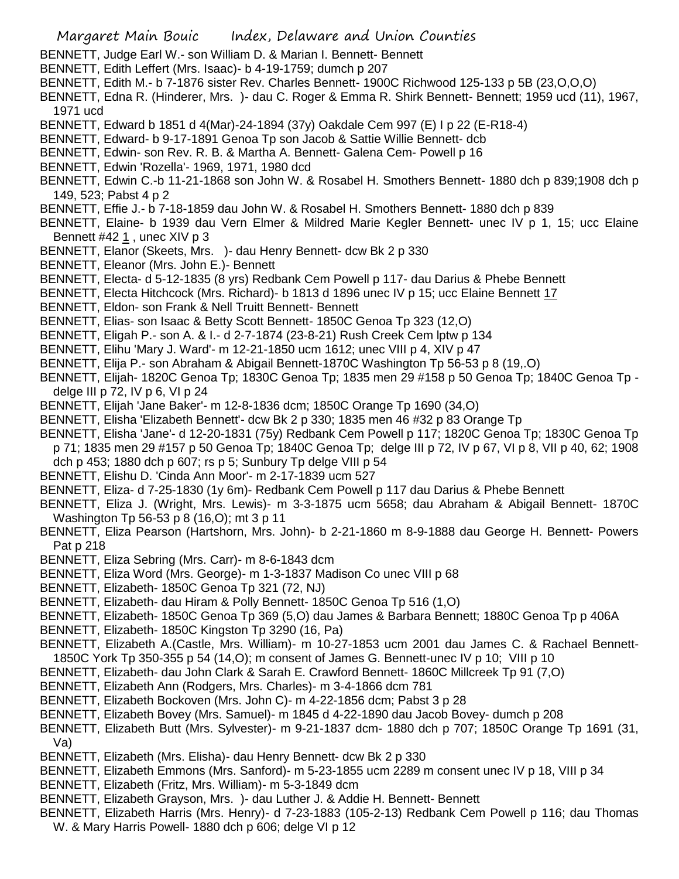BENNETT, Judge Earl W.- son William D. & Marian I. Bennett- Bennett
BENNETT, Edith Leffert (Mrs. Isaac)- b 4-19-1759; dumch p 207
BENNETT, Edith M.- b 7-1876 sister Rev. Charles Bennett- 1900C Richwood 125-133 p 5B (23,O,O,O)
BENNETT, Edna R. (Hinderer, Mrs. )- dau C. Roger & Emma R. Shirk Bennett- Bennett; 1959 ucd (11), 1967, 1971 ucd
BENNETT, Edward b 1851 d 4(Mar)-24-1894 (37y) Oakdale Cem 997 (E) I p 22 (E-R18-4)
BENNETT, Edward- b 9-17-1891 Genoa Tp son Jacob & Sattie Willie Bennett- dcb
BENNETT, Edwin- son Rev. R. B. & Martha A. Bennett- Galena Cem- Powell p 16
BENNETT, Edwin 'Rozella'- 1969, 1971, 1980 dcd
BENNETT, Edwin C.-b 11-21-1868 son John W. & Rosabel H. Smothers Bennett- 1880 dch p 839;1908 dch p 149, 523; Pabst 4 p 2
BENNETT, Effie J.- b 7-18-1859 dau John W. & Rosabel H. Smothers Bennett- 1880 dch p 839
BENNETT, Elaine- b 1939 dau Vern Elmer & Mildred Marie Kegler Bennett- unec IV p 1, 15; ucc Elaine Bennett #42 1 , unec XIV p 3
BENNETT, Elanor (Skeets, Mrs. )- dau Henry Bennett- dcw Bk 2 p 330
BENNETT, Eleanor (Mrs. John E.)- Bennett
BENNETT, Electa- d 5-12-1835 (8 yrs) Redbank Cem Powell p 117- dau Darius & Phebe Bennett
BENNETT, Electa Hitchcock (Mrs. Richard)- b 1813 d 1896 unec IV p 15; ucc Elaine Bennett 17
BENNETT, Eldon- son Frank & Nell Truitt Bennett- Bennett
BENNETT, Elias- son Isaac & Betty Scott Bennett- 1850C Genoa Tp 323 (12,O)
BENNETT, Eligah P.- son A. & I.- d 2-7-1874 (23-8-21) Rush Creek Cem lptw p 134
BENNETT, Elihu 'Mary J. Ward'- m 12-21-1850 ucm 1612; unec VIII p 4, XIV p 47
BENNETT, Elija P.- son Abraham & Abigail Bennett-1870C Washington Tp 56-53 p 8 (19,.O)
BENNETT, Elijah- 1820C Genoa Tp; 1830C Genoa Tp; 1835 men 29 #158 p 50 Genoa Tp; 1840C Genoa Tp - delge III p 72, IV p 6, VI p 24
BENNETT, Elijah 'Jane Baker'- m 12-8-1836 dcm; 1850C Orange Tp 1690 (34,O)
BENNETT, Elisha 'Elizabeth Bennett'- dcw Bk 2 p 330; 1835 men 46 #32 p 83 Orange Tp
BENNETT, Elisha 'Jane'- d 12-20-1831 (75y) Redbank Cem Powell p 117; 1820C Genoa Tp; 1830C Genoa Tp p 71; 1835 men 29 #157 p 50 Genoa Tp; 1840C Genoa Tp; delge III p 72, IV p 67, VI p 8, VII p 40, 62; 1908 dch p 453; 1880 dch p 607; rs p 5; Sunbury Tp delge VIII p 54
BENNETT, Elishu D. 'Cinda Ann Moor'- m 2-17-1839 ucm 527
BENNETT, Eliza- d 7-25-1830 (1y 6m)- Redbank Cem Powell p 117 dau Darius & Phebe Bennett
BENNETT, Eliza J. (Wright, Mrs. Lewis)- m 3-3-1875 ucm 5658; dau Abraham & Abigail Bennett- 1870C Washington Tp 56-53 p 8 (16,O); mt 3 p 11
BENNETT, Eliza Pearson (Hartshorn, Mrs. John)- b 2-21-1860 m 8-9-1888 dau George H. Bennett- Powers Pat p 218
BENNETT, Eliza Sebring (Mrs. Carr)- m 8-6-1843 dcm
BENNETT, Eliza Word (Mrs. George)- m 1-3-1837 Madison Co unec VIII p 68
BENNETT, Elizabeth- 1850C Genoa Tp 321 (72, NJ)
BENNETT, Elizabeth- dau Hiram & Polly Bennett- 1850C Genoa Tp 516 (1,O)
BENNETT, Elizabeth- 1850C Genoa Tp 369 (5,O) dau James & Barbara Bennett; 1880C Genoa Tp p 406A
BENNETT, Elizabeth- 1850C Kingston Tp 3290 (16, Pa)
BENNETT, Elizabeth A.(Castle, Mrs. William)- m 10-27-1853 ucm 2001 dau James C. & Rachael Bennett- 1850C York Tp 350-355 p 54 (14,O); m consent of James G. Bennett-unec IV p 10; VIII p 10
BENNETT, Elizabeth- dau John Clark & Sarah E. Crawford Bennett- 1860C Millcreek Tp 91 (7,O)
BENNETT, Elizabeth Ann (Rodgers, Mrs. Charles)- m 3-4-1866 dcm 781
BENNETT, Elizabeth Bockoven (Mrs. John C)- m 4-22-1856 dcm; Pabst 3 p 28
BENNETT, Elizabeth Bovey (Mrs. Samuel)- m 1845 d 4-22-1890 dau Jacob Bovey- dumch p 208
BENNETT, Elizabeth Butt (Mrs. Sylvester)- m 9-21-1837 dcm- 1880 dch p 707; 1850C Orange Tp 1691 (31, Va)
BENNETT, Elizabeth (Mrs. Elisha)- dau Henry Bennett- dcw Bk 2 p 330
BENNETT, Elizabeth Emmons (Mrs. Sanford)- m 5-23-1855 ucm 2289 m consent unec IV p 18, VIII p 34
BENNETT, Elizabeth (Fritz, Mrs. William)- m 5-3-1849 dcm
BENNETT, Elizabeth Grayson, Mrs. )- dau Luther J. & Addie H. Bennett- Bennett
BENNETT, Elizabeth Harris (Mrs. Henry)- d 7-23-1883 (105-2-13) Redbank Cem Powell p 116; dau Thomas W. & Mary Harris Powell- 1880 dch p 606; delge VI p 12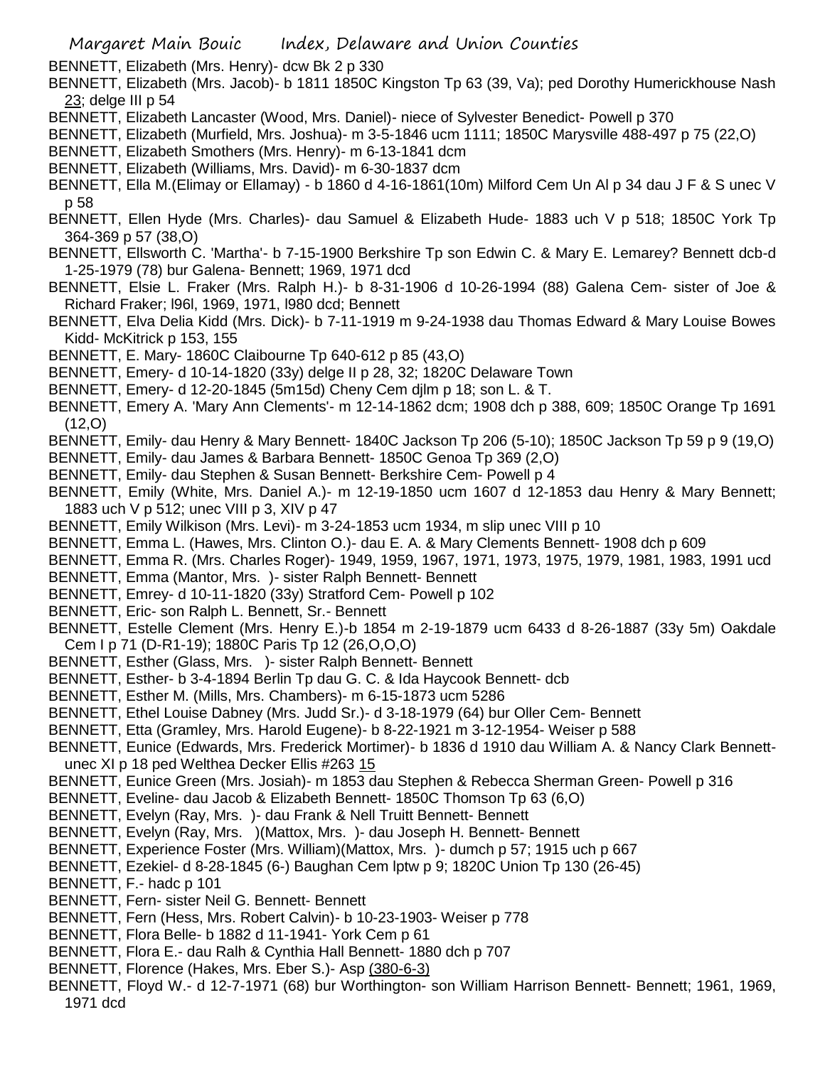BENNETT, Elizabeth (Mrs. Henry)- dcw Bk 2 p 330

BENNETT, Elizabeth (Mrs. Jacob)- b 1811 1850C Kingston Tp 63 (39, Va); ped Dorothy Humerickhouse Nash 23; delge III p 54

BENNETT, Elizabeth Lancaster (Wood, Mrs. Daniel)- niece of Sylvester Benedict- Powell p 370

BENNETT, Elizabeth (Murfield, Mrs. Joshua)- m 3-5-1846 ucm 1111; 1850C Marysville 488-497 p 75 (22,O)

BENNETT, Elizabeth Smothers (Mrs. Henry)- m 6-13-1841 dcm

BENNETT, Elizabeth (Williams, Mrs. David)- m 6-30-1837 dcm

BENNETT, Ella M.(Elimay or Ellamay) - b 1860 d 4-16-1861(10m) Milford Cem Un Al p 34 dau J F & S unec V p 58

BENNETT, Ellen Hyde (Mrs. Charles)- dau Samuel & Elizabeth Hude- 1883 uch V p 518; 1850C York Tp 364-369 p 57 (38,O)

BENNETT, Ellsworth C. 'Martha'- b 7-15-1900 Berkshire Tp son Edwin C. & Mary E. Lemarey? Bennett dcb-d 1-25-1979 (78) bur Galena- Bennett; 1969, 1971 dcd

BENNETT, Elsie L. Fraker (Mrs. Ralph H.)- b 8-31-1906 d 10-26-1994 (88) Galena Cem- sister of Joe & Richard Fraker; l96l, 1969, 1971, l980 dcd; Bennett

BENNETT, Elva Delia Kidd (Mrs. Dick)- b 7-11-1919 m 9-24-1938 dau Thomas Edward & Mary Louise Bowes Kidd- McKitrick p 153, 155

BENNETT, E. Mary- 1860C Claibourne Tp 640-612 p 85 (43,O)

BENNETT, Emery- d 10-14-1820 (33y) delge II p 28, 32; 1820C Delaware Town

BENNETT, Emery- d 12-20-1845 (5m15d) Cheny Cem djlm p 18; son L. & T.

BENNETT, Emery A. 'Mary Ann Clements'- m 12-14-1862 dcm; 1908 dch p 388, 609; 1850C Orange Tp 1691 (12,O)

BENNETT, Emily- dau Henry & Mary Bennett- 1840C Jackson Tp 206 (5-10); 1850C Jackson Tp 59 p 9 (19,O)

BENNETT, Emily- dau James & Barbara Bennett- 1850C Genoa Tp 369 (2,O)

BENNETT, Emily- dau Stephen & Susan Bennett- Berkshire Cem- Powell p 4

BENNETT, Emily (White, Mrs. Daniel A.)- m 12-19-1850 ucm 1607 d 12-1853 dau Henry & Mary Bennett; 1883 uch V p 512; unec VIII p 3, XIV p 47

BENNETT, Emily Wilkison (Mrs. Levi)- m 3-24-1853 ucm 1934, m slip unec VIII p 10

BENNETT, Emma L. (Hawes, Mrs. Clinton O.)- dau E. A. & Mary Clements Bennett- 1908 dch p 609

BENNETT, Emma R. (Mrs. Charles Roger)- 1949, 1959, 1967, 1971, 1973, 1975, 1979, 1981, 1983, 1991 ucd

BENNETT, Emma (Mantor, Mrs. )- sister Ralph Bennett- Bennett

BENNETT, Emrey- d 10-11-1820 (33y) Stratford Cem- Powell p 102

BENNETT, Eric- son Ralph L. Bennett, Sr.- Bennett

BENNETT, Estelle Clement (Mrs. Henry E.)-b 1854 m 2-19-1879 ucm 6433 d 8-26-1887 (33y 5m) Oakdale Cem I p 71 (D-R1-19); 1880C Paris Tp 12 (26,O,O,O)

BENNETT, Esther (Glass, Mrs. )- sister Ralph Bennett- Bennett

BENNETT, Esther- b 3-4-1894 Berlin Tp dau G. C. & Ida Haycook Bennett- dcb

BENNETT, Esther M. (Mills, Mrs. Chambers)- m 6-15-1873 ucm 5286

BENNETT, Ethel Louise Dabney (Mrs. Judd Sr.)- d 3-18-1979 (64) bur Oller Cem- Bennett

BENNETT, Etta (Gramley, Mrs. Harold Eugene)- b 8-22-1921 m 3-12-1954- Weiser p 588

BENNETT, Eunice (Edwards, Mrs. Frederick Mortimer)- b 1836 d 1910 dau William A. & Nancy Clark Bennett- unec XI p 18 ped Welthea Decker Ellis #263 15

BENNETT, Eunice Green (Mrs. Josiah)- m 1853 dau Stephen & Rebecca Sherman Green- Powell p 316

BENNETT, Eveline- dau Jacob & Elizabeth Bennett- 1850C Thomson Tp 63 (6,O)

BENNETT, Evelyn (Ray, Mrs. )- dau Frank & Nell Truitt Bennett- Bennett

BENNETT, Evelyn (Ray, Mrs. )(Mattox, Mrs. )- dau Joseph H. Bennett- Bennett

BENNETT, Experience Foster (Mrs. William)(Mattox, Mrs. )- dumch p 57; 1915 uch p 667

BENNETT, Ezekiel- d 8-28-1845 (6-) Baughan Cem lptw p 9; 1820C Union Tp 130 (26-45)

BENNETT, F.- hadc p 101

BENNETT, Fern- sister Neil G. Bennett- Bennett

BENNETT, Fern (Hess, Mrs. Robert Calvin)- b 10-23-1903- Weiser p 778

BENNETT, Flora Belle- b 1882 d 11-1941- York Cem p 61

BENNETT, Flora E.- dau Ralh & Cynthia Hall Bennett- 1880 dch p 707

BENNETT, Florence (Hakes, Mrs. Eber S.)- Asp (380-6-3)

BENNETT, Floyd W.- d 12-7-1971 (68) bur Worthington- son William Harrison Bennett- Bennett; 1961, 1969, 1971 dcd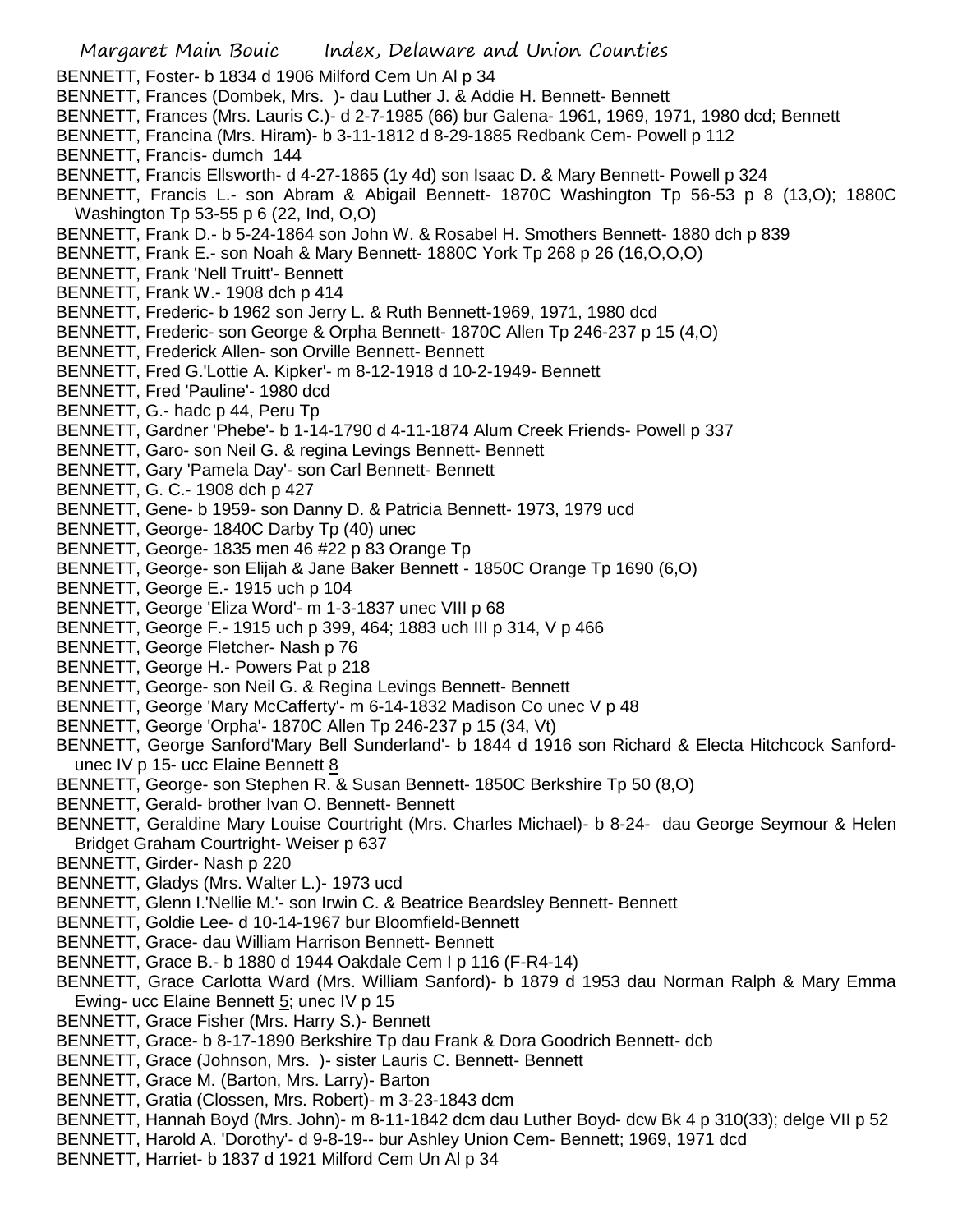BENNETT, Foster- b 1834 d 1906 Milford Cem Un Al p 34
BENNETT, Frances (Dombek, Mrs. )- dau Luther J. & Addie H. Bennett- Bennett
BENNETT, Frances (Mrs. Lauris C.)- d 2-7-1985 (66) bur Galena- 1961, 1969, 1971, 1980 dcd; Bennett
BENNETT, Francina (Mrs. Hiram)- b 3-11-1812 d 8-29-1885 Redbank Cem- Powell p 112
BENNETT, Francis- dumch 144
BENNETT, Francis Ellsworth- d 4-27-1865 (1y 4d) son Isaac D. & Mary Bennett- Powell p 324
BENNETT, Francis L.- son Abram & Abigail Bennett- 1870C Washington Tp 56-53 p 8 (13,O); 1880C Washington Tp 53-55 p 6 (22, Ind, O,O)
BENNETT, Frank D.- b 5-24-1864 son John W. & Rosabel H. Smothers Bennett- 1880 dch p 839
BENNETT, Frank E.- son Noah & Mary Bennett- 1880C York Tp 268 p 26 (16,O,O,O)
BENNETT, Frank 'Nell Truitt'- Bennett
BENNETT, Frank W.- 1908 dch p 414
BENNETT, Frederic- b 1962 son Jerry L. & Ruth Bennett-1969, 1971, 1980 dcd
BENNETT, Frederic- son George & Orpha Bennett- 1870C Allen Tp 246-237 p 15 (4,O)
BENNETT, Frederick Allen- son Orville Bennett- Bennett
BENNETT, Fred G.'Lottie A. Kipker'- m 8-12-1918 d 10-2-1949- Bennett
BENNETT, Fred 'Pauline'- 1980 dcd
BENNETT, G.- hadc p 44, Peru Tp
BENNETT, Gardner 'Phebe'- b 1-14-1790 d 4-11-1874 Alum Creek Friends- Powell p 337
BENNETT, Garo- son Neil G. & regina Levings Bennett- Bennett
BENNETT, Gary 'Pamela Day'- son Carl Bennett- Bennett
BENNETT, G. C.- 1908 dch p 427
BENNETT, Gene- b 1959- son Danny D. & Patricia Bennett- 1973, 1979 ucd
BENNETT, George- 1840C Darby Tp (40) unec
BENNETT, George- 1835 men 46 #22 p 83 Orange Tp
BENNETT, George- son Elijah & Jane Baker Bennett - 1850C Orange Tp 1690 (6,O)
BENNETT, George E.- 1915 uch p 104
BENNETT, George 'Eliza Word'- m 1-3-1837 unec VIII p 68
BENNETT, George F.- 1915 uch p 399, 464; 1883 uch III p 314, V p 466
BENNETT, George Fletcher- Nash p 76
BENNETT, George H.- Powers Pat p 218
BENNETT, George- son Neil G. & Regina Levings Bennett- Bennett
BENNETT, George 'Mary McCafferty'- m 6-14-1832 Madison Co unec V p 48
BENNETT, George 'Orpha'- 1870C Allen Tp 246-237 p 15 (34, Vt)
BENNETT, George Sanford'Mary Bell Sunderland'- b 1844 d 1916 son Richard & Electa Hitchcock Sanford- unec IV p 15- ucc Elaine Bennett 8
BENNETT, George- son Stephen R. & Susan Bennett- 1850C Berkshire Tp 50 (8,O)
BENNETT, Gerald- brother Ivan O. Bennett- Bennett
BENNETT, Geraldine Mary Louise Courtright (Mrs. Charles Michael)- b 8-24- dau George Seymour & Helen Bridget Graham Courtright- Weiser p 637
BENNETT, Girder- Nash p 220
BENNETT, Gladys (Mrs. Walter L.)- 1973 ucd
BENNETT, Glenn I.'Nellie M.'- son Irwin C. & Beatrice Beardsley Bennett- Bennett
BENNETT, Goldie Lee- d 10-14-1967 bur Bloomfield-Bennett
BENNETT, Grace- dau William Harrison Bennett- Bennett
BENNETT, Grace B.- b 1880 d 1944 Oakdale Cem I p 116 (F-R4-14)
BENNETT, Grace Carlotta Ward (Mrs. William Sanford)- b 1879 d 1953 dau Norman Ralph & Mary Emma Ewing- ucc Elaine Bennett 5; unec IV p 15
BENNETT, Grace Fisher (Mrs. Harry S.)- Bennett
BENNETT, Grace- b 8-17-1890 Berkshire Tp dau Frank & Dora Goodrich Bennett- dcb
BENNETT, Grace (Johnson, Mrs. )- sister Lauris C. Bennett- Bennett
BENNETT, Grace M. (Barton, Mrs. Larry)- Barton
BENNETT, Gratia (Clossen, Mrs. Robert)- m 3-23-1843 dcm
BENNETT, Hannah Boyd (Mrs. John)- m 8-11-1842 dcm dau Luther Boyd- dcw Bk 4 p 310(33); delge VII p 52
BENNETT, Harold A. 'Dorothy'- d 9-8-19-- bur Ashley Union Cem- Bennett; 1969, 1971 dcd
BENNETT, Harriet- b 1837 d 1921 Milford Cem Un Al p 34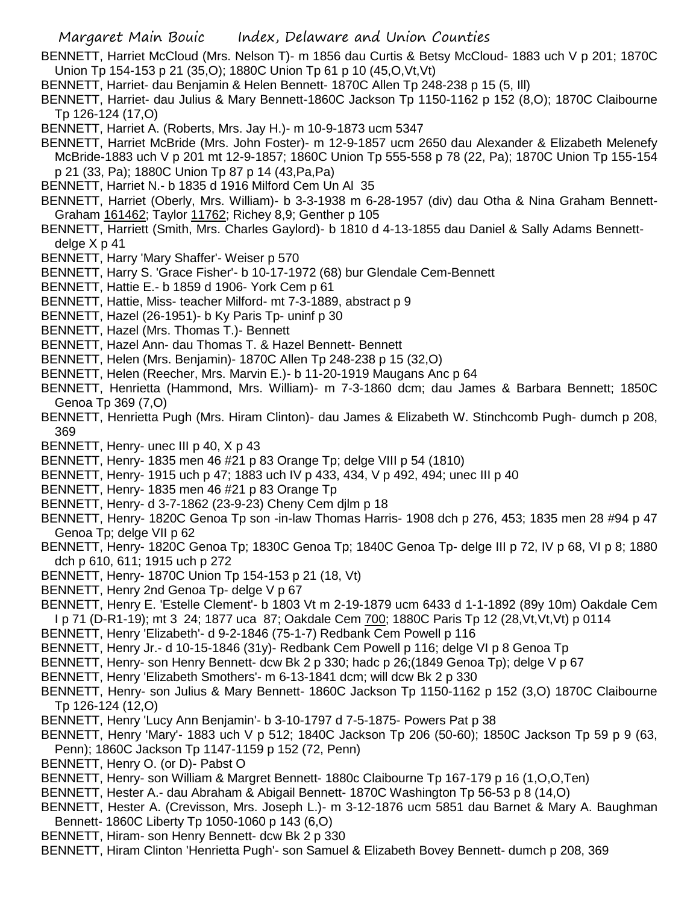BENNETT, Harriet McCloud (Mrs. Nelson T)- m 1856 dau Curtis & Betsy McCloud- 1883 uch V p 201; 1870C Union Tp 154-153 p 21 (35,O); 1880C Union Tp 61 p 10 (45,O,Vt,Vt)

BENNETT, Harriet- dau Benjamin & Helen Bennett- 1870C Allen Tp 248-238 p 15 (5, Ill)

BENNETT, Harriet- dau Julius & Mary Bennett-1860C Jackson Tp 1150-1162 p 152 (8,O); 1870C Claibourne Tp 126-124 (17,O)

BENNETT, Harriet A. (Roberts, Mrs. Jay H.)- m 10-9-1873 ucm 5347

BENNETT, Harriet McBride (Mrs. John Foster)- m 12-9-1857 ucm 2650 dau Alexander & Elizabeth Melenefy McBride-1883 uch V p 201 mt 12-9-1857; 1860C Union Tp 555-558 p 78 (22, Pa); 1870C Union Tp 155-154 p 21 (33, Pa); 1880C Union Tp 87 p 14 (43,Pa,Pa)

BENNETT, Harriet N.- b 1835 d 1916 Milford Cem Un Al 35

BENNETT, Harriet (Oberly, Mrs. William)- b 3-3-1938 m 6-28-1957 (div) dau Otha & Nina Graham Bennett- Graham 161462; Taylor 11762; Richey 8,9; Genther p 105

BENNETT, Harriett (Smith, Mrs. Charles Gaylord)- b 1810 d 4-13-1855 dau Daniel & Sally Adams Bennett- delge X p 41

BENNETT, Harry 'Mary Shaffer'- Weiser p 570

BENNETT, Harry S. 'Grace Fisher'- b 10-17-1972 (68) bur Glendale Cem-Bennett

BENNETT, Hattie E.- b 1859 d 1906- York Cem p 61

BENNETT, Hattie, Miss- teacher Milford- mt 7-3-1889, abstract p 9

BENNETT, Hazel (26-1951)- b Ky Paris Tp- uninf p 30

BENNETT, Hazel (Mrs. Thomas T.)- Bennett

BENNETT, Hazel Ann- dau Thomas T. & Hazel Bennett- Bennett

BENNETT, Helen (Mrs. Benjamin)- 1870C Allen Tp 248-238 p 15 (32,O)

BENNETT, Helen (Reecher, Mrs. Marvin E.)- b 11-20-1919 Maugans Anc p 64

BENNETT, Henrietta (Hammond, Mrs. William)- m 7-3-1860 dcm; dau James & Barbara Bennett; 1850C Genoa Tp 369 (7,O)

BENNETT, Henrietta Pugh (Mrs. Hiram Clinton)- dau James & Elizabeth W. Stinchcomb Pugh- dumch p 208, 369

BENNETT, Henry- unec III p 40, X p 43

BENNETT, Henry- 1835 men 46 #21 p 83 Orange Tp; delge VIII p 54 (1810)

BENNETT, Henry- 1915 uch p 47; 1883 uch IV p 433, 434, V p 492, 494; unec III p 40

BENNETT, Henry- 1835 men 46 #21 p 83 Orange Tp

BENNETT, Henry- d 3-7-1862 (23-9-23) Cheny Cem djlm p 18

BENNETT, Henry- 1820C Genoa Tp son -in-law Thomas Harris- 1908 dch p 276, 453; 1835 men 28 #94 p 47 Genoa Tp; delge VII p 62

BENNETT, Henry- 1820C Genoa Tp; 1830C Genoa Tp; 1840C Genoa Tp- delge III p 72, IV p 68, VI p 8; 1880 dch p 610, 611; 1915 uch p 272

BENNETT, Henry- 1870C Union Tp 154-153 p 21 (18, Vt)

BENNETT, Henry 2nd Genoa Tp- delge V p 67

BENNETT, Henry E. 'Estelle Clement'- b 1803 Vt m 2-19-1879 ucm 6433 d 1-1-1892 (89y 10m) Oakdale Cem I p 71 (D-R1-19); mt 3 24; 1877 uca 87; Oakdale Cem 700; 1880C Paris Tp 12 (28,Vt,Vt,Vt) p 0114

BENNETT, Henry 'Elizabeth'- d 9-2-1846 (75-1-7) Redbank Cem Powell p 116

BENNETT, Henry Jr.- d 10-15-1846 (31y)- Redbank Cem Powell p 116; delge VI p 8 Genoa Tp

BENNETT, Henry- son Henry Bennett- dcw Bk 2 p 330; hadc p 26;(1849 Genoa Tp); delge V p 67

BENNETT, Henry 'Elizabeth Smothers'- m 6-13-1841 dcm; will dcw Bk 2 p 330

BENNETT, Henry- son Julius & Mary Bennett- 1860C Jackson Tp 1150-1162 p 152 (3,O) 1870C Claibourne Tp 126-124 (12,O)

BENNETT, Henry 'Lucy Ann Benjamin'- b 3-10-1797 d 7-5-1875- Powers Pat p 38

BENNETT, Henry 'Mary'- 1883 uch V p 512; 1840C Jackson Tp 206 (50-60); 1850C Jackson Tp 59 p 9 (63, Penn); 1860C Jackson Tp 1147-1159 p 152 (72, Penn)

BENNETT, Henry O. (or D)- Pabst O

BENNETT, Henry- son William & Margret Bennett- 1880c Claibourne Tp 167-179 p 16 (1,O,O,Ten)

BENNETT, Hester A.- dau Abraham & Abigail Bennett- 1870C Washington Tp 56-53 p 8 (14,O)

BENNETT, Hester A. (Crevisson, Mrs. Joseph L.)- m 3-12-1876 ucm 5851 dau Barnet & Mary A. Baughman Bennett- 1860C Liberty Tp 1050-1060 p 143 (6,O)

BENNETT, Hiram- son Henry Bennett- dcw Bk 2 p 330

BENNETT, Hiram Clinton 'Henrietta Pugh'- son Samuel & Elizabeth Bovey Bennett- dumch p 208, 369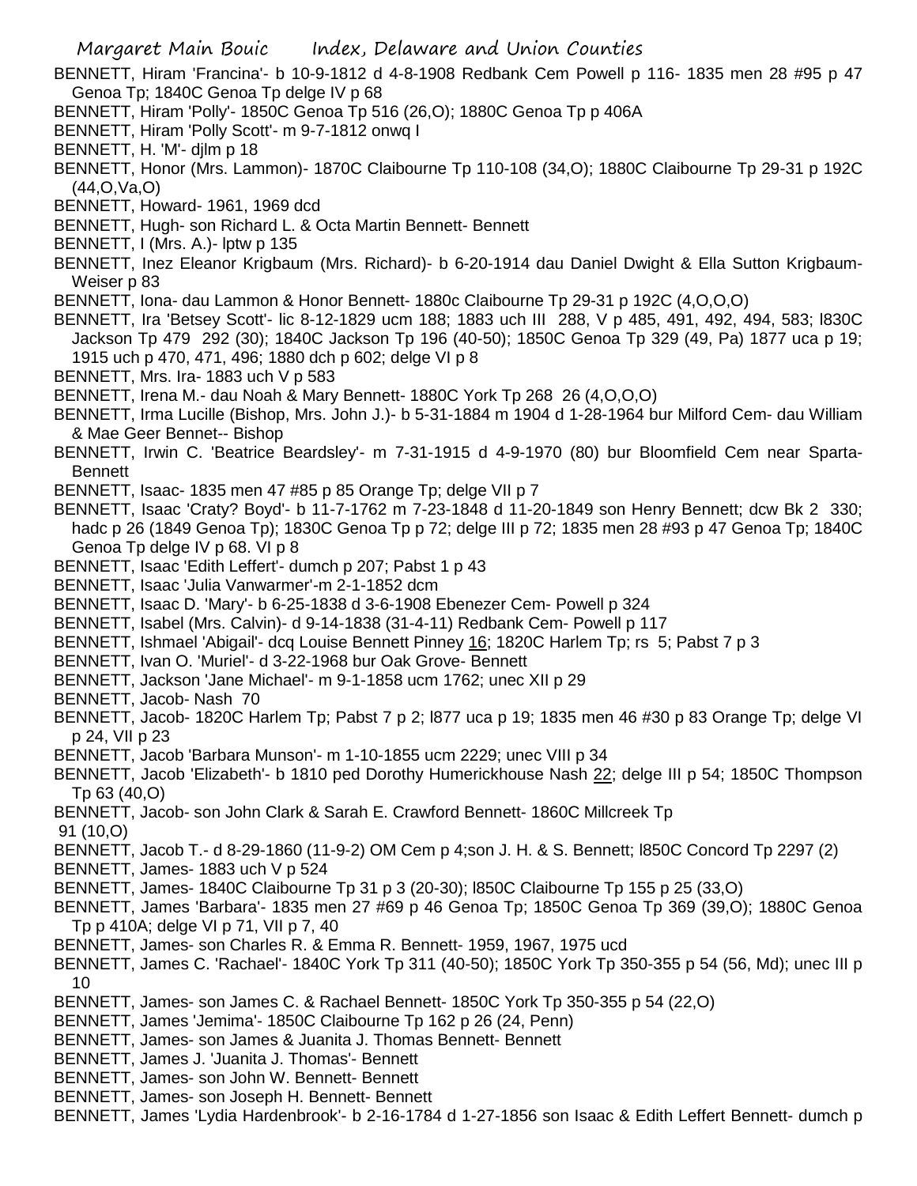BENNETT, Hiram 'Francina'- b 10-9-1812 d 4-8-1908 Redbank Cem Powell p 116- 1835 men 28 #95 p 47 Genoa Tp; 1840C Genoa Tp delge IV p 68

BENNETT, Hiram 'Polly'- 1850C Genoa Tp 516 (26,O); 1880C Genoa Tp p 406A

BENNETT, Hiram 'Polly Scott'- m 9-7-1812 onwq I

BENNETT, H. 'M'- djlm p 18

BENNETT, Honor (Mrs. Lammon)- 1870C Claibourne Tp 110-108 (34,O); 1880C Claibourne Tp 29-31 p 192C (44,O,Va,O)

BENNETT, Howard- 1961, 1969 dcd

BENNETT, Hugh- son Richard L. & Octa Martin Bennett- Bennett

BENNETT, I (Mrs. A.)- lptw p 135

BENNETT, Inez Eleanor Krigbaum (Mrs. Richard)- b 6-20-1914 dau Daniel Dwight & Ella Sutton Krigbaum- Weiser p 83

BENNETT, Iona- dau Lammon & Honor Bennett- 1880c Claibourne Tp 29-31 p 192C (4,O,O,O)

BENNETT, Ira 'Betsey Scott'- lic 8-12-1829 ucm 188; 1883 uch III 288, V p 485, 491, 492, 494, 583; l830C Jackson Tp 479 292 (30); 1840C Jackson Tp 196 (40-50); 1850C Genoa Tp 329 (49, Pa) 1877 uca p 19; 1915 uch p 470, 471, 496; 1880 dch p 602; delge VI p 8

BENNETT, Mrs. Ira- 1883 uch V p 583

BENNETT, Irena M.- dau Noah & Mary Bennett- 1880C York Tp 268 26 (4,O,O,O)

BENNETT, Irma Lucille (Bishop, Mrs. John J.)- b 5-31-1884 m 1904 d 1-28-1964 bur Milford Cem- dau William & Mae Geer Bennet-- Bishop

BENNETT, Irwin C. 'Beatrice Beardsley'- m 7-31-1915 d 4-9-1970 (80) bur Bloomfield Cem near Sparta- Bennett

BENNETT, Isaac- 1835 men 47 #85 p 85 Orange Tp; delge VII p 7

BENNETT, Isaac 'Craty? Boyd'- b 11-7-1762 m 7-23-1848 d 11-20-1849 son Henry Bennett; dcw Bk 2 330; hadc p 26 (1849 Genoa Tp); 1830C Genoa Tp p 72; delge III p 72; 1835 men 28 #93 p 47 Genoa Tp; 1840C Genoa Tp delge IV p 68. VI p 8

BENNETT, Isaac 'Edith Leffert'- dumch p 207; Pabst 1 p 43

BENNETT, Isaac 'Julia Vanwarmer'-m 2-1-1852 dcm

BENNETT, Isaac D. 'Mary'- b 6-25-1838 d 3-6-1908 Ebenezer Cem- Powell p 324

BENNETT, Isabel (Mrs. Calvin)- d 9-14-1838 (31-4-11) Redbank Cem- Powell p 117

BENNETT, Ishmael 'Abigail'- dcq Louise Bennett Pinney 16; 1820C Harlem Tp; rs 5; Pabst 7 p 3

BENNETT, Ivan O. 'Muriel'- d 3-22-1968 bur Oak Grove- Bennett

BENNETT, Jackson 'Jane Michael'- m 9-1-1858 ucm 1762; unec XII p 29

BENNETT, Jacob- Nash 70

BENNETT, Jacob- 1820C Harlem Tp; Pabst 7 p 2; l877 uca p 19; 1835 men 46 #30 p 83 Orange Tp; delge VI p 24, VII p 23

BENNETT, Jacob 'Barbara Munson'- m 1-10-1855 ucm 2229; unec VIII p 34

BENNETT, Jacob 'Elizabeth'- b 1810 ped Dorothy Humerickhouse Nash 22; delge III p 54; 1850C Thompson Tp 63 (40,O)

BENNETT, Jacob- son John Clark & Sarah E. Crawford Bennett- 1860C Millcreek Tp 91 (10,O)

BENNETT, Jacob T.- d 8-29-1860 (11-9-2) OM Cem p 4;son J. H. & S. Bennett; l850C Concord Tp 2297 (2)

BENNETT, James- 1883 uch V p 524

BENNETT, James- 1840C Claibourne Tp 31 p 3 (20-30); l850C Claibourne Tp 155 p 25 (33,O)

BENNETT, James 'Barbara'- 1835 men 27 #69 p 46 Genoa Tp; 1850C Genoa Tp 369 (39,O); 1880C Genoa Tp p 410A; delge VI p 71, VII p 7, 40

BENNETT, James- son Charles R. & Emma R. Bennett- 1959, 1967, 1975 ucd

BENNETT, James C. 'Rachael'- 1840C York Tp 311 (40-50); 1850C York Tp 350-355 p 54 (56, Md); unec III p 10

BENNETT, James- son James C. & Rachael Bennett- 1850C York Tp 350-355 p 54 (22,O)

BENNETT, James 'Jemima'- 1850C Claibourne Tp 162 p 26 (24, Penn)

BENNETT, James- son James & Juanita J. Thomas Bennett- Bennett

BENNETT, James J. 'Juanita J. Thomas'- Bennett

BENNETT, James- son John W. Bennett- Bennett

BENNETT, James- son Joseph H. Bennett- Bennett

BENNETT, James 'Lydia Hardenbrook'- b 2-16-1784 d 1-27-1856 son Isaac & Edith Leffert Bennett- dumch p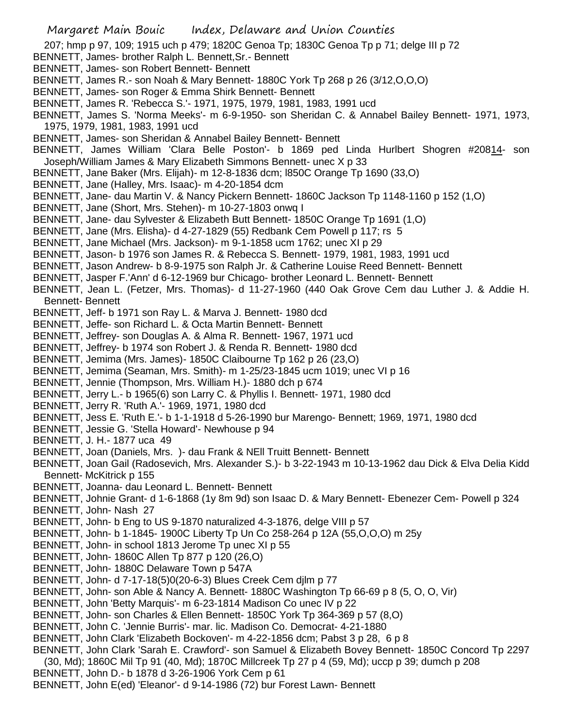207; hmp p 97, 109; 1915 uch p 479; 1820C Genoa Tp; 1830C Genoa Tp p 71; delge III p 72

BENNETT, James- brother Ralph L. Bennett,Sr.- Bennett

BENNETT, James- son Robert Bennett- Bennett

BENNETT, James R.- son Noah & Mary Bennett- 1880C York Tp 268 p 26 (3/12,O,O,O)

BENNETT, James- son Roger & Emma Shirk Bennett- Bennett

BENNETT, James R. 'Rebecca S.'- 1971, 1975, 1979, 1981, 1983, 1991 ucd

BENNETT, James S. 'Norma Meeks'- m 6-9-1950- son Sheridan C. & Annabel Bailey Bennett- 1971, 1973, 1975, 1979, 1981, 1983, 1991 ucd

BENNETT, James- son Sheridan & Annabel Bailey Bennett- Bennett

BENNETT, James William 'Clara Belle Poston'- b 1869 ped Linda Hurlbert Shogren #20814- son Joseph/William James & Mary Elizabeth Simmons Bennett- unec X p 33

BENNETT, Jane Baker (Mrs. Elijah)- m 12-8-1836 dcm; l850C Orange Tp 1690 (33,O)

BENNETT, Jane (Halley, Mrs. Isaac)- m 4-20-1854 dcm

BENNETT, Jane- dau Martin V. & Nancy Pickern Bennett- 1860C Jackson Tp 1148-1160 p 152 (1,O)

BENNETT, Jane (Short, Mrs. Stehen)- m 10-27-1803 onwq I

BENNETT, Jane- dau Sylvester & Elizabeth Butt Bennett- 1850C Orange Tp 1691 (1,O)

BENNETT, Jane (Mrs. Elisha)- d 4-27-1829 (55) Redbank Cem Powell p 117; rs 5

BENNETT, Jane Michael (Mrs. Jackson)- m 9-1-1858 ucm 1762; unec XI p 29

BENNETT, Jason- b 1976 son James R. & Rebecca S. Bennett- 1979, 1981, 1983, 1991 ucd

BENNETT, Jason Andrew- b 8-9-1975 son Ralph Jr. & Catherine Louise Reed Bennett- Bennett

BENNETT, Jasper F.'Ann' d 6-12-1969 bur Chicago- brother Leonard L. Bennett- Bennett

BENNETT, Jean L. (Fetzer, Mrs. Thomas)- d 11-27-1960 (440 Oak Grove Cem dau Luther J. & Addie H. Bennett- Bennett

BENNETT, Jeff- b 1971 son Ray L. & Marva J. Bennett- 1980 dcd

BENNETT, Jeffe- son Richard L. & Octa Martin Bennett- Bennett

BENNETT, Jeffrey- son Douglas A. & Alma R. Bennett- 1967, 1971 ucd

BENNETT, Jeffrey- b 1974 son Robert J. & Renda R. Bennett- 1980 dcd

BENNETT, Jemima (Mrs. James)- 1850C Claibourne Tp 162 p 26 (23,O)

BENNETT, Jemima (Seaman, Mrs. Smith)- m 1-25/23-1845 ucm 1019; unec VI p 16

BENNETT, Jennie (Thompson, Mrs. William H.)- 1880 dch p 674

BENNETT, Jerry L.- b 1965(6) son Larry C. & Phyllis I. Bennett- 1971, 1980 dcd

BENNETT, Jerry R. 'Ruth A.'- 1969, 1971, 1980 dcd

BENNETT, Jess E. 'Ruth E.'- b 1-1-1918 d 5-26-1990 bur Marengo- Bennett; 1969, 1971, 1980 dcd

BENNETT, Jessie G. 'Stella Howard'- Newhouse p 94

BENNETT, J. H.- 1877 uca 49

BENNETT, Joan (Daniels, Mrs. )- dau Frank & NEll Truitt Bennett- Bennett

BENNETT, Joan Gail (Radosevich, Mrs. Alexander S.)- b 3-22-1943 m 10-13-1962 dau Dick & Elva Delia Kidd Bennett- McKitrick p 155

BENNETT, Joanna- dau Leonard L. Bennett- Bennett

BENNETT, Johnie Grant- d 1-6-1868 (1y 8m 9d) son Isaac D. & Mary Bennett- Ebenezer Cem- Powell p 324

BENNETT, John- Nash 27

BENNETT, John- b Eng to US 9-1870 naturalized 4-3-1876, delge VIII p 57

BENNETT, John- b 1-1845- 1900C Liberty Tp Un Co 258-264 p 12A (55,O,O,O) m 25y

BENNETT, John- in school 1813 Jerome Tp unec XI p 55

BENNETT, John- 1860C Allen Tp 877 p 120 (26,O)

BENNETT, John- 1880C Delaware Town p 547A

BENNETT, John- d 7-17-18(5)0(20-6-3) Blues Creek Cem djlm p 77

BENNETT, John- son Able & Nancy A. Bennett- 1880C Washington Tp 66-69 p 8 (5, O, O, Vir)

BENNETT, John 'Betty Marquis'- m 6-23-1814 Madison Co unec IV p 22

BENNETT, John- son Charles & Ellen Bennett- 1850C York Tp 364-369 p 57 (8,O)

BENNETT, John C. 'Jennie Burris'- mar. lic. Madison Co. Democrat- 4-21-1880

BENNETT, John Clark 'Elizabeth Bockoven'- m 4-22-1856 dcm; Pabst 3 p 28, 6 p 8

BENNETT, John Clark 'Sarah E. Crawford'- son Samuel & Elizabeth Bovey Bennett- 1850C Concord Tp 2297 (30, Md); 1860C Mil Tp 91 (40, Md); 1870C Millcreek Tp 27 p 4 (59, Md); uccp p 39; dumch p 208

BENNETT, John D.- b 1878 d 3-26-1906 York Cem p 61

BENNETT, John E(ed) 'Eleanor'- d 9-14-1986 (72) bur Forest Lawn- Bennett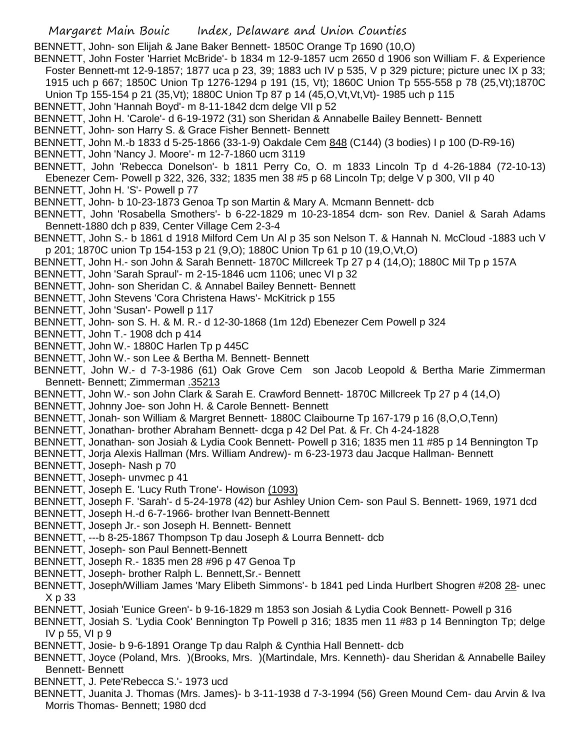BENNETT, John- son Elijah & Jane Baker Bennett- 1850C Orange Tp 1690 (10,O)

BENNETT, John Foster 'Harriet McBride'- b 1834 m 12-9-1857 ucm 2650 d 1906 son William F. & Experience Foster Bennett-mt 12-9-1857; 1877 uca p 23, 39; 1883 uch IV p 535, V p 329 picture; picture unec IX p 33; 1915 uch p 667; 1850C Union Tp 1276-1294 p 191 (15, Vt); 1860C Union Tp 555-558 p 78 (25,Vt);1870C Union Tp 155-154 p 21 (35,Vt); 1880C Union Tp 87 p 14 (45,O,Vt,Vt,Vt)- 1985 uch p 115

BENNETT, John 'Hannah Boyd'- m 8-11-1842 dcm delge VII p 52

BENNETT, John H. 'Carole'- d 6-19-1972 (31) son Sheridan & Annabelle Bailey Bennett- Bennett

BENNETT, John- son Harry S. & Grace Fisher Bennett- Bennett

BENNETT, John M.-b 1833 d 5-25-1866 (33-1-9) Oakdale Cem 848 (C144) (3 bodies) I p 100 (D-R9-16)

BENNETT, John 'Nancy J. Moore'- m 12-7-1860 ucm 3119

BENNETT, John 'Rebecca Donelson'- b 1811 Perry Co, O. m 1833 Lincoln Tp d 4-26-1884 (72-10-13) Ebenezer Cem- Powell p 322, 326, 332; 1835 men 38 #5 p 68 Lincoln Tp; delge V p 300, VII p 40

BENNETT, John H. 'S'- Powell p 77

BENNETT, John- b 10-23-1873 Genoa Tp son Martin & Mary A. Mcmann Bennett- dcb

BENNETT, John 'Rosabella Smothers'- b 6-22-1829 m 10-23-1854 dcm- son Rev. Daniel & Sarah Adams Bennett-1880 dch p 839, Center Village Cem 2-3-4

BENNETT, John S.- b 1861 d 1918 Milford Cem Un Al p 35 son Nelson T. & Hannah N. McCloud -1883 uch V p 201; 1870C union Tp 154-153 p 21 (9,O); 1880C Union Tp 61 p 10 (19,O,Vt,O)

BENNETT, John H.- son John & Sarah Bennett- 1870C Millcreek Tp 27 p 4 (14,O); 1880C Mil Tp p 157A

BENNETT, John 'Sarah Spraul'- m 2-15-1846 ucm 1106; unec VI p 32

BENNETT, John- son Sheridan C. & Annabel Bailey Bennett- Bennett

BENNETT, John Stevens 'Cora Christena Haws'- McKitrick p 155

BENNETT, John 'Susan'- Powell p 117

BENNETT, John- son S. H. & M. R.- d 12-30-1868 (1m 12d) Ebenezer Cem Powell p 324

BENNETT, John T.- 1908 dch p 414

BENNETT, John W.- 1880C Harlen Tp p 445C

BENNETT, John W.- son Lee & Bertha M. Bennett- Bennett

BENNETT, John W.- d 7-3-1986 (61) Oak Grove Cem son Jacob Leopold & Bertha Marie Zimmerman Bennett- Bennett; Zimmerman .35213

BENNETT, John W.- son John Clark & Sarah E. Crawford Bennett- 1870C Millcreek Tp 27 p 4 (14,O)

BENNETT, Johnny Joe- son John H. & Carole Bennett- Bennett

BENNETT, Jonah- son William & Margret Bennett- 1880C Claibourne Tp 167-179 p 16 (8,O,O,Tenn)

BENNETT, Jonathan- brother Abraham Bennett- dcga p 42 Del Pat. & Fr. Ch 4-24-1828

BENNETT, Jonathan- son Josiah & Lydia Cook Bennett- Powell p 316; 1835 men 11 #85 p 14 Bennington Tp

BENNETT, Jorja Alexis Hallman (Mrs. William Andrew)- m 6-23-1973 dau Jacque Hallman- Bennett

BENNETT, Joseph- Nash p 70

BENNETT, Joseph- unvmec p 41

BENNETT, Joseph E. 'Lucy Ruth Trone'- Howison (1093)

BENNETT, Joseph F. 'Sarah'- d 5-24-1978 (42) bur Ashley Union Cem- son Paul S. Bennett- 1969, 1971 dcd

BENNETT, Joseph H.-d 6-7-1966- brother Ivan Bennett-Bennett

BENNETT, Joseph Jr.- son Joseph H. Bennett- Bennett

BENNETT, ---b 8-25-1867 Thompson Tp dau Joseph & Lourra Bennett- dcb

BENNETT, Joseph- son Paul Bennett-Bennett

BENNETT, Joseph R.- 1835 men 28 #96 p 47 Genoa Tp

BENNETT, Joseph- brother Ralph L. Bennett,Sr.- Bennett

BENNETT, Joseph/William James 'Mary Elibeth Simmons'- b 1841 ped Linda Hurlbert Shogren #208 28- unec X p 33

BENNETT, Josiah 'Eunice Green'- b 9-16-1829 m 1853 son Josiah & Lydia Cook Bennett- Powell p 316

BENNETT, Josiah S. 'Lydia Cook' Bennington Tp Powell p 316; 1835 men 11 #83 p 14 Bennington Tp; delge IV p 55, VI p 9

BENNETT, Josie- b 9-6-1891 Orange Tp dau Ralph & Cynthia Hall Bennett- dcb

BENNETT, Joyce (Poland, Mrs. )(Brooks, Mrs. )(Martindale, Mrs. Kenneth)- dau Sheridan & Annabelle Bailey Bennett- Bennett

BENNETT, J. Pete'Rebecca S.'- 1973 ucd

BENNETT, Juanita J. Thomas (Mrs. James)- b 3-11-1938 d 7-3-1994 (56) Green Mound Cem- dau Arvin & Iva Morris Thomas- Bennett; 1980 dcd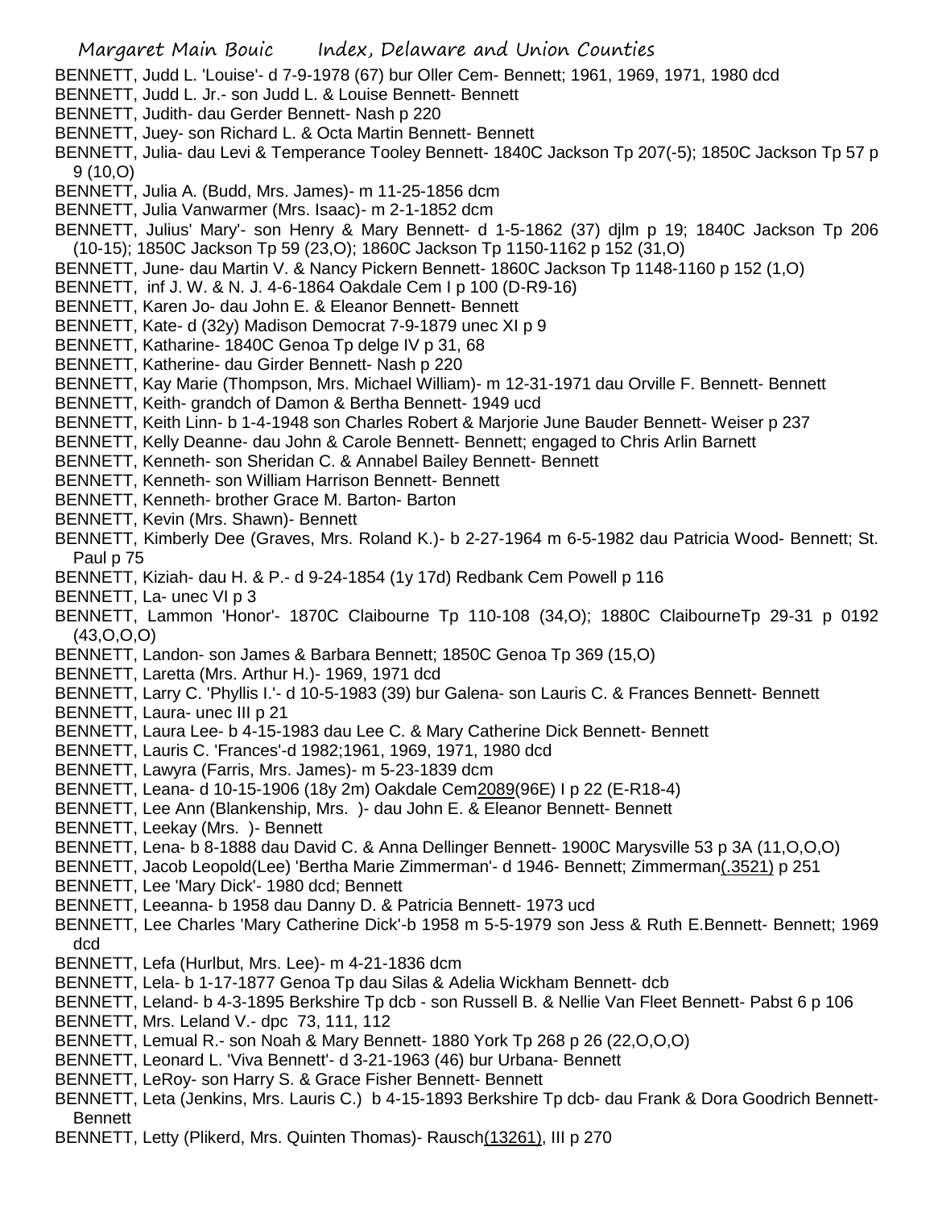BENNETT, Judd L. 'Louise'- d 7-9-1978 (67) bur Oller Cem- Bennett; 1961, 1969, 1971, 1980 dcd
BENNETT, Judd L. Jr.- son Judd L. & Louise Bennett- Bennett
BENNETT, Judith- dau Gerder Bennett- Nash p 220
BENNETT, Juey- son Richard L. & Octa Martin Bennett- Bennett
BENNETT, Julia- dau Levi & Temperance Tooley Bennett- 1840C Jackson Tp 207(-5); 1850C Jackson Tp 57 p 9 (10,O)
BENNETT, Julia A. (Budd, Mrs. James)- m 11-25-1856 dcm
BENNETT, Julia Vanwarmer (Mrs. Isaac)- m 2-1-1852 dcm
BENNETT, Julius' Mary'- son Henry & Mary Bennett- d 1-5-1862 (37) djlm p 19; 1840C Jackson Tp 206 (10-15); 1850C Jackson Tp 59 (23,O); 1860C Jackson Tp 1150-1162 p 152 (31,O)
BENNETT, June- dau Martin V. & Nancy Pickern Bennett- 1860C Jackson Tp 1148-1160 p 152 (1,O)
BENNETT, inf J. W. & N. J. 4-6-1864 Oakdale Cem I p 100 (D-R9-16)
BENNETT, Karen Jo- dau John E. & Eleanor Bennett- Bennett
BENNETT, Kate- d (32y) Madison Democrat 7-9-1879 unec XI p 9
BENNETT, Katharine- 1840C Genoa Tp delge IV p 31, 68
BENNETT, Katherine- dau Girder Bennett- Nash p 220
BENNETT, Kay Marie (Thompson, Mrs. Michael William)- m 12-31-1971 dau Orville F. Bennett- Bennett
BENNETT, Keith- grandch of Damon & Bertha Bennett- 1949 ucd
BENNETT, Keith Linn- b 1-4-1948 son Charles Robert & Marjorie June Bauder Bennett- Weiser p 237
BENNETT, Kelly Deanne- dau John & Carole Bennett- Bennett; engaged to Chris Arlin Barnett
BENNETT, Kenneth- son Sheridan C. & Annabel Bailey Bennett- Bennett
BENNETT, Kenneth- son William Harrison Bennett- Bennett
BENNETT, Kenneth- brother Grace M. Barton- Barton
BENNETT, Kevin (Mrs. Shawn)- Bennett
BENNETT, Kimberly Dee (Graves, Mrs. Roland K.)- b 2-27-1964 m 6-5-1982 dau Patricia Wood- Bennett; St. Paul p 75
BENNETT, Kiziah- dau H. & P.- d 9-24-1854 (1y 17d) Redbank Cem Powell p 116
BENNETT, La- unec VI p 3
BENNETT, Lammon 'Honor'- 1870C Claibourne Tp 110-108 (34,O); 1880C ClaibourneTp 29-31 p 0192 (43,O,O,O)
BENNETT, Landon- son James & Barbara Bennett; 1850C Genoa Tp 369 (15,O)
BENNETT, Laretta (Mrs. Arthur H.)- 1969, 1971 dcd
BENNETT, Larry C. 'Phyllis I.'- d 10-5-1983 (39) bur Galena- son Lauris C. & Frances Bennett- Bennett
BENNETT, Laura- unec III p 21
BENNETT, Laura Lee- b 4-15-1983 dau Lee C. & Mary Catherine Dick Bennett- Bennett
BENNETT, Lauris C. 'Frances'-d 1982;1961, 1969, 1971, 1980 dcd
BENNETT, Lawyra (Farris, Mrs. James)- m 5-23-1839 dcm
BENNETT, Leana- d 10-15-1906 (18y 2m) Oakdale Cem2089(96E) I p 22 (E-R18-4)
BENNETT, Lee Ann (Blankenship, Mrs. )- dau John E. & Eleanor Bennett- Bennett
BENNETT, Leekay (Mrs. )- Bennett
BENNETT, Lena- b 8-1888 dau David C. & Anna Dellinger Bennett- 1900C Marysville 53 p 3A (11,O,O,O)
BENNETT, Jacob Leopold(Lee) 'Bertha Marie Zimmerman'- d 1946- Bennett; Zimmerman(.3521) p 251
BENNETT, Lee 'Mary Dick'- 1980 dcd; Bennett
BENNETT, Leeanna- b 1958 dau Danny D. & Patricia Bennett- 1973 ucd
BENNETT, Lee Charles 'Mary Catherine Dick'-b 1958 m 5-5-1979 son Jess & Ruth E.Bennett- Bennett; 1969 dcd
BENNETT, Lefa (Hurlbut, Mrs. Lee)- m 4-21-1836 dcm
BENNETT, Lela- b 1-17-1877 Genoa Tp dau Silas & Adelia Wickham Bennett- dcb
BENNETT, Leland- b 4-3-1895 Berkshire Tp dcb - son Russell B. & Nellie Van Fleet Bennett- Pabst 6 p 106
BENNETT, Mrs. Leland V.- dpc 73, 111, 112
BENNETT, Lemual R.- son Noah & Mary Bennett- 1880 York Tp 268 p 26 (22,O,O,O)
BENNETT, Leonard L. 'Viva Bennett'- d 3-21-1963 (46) bur Urbana- Bennett
BENNETT, LeRoy- son Harry S. & Grace Fisher Bennett- Bennett
BENNETT, Leta (Jenkins, Mrs. Lauris C.) b 4-15-1893 Berkshire Tp dcb- dau Frank & Dora Goodrich Bennett- Bennett
BENNETT, Letty (Plikerd, Mrs. Quinten Thomas)- Rausch(13261), III p 270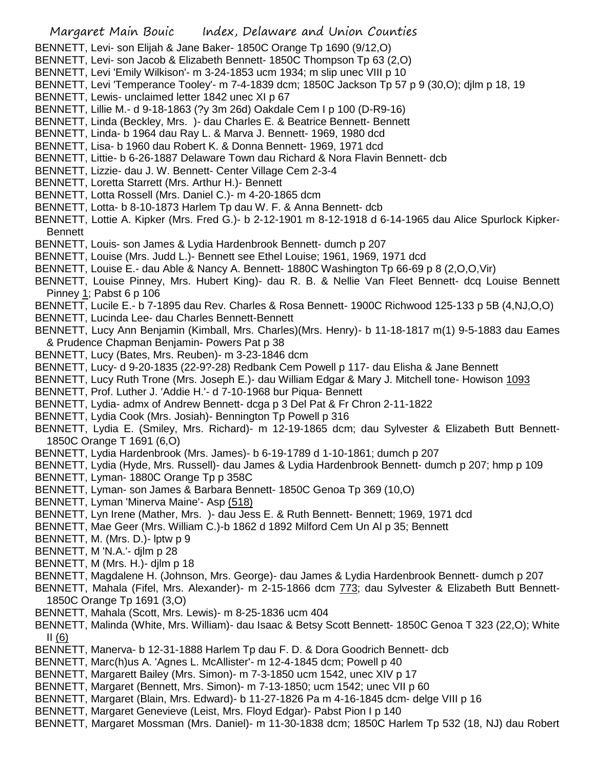BENNETT, Levi- son Elijah & Jane Baker- 1850C Orange Tp 1690 (9/12,O)
BENNETT, Levi- son Jacob & Elizabeth Bennett- 1850C Thompson Tp 63 (2,O)
BENNETT, Levi 'Emily Wilkison'- m 3-24-1853 ucm 1934; m slip unec VIII p 10
BENNETT, Levi 'Temperance Tooley'- m 7-4-1839 dcm; 1850C Jackson Tp 57 p 9 (30,O); djlm p 18, 19
BENNETT, Lewis- unclaimed letter 1842 unec XI p 67
BENNETT, Lillie M.- d 9-18-1863 (?y 3m 26d) Oakdale Cem I p 100 (D-R9-16)
BENNETT, Linda (Beckley, Mrs. )- dau Charles E. & Beatrice Bennett- Bennett
BENNETT, Linda- b 1964 dau Ray L. & Marva J. Bennett- 1969, 1980 dcd
BENNETT, Lisa- b 1960 dau Robert K. & Donna Bennett- 1969, 1971 dcd
BENNETT, Littie- b 6-26-1887 Delaware Town dau Richard & Nora Flavin Bennett- dcb
BENNETT, Lizzie- dau J. W. Bennett- Center Village Cem 2-3-4
BENNETT, Loretta Starrett (Mrs. Arthur H.)- Bennett
BENNETT, Lotta Rossell (Mrs. Daniel C.)- m 4-20-1865 dcm
BENNETT, Lotta- b 8-10-1873 Harlem Tp dau W. F. & Anna Bennett- dcb
BENNETT, Lottie A. Kipker (Mrs. Fred G.)- b 2-12-1901 m 8-12-1918 d 6-14-1965 dau Alice Spurlock Kipker- Bennett
BENNETT, Louis- son James & Lydia Hardenbrook Bennett- dumch p 207
BENNETT, Louise (Mrs. Judd L.)- Bennett see Ethel Louise; 1961, 1969, 1971 dcd
BENNETT, Louise E.- dau Able & Nancy A. Bennett- 1880C Washington Tp 66-69 p 8 (2,O,O,Vir)
BENNETT, Louise Pinney, Mrs. Hubert King)- dau R. B. & Nellie Van Fleet Bennett- dcq Louise Bennett Pinney 1; Pabst 6 p 106
BENNETT, Lucile E.- b 7-1895 dau Rev. Charles & Rosa Bennett- 1900C Richwood 125-133 p 5B (4,NJ,O,O)
BENNETT, Lucinda Lee- dau Charles Bennett-Bennett
BENNETT, Lucy Ann Benjamin (Kimball, Mrs. Charles)(Mrs. Henry)- b 11-18-1817 m(1) 9-5-1883 dau Eames & Prudence Chapman Benjamin- Powers Pat p 38
BENNETT, Lucy (Bates, Mrs. Reuben)- m 3-23-1846 dcm
BENNETT, Lucy- d 9-20-1835 (22-9?-28) Redbank Cem Powell p 117- dau Elisha & Jane Bennett
BENNETT, Lucy Ruth Trone (Mrs. Joseph E.)- dau William Edgar & Mary J. Mitchell tone- Howison 1093
BENNETT, Prof. Luther J. 'Addie H.'- d 7-10-1968 bur Piqua- Bennett
BENNETT, Lydia- admx of Andrew Bennett- dcga p 3 Del Pat & Fr Chron 2-11-1822
BENNETT, Lydia Cook (Mrs. Josiah)- Bennington Tp Powell p 316
BENNETT, Lydia E. (Smiley, Mrs. Richard)- m 12-19-1865 dcm; dau Sylvester & Elizabeth Butt Bennett- 1850C Orange T 1691 (6,O)
BENNETT, Lydia Hardenbrook (Mrs. James)- b 6-19-1789 d 1-10-1861; dumch p 207
BENNETT, Lydia (Hyde, Mrs. Russell)- dau James & Lydia Hardenbrook Bennett- dumch p 207; hmp p 109
BENNETT, Lyman- 1880C Orange Tp p 358C
BENNETT, Lyman- son James & Barbara Bennett- 1850C Genoa Tp 369 (10,O)
BENNETT, Lyman 'Minerva Maine'- Asp (518)
BENNETT, Lyn Irene (Mather, Mrs. )- dau Jess E. & Ruth Bennett- Bennett; 1969, 1971 dcd
BENNETT, Mae Geer (Mrs. William C.)-b 1862 d 1892 Milford Cem Un Al p 35; Bennett
BENNETT, M. (Mrs. D.)- lptw p 9
BENNETT, M 'N.A.'- djlm p 28
BENNETT, M (Mrs. H.)- djlm p 18
BENNETT, Magdalene H. (Johnson, Mrs. George)- dau James & Lydia Hardenbrook Bennett- dumch p 207
BENNETT, Mahala (Fifel, Mrs. Alexander)- m 2-15-1866 dcm 773; dau Sylvester & Elizabeth Butt Bennett- 1850C Orange Tp 1691 (3,O)
BENNETT, Mahala (Scott, Mrs. Lewis)- m 8-25-1836 ucm 404
BENNETT, Malinda (White, Mrs. William)- dau Isaac & Betsy Scott Bennett- 1850C Genoa T 323 (22,O); White II (6)
BENNETT, Manerva- b 12-31-1888 Harlem Tp dau F. D. & Dora Goodrich Bennett- dcb
BENNETT, Marc(h)us A. 'Agnes L. McAllister'- m 12-4-1845 dcm; Powell p 40
BENNETT, Margarett Bailey (Mrs. Simon)- m 7-3-1850 ucm 1542, unec XIV p 17
BENNETT, Margaret (Bennett, Mrs. Simon)- m 7-13-1850; ucm 1542; unec VII p 60
BENNETT, Margaret (Blain, Mrs. Edward)- b 11-27-1826 Pa m 4-16-1845 dcm- delge VIII p 16
BENNETT, Margaret Genevieve (Leist, Mrs. Floyd Edgar)- Pabst Pion I p 140
BENNETT, Margaret Mossman (Mrs. Daniel)- m 11-30-1838 dcm; 1850C Harlem Tp 532 (18, NJ) dau Robert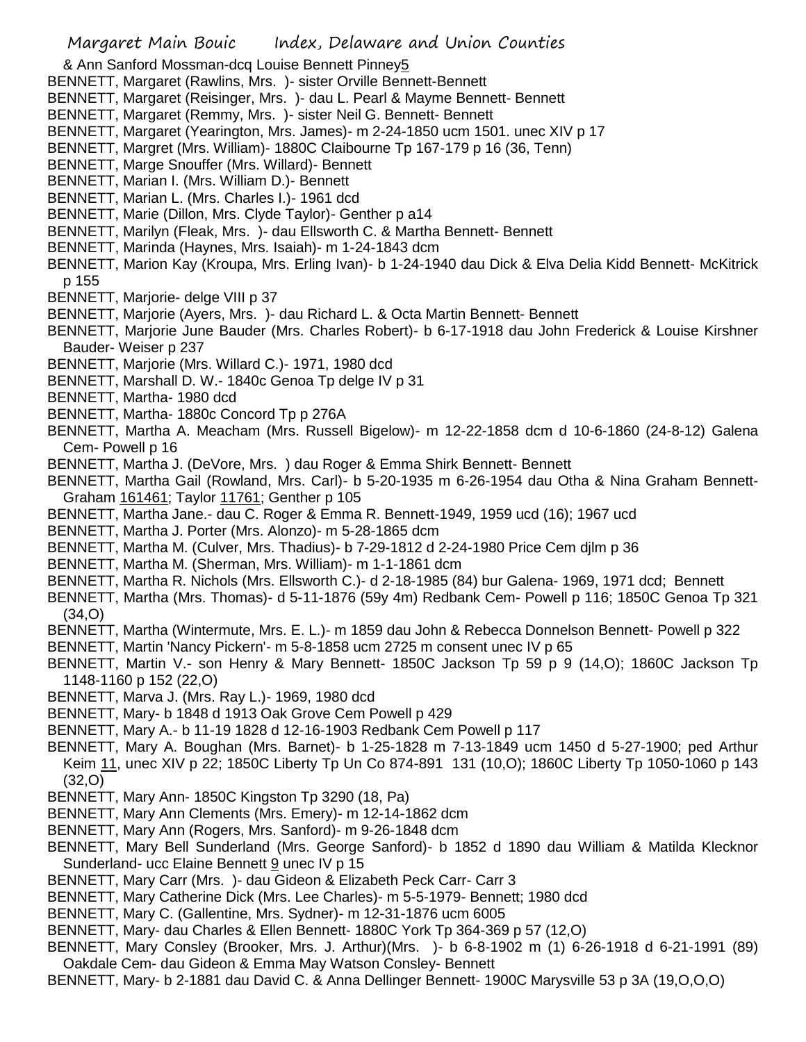& Ann Sanford Mossman-dcq Louise Bennett Pinney5

BENNETT, Margaret (Rawlins, Mrs. )- sister Orville Bennett-Bennett

BENNETT, Margaret (Reisinger, Mrs. )- dau L. Pearl & Mayme Bennett- Bennett

BENNETT, Margaret (Remmy, Mrs. )- sister Neil G. Bennett- Bennett

BENNETT, Margaret (Yearington, Mrs. James)- m 2-24-1850 ucm 1501. unec XIV p 17

BENNETT, Margret (Mrs. William)- 1880C Claibourne Tp 167-179 p 16 (36, Tenn)

BENNETT, Marge Snouffer (Mrs. Willard)- Bennett

BENNETT, Marian I. (Mrs. William D.)- Bennett

BENNETT, Marian L. (Mrs. Charles I.)- 1961 dcd

BENNETT, Marie (Dillon, Mrs. Clyde Taylor)- Genther p a14

BENNETT, Marilyn (Fleak, Mrs. )- dau Ellsworth C. & Martha Bennett- Bennett

BENNETT, Marinda (Haynes, Mrs. Isaiah)- m 1-24-1843 dcm

BENNETT, Marion Kay (Kroupa, Mrs. Erling Ivan)- b 1-24-1940 dau Dick & Elva Delia Kidd Bennett- McKitrick p 155

BENNETT, Marjorie- delge VIII p 37

BENNETT, Marjorie (Ayers, Mrs. )- dau Richard L. & Octa Martin Bennett- Bennett

BENNETT, Marjorie June Bauder (Mrs. Charles Robert)- b 6-17-1918 dau John Frederick & Louise Kirshner Bauder- Weiser p 237

BENNETT, Marjorie (Mrs. Willard C.)- 1971, 1980 dcd

BENNETT, Marshall D. W.- 1840c Genoa Tp delge IV p 31

BENNETT, Martha- 1980 dcd

BENNETT, Martha- 1880c Concord Tp p 276A

BENNETT, Martha A. Meacham (Mrs. Russell Bigelow)- m 12-22-1858 dcm d 10-6-1860 (24-8-12) Galena Cem- Powell p 16

BENNETT, Martha J. (DeVore, Mrs. ) dau Roger & Emma Shirk Bennett- Bennett

BENNETT, Martha Gail (Rowland, Mrs. Carl)- b 5-20-1935 m 6-26-1954 dau Otha & Nina Graham Bennett- Graham 161461; Taylor 11761; Genther p 105

BENNETT, Martha Jane.- dau C. Roger & Emma R. Bennett-1949, 1959 ucd (16); 1967 ucd

BENNETT, Martha J. Porter (Mrs. Alonzo)- m 5-28-1865 dcm

BENNETT, Martha M. (Culver, Mrs. Thadius)- b 7-29-1812 d 2-24-1980 Price Cem djlm p 36

BENNETT, Martha M. (Sherman, Mrs. William)- m 1-1-1861 dcm

BENNETT, Martha R. Nichols (Mrs. Ellsworth C.)- d 2-18-1985 (84) bur Galena- 1969, 1971 dcd; Bennett

BENNETT, Martha (Mrs. Thomas)- d 5-11-1876 (59y 4m) Redbank Cem- Powell p 116; 1850C Genoa Tp 321 (34,O)

BENNETT, Martha (Wintermute, Mrs. E. L.)- m 1859 dau John & Rebecca Donnelson Bennett- Powell p 322

BENNETT, Martin 'Nancy Pickern'- m 5-8-1858 ucm 2725 m consent unec IV p 65

BENNETT, Martin V.- son Henry & Mary Bennett- 1850C Jackson Tp 59 p 9 (14,O); 1860C Jackson Tp 1148-1160 p 152 (22,O)

BENNETT, Marva J. (Mrs. Ray L.)- 1969, 1980 dcd

BENNETT, Mary- b 1848 d 1913 Oak Grove Cem Powell p 429

BENNETT, Mary A.- b 11-19 1828 d 12-16-1903 Redbank Cem Powell p 117

BENNETT, Mary A. Boughan (Mrs. Barnet)- b 1-25-1828 m 7-13-1849 ucm 1450 d 5-27-1900; ped Arthur Keim 11, unec XIV p 22; 1850C Liberty Tp Un Co 874-891 131 (10,O); 1860C Liberty Tp 1050-1060 p 143 (32,O)

BENNETT, Mary Ann- 1850C Kingston Tp 3290 (18, Pa)

BENNETT, Mary Ann Clements (Mrs. Emery)- m 12-14-1862 dcm

BENNETT, Mary Ann (Rogers, Mrs. Sanford)- m 9-26-1848 dcm

BENNETT, Mary Bell Sunderland (Mrs. George Sanford)- b 1852 d 1890 dau William & Matilda Klecknor Sunderland- ucc Elaine Bennett 9 unec IV p 15

BENNETT, Mary Carr (Mrs. )- dau Gideon & Elizabeth Peck Carr- Carr 3

BENNETT, Mary Catherine Dick (Mrs. Lee Charles)- m 5-5-1979- Bennett; 1980 dcd

BENNETT, Mary C. (Gallentine, Mrs. Sydner)- m 12-31-1876 ucm 6005

BENNETT, Mary- dau Charles & Ellen Bennett- 1880C York Tp 364-369 p 57 (12,O)

BENNETT, Mary Consley (Brooker, Mrs. J. Arthur)(Mrs. )- b 6-8-1902 m (1) 6-26-1918 d 6-21-1991 (89) Oakdale Cem- dau Gideon & Emma May Watson Consley- Bennett

BENNETT, Mary- b 2-1881 dau David C. & Anna Dellinger Bennett- 1900C Marysville 53 p 3A (19,O,O,O)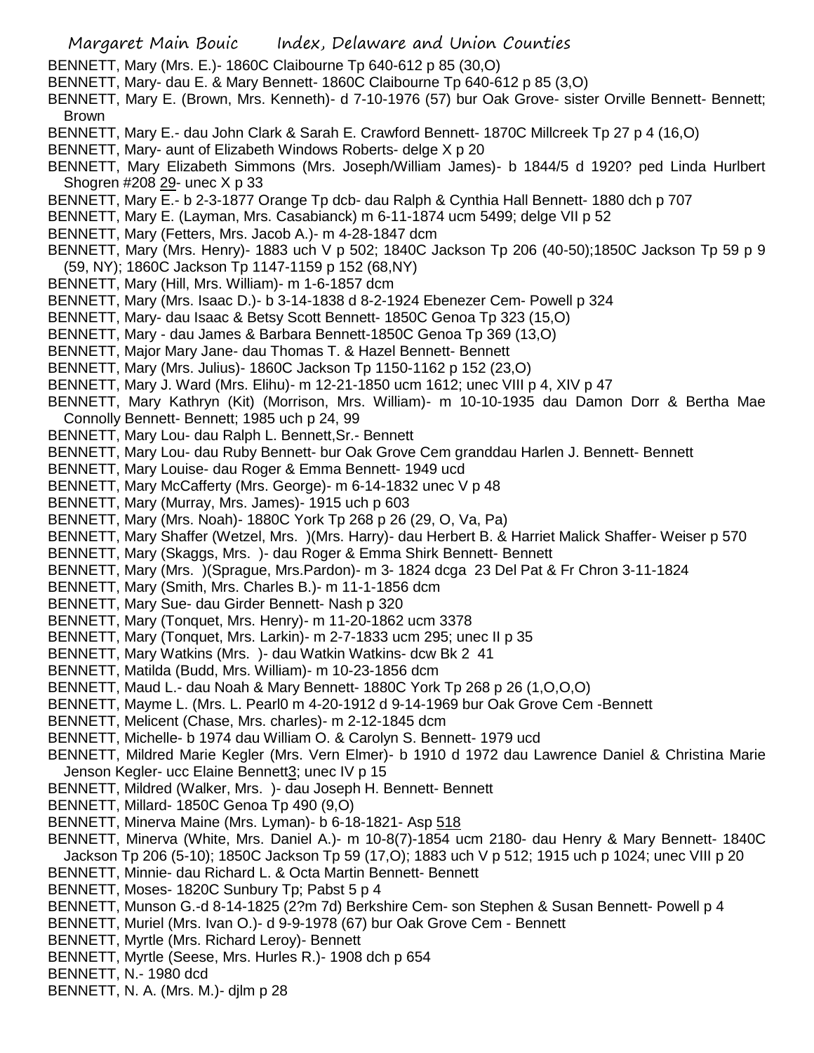BENNETT, Mary (Mrs. E.)- 1860C Claibourne Tp 640-612 p 85 (30,O)
BENNETT, Mary- dau E. & Mary Bennett- 1860C Claibourne Tp 640-612 p 85 (3,O)
BENNETT, Mary E. (Brown, Mrs. Kenneth)- d 7-10-1976 (57) bur Oak Grove- sister Orville Bennett- Bennett; Brown
BENNETT, Mary E.- dau John Clark & Sarah E. Crawford Bennett- 1870C Millcreek Tp 27 p 4 (16,O)
BENNETT, Mary- aunt of Elizabeth Windows Roberts- delge X p 20
BENNETT, Mary Elizabeth Simmons (Mrs. Joseph/William James)- b 1844/5 d 1920? ped Linda Hurlbert Shogren #208 29- unec X p 33
BENNETT, Mary E.- b 2-3-1877 Orange Tp dcb- dau Ralph & Cynthia Hall Bennett- 1880 dch p 707
BENNETT, Mary E. (Layman, Mrs. Casabianck) m 6-11-1874 ucm 5499; delge VII p 52
BENNETT, Mary (Fetters, Mrs. Jacob A.)- m 4-28-1847 dcm
BENNETT, Mary (Mrs. Henry)- 1883 uch V p 502; 1840C Jackson Tp 206 (40-50);1850C Jackson Tp 59 p 9 (59, NY); 1860C Jackson Tp 1147-1159 p 152 (68,NY)
BENNETT, Mary (Hill, Mrs. William)- m 1-6-1857 dcm
BENNETT, Mary (Mrs. Isaac D.)- b 3-14-1838 d 8-2-1924 Ebenezer Cem- Powell p 324
BENNETT, Mary- dau Isaac & Betsy Scott Bennett- 1850C Genoa Tp 323 (15,O)
BENNETT, Mary - dau James & Barbara Bennett-1850C Genoa Tp 369 (13,O)
BENNETT, Major Mary Jane- dau Thomas T. & Hazel Bennett- Bennett
BENNETT, Mary (Mrs. Julius)- 1860C Jackson Tp 1150-1162 p 152 (23,O)
BENNETT, Mary J. Ward (Mrs. Elihu)- m 12-21-1850 ucm 1612; unec VIII p 4, XIV p 47
BENNETT, Mary Kathryn (Kit) (Morrison, Mrs. William)- m 10-10-1935 dau Damon Dorr & Bertha Mae Connolly Bennett- Bennett; 1985 uch p 24, 99
BENNETT, Mary Lou- dau Ralph L. Bennett,Sr.- Bennett
BENNETT, Mary Lou- dau Ruby Bennett- bur Oak Grove Cem granddau Harlen J. Bennett- Bennett
BENNETT, Mary Louise- dau Roger & Emma Bennett- 1949 ucd
BENNETT, Mary McCafferty (Mrs. George)- m 6-14-1832 unec V p 48
BENNETT, Mary (Murray, Mrs. James)- 1915 uch p 603
BENNETT, Mary (Mrs. Noah)- 1880C York Tp 268 p 26 (29, O, Va, Pa)
BENNETT, Mary Shaffer (Wetzel, Mrs. )(Mrs. Harry)- dau Herbert B. & Harriet Malick Shaffer- Weiser p 570
BENNETT, Mary (Skaggs, Mrs. )- dau Roger & Emma Shirk Bennett- Bennett
BENNETT, Mary (Mrs. )(Sprague, Mrs.Pardon)- m 3- 1824 dcga 23 Del Pat & Fr Chron 3-11-1824
BENNETT, Mary (Smith, Mrs. Charles B.)- m 11-1-1856 dcm
BENNETT, Mary Sue- dau Girder Bennett- Nash p 320
BENNETT, Mary (Tonquet, Mrs. Henry)- m 11-20-1862 ucm 3378
BENNETT, Mary (Tonquet, Mrs. Larkin)- m 2-7-1833 ucm 295; unec II p 35
BENNETT, Mary Watkins (Mrs. )- dau Watkin Watkins- dcw Bk 2 41
BENNETT, Matilda (Budd, Mrs. William)- m 10-23-1856 dcm
BENNETT, Maud L.- dau Noah & Mary Bennett- 1880C York Tp 268 p 26 (1,O,O,O)
BENNETT, Mayme L. (Mrs. L. Pearl0 m 4-20-1912 d 9-14-1969 bur Oak Grove Cem -Bennett
BENNETT, Melicent (Chase, Mrs. charles)- m 2-12-1845 dcm
BENNETT, Michelle- b 1974 dau William O. & Carolyn S. Bennett- 1979 ucd
BENNETT, Mildred Marie Kegler (Mrs. Vern Elmer)- b 1910 d 1972 dau Lawrence Daniel & Christina Marie Jenson Kegler- ucc Elaine Bennett3; unec IV p 15
BENNETT, Mildred (Walker, Mrs. )- dau Joseph H. Bennett- Bennett
BENNETT, Millard- 1850C Genoa Tp 490 (9,O)
BENNETT, Minerva Maine (Mrs. Lyman)- b 6-18-1821- Asp 518
BENNETT, Minerva (White, Mrs. Daniel A.)- m 10-8(7)-1854 ucm 2180- dau Henry & Mary Bennett- 1840C Jackson Tp 206 (5-10); 1850C Jackson Tp 59 (17,O); 1883 uch V p 512; 1915 uch p 1024; unec VIII p 20
BENNETT, Minnie- dau Richard L. & Octa Martin Bennett- Bennett
BENNETT, Moses- 1820C Sunbury Tp; Pabst 5 p 4
BENNETT, Munson G.-d 8-14-1825 (2?m 7d) Berkshire Cem- son Stephen & Susan Bennett- Powell p 4
BENNETT, Muriel (Mrs. Ivan O.)- d 9-9-1978 (67) bur Oak Grove Cem - Bennett
BENNETT, Myrtle (Mrs. Richard Leroy)- Bennett
BENNETT, Myrtle (Seese, Mrs. Hurles R.)- 1908 dch p 654
BENNETT, N.- 1980 dcd
BENNETT, N. A. (Mrs. M.)- djlm p 28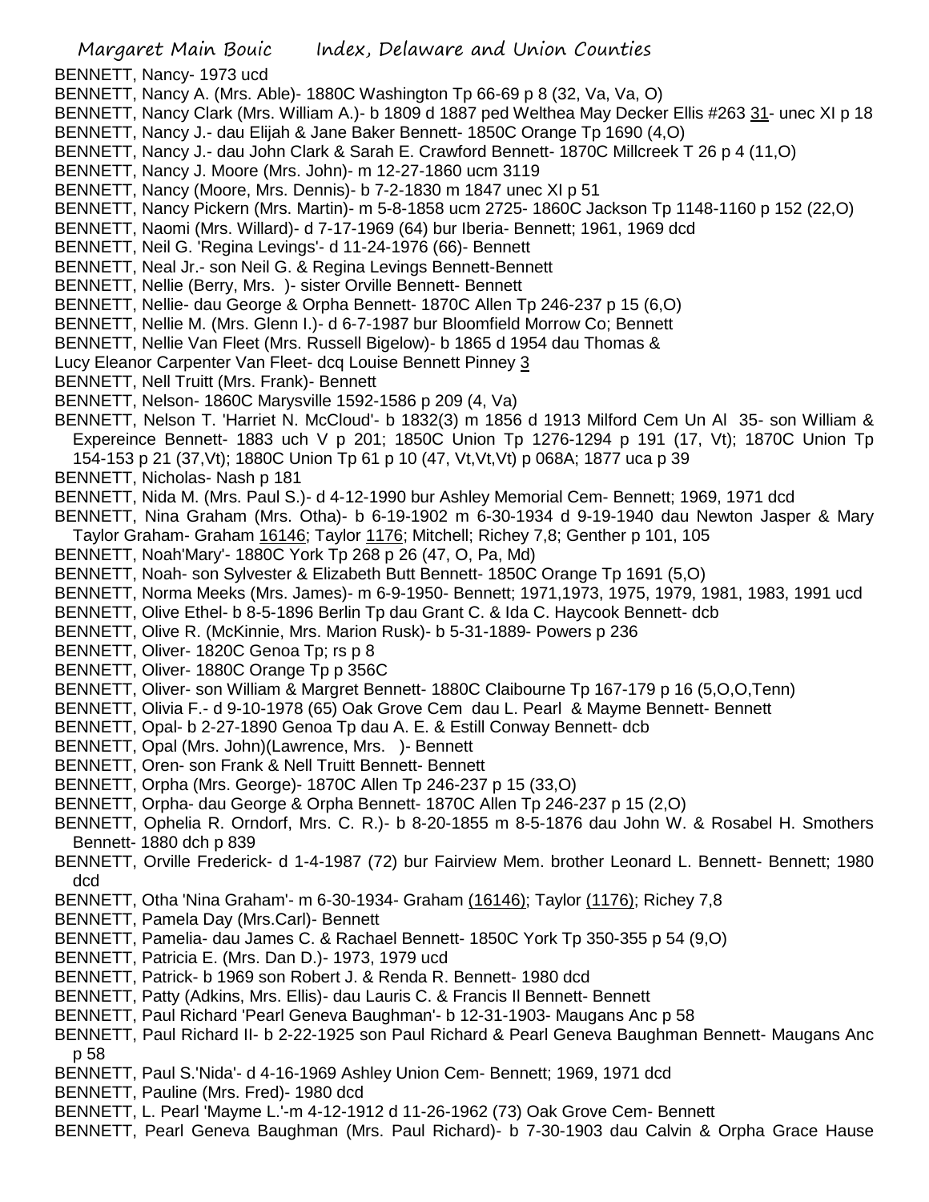BENNETT, Nancy- 1973 ucd

BENNETT, Nancy A. (Mrs. Able)- 1880C Washington Tp 66-69 p 8 (32, Va, Va, O)

BENNETT, Nancy Clark (Mrs. William A.)- b 1809 d 1887 ped Welthea May Decker Ellis #263 31- unec XI p 18

BENNETT, Nancy J.- dau Elijah & Jane Baker Bennett- 1850C Orange Tp 1690 (4,O)

BENNETT, Nancy J.- dau John Clark & Sarah E. Crawford Bennett- 1870C Millcreek T 26 p 4 (11,O)

BENNETT, Nancy J. Moore (Mrs. John)- m 12-27-1860 ucm 3119

BENNETT, Nancy (Moore, Mrs. Dennis)- b 7-2-1830 m 1847 unec XI p 51

BENNETT, Nancy Pickern (Mrs. Martin)- m 5-8-1858 ucm 2725- 1860C Jackson Tp 1148-1160 p 152 (22,O)

BENNETT, Naomi (Mrs. Willard)- d 7-17-1969 (64) bur Iberia- Bennett; 1961, 1969 dcd

BENNETT, Neil G. 'Regina Levings'- d 11-24-1976 (66)- Bennett

BENNETT, Neal Jr.- son Neil G. & Regina Levings Bennett-Bennett

BENNETT, Nellie (Berry, Mrs. )- sister Orville Bennett- Bennett

BENNETT, Nellie- dau George & Orpha Bennett- 1870C Allen Tp 246-237 p 15 (6,O)

BENNETT, Nellie M. (Mrs. Glenn I.)- d 6-7-1987 bur Bloomfield Morrow Co; Bennett

BENNETT, Nellie Van Fleet (Mrs. Russell Bigelow)- b 1865 d 1954 dau Thomas & Lucy Eleanor Carpenter Van Fleet- dcq Louise Bennett Pinney 3

BENNETT, Nell Truitt (Mrs. Frank)- Bennett

BENNETT, Nelson- 1860C Marysville 1592-1586 p 209 (4, Va)

BENNETT, Nelson T. 'Harriet N. McCloud'- b 1832(3) m 1856 d 1913 Milford Cem Un Al 35- son William & Expereince Bennett- 1883 uch V p 201; 1850C Union Tp 1276-1294 p 191 (17, Vt); 1870C Union Tp 154-153 p 21 (37,Vt); 1880C Union Tp 61 p 10 (47, Vt,Vt,Vt) p 068A; 1877 uca p 39

BENNETT, Nicholas- Nash p 181

BENNETT, Nida M. (Mrs. Paul S.)- d 4-12-1990 bur Ashley Memorial Cem- Bennett; 1969, 1971 dcd

BENNETT, Nina Graham (Mrs. Otha)- b 6-19-1902 m 6-30-1934 d 9-19-1940 dau Newton Jasper & Mary Taylor Graham- Graham 16146; Taylor 1176; Mitchell; Richey 7,8; Genther p 101, 105

BENNETT, Noah'Mary'- 1880C York Tp 268 p 26 (47, O, Pa, Md)

BENNETT, Noah- son Sylvester & Elizabeth Butt Bennett- 1850C Orange Tp 1691 (5,O)

BENNETT, Norma Meeks (Mrs. James)- m 6-9-1950- Bennett; 1971,1973, 1975, 1979, 1981, 1983, 1991 ucd

BENNETT, Olive Ethel- b 8-5-1896 Berlin Tp dau Grant C. & Ida C. Haycook Bennett- dcb

BENNETT, Olive R. (McKinnie, Mrs. Marion Rusk)- b 5-31-1889- Powers p 236

BENNETT, Oliver- 1820C Genoa Tp; rs p 8

BENNETT, Oliver- 1880C Orange Tp p 356C

BENNETT, Oliver- son William & Margret Bennett- 1880C Claibourne Tp 167-179 p 16 (5,O,O,Tenn)

BENNETT, Olivia F.- d 9-10-1978 (65) Oak Grove Cem dau L. Pearl & Mayme Bennett- Bennett

BENNETT, Opal- b 2-27-1890 Genoa Tp dau A. E. & Estill Conway Bennett- dcb

BENNETT, Opal (Mrs. John)(Lawrence, Mrs. )- Bennett

BENNETT, Oren- son Frank & Nell Truitt Bennett- Bennett

BENNETT, Orpha (Mrs. George)- 1870C Allen Tp 246-237 p 15 (33,O)

BENNETT, Orpha- dau George & Orpha Bennett- 1870C Allen Tp 246-237 p 15 (2,O)

BENNETT, Ophelia R. Orndorf, Mrs. C. R.)- b 8-20-1855 m 8-5-1876 dau John W. & Rosabel H. Smothers Bennett- 1880 dch p 839

BENNETT, Orville Frederick- d 1-4-1987 (72) bur Fairview Mem. brother Leonard L. Bennett- Bennett; 1980 dcd

BENNETT, Otha 'Nina Graham'- m 6-30-1934- Graham (16146); Taylor (1176); Richey 7,8

BENNETT, Pamela Day (Mrs.Carl)- Bennett

BENNETT, Pamelia- dau James C. & Rachael Bennett- 1850C York Tp 350-355 p 54 (9,O)

BENNETT, Patricia E. (Mrs. Dan D.)- 1973, 1979 ucd

BENNETT, Patrick- b 1969 son Robert J. & Renda R. Bennett- 1980 dcd

BENNETT, Patty (Adkins, Mrs. Ellis)- dau Lauris C. & Francis Il Bennett- Bennett

BENNETT, Paul Richard 'Pearl Geneva Baughman'- b 12-31-1903- Maugans Anc p 58

BENNETT, Paul Richard II- b 2-22-1925 son Paul Richard & Pearl Geneva Baughman Bennett- Maugans Anc p 58

BENNETT, Paul S.'Nida'- d 4-16-1969 Ashley Union Cem- Bennett; 1969, 1971 dcd

BENNETT, Pauline (Mrs. Fred)- 1980 dcd

BENNETT, L. Pearl 'Mayme L.'-m 4-12-1912 d 11-26-1962 (73) Oak Grove Cem- Bennett

BENNETT, Pearl Geneva Baughman (Mrs. Paul Richard)- b 7-30-1903 dau Calvin & Orpha Grace Hause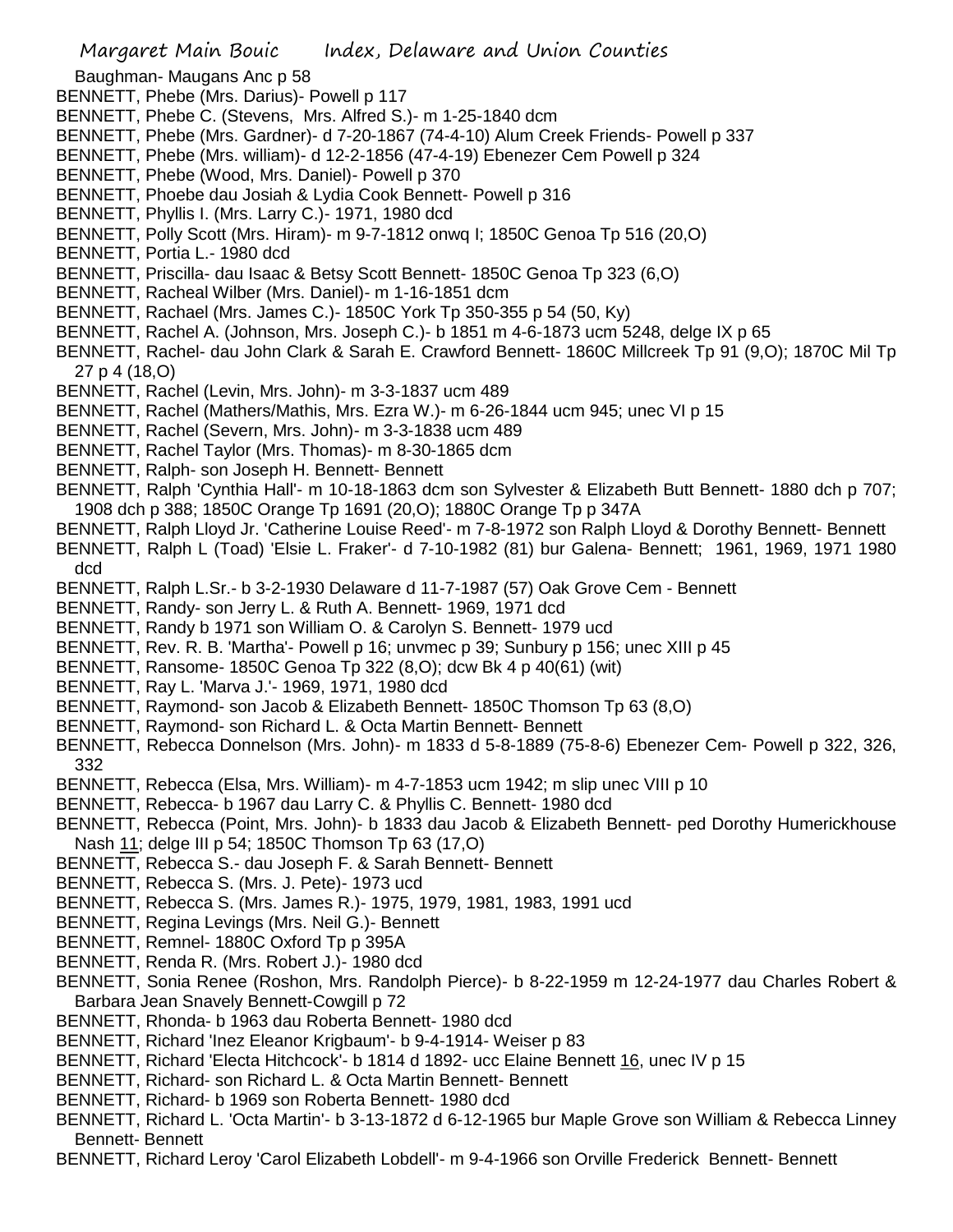Baughman- Maugans Anc p 58

BENNETT, Phebe (Mrs. Darius)- Powell p 117

BENNETT, Phebe C. (Stevens, Mrs. Alfred S.)- m 1-25-1840 dcm

BENNETT, Phebe (Mrs. Gardner)- d 7-20-1867 (74-4-10) Alum Creek Friends- Powell p 337

BENNETT, Phebe (Mrs. william)- d 12-2-1856 (47-4-19) Ebenezer Cem Powell p 324

BENNETT, Phebe (Wood, Mrs. Daniel)- Powell p 370

BENNETT, Phoebe dau Josiah & Lydia Cook Bennett- Powell p 316

BENNETT, Phyllis I. (Mrs. Larry C.)- 1971, 1980 dcd

BENNETT, Polly Scott (Mrs. Hiram)- m 9-7-1812 onwq I; 1850C Genoa Tp 516 (20,O)

BENNETT, Portia L.- 1980 dcd

BENNETT, Priscilla- dau Isaac & Betsy Scott Bennett- 1850C Genoa Tp 323 (6,O)

BENNETT, Racheal Wilber (Mrs. Daniel)- m 1-16-1851 dcm

BENNETT, Rachael (Mrs. James C.)- 1850C York Tp 350-355 p 54 (50, Ky)

BENNETT, Rachel A. (Johnson, Mrs. Joseph C.)- b 1851 m 4-6-1873 ucm 5248, delge IX p 65

BENNETT, Rachel- dau John Clark & Sarah E. Crawford Bennett- 1860C Millcreek Tp 91 (9,O); 1870C Mil Tp 27 p 4 (18,O)

BENNETT, Rachel (Levin, Mrs. John)- m 3-3-1837 ucm 489

BENNETT, Rachel (Mathers/Mathis, Mrs. Ezra W.)- m 6-26-1844 ucm 945; unec VI p 15

BENNETT, Rachel (Severn, Mrs. John)- m 3-3-1838 ucm 489

BENNETT, Rachel Taylor (Mrs. Thomas)- m 8-30-1865 dcm

BENNETT, Ralph- son Joseph H. Bennett- Bennett

BENNETT, Ralph 'Cynthia Hall'- m 10-18-1863 dcm son Sylvester & Elizabeth Butt Bennett- 1880 dch p 707; 1908 dch p 388; 1850C Orange Tp 1691 (20,O); 1880C Orange Tp p 347A

BENNETT, Ralph Lloyd Jr. 'Catherine Louise Reed'- m 7-8-1972 son Ralph Lloyd & Dorothy Bennett- Bennett

BENNETT, Ralph L (Toad) 'Elsie L. Fraker'- d 7-10-1982 (81) bur Galena- Bennett; 1961, 1969, 1971 1980 dcd

BENNETT, Ralph L.Sr.- b 3-2-1930 Delaware d 11-7-1987 (57) Oak Grove Cem - Bennett

BENNETT, Randy- son Jerry L. & Ruth A. Bennett- 1969, 1971 dcd

BENNETT, Randy b 1971 son William O. & Carolyn S. Bennett- 1979 ucd

BENNETT, Rev. R. B. 'Martha'- Powell p 16; unvmec p 39; Sunbury p 156; unec XIII p 45

BENNETT, Ransome- 1850C Genoa Tp 322 (8,O); dcw Bk 4 p 40(61) (wit)

BENNETT, Ray L. 'Marva J.'- 1969, 1971, 1980 dcd

BENNETT, Raymond- son Jacob & Elizabeth Bennett- 1850C Thomson Tp 63 (8,O)

BENNETT, Raymond- son Richard L. & Octa Martin Bennett- Bennett

BENNETT, Rebecca Donnelson (Mrs. John)- m 1833 d 5-8-1889 (75-8-6) Ebenezer Cem- Powell p 322, 326, 332

BENNETT, Rebecca (Elsa, Mrs. William)- m 4-7-1853 ucm 1942; m slip unec VIII p 10

BENNETT, Rebecca- b 1967 dau Larry C. & Phyllis C. Bennett- 1980 dcd

BENNETT, Rebecca (Point, Mrs. John)- b 1833 dau Jacob & Elizabeth Bennett- ped Dorothy Humerickhouse Nash 11; delge III p 54; 1850C Thomson Tp 63 (17,O)

BENNETT, Rebecca S.- dau Joseph F. & Sarah Bennett- Bennett

BENNETT, Rebecca S. (Mrs. J. Pete)- 1973 ucd

BENNETT, Rebecca S. (Mrs. James R.)- 1975, 1979, 1981, 1983, 1991 ucd

BENNETT, Regina Levings (Mrs. Neil G.)- Bennett

BENNETT, Remnel- 1880C Oxford Tp p 395A

BENNETT, Renda R. (Mrs. Robert J.)- 1980 dcd

BENNETT, Sonia Renee (Roshon, Mrs. Randolph Pierce)- b 8-22-1959 m 12-24-1977 dau Charles Robert & Barbara Jean Snavely Bennett-Cowgill p 72

BENNETT, Rhonda- b 1963 dau Roberta Bennett- 1980 dcd

BENNETT, Richard 'Inez Eleanor Krigbaum'- b 9-4-1914- Weiser p 83

BENNETT, Richard 'Electa Hitchcock'- b 1814 d 1892- ucc Elaine Bennett 16, unec IV p 15

BENNETT, Richard- son Richard L. & Octa Martin Bennett- Bennett

BENNETT, Richard- b 1969 son Roberta Bennett- 1980 dcd

BENNETT, Richard L. 'Octa Martin'- b 3-13-1872 d 6-12-1965 bur Maple Grove son William & Rebecca Linney Bennett- Bennett

BENNETT, Richard Leroy 'Carol Elizabeth Lobdell'- m 9-4-1966 son Orville Frederick Bennett- Bennett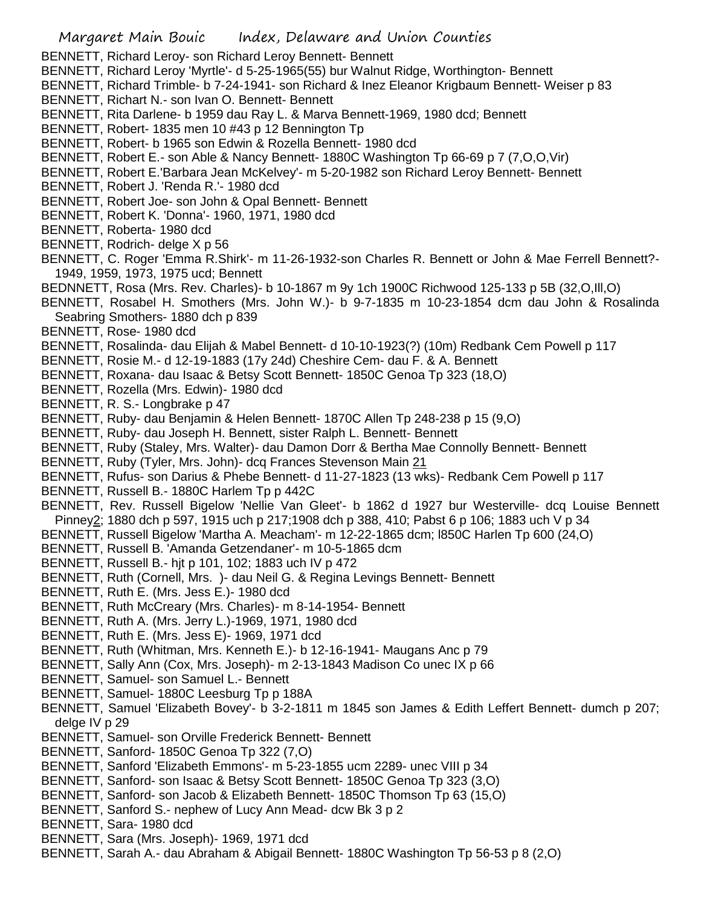BENNETT, Richard Leroy- son Richard Leroy Bennett- Bennett
BENNETT, Richard Leroy 'Myrtle'- d 5-25-1965(55) bur Walnut Ridge, Worthington- Bennett
BENNETT, Richard Trimble- b 7-24-1941- son Richard & Inez Eleanor Krigbaum Bennett- Weiser p 83
BENNETT, Richart N.- son Ivan O. Bennett- Bennett
BENNETT, Rita Darlene- b 1959 dau Ray L. & Marva Bennett-1969, 1980 dcd; Bennett
BENNETT, Robert- 1835 men 10 #43 p 12 Bennington Tp
BENNETT, Robert- b 1965 son Edwin & Rozella Bennett- 1980 dcd
BENNETT, Robert E.- son Able & Nancy Bennett- 1880C Washington Tp 66-69 p 7 (7,O,O,Vir)
BENNETT, Robert E.'Barbara Jean McKelvey'- m 5-20-1982 son Richard Leroy Bennett- Bennett
BENNETT, Robert J. 'Renda R.'- 1980 dcd
BENNETT, Robert Joe- son John & Opal Bennett- Bennett
BENNETT, Robert K. 'Donna'- 1960, 1971, 1980 dcd
BENNETT, Roberta- 1980 dcd
BENNETT, Rodrich- delge X p 56
BENNETT, C. Roger 'Emma R.Shirk'- m 11-26-1932-son Charles R. Bennett or John & Mae Ferrell Bennett?- 1949, 1959, 1973, 1975 ucd; Bennett
BEDNNETT, Rosa (Mrs. Rev. Charles)- b 10-1867 m 9y 1ch 1900C Richwood 125-133 p 5B (32,O,Ill,O)
BENNETT, Rosabel H. Smothers (Mrs. John W.)- b 9-7-1835 m 10-23-1854 dcm dau John & Rosalinda Seabring Smothers- 1880 dch p 839
BENNETT, Rose- 1980 dcd
BENNETT, Rosalinda- dau Elijah & Mabel Bennett- d 10-10-1923(?) (10m) Redbank Cem Powell p 117
BENNETT, Rosie M.- d 12-19-1883 (17y 24d) Cheshire Cem- dau F. & A. Bennett
BENNETT, Roxana- dau Isaac & Betsy Scott Bennett- 1850C Genoa Tp 323 (18,O)
BENNETT, Rozella (Mrs. Edwin)- 1980 dcd
BENNETT, R. S.- Longbrake p 47
BENNETT, Ruby- dau Benjamin & Helen Bennett- 1870C Allen Tp 248-238 p 15 (9,O)
BENNETT, Ruby- dau Joseph H. Bennett, sister Ralph L. Bennett- Bennett
BENNETT, Ruby (Staley, Mrs. Walter)- dau Damon Dorr & Bertha Mae Connolly Bennett- Bennett
BENNETT, Ruby (Tyler, Mrs. John)- dcq Frances Stevenson Main 21
BENNETT, Rufus- son Darius & Phebe Bennett- d 11-27-1823 (13 wks)- Redbank Cem Powell p 117
BENNETT, Russell B.- 1880C Harlem Tp p 442C
BENNETT, Rev. Russell Bigelow 'Nellie Van Gleet'- b 1862 d 1927 bur Westerville- dcq Louise Bennett Pinney2; 1880 dch p 597, 1915 uch p 217;1908 dch p 388, 410; Pabst 6 p 106; 1883 uch V p 34
BENNETT, Russell Bigelow 'Martha A. Meacham'- m 12-22-1865 dcm; l850C Harlen Tp 600 (24,O)
BENNETT, Russell B. 'Amanda Getzendaner'- m 10-5-1865 dcm
BENNETT, Russell B.- hjt p 101, 102; 1883 uch IV p 472
BENNETT, Ruth (Cornell, Mrs. )- dau Neil G. & Regina Levings Bennett- Bennett
BENNETT, Ruth E. (Mrs. Jess E.)- 1980 dcd
BENNETT, Ruth McCreary (Mrs. Charles)- m 8-14-1954- Bennett
BENNETT, Ruth A. (Mrs. Jerry L.)-1969, 1971, 1980 dcd
BENNETT, Ruth E. (Mrs. Jess E)- 1969, 1971 dcd
BENNETT, Ruth (Whitman, Mrs. Kenneth E.)- b 12-16-1941- Maugans Anc p 79
BENNETT, Sally Ann (Cox, Mrs. Joseph)- m 2-13-1843 Madison Co unec IX p 66
BENNETT, Samuel- son Samuel L.- Bennett
BENNETT, Samuel- 1880C Leesburg Tp p 188A
BENNETT, Samuel 'Elizabeth Bovey'- b 3-2-1811 m 1845 son James & Edith Leffert Bennett- dumch p 207; delge IV p 29
BENNETT, Samuel- son Orville Frederick Bennett- Bennett
BENNETT, Sanford- 1850C Genoa Tp 322 (7,O)
BENNETT, Sanford 'Elizabeth Emmons'- m 5-23-1855 ucm 2289- unec VIII p 34
BENNETT, Sanford- son Isaac & Betsy Scott Bennett- 1850C Genoa Tp 323 (3,O)
BENNETT, Sanford- son Jacob & Elizabeth Bennett- 1850C Thomson Tp 63 (15,O)
BENNETT, Sanford S.- nephew of Lucy Ann Mead- dcw Bk 3 p 2
BENNETT, Sara- 1980 dcd
BENNETT, Sara (Mrs. Joseph)- 1969, 1971 dcd
BENNETT, Sarah A.- dau Abraham & Abigail Bennett- 1880C Washington Tp 56-53 p 8 (2,O)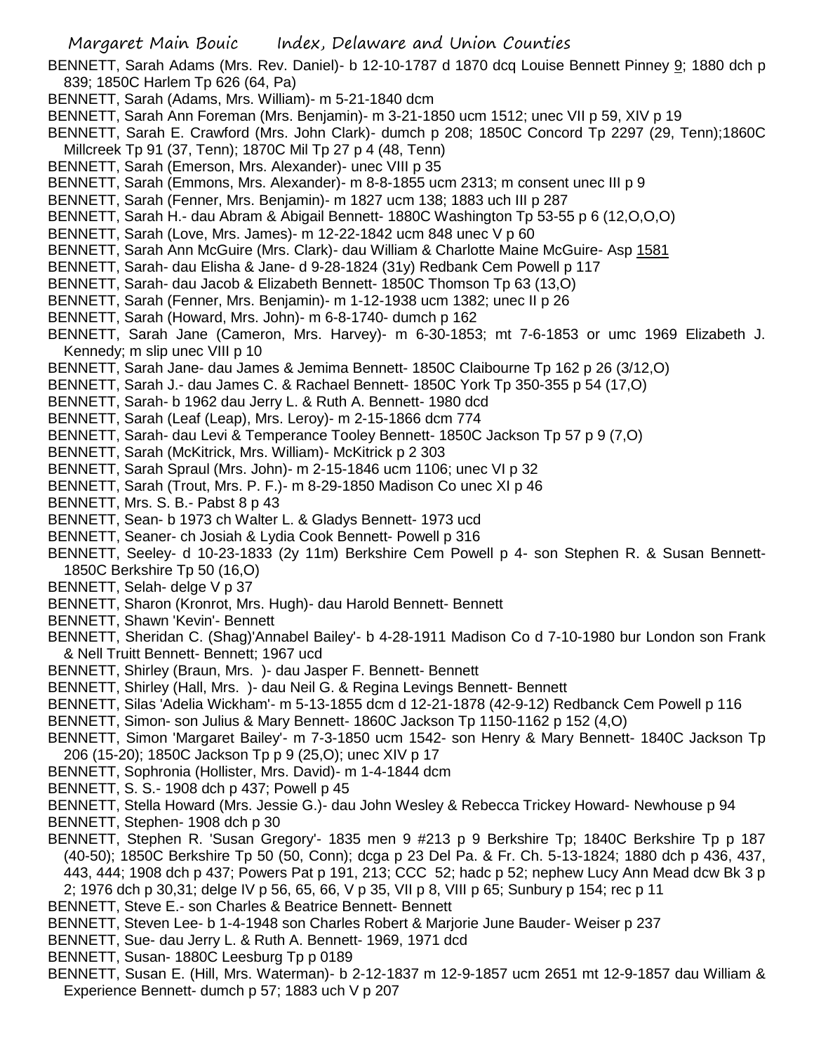BENNETT, Sarah Adams (Mrs. Rev. Daniel)- b 12-10-1787 d 1870 dcq Louise Bennett Pinney 9; 1880 dch p 839; 1850C Harlem Tp 626 (64, Pa)

BENNETT, Sarah (Adams, Mrs. William)- m 5-21-1840 dcm

BENNETT, Sarah Ann Foreman (Mrs. Benjamin)- m 3-21-1850 ucm 1512; unec VII p 59, XIV p 19

BENNETT, Sarah E. Crawford (Mrs. John Clark)- dumch p 208; 1850C Concord Tp 2297 (29, Tenn);1860C Millcreek Tp 91 (37, Tenn); 1870C Mil Tp 27 p 4 (48, Tenn)

BENNETT, Sarah (Emerson, Mrs. Alexander)- unec VIII p 35

BENNETT, Sarah (Emmons, Mrs. Alexander)- m 8-8-1855 ucm 2313; m consent unec III p 9

BENNETT, Sarah (Fenner, Mrs. Benjamin)- m 1827 ucm 138; 1883 uch III p 287

BENNETT, Sarah H.- dau Abram & Abigail Bennett- 1880C Washington Tp 53-55 p 6 (12,O,O,O)

BENNETT, Sarah (Love, Mrs. James)- m 12-22-1842 ucm 848 unec V p 60

BENNETT, Sarah Ann McGuire (Mrs. Clark)- dau William & Charlotte Maine McGuire- Asp 1581

BENNETT, Sarah- dau Elisha & Jane- d 9-28-1824 (31y) Redbank Cem Powell p 117

BENNETT, Sarah- dau Jacob & Elizabeth Bennett- 1850C Thomson Tp 63 (13,O)

BENNETT, Sarah (Fenner, Mrs. Benjamin)- m 1-12-1938 ucm 1382; unec II p 26

BENNETT, Sarah (Howard, Mrs. John)- m 6-8-1740- dumch p 162

BENNETT, Sarah Jane (Cameron, Mrs. Harvey)- m 6-30-1853; mt 7-6-1853 or umc 1969 Elizabeth J. Kennedy; m slip unec VIII p 10

BENNETT, Sarah Jane- dau James & Jemima Bennett- 1850C Claibourne Tp 162 p 26 (3/12,O)

BENNETT, Sarah J.- dau James C. & Rachael Bennett- 1850C York Tp 350-355 p 54 (17,O)

BENNETT, Sarah- b 1962 dau Jerry L. & Ruth A. Bennett- 1980 dcd

BENNETT, Sarah (Leaf (Leap), Mrs. Leroy)- m 2-15-1866 dcm 774

BENNETT, Sarah- dau Levi & Temperance Tooley Bennett- 1850C Jackson Tp 57 p 9 (7,O)

BENNETT, Sarah (McKitrick, Mrs. William)- McKitrick p 2 303

BENNETT, Sarah Spraul (Mrs. John)- m 2-15-1846 ucm 1106; unec VI p 32

BENNETT, Sarah (Trout, Mrs. P. F.)- m 8-29-1850 Madison Co unec XI p 46

BENNETT, Mrs. S. B.- Pabst 8 p 43

BENNETT, Sean- b 1973 ch Walter L. & Gladys Bennett- 1973 ucd

BENNETT, Seaner- ch Josiah & Lydia Cook Bennett- Powell p 316

BENNETT, Seeley- d 10-23-1833 (2y 11m) Berkshire Cem Powell p 4- son Stephen R. & Susan Bennett- 1850C Berkshire Tp 50 (16,O)

BENNETT, Selah- delge V p 37

BENNETT, Sharon (Kronrot, Mrs. Hugh)- dau Harold Bennett- Bennett

BENNETT, Shawn 'Kevin'- Bennett

BENNETT, Sheridan C. (Shag)'Annabel Bailey'- b 4-28-1911 Madison Co d 7-10-1980 bur London son Frank & Nell Truitt Bennett- Bennett; 1967 ucd

BENNETT, Shirley (Braun, Mrs. )- dau Jasper F. Bennett- Bennett

BENNETT, Shirley (Hall, Mrs. )- dau Neil G. & Regina Levings Bennett- Bennett

BENNETT, Silas 'Adelia Wickham'- m 5-13-1855 dcm d 12-21-1878 (42-9-12) Redbanck Cem Powell p 116

BENNETT, Simon- son Julius & Mary Bennett- 1860C Jackson Tp 1150-1162 p 152 (4,O)

BENNETT, Simon 'Margaret Bailey'- m 7-3-1850 ucm 1542- son Henry & Mary Bennett- 1840C Jackson Tp 206 (15-20); 1850C Jackson Tp p 9 (25,O); unec XIV p 17

BENNETT, Sophronia (Hollister, Mrs. David)- m 1-4-1844 dcm

BENNETT, S. S.- 1908 dch p 437; Powell p 45

BENNETT, Stella Howard (Mrs. Jessie G.)- dau John Wesley & Rebecca Trickey Howard- Newhouse p 94

BENNETT, Stephen- 1908 dch p 30

BENNETT, Stephen R. 'Susan Gregory'- 1835 men 9 #213 p 9 Berkshire Tp; 1840C Berkshire Tp p 187 (40-50); 1850C Berkshire Tp 50 (50, Conn); dcga p 23 Del Pa. & Fr. Ch. 5-13-1824; 1880 dch p 436, 437, 443, 444; 1908 dch p 437; Powers Pat p 191, 213; CCC 52; hadc p 52; nephew Lucy Ann Mead dcw Bk 3 p 2; 1976 dch p 30,31; delge IV p 56, 65, 66, V p 35, VII p 8, VIII p 65; Sunbury p 154; rec p 11

BENNETT, Steve E.- son Charles & Beatrice Bennett- Bennett

BENNETT, Steven Lee- b 1-4-1948 son Charles Robert & Marjorie June Bauder- Weiser p 237

BENNETT, Sue- dau Jerry L. & Ruth A. Bennett- 1969, 1971 dcd

BENNETT, Susan- 1880C Leesburg Tp p 0189

BENNETT, Susan E. (Hill, Mrs. Waterman)- b 2-12-1837 m 12-9-1857 ucm 2651 mt 12-9-1857 dau William & Experience Bennett- dumch p 57; 1883 uch V p 207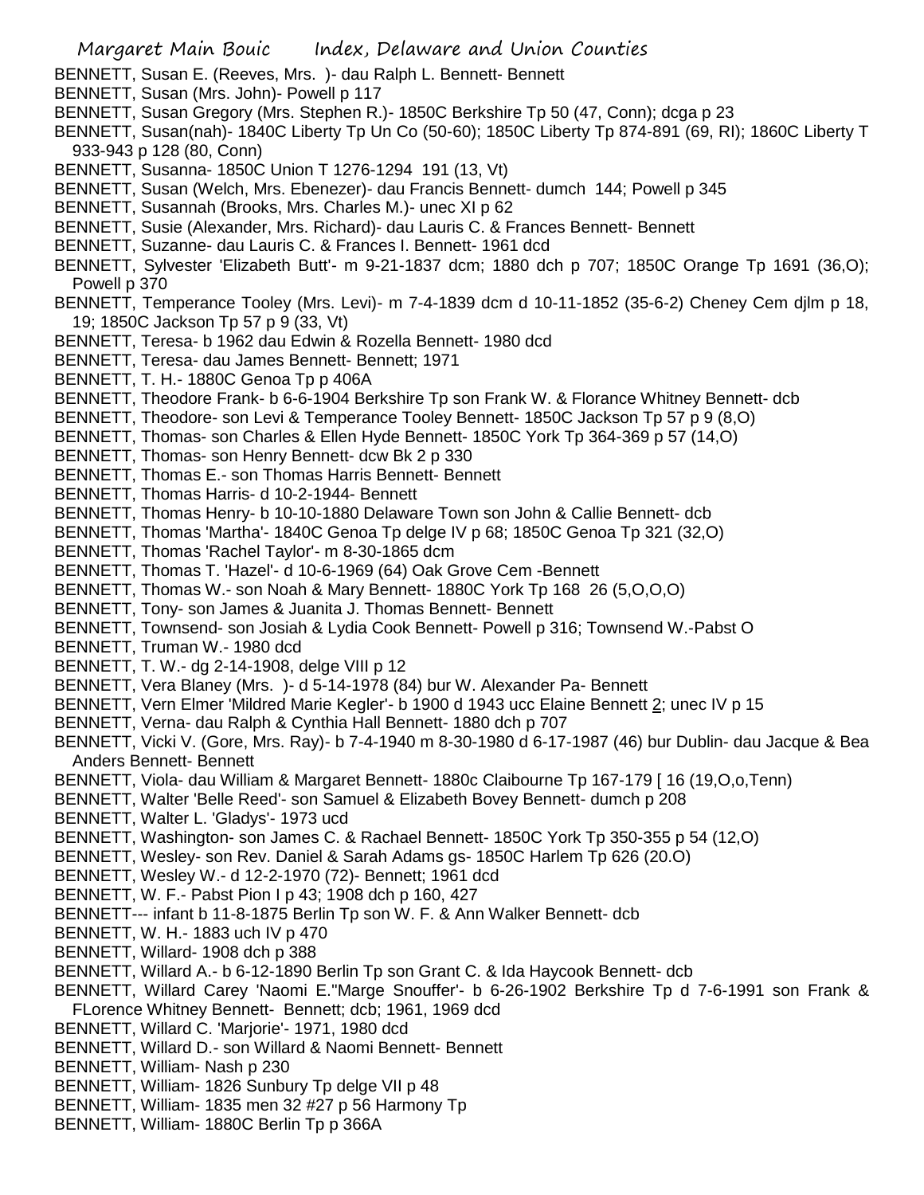BENNETT, Susan E. (Reeves, Mrs. )- dau Ralph L. Bennett- Bennett

BENNETT, Susan (Mrs. John)- Powell p 117

BENNETT, Susan Gregory (Mrs. Stephen R.)- 1850C Berkshire Tp 50 (47, Conn); dcga p 23

BENNETT, Susan(nah)- 1840C Liberty Tp Un Co (50-60); 1850C Liberty Tp 874-891 (69, RI); 1860C Liberty T 933-943 p 128 (80, Conn)

BENNETT, Susanna- 1850C Union T 1276-1294 191 (13, Vt)

BENNETT, Susan (Welch, Mrs. Ebenezer)- dau Francis Bennett- dumch 144; Powell p 345

BENNETT, Susannah (Brooks, Mrs. Charles M.)- unec XI p 62

BENNETT, Susie (Alexander, Mrs. Richard)- dau Lauris C. & Frances Bennett- Bennett

BENNETT, Suzanne- dau Lauris C. & Frances I. Bennett- 1961 dcd

BENNETT, Sylvester 'Elizabeth Butt'- m 9-21-1837 dcm; 1880 dch p 707; 1850C Orange Tp 1691 (36,O); Powell p 370

BENNETT, Temperance Tooley (Mrs. Levi)- m 7-4-1839 dcm d 10-11-1852 (35-6-2) Cheney Cem djlm p 18, 19; 1850C Jackson Tp 57 p 9 (33, Vt)

BENNETT, Teresa- b 1962 dau Edwin & Rozella Bennett- 1980 dcd

BENNETT, Teresa- dau James Bennett- Bennett; 1971

BENNETT, T. H.- 1880C Genoa Tp p 406A

BENNETT, Theodore Frank- b 6-6-1904 Berkshire Tp son Frank W. & Florance Whitney Bennett- dcb

BENNETT, Theodore- son Levi & Temperance Tooley Bennett- 1850C Jackson Tp 57 p 9 (8,O)

BENNETT, Thomas- son Charles & Ellen Hyde Bennett- 1850C York Tp 364-369 p 57 (14,O)

BENNETT, Thomas- son Henry Bennett- dcw Bk 2 p 330

BENNETT, Thomas E.- son Thomas Harris Bennett- Bennett

BENNETT, Thomas Harris- d 10-2-1944- Bennett

BENNETT, Thomas Henry- b 10-10-1880 Delaware Town son John & Callie Bennett- dcb

BENNETT, Thomas 'Martha'- 1840C Genoa Tp delge IV p 68; 1850C Genoa Tp 321 (32,O)

BENNETT, Thomas 'Rachel Taylor'- m 8-30-1865 dcm

BENNETT, Thomas T. 'Hazel'- d 10-6-1969 (64) Oak Grove Cem -Bennett

BENNETT, Thomas W.- son Noah & Mary Bennett- 1880C York Tp 168 26 (5,O,O,O)

BENNETT, Tony- son James & Juanita J. Thomas Bennett- Bennett

BENNETT, Townsend- son Josiah & Lydia Cook Bennett- Powell p 316; Townsend W.-Pabst O

BENNETT, Truman W.- 1980 dcd

BENNETT, T. W.- dg 2-14-1908, delge VIII p 12

BENNETT, Vera Blaney (Mrs. )- d 5-14-1978 (84) bur W. Alexander Pa- Bennett

BENNETT, Vern Elmer 'Mildred Marie Kegler'- b 1900 d 1943 ucc Elaine Bennett 2; unec IV p 15

BENNETT, Verna- dau Ralph & Cynthia Hall Bennett- 1880 dch p 707

BENNETT, Vicki V. (Gore, Mrs. Ray)- b 7-4-1940 m 8-30-1980 d 6-17-1987 (46) bur Dublin- dau Jacque & Bea Anders Bennett- Bennett

BENNETT, Viola- dau William & Margaret Bennett- 1880c Claibourne Tp 167-179 [ 16 (19,O,o,Tenn)

BENNETT, Walter 'Belle Reed'- son Samuel & Elizabeth Bovey Bennett- dumch p 208

BENNETT, Walter L. 'Gladys'- 1973 ucd

BENNETT, Washington- son James C. & Rachael Bennett- 1850C York Tp 350-355 p 54 (12,O)

BENNETT, Wesley- son Rev. Daniel & Sarah Adams gs- 1850C Harlem Tp 626 (20.O)

BENNETT, Wesley W.- d 12-2-1970 (72)- Bennett; 1961 dcd

BENNETT, W. F.- Pabst Pion I p 43; 1908 dch p 160, 427

BENNETT--- infant b 11-8-1875 Berlin Tp son W. F. & Ann Walker Bennett- dcb

BENNETT, W. H.- 1883 uch IV p 470

BENNETT, Willard- 1908 dch p 388

BENNETT, Willard A.- b 6-12-1890 Berlin Tp son Grant C. & Ida Haycook Bennett- dcb

BENNETT, Willard Carey 'Naomi E."Marge Snouffer'- b 6-26-1902 Berkshire Tp d 7-6-1991 son Frank & FLorence Whitney Bennett- Bennett; dcb; 1961, 1969 dcd

BENNETT, Willard C. 'Marjorie'- 1971, 1980 dcd

BENNETT, Willard D.- son Willard & Naomi Bennett- Bennett

BENNETT, William- Nash p 230

BENNETT, William- 1826 Sunbury Tp delge VII p 48

BENNETT, William- 1835 men 32 #27 p 56 Harmony Tp

BENNETT, William- 1880C Berlin Tp p 366A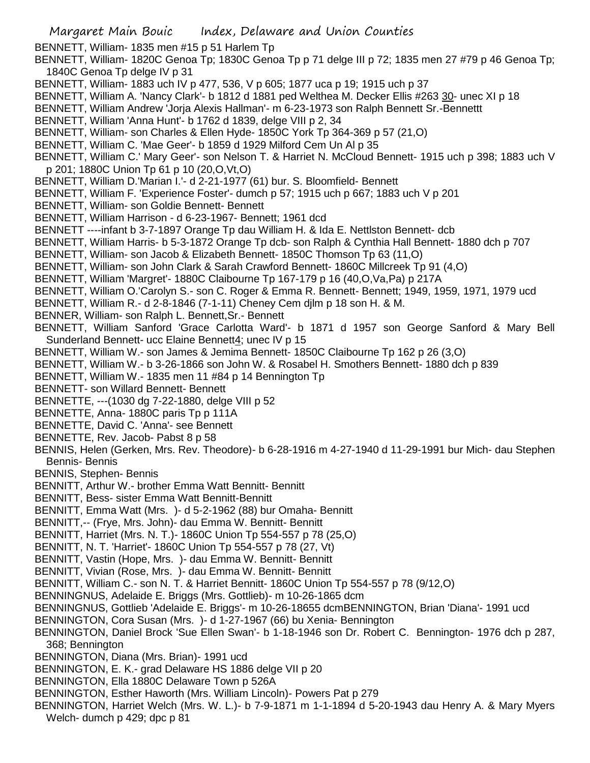BENNETT, William- 1835 men #15 p 51 Harlem Tp
BENNETT, William- 1820C Genoa Tp; 1830C Genoa Tp p 71 delge III p 72; 1835 men 27 #79 p 46 Genoa Tp; 1840C Genoa Tp delge IV p 31
BENNETT, William- 1883 uch IV p 477, 536, V p 605; 1877 uca p 19; 1915 uch p 37
BENNETT, William A. 'Nancy Clark'- b 1812 d 1881 ped Welthea M. Decker Ellis #263 30- unec XI p 18
BENNETT, William Andrew 'Jorja Alexis Hallman'- m 6-23-1973 son Ralph Bennett Sr.-Bennettt
BENNETT, William 'Anna Hunt'- b 1762 d 1839, delge VIII p 2, 34
BENNETT, William- son Charles & Ellen Hyde- 1850C York Tp 364-369 p 57 (21,O)
BENNETT, William C. 'Mae Geer'- b 1859 d 1929 Milford Cem Un Al p 35
BENNETT, William C.' Mary Geer'- son Nelson T. & Harriet N. McCloud Bennett- 1915 uch p 398; 1883 uch V p 201; 1880C Union Tp 61 p 10 (20,O,Vt,O)
BENNETT, William D.'Marian I.'- d 2-21-1977 (61) bur. S. Bloomfield- Bennett
BENNETT, William F. 'Experience Foster'- dumch p 57; 1915 uch p 667; 1883 uch V p 201
BENNETT, William- son Goldie Bennett- Bennett
BENNETT, William Harrison - d 6-23-1967- Bennett; 1961 dcd
BENNETT ----infant b 3-7-1897 Orange Tp dau William H. & Ida E. Nettlston Bennett- dcb
BENNETT, William Harris- b 5-3-1872 Orange Tp dcb- son Ralph & Cynthia Hall Bennett- 1880 dch p 707
BENNETT, William- son Jacob & Elizabeth Bennett- 1850C Thomson Tp 63 (11,O)
BENNETT, William- son John Clark & Sarah Crawford Bennett- 1860C Millcreek Tp 91 (4,O)
BENNETT, William 'Margret'- 1880C Claibourne Tp 167-179 p 16 (40,O,Va,Pa) p 217A
BENNETT, William O.'Carolyn S.- son C. Roger & Emma R. Bennett- Bennett; 1949, 1959, 1971, 1979 ucd
BENNETT, William R.- d 2-8-1846 (7-1-11) Cheney Cem djlm p 18 son H. & M.
BENNER, William- son Ralph L. Bennett,Sr.- Bennett
BENNETT, William Sanford 'Grace Carlotta Ward'- b 1871 d 1957 son George Sanford & Mary Bell Sunderland Bennett- ucc Elaine Bennett4; unec IV p 15
BENNETT, William W.- son James & Jemima Bennett- 1850C Claibourne Tp 162 p 26 (3,O)
BENNETT, William W.- b 3-26-1866 son John W. & Rosabel H. Smothers Bennett- 1880 dch p 839
BENNETT, William W.- 1835 men 11 #84 p 14 Bennington Tp
BENNETT- son Willard Bennett- Bennett
BENNETTE, ---(1030 dg 7-22-1880, delge VIII p 52
BENNETTE, Anna- 1880C paris Tp p 111A
BENNETTE, David C. 'Anna'- see Bennett
BENNETTE, Rev. Jacob- Pabst 8 p 58
BENNIS, Helen (Gerken, Mrs. Rev. Theodore)- b 6-28-1916 m 4-27-1940 d 11-29-1991 bur Mich- dau Stephen Bennis- Bennis
BENNIS, Stephen- Bennis
BENNITT, Arthur W.- brother Emma Watt Bennitt- Bennitt
BENNITT, Bess- sister Emma Watt Bennitt-Bennitt
BENNITT, Emma Watt (Mrs. )- d 5-2-1962 (88) bur Omaha- Bennitt
BENNITT,-- (Frye, Mrs. John)- dau Emma W. Bennitt- Bennitt
BENNITT, Harriet (Mrs. N. T.)- 1860C Union Tp 554-557 p 78 (25,O)
BENNITT, N. T. 'Harriet'- 1860C Union Tp 554-557 p 78 (27, Vt)
BENNITT, Vastin (Hope, Mrs. )- dau Emma W. Bennitt- Bennitt
BENNITT, Vivian (Rose, Mrs. )- dau Emma W. Bennitt- Bennitt
BENNITT, William C.- son N. T. & Harriet Bennitt- 1860C Union Tp 554-557 p 78 (9/12,O)
BENNINGNUS, Adelaide E. Briggs (Mrs. Gottlieb)- m 10-26-1865 dcm
BENNINGNUS, Gottlieb 'Adelaide E. Briggs'- m 10-26-18655 dcmBENNINGTON, Brian 'Diana'- 1991 ucd
BENNINGTON, Cora Susan (Mrs. )- d 1-27-1967 (66) bu Xenia- Bennington
BENNINGTON, Daniel Brock 'Sue Ellen Swan'- b 1-18-1946 son Dr. Robert C. Bennington- 1976 dch p 287, 368; Bennington
BENNINGTON, Diana (Mrs. Brian)- 1991 ucd
BENNINGTON, E. K.- grad Delaware HS 1886 delge VII p 20
BENNINGTON, Ella 1880C Delaware Town p 526A
BENNINGTON, Esther Haworth (Mrs. William Lincoln)- Powers Pat p 279
BENNINGTON, Harriet Welch (Mrs. W. L.)- b 7-9-1871 m 1-1-1894 d 5-20-1943 dau Henry A. & Mary Myers Welch- dumch p 429; dpc p 81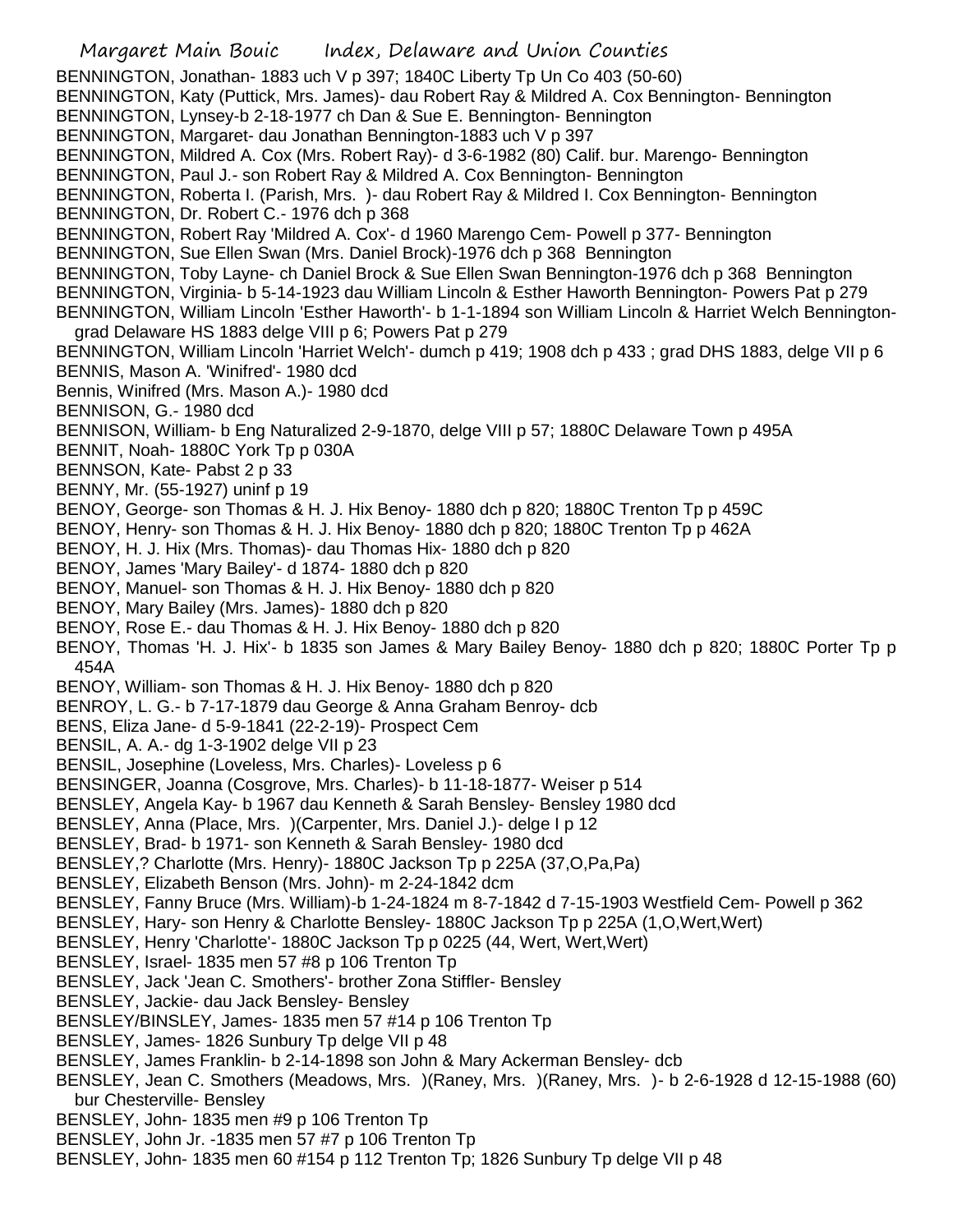BENNINGTON, Jonathan- 1883 uch V p 397; 1840C Liberty Tp Un Co 403 (50-60)
BENNINGTON, Katy (Puttick, Mrs. James)- dau Robert Ray & Mildred A. Cox Bennington- Bennington
BENNINGTON, Lynsey-b 2-18-1977 ch Dan & Sue E. Bennington- Bennington
BENNINGTON, Margaret- dau Jonathan Bennington-1883 uch V p 397
BENNINGTON, Mildred A. Cox (Mrs. Robert Ray)- d 3-6-1982 (80) Calif. bur. Marengo- Bennington
BENNINGTON, Paul J.- son Robert Ray & Mildred A. Cox Bennington- Bennington
BENNINGTON, Roberta I. (Parish, Mrs. )- dau Robert Ray & Mildred I. Cox Bennington- Bennington
BENNINGTON, Dr. Robert C.- 1976 dch p 368
BENNINGTON, Robert Ray 'Mildred A. Cox'- d 1960 Marengo Cem- Powell p 377- Bennington
BENNINGTON, Sue Ellen Swan (Mrs. Daniel Brock)-1976 dch p 368 Bennington
BENNINGTON, Toby Layne- ch Daniel Brock & Sue Ellen Swan Bennington-1976 dch p 368 Bennington
BENNINGTON, Virginia- b 5-14-1923 dau William Lincoln & Esther Haworth Bennington- Powers Pat p 279
BENNINGTON, William Lincoln 'Esther Haworth'- b 1-1-1894 son William Lincoln & Harriet Welch Bennington- grad Delaware HS 1883 delge VIII p 6; Powers Pat p 279
BENNINGTON, William Lincoln 'Harriet Welch'- dumch p 419; 1908 dch p 433 ; grad DHS 1883, delge VII p 6
BENNIS, Mason A. 'Winifred'- 1980 dcd
Bennis, Winifred (Mrs. Mason A.)- 1980 dcd
BENNISON, G.- 1980 dcd
BENNISON, William- b Eng Naturalized 2-9-1870, delge VIII p 57; 1880C Delaware Town p 495A
BENNIT, Noah- 1880C York Tp p 030A
BENNSON, Kate- Pabst 2 p 33
BENNY, Mr. (55-1927) uninf p 19
BENOY, George- son Thomas & H. J. Hix Benoy- 1880 dch p 820; 1880C Trenton Tp p 459C
BENOY, Henry- son Thomas & H. J. Hix Benoy- 1880 dch p 820; 1880C Trenton Tp p 462A
BENOY, H. J. Hix (Mrs. Thomas)- dau Thomas Hix- 1880 dch p 820
BENOY, James 'Mary Bailey'- d 1874- 1880 dch p 820
BENOY, Manuel- son Thomas & H. J. Hix Benoy- 1880 dch p 820
BENOY, Mary Bailey (Mrs. James)- 1880 dch p 820
BENOY, Rose E.- dau Thomas & H. J. Hix Benoy- 1880 dch p 820
BENOY, Thomas 'H. J. Hix'- b 1835 son James & Mary Bailey Benoy- 1880 dch p 820; 1880C Porter Tp p 454A
BENOY, William- son Thomas & H. J. Hix Benoy- 1880 dch p 820
BENROY, L. G.- b 7-17-1879 dau George & Anna Graham Benroy- dcb
BENS, Eliza Jane- d 5-9-1841 (22-2-19)- Prospect Cem
BENSIL, A. A.- dg 1-3-1902 delge VII p 23
BENSIL, Josephine (Loveless, Mrs. Charles)- Loveless p 6
BENSINGER, Joanna (Cosgrove, Mrs. Charles)- b 11-18-1877- Weiser p 514
BENSLEY, Angela Kay- b 1967 dau Kenneth & Sarah Bensley- Bensley 1980 dcd
BENSLEY, Anna (Place, Mrs. )(Carpenter, Mrs. Daniel J.)- delge I p 12
BENSLEY, Brad- b 1971- son Kenneth & Sarah Bensley- 1980 dcd
BENSLEY,? Charlotte (Mrs. Henry)- 1880C Jackson Tp p 225A (37,O,Pa,Pa)
BENSLEY, Elizabeth Benson (Mrs. John)- m 2-24-1842 dcm
BENSLEY, Fanny Bruce (Mrs. William)-b 1-24-1824 m 8-7-1842 d 7-15-1903 Westfield Cem- Powell p 362
BENSLEY, Hary- son Henry & Charlotte Bensley- 1880C Jackson Tp p 225A (1,O,Wert,Wert)
BENSLEY, Henry 'Charlotte'- 1880C Jackson Tp p 0225 (44, Wert, Wert,Wert)
BENSLEY, Israel- 1835 men 57 #8 p 106 Trenton Tp
BENSLEY, Jack 'Jean C. Smothers'- brother Zona Stiffler- Bensley
BENSLEY, Jackie- dau Jack Bensley- Bensley
BENSLEY/BINSLEY, James- 1835 men 57 #14 p 106 Trenton Tp
BENSLEY, James- 1826 Sunbury Tp delge VII p 48
BENSLEY, James Franklin- b 2-14-1898 son John & Mary Ackerman Bensley- dcb
BENSLEY, Jean C. Smothers (Meadows, Mrs. )(Raney, Mrs. )(Raney, Mrs. )- b 2-6-1928 d 12-15-1988 (60) bur Chesterville- Bensley
BENSLEY, John- 1835 men #9 p 106 Trenton Tp
BENSLEY, John Jr. -1835 men 57 #7 p 106 Trenton Tp
BENSLEY, John- 1835 men 60 #154 p 112 Trenton Tp; 1826 Sunbury Tp delge VII p 48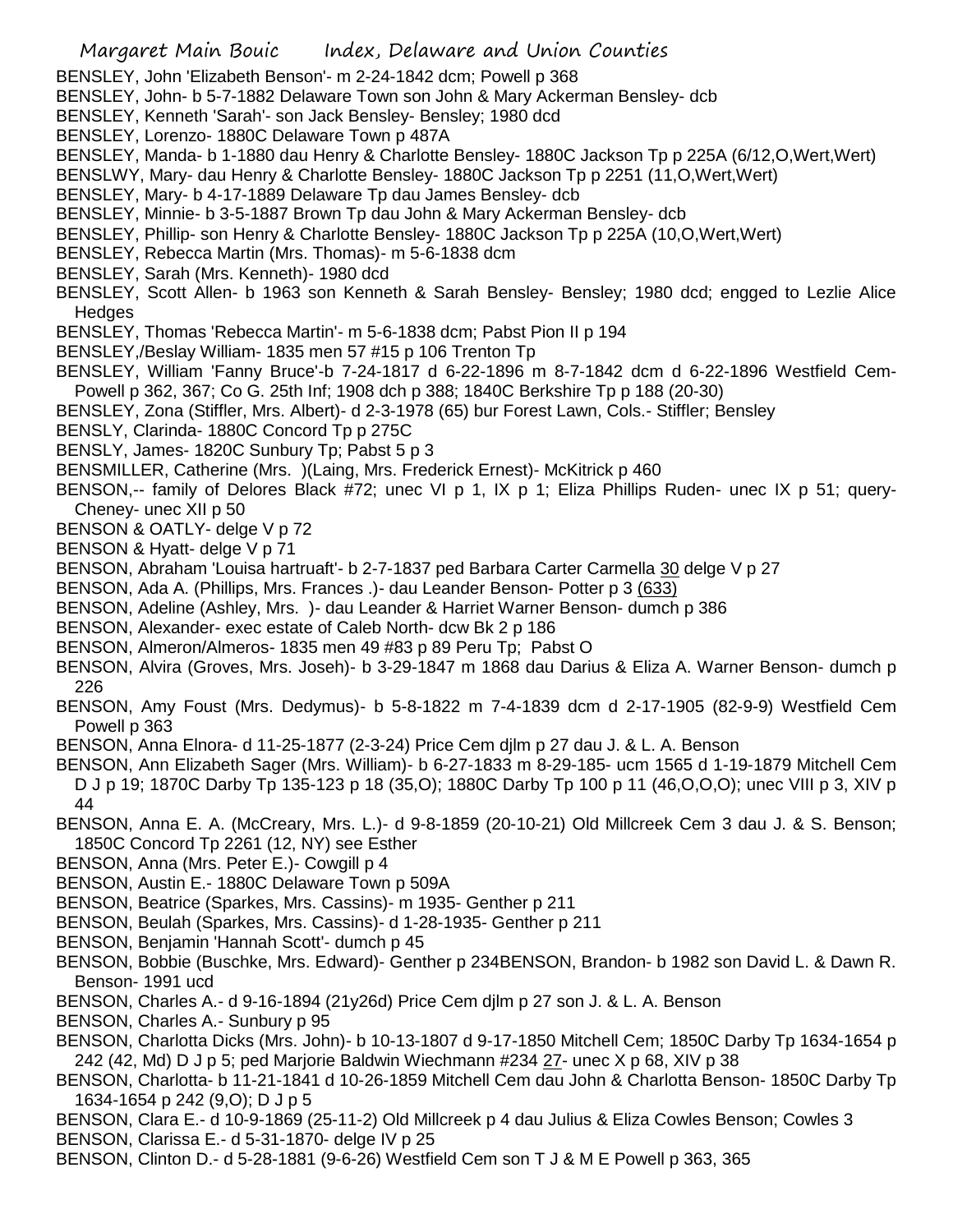BENSLEY, John 'Elizabeth Benson'- m 2-24-1842 dcm; Powell p 368
BENSLEY, John- b 5-7-1882 Delaware Town son John & Mary Ackerman Bensley- dcb
BENSLEY, Kenneth 'Sarah'- son Jack Bensley- Bensley; 1980 dcd
BENSLEY, Lorenzo- 1880C Delaware Town p 487A
BENSLEY, Manda- b 1-1880 dau Henry & Charlotte Bensley- 1880C Jackson Tp p 225A (6/12,O,Wert,Wert)
BENSLWY, Mary- dau Henry & Charlotte Bensley- 1880C Jackson Tp p 2251 (11,O,Wert,Wert)
BENSLEY, Mary- b 4-17-1889 Delaware Tp dau James Bensley- dcb
BENSLEY, Minnie- b 3-5-1887 Brown Tp dau John & Mary Ackerman Bensley- dcb
BENSLEY, Phillip- son Henry & Charlotte Bensley- 1880C Jackson Tp p 225A (10,O,Wert,Wert)
BENSLEY, Rebecca Martin (Mrs. Thomas)- m 5-6-1838 dcm
BENSLEY, Sarah (Mrs. Kenneth)- 1980 dcd
BENSLEY, Scott Allen- b 1963 son Kenneth & Sarah Bensley- Bensley; 1980 dcd; engged to Lezlie Alice Hedges
BENSLEY, Thomas 'Rebecca Martin'- m 5-6-1838 dcm; Pabst Pion II p 194
BENSLEY,/Beslay William- 1835 men 57 #15 p 106 Trenton Tp
BENSLEY, William 'Fanny Bruce'-b 7-24-1817 d 6-22-1896 m 8-7-1842 dcm d 6-22-1896 Westfield Cem- Powell p 362, 367; Co G. 25th Inf; 1908 dch p 388; 1840C Berkshire Tp p 188 (20-30)
BENSLEY, Zona (Stiffler, Mrs. Albert)- d 2-3-1978 (65) bur Forest Lawn, Cols.- Stiffler; Bensley
BENSLY, Clarinda- 1880C Concord Tp p 275C
BENSLY, James- 1820C Sunbury Tp; Pabst 5 p 3
BENSMILLER, Catherine (Mrs. )(Laing, Mrs. Frederick Ernest)- McKitrick p 460
BENSON,-- family of Delores Black #72; unec VI p 1, IX p 1; Eliza Phillips Ruden- unec IX p 51; query- Cheney- unec XII p 50
BENSON & OATLY- delge V p 72
BENSON & Hyatt- delge V p 71
BENSON, Abraham 'Louisa hartruaft'- b 2-7-1837 ped Barbara Carter Carmella 30 delge V p 27
BENSON, Ada A. (Phillips, Mrs. Frances .)- dau Leander Benson- Potter p 3 (633)
BENSON, Adeline (Ashley, Mrs. )- dau Leander & Harriet Warner Benson- dumch p 386
BENSON, Alexander- exec estate of Caleb North- dcw Bk 2 p 186
BENSON, Almeron/Almeros- 1835 men 49 #83 p 89 Peru Tp; Pabst O
BENSON, Alvira (Groves, Mrs. Joseh)- b 3-29-1847 m 1868 dau Darius & Eliza A. Warner Benson- dumch p 226
BENSON, Amy Foust (Mrs. Dedymus)- b 5-8-1822 m 7-4-1839 dcm d 2-17-1905 (82-9-9) Westfield Cem Powell p 363
BENSON, Anna Elnora- d 11-25-1877 (2-3-24) Price Cem djlm p 27 dau J. & L. A. Benson
BENSON, Ann Elizabeth Sager (Mrs. William)- b 6-27-1833 m 8-29-185- ucm 1565 d 1-19-1879 Mitchell Cem D J p 19; 1870C Darby Tp 135-123 p 18 (35,O); 1880C Darby Tp 100 p 11 (46,O,O,O); unec VIII p 3, XIV p 44
BENSON, Anna E. A. (McCreary, Mrs. L.)- d 9-8-1859 (20-10-21) Old Millcreek Cem 3 dau J. & S. Benson; 1850C Concord Tp 2261 (12, NY) see Esther
BENSON, Anna (Mrs. Peter E.)- Cowgill p 4
BENSON, Austin E.- 1880C Delaware Town p 509A
BENSON, Beatrice (Sparkes, Mrs. Cassins)- m 1935- Genther p 211
BENSON, Beulah (Sparkes, Mrs. Cassins)- d 1-28-1935- Genther p 211
BENSON, Benjamin 'Hannah Scott'- dumch p 45
BENSON, Bobbie (Buschke, Mrs. Edward)- Genther p 234BENSON, Brandon- b 1982 son David L. & Dawn R. Benson- 1991 ucd
BENSON, Charles A.- d 9-16-1894 (21y26d) Price Cem djlm p 27 son J. & L. A. Benson
BENSON, Charles A.- Sunbury p 95
BENSON, Charlotta Dicks (Mrs. John)- b 10-13-1807 d 9-17-1850 Mitchell Cem; 1850C Darby Tp 1634-1654 p 242 (42, Md) D J p 5; ped Marjorie Baldwin Wiechmann #234 27- unec X p 68, XIV p 38
BENSON, Charlotta- b 11-21-1841 d 10-26-1859 Mitchell Cem dau John & Charlotta Benson- 1850C Darby Tp 1634-1654 p 242 (9,O); D J p 5
BENSON, Clara E.- d 10-9-1869 (25-11-2) Old Millcreek p 4 dau Julius & Eliza Cowles Benson; Cowles 3
BENSON, Clarissa E.- d 5-31-1870- delge IV p 25
BENSON, Clinton D.- d 5-28-1881 (9-6-26) Westfield Cem son T J & M E Powell p 363, 365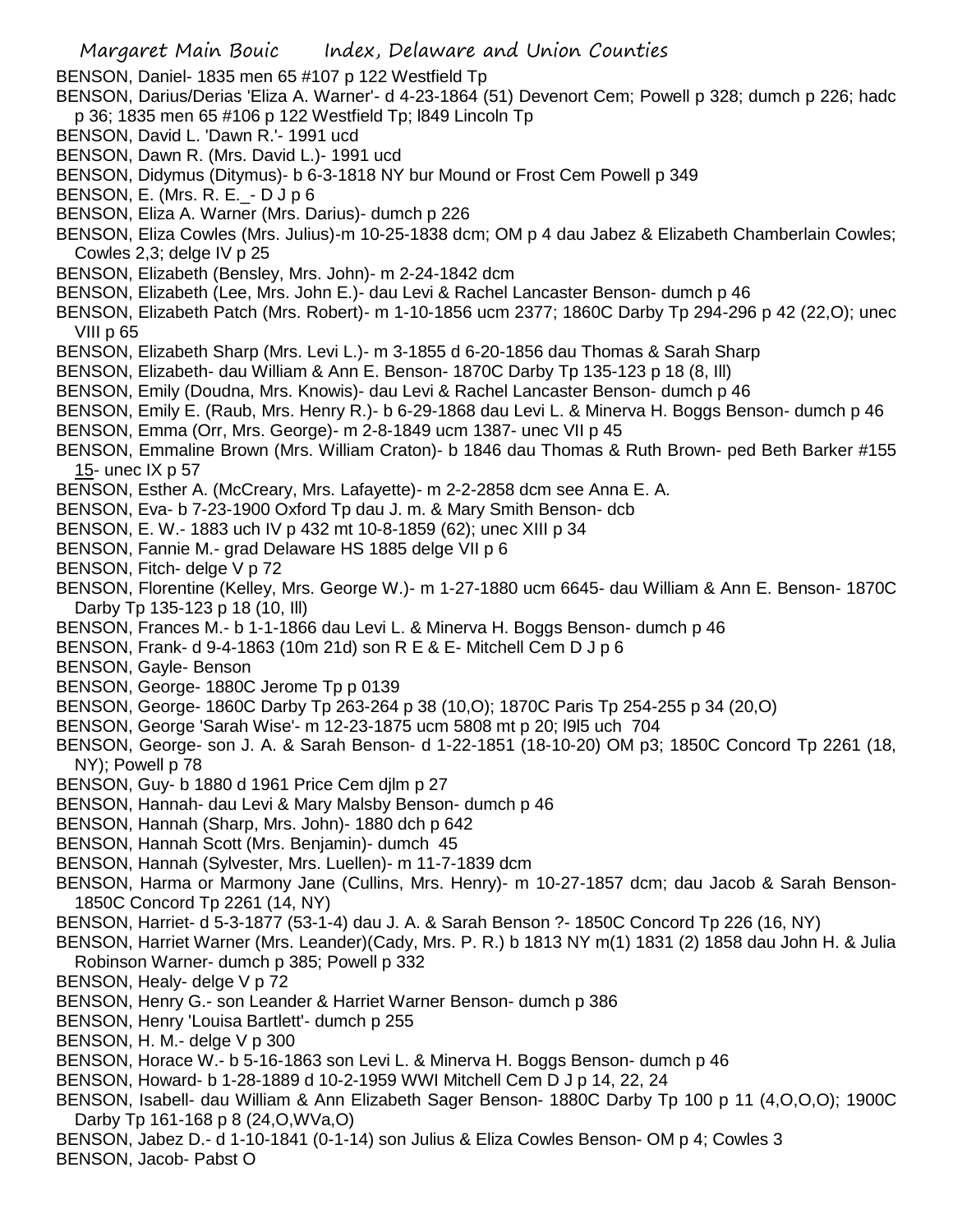BENSON, Daniel- 1835 men 65 #107 p 122 Westfield Tp
BENSON, Darius/Derias 'Eliza A. Warner'- d 4-23-1864 (51) Devenort Cem; Powell p 328; dumch p 226; hadc p 36; 1835 men 65 #106 p 122 Westfield Tp; l849 Lincoln Tp
BENSON, David L. 'Dawn R.'- 1991 ucd
BENSON, Dawn R. (Mrs. David L.)- 1991 ucd
BENSON, Didymus (Ditymus)- b 6-3-1818 NY bur Mound or Frost Cem Powell p 349
BENSON, E. (Mrs. R. E._- D J p 6
BENSON, Eliza A. Warner (Mrs. Darius)- dumch p 226
BENSON, Eliza Cowles (Mrs. Julius)-m 10-25-1838 dcm; OM p 4 dau Jabez & Elizabeth Chamberlain Cowles; Cowles 2,3; delge IV p 25
BENSON, Elizabeth (Bensley, Mrs. John)- m 2-24-1842 dcm
BENSON, Elizabeth (Lee, Mrs. John E.)- dau Levi & Rachel Lancaster Benson- dumch p 46
BENSON, Elizabeth Patch (Mrs. Robert)- m 1-10-1856 ucm 2377; 1860C Darby Tp 294-296 p 42 (22,O); unec VIII p 65
BENSON, Elizabeth Sharp (Mrs. Levi L.)- m 3-1855 d 6-20-1856 dau Thomas & Sarah Sharp
BENSON, Elizabeth- dau William & Ann E. Benson- 1870C Darby Tp 135-123 p 18 (8, Ill)
BENSON, Emily (Doudna, Mrs. Knowis)- dau Levi & Rachel Lancaster Benson- dumch p 46
BENSON, Emily E. (Raub, Mrs. Henry R.)- b 6-29-1868 dau Levi L. & Minerva H. Boggs Benson- dumch p 46
BENSON, Emma (Orr, Mrs. George)- m 2-8-1849 ucm 1387- unec VII p 45
BENSON, Emmaline Brown (Mrs. William Craton)- b 1846 dau Thomas & Ruth Brown- ped Beth Barker #155 15- unec IX p 57
BENSON, Esther A. (McCreary, Mrs. Lafayette)- m 2-2-2858 dcm see Anna E. A.
BENSON, Eva- b 7-23-1900 Oxford Tp dau J. m. & Mary Smith Benson- dcb
BENSON, E. W.- 1883 uch IV p 432 mt 10-8-1859 (62); unec XIII p 34
BENSON, Fannie M.- grad Delaware HS 1885 delge VII p 6
BENSON, Fitch- delge V p 72
BENSON, Florentine (Kelley, Mrs. George W.)- m 1-27-1880 ucm 6645- dau William & Ann E. Benson- 1870C Darby Tp 135-123 p 18 (10, Ill)
BENSON, Frances M.- b 1-1-1866 dau Levi L. & Minerva H. Boggs Benson- dumch p 46
BENSON, Frank- d 9-4-1863 (10m 21d) son R E & E- Mitchell Cem D J p 6
BENSON, Gayle- Benson
BENSON, George- 1880C Jerome Tp p 0139
BENSON, George- 1860C Darby Tp 263-264 p 38 (10,O); 1870C Paris Tp 254-255 p 34 (20,O)
BENSON, George 'Sarah Wise'- m 12-23-1875 ucm 5808 mt p 20; l9l5 uch 704
BENSON, George- son J. A. & Sarah Benson- d 1-22-1851 (18-10-20) OM p3; 1850C Concord Tp 2261 (18, NY); Powell p 78
BENSON, Guy- b 1880 d 1961 Price Cem djlm p 27
BENSON, Hannah- dau Levi & Mary Malsby Benson- dumch p 46
BENSON, Hannah (Sharp, Mrs. John)- 1880 dch p 642
BENSON, Hannah Scott (Mrs. Benjamin)- dumch 45
BENSON, Hannah (Sylvester, Mrs. Luellen)- m 11-7-1839 dcm
BENSON, Harma or Marmony Jane (Cullins, Mrs. Henry)- m 10-27-1857 dcm; dau Jacob & Sarah Benson- 1850C Concord Tp 2261 (14, NY)
BENSON, Harriet- d 5-3-1877 (53-1-4) dau J. A. & Sarah Benson ?- 1850C Concord Tp 226 (16, NY)
BENSON, Harriet Warner (Mrs. Leander)(Cady, Mrs. P. R.) b 1813 NY m(1) 1831 (2) 1858 dau John H. & Julia Robinson Warner- dumch p 385; Powell p 332
BENSON, Healy- delge V p 72
BENSON, Henry G.- son Leander & Harriet Warner Benson- dumch p 386
BENSON, Henry 'Louisa Bartlett'- dumch p 255
BENSON, H. M.- delge V p 300
BENSON, Horace W.- b 5-16-1863 son Levi L. & Minerva H. Boggs Benson- dumch p 46
BENSON, Howard- b 1-28-1889 d 10-2-1959 WWI Mitchell Cem D J p 14, 22, 24
BENSON, Isabell- dau William & Ann Elizabeth Sager Benson- 1880C Darby Tp 100 p 11 (4,O,O,O); 1900C Darby Tp 161-168 p 8 (24,O,WVa,O)
BENSON, Jabez D.- d 1-10-1841 (0-1-14) son Julius & Eliza Cowles Benson- OM p 4; Cowles 3
BENSON, Jacob- Pabst O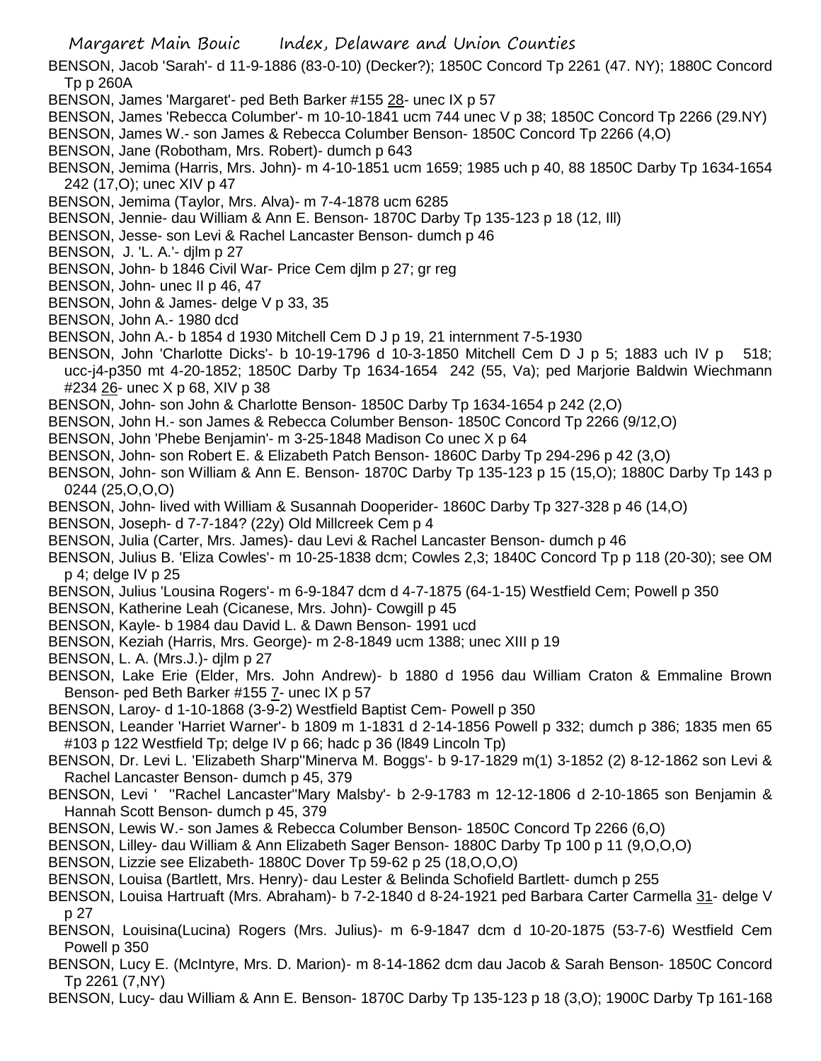BENSON, Jacob 'Sarah'- d 11-9-1886 (83-0-10) (Decker?); 1850C Concord Tp 2261 (47. NY); 1880C Concord Tp p 260A

BENSON, James 'Margaret'- ped Beth Barker #155 28- unec IX p 57

BENSON, James 'Rebecca Columber'- m 10-10-1841 ucm 744 unec V p 38; 1850C Concord Tp 2266 (29.NY)

BENSON, James W.- son James & Rebecca Columber Benson- 1850C Concord Tp 2266 (4,O)

BENSON, Jane (Robotham, Mrs. Robert)- dumch p 643

BENSON, Jemima (Harris, Mrs. John)- m 4-10-1851 ucm 1659; 1985 uch p 40, 88 1850C Darby Tp 1634-1654 242 (17,O); unec XIV p 47

BENSON, Jemima (Taylor, Mrs. Alva)- m 7-4-1878 ucm 6285

BENSON, Jennie- dau William & Ann E. Benson- 1870C Darby Tp 135-123 p 18 (12, Ill)

BENSON, Jesse- son Levi & Rachel Lancaster Benson- dumch p 46

BENSON, J. 'L. A.'- djlm p 27

BENSON, John- b 1846 Civil War- Price Cem djlm p 27; gr reg

BENSON, John- unec II p 46, 47

BENSON, John & James- delge V p 33, 35

BENSON, John A.- 1980 dcd

BENSON, John A.- b 1854 d 1930 Mitchell Cem D J p 19, 21 internment 7-5-1930

BENSON, John 'Charlotte Dicks'- b 10-19-1796 d 10-3-1850 Mitchell Cem D J p 5; 1883 uch IV p 518; ucc-j4-p350 mt 4-20-1852; 1850C Darby Tp 1634-1654 242 (55, Va); ped Marjorie Baldwin Wiechmann #234 26- unec X p 68, XIV p 38

BENSON, John- son John & Charlotte Benson- 1850C Darby Tp 1634-1654 p 242 (2,O)

BENSON, John H.- son James & Rebecca Columber Benson- 1850C Concord Tp 2266 (9/12,O)

BENSON, John 'Phebe Benjamin'- m 3-25-1848 Madison Co unec X p 64

BENSON, John- son Robert E. & Elizabeth Patch Benson- 1860C Darby Tp 294-296 p 42 (3,O)

BENSON, John- son William & Ann E. Benson- 1870C Darby Tp 135-123 p 15 (15,O); 1880C Darby Tp 143 p 0244 (25,O,O,O)

BENSON, John- lived with William & Susannah Dooperider- 1860C Darby Tp 327-328 p 46 (14,O)

BENSON, Joseph- d 7-7-184? (22y) Old Millcreek Cem p 4

BENSON, Julia (Carter, Mrs. James)- dau Levi & Rachel Lancaster Benson- dumch p 46

BENSON, Julius B. 'Eliza Cowles'- m 10-25-1838 dcm; Cowles 2,3; 1840C Concord Tp p 118 (20-30); see OM p 4; delge IV p 25

BENSON, Julius 'Lousina Rogers'- m 6-9-1847 dcm d 4-7-1875 (64-1-15) Westfield Cem; Powell p 350

BENSON, Katherine Leah (Cicanese, Mrs. John)- Cowgill p 45

BENSON, Kayle- b 1984 dau David L. & Dawn Benson- 1991 ucd

BENSON, Keziah (Harris, Mrs. George)- m 2-8-1849 ucm 1388; unec XIII p 19

BENSON, L. A. (Mrs.J.)- djlm p 27

BENSON, Lake Erie (Elder, Mrs. John Andrew)- b 1880 d 1956 dau William Craton & Emmaline Brown Benson- ped Beth Barker #155 7- unec IX p 57

BENSON, Laroy- d 1-10-1868 (3-9-2) Westfield Baptist Cem- Powell p 350

BENSON, Leander 'Harriet Warner'- b 1809 m 1-1831 d 2-14-1856 Powell p 332; dumch p 386; 1835 men 65 #103 p 122 Westfield Tp; delge IV p 66; hadc p 36 (l849 Lincoln Tp)

BENSON, Dr. Levi L. 'Elizabeth Sharp''Minerva M. Boggs'- b 9-17-1829 m(1) 3-1852 (2) 8-12-1862 son Levi & Rachel Lancaster Benson- dumch p 45, 379

BENSON, Levi ' ''Rachel Lancaster''Mary Malsby'- b 2-9-1783 m 12-12-1806 d 2-10-1865 son Benjamin & Hannah Scott Benson- dumch p 45, 379

BENSON, Lewis W.- son James & Rebecca Columber Benson- 1850C Concord Tp 2266 (6,O)

BENSON, Lilley- dau William & Ann Elizabeth Sager Benson- 1880C Darby Tp 100 p 11 (9,O,O,O)

BENSON, Lizzie see Elizabeth- 1880C Dover Tp 59-62 p 25 (18,O,O,O)

BENSON, Louisa (Bartlett, Mrs. Henry)- dau Lester & Belinda Schofield Bartlett- dumch p 255

BENSON, Louisa Hartruaft (Mrs. Abraham)- b 7-2-1840 d 8-24-1921 ped Barbara Carter Carmella 31- delge V p 27

BENSON, Louisina(Lucina) Rogers (Mrs. Julius)- m 6-9-1847 dcm d 10-20-1875 (53-7-6) Westfield Cem Powell p 350

BENSON, Lucy E. (McIntyre, Mrs. D. Marion)- m 8-14-1862 dcm dau Jacob & Sarah Benson- 1850C Concord Tp 2261 (7,NY)

BENSON, Lucy- dau William & Ann E. Benson- 1870C Darby Tp 135-123 p 18 (3,O); 1900C Darby Tp 161-168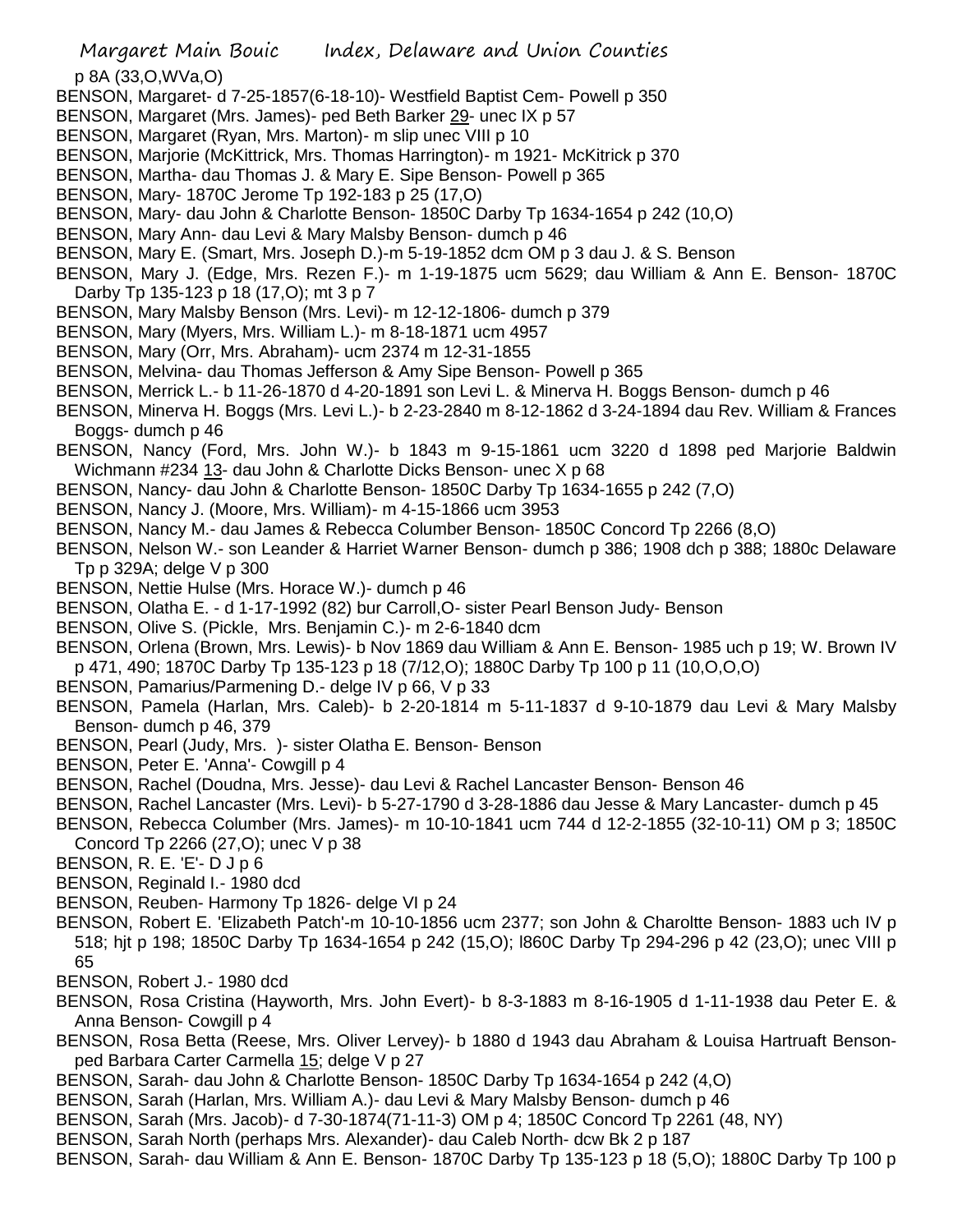p 8A (33,O,WVa,O)

BENSON, Margaret- d 7-25-1857(6-18-10)- Westfield Baptist Cem- Powell p 350

BENSON, Margaret (Mrs. James)- ped Beth Barker 29- unec IX p 57

BENSON, Margaret (Ryan, Mrs. Marton)- m slip unec VIII p 10

BENSON, Marjorie (McKittrick, Mrs. Thomas Harrington)- m 1921- McKitrick p 370

BENSON, Martha- dau Thomas J. & Mary E. Sipe Benson- Powell p 365

BENSON, Mary- 1870C Jerome Tp 192-183 p 25 (17,O)

BENSON, Mary- dau John & Charlotte Benson- 1850C Darby Tp 1634-1654 p 242 (10,O)

BENSON, Mary Ann- dau Levi & Mary Malsby Benson- dumch p 46

BENSON, Mary E. (Smart, Mrs. Joseph D.)-m 5-19-1852 dcm OM p 3 dau J. & S. Benson

BENSON, Mary J. (Edge, Mrs. Rezen F.)- m 1-19-1875 ucm 5629; dau William & Ann E. Benson- 1870C Darby Tp 135-123 p 18 (17,O); mt 3 p 7

BENSON, Mary Malsby Benson (Mrs. Levi)- m 12-12-1806- dumch p 379

BENSON, Mary (Myers, Mrs. William L.)- m 8-18-1871 ucm 4957

BENSON, Mary (Orr, Mrs. Abraham)- ucm 2374 m 12-31-1855

BENSON, Melvina- dau Thomas Jefferson & Amy Sipe Benson- Powell p 365

BENSON, Merrick L.- b 11-26-1870 d 4-20-1891 son Levi L. & Minerva H. Boggs Benson- dumch p 46

BENSON, Minerva H. Boggs (Mrs. Levi L.)- b 2-23-2840 m 8-12-1862 d 3-24-1894 dau Rev. William & Frances Boggs- dumch p 46

BENSON, Nancy (Ford, Mrs. John W.)- b 1843 m 9-15-1861 ucm 3220 d 1898 ped Marjorie Baldwin Wichmann #234 13- dau John & Charlotte Dicks Benson- unec X p 68

BENSON, Nancy- dau John & Charlotte Benson- 1850C Darby Tp 1634-1655 p 242 (7,O)

BENSON, Nancy J. (Moore, Mrs. William)- m 4-15-1866 ucm 3953

BENSON, Nancy M.- dau James & Rebecca Columber Benson- 1850C Concord Tp 2266 (8,O)

BENSON, Nelson W.- son Leander & Harriet Warner Benson- dumch p 386; 1908 dch p 388; 1880c Delaware Tp p 329A; delge V p 300

BENSON, Nettie Hulse (Mrs. Horace W.)- dumch p 46

BENSON, Olatha E. - d 1-17-1992 (82) bur Carroll,O- sister Pearl Benson Judy- Benson

BENSON, Olive S. (Pickle, Mrs. Benjamin C.)- m 2-6-1840 dcm

BENSON, Orlena (Brown, Mrs. Lewis)- b Nov 1869 dau William & Ann E. Benson- 1985 uch p 19; W. Brown IV p 471, 490; 1870C Darby Tp 135-123 p 18 (7/12,O); 1880C Darby Tp 100 p 11 (10,O,O,O)

BENSON, Pamarius/Parmening D.- delge IV p 66, V p 33

BENSON, Pamela (Harlan, Mrs. Caleb)- b 2-20-1814 m 5-11-1837 d 9-10-1879 dau Levi & Mary Malsby Benson- dumch p 46, 379

BENSON, Pearl (Judy, Mrs. )- sister Olatha E. Benson- Benson

BENSON, Peter E. 'Anna'- Cowgill p 4

BENSON, Rachel (Doudna, Mrs. Jesse)- dau Levi & Rachel Lancaster Benson- Benson 46

BENSON, Rachel Lancaster (Mrs. Levi)- b 5-27-1790 d 3-28-1886 dau Jesse & Mary Lancaster- dumch p 45

BENSON, Rebecca Columber (Mrs. James)- m 10-10-1841 ucm 744 d 12-2-1855 (32-10-11) OM p 3; 1850C Concord Tp 2266 (27,O); unec V p 38

BENSON, R. E. 'E'- D J p 6

BENSON, Reginald I.- 1980 dcd

BENSON, Reuben- Harmony Tp 1826- delge VI p 24

BENSON, Robert E. 'Elizabeth Patch'-m 10-10-1856 ucm 2377; son John & Charoltte Benson- 1883 uch IV p 518; hjt p 198; 1850C Darby Tp 1634-1654 p 242 (15,O); l860C Darby Tp 294-296 p 42 (23,O); unec VIII p 65

BENSON, Robert J.- 1980 dcd

BENSON, Rosa Cristina (Hayworth, Mrs. John Evert)- b 8-3-1883 m 8-16-1905 d 1-11-1938 dau Peter E. & Anna Benson- Cowgill p 4

BENSON, Rosa Betta (Reese, Mrs. Oliver Lervey)- b 1880 d 1943 dau Abraham & Louisa Hartruaft Benson- ped Barbara Carter Carmella 15; delge V p 27

BENSON, Sarah- dau John & Charlotte Benson- 1850C Darby Tp 1634-1654 p 242 (4,O)

BENSON, Sarah (Harlan, Mrs. William A.)- dau Levi & Mary Malsby Benson- dumch p 46

BENSON, Sarah (Mrs. Jacob)- d 7-30-1874(71-11-3) OM p 4; 1850C Concord Tp 2261 (48, NY)

BENSON, Sarah North (perhaps Mrs. Alexander)- dau Caleb North- dcw Bk 2 p 187

BENSON, Sarah- dau William & Ann E. Benson- 1870C Darby Tp 135-123 p 18 (5,O); 1880C Darby Tp 100 p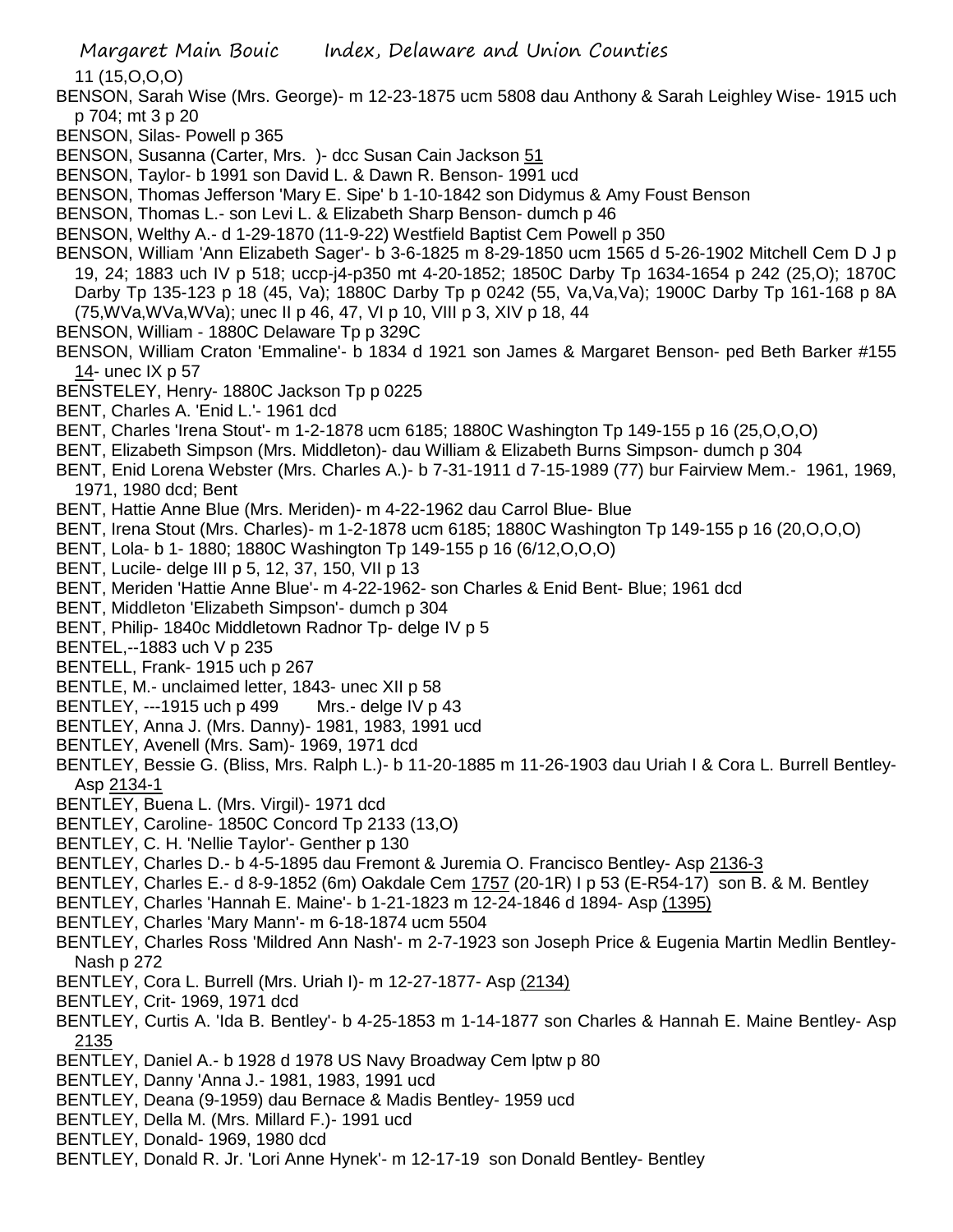11 (15,O,O,O)

BENSON, Sarah Wise (Mrs. George)- m 12-23-1875 ucm 5808 dau Anthony & Sarah Leighley Wise- 1915 uch p 704; mt 3 p 20

BENSON, Silas- Powell p 365

BENSON, Susanna (Carter, Mrs. )- dcc Susan Cain Jackson 51

BENSON, Taylor- b 1991 son David L. & Dawn R. Benson- 1991 ucd

BENSON, Thomas Jefferson 'Mary E. Sipe' b 1-10-1842 son Didymus & Amy Foust Benson

BENSON, Thomas L.- son Levi L. & Elizabeth Sharp Benson- dumch p 46

BENSON, Welthy A.- d 1-29-1870 (11-9-22) Westfield Baptist Cem Powell p 350

BENSON, William 'Ann Elizabeth Sager'- b 3-6-1825 m 8-29-1850 ucm 1565 d 5-26-1902 Mitchell Cem D J p 19, 24; 1883 uch IV p 518; uccp-j4-p350 mt 4-20-1852; 1850C Darby Tp 1634-1654 p 242 (25,O); 1870C Darby Tp 135-123 p 18 (45, Va); 1880C Darby Tp p 0242 (55, Va,Va,Va); 1900C Darby Tp 161-168 p 8A (75,WVa,WVa,WVa); unec II p 46, 47, VI p 10, VIII p 3, XIV p 18, 44

BENSON, William - 1880C Delaware Tp p 329C

BENSON, William Craton 'Emmaline'- b 1834 d 1921 son James & Margaret Benson- ped Beth Barker #155 14- unec IX p 57

BENSTELEY, Henry- 1880C Jackson Tp p 0225

BENT, Charles A. 'Enid L.'- 1961 dcd

BENT, Charles 'Irena Stout'- m 1-2-1878 ucm 6185; 1880C Washington Tp 149-155 p 16 (25,O,O,O)

BENT, Elizabeth Simpson (Mrs. Middleton)- dau William & Elizabeth Burns Simpson- dumch p 304

BENT, Enid Lorena Webster (Mrs. Charles A.)- b 7-31-1911 d 7-15-1989 (77) bur Fairview Mem.- 1961, 1969, 1971, 1980 dcd; Bent

BENT, Hattie Anne Blue (Mrs. Meriden)- m 4-22-1962 dau Carrol Blue- Blue

BENT, Irena Stout (Mrs. Charles)- m 1-2-1878 ucm 6185; 1880C Washington Tp 149-155 p 16 (20,O,O,O)

BENT, Lola- b 1- 1880; 1880C Washington Tp 149-155 p 16 (6/12,O,O,O)

BENT, Lucile- delge III p 5, 12, 37, 150, VII p 13

BENT, Meriden 'Hattie Anne Blue'- m 4-22-1962- son Charles & Enid Bent- Blue; 1961 dcd

BENT, Middleton 'Elizabeth Simpson'- dumch p 304

BENT, Philip- 1840c Middletown Radnor Tp- delge IV p 5

BENTEL,--1883 uch V p 235

BENTELL, Frank- 1915 uch p 267

BENTLE, M.- unclaimed letter, 1843- unec XII p 58

BENTLEY, ---1915 uch p 499 Mrs.- delge IV p 43

BENTLEY, Anna J. (Mrs. Danny)- 1981, 1983, 1991 ucd

BENTLEY, Avenell (Mrs. Sam)- 1969, 1971 dcd

BENTLEY, Bessie G. (Bliss, Mrs. Ralph L.)- b 11-20-1885 m 11-26-1903 dau Uriah I & Cora L. Burrell Bentley- Asp 2134-1

BENTLEY, Buena L. (Mrs. Virgil)- 1971 dcd

BENTLEY, Caroline- 1850C Concord Tp 2133 (13,O)

BENTLEY, C. H. 'Nellie Taylor'- Genther p 130

BENTLEY, Charles D.- b 4-5-1895 dau Fremont & Juremia O. Francisco Bentley- Asp 2136-3

BENTLEY, Charles E.- d 8-9-1852 (6m) Oakdale Cem 1757 (20-1R) I p 53 (E-R54-17) son B. & M. Bentley

BENTLEY, Charles 'Hannah E. Maine'- b 1-21-1823 m 12-24-1846 d 1894- Asp (1395)

BENTLEY, Charles 'Mary Mann'- m 6-18-1874 ucm 5504

BENTLEY, Charles Ross 'Mildred Ann Nash'- m 2-7-1923 son Joseph Price & Eugenia Martin Medlin Bentley- Nash p 272

BENTLEY, Cora L. Burrell (Mrs. Uriah I)- m 12-27-1877- Asp (2134)

BENTLEY, Crit- 1969, 1971 dcd

BENTLEY, Curtis A. 'Ida B. Bentley'- b 4-25-1853 m 1-14-1877 son Charles & Hannah E. Maine Bentley- Asp 2135

BENTLEY, Daniel A.- b 1928 d 1978 US Navy Broadway Cem lptw p 80

BENTLEY, Danny 'Anna J.- 1981, 1983, 1991 ucd

BENTLEY, Deana (9-1959) dau Bernace & Madis Bentley- 1959 ucd

BENTLEY, Della M. (Mrs. Millard F.)- 1991 ucd

BENTLEY, Donald- 1969, 1980 dcd

BENTLEY, Donald R. Jr. 'Lori Anne Hynek'- m 12-17-19 son Donald Bentley- Bentley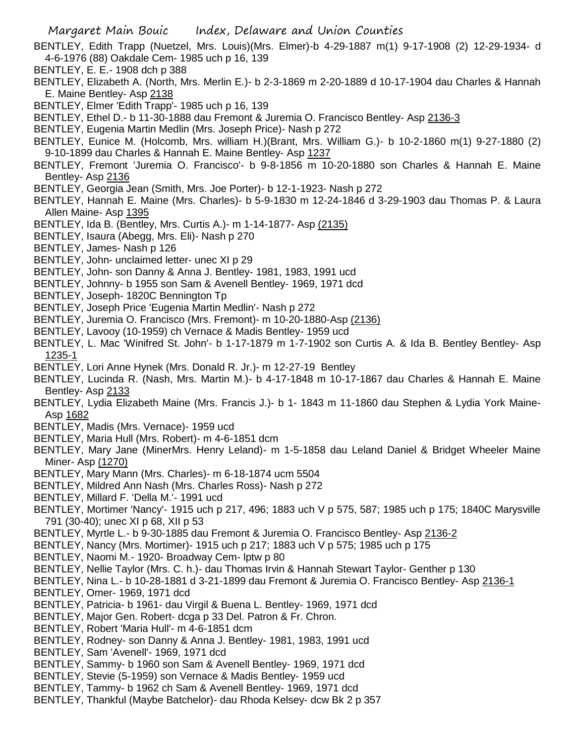BENTLEY, Edith Trapp (Nuetzel, Mrs. Louis)(Mrs. Elmer)-b 4-29-1887 m(1) 9-17-1908 (2) 12-29-1934- d 4-6-1976 (88) Oakdale Cem- 1985 uch p 16, 139

BENTLEY, E. E.- 1908 dch p 388

BENTLEY, Elizabeth A. (North, Mrs. Merlin E.)- b 2-3-1869 m 2-20-1889 d 10-17-1904 dau Charles & Hannah E. Maine Bentley- Asp 2138

BENTLEY, Elmer 'Edith Trapp'- 1985 uch p 16, 139

BENTLEY, Ethel D.- b 11-30-1888 dau Fremont & Juremia O. Francisco Bentley- Asp 2136-3

BENTLEY, Eugenia Martin Medlin (Mrs. Joseph Price)- Nash p 272

BENTLEY, Eunice M. (Holcomb, Mrs. william H.)(Brant, Mrs. William G.)- b 10-2-1860 m(1) 9-27-1880 (2) 9-10-1899 dau Charles & Hannah E. Maine Bentley- Asp 1237

BENTLEY, Fremont 'Juremia O. Francisco'- b 9-8-1856 m 10-20-1880 son Charles & Hannah E. Maine Bentley- Asp 2136

BENTLEY, Georgia Jean (Smith, Mrs. Joe Porter)- b 12-1-1923- Nash p 272

BENTLEY, Hannah E. Maine (Mrs. Charles)- b 5-9-1830 m 12-24-1846 d 3-29-1903 dau Thomas P. & Laura Allen Maine- Asp 1395

BENTLEY, Ida B. (Bentley, Mrs. Curtis A.)- m 1-14-1877- Asp (2135)

BENTLEY, Isaura (Abegg, Mrs. Eli)- Nash p 270

BENTLEY, James- Nash p 126

BENTLEY, John- unclaimed letter- unec XI p 29

BENTLEY, John- son Danny & Anna J. Bentley- 1981, 1983, 1991 ucd

BENTLEY, Johnny- b 1955 son Sam & Avenell Bentley- 1969, 1971 dcd

BENTLEY, Joseph- 1820C Bennington Tp

BENTLEY, Joseph Price 'Eugenia Martin Medlin'- Nash p 272

BENTLEY, Juremia O. Francisco (Mrs. Fremont)- m 10-20-1880-Asp (2136)

BENTLEY, Lavooy (10-1959) ch Vernace & Madis Bentley- 1959 ucd

BENTLEY, L. Mac 'Winifred St. John'- b 1-17-1879 m 1-7-1902 son Curtis A. & Ida B. Bentley Bentley- Asp 1235-1

BENTLEY, Lori Anne Hynek (Mrs. Donald R. Jr.)- m 12-27-19 Bentley

BENTLEY, Lucinda R. (Nash, Mrs. Martin M.)- b 4-17-1848 m 10-17-1867 dau Charles & Hannah E. Maine Bentley- Asp 2133

BENTLEY, Lydia Elizabeth Maine (Mrs. Francis J.)- b 1- 1843 m 11-1860 dau Stephen & Lydia York Maine- Asp 1682

BENTLEY, Madis (Mrs. Vernace)- 1959 ucd

BENTLEY, Maria Hull (Mrs. Robert)- m 4-6-1851 dcm

BENTLEY, Mary Jane (MinerMrs. Henry Leland)- m 1-5-1858 dau Leland Daniel & Bridget Wheeler Maine Miner- Asp (1270)

BENTLEY, Mary Mann (Mrs. Charles)- m 6-18-1874 ucm 5504

BENTLEY, Mildred Ann Nash (Mrs. Charles Ross)- Nash p 272

BENTLEY, Millard F. 'Della M.'- 1991 ucd

BENTLEY, Mortimer 'Nancy'- 1915 uch p 217, 496; 1883 uch V p 575, 587; 1985 uch p 175; 1840C Marysville 791 (30-40); unec XI p 68, XII p 53

BENTLEY, Myrtle L.- b 9-30-1885 dau Fremont & Juremia O. Francisco Bentley- Asp 2136-2

BENTLEY, Nancy (Mrs. Mortimer)- 1915 uch p 217; 1883 uch V p 575; 1985 uch p 175

BENTLEY, Naomi M.- 1920- Broadway Cem- lptw p 80

BENTLEY, Nellie Taylor (Mrs. C. h.)- dau Thomas Irvin & Hannah Stewart Taylor- Genther p 130

BENTLEY, Nina L.- b 10-28-1881 d 3-21-1899 dau Fremont & Juremia O. Francisco Bentley- Asp 2136-1

BENTLEY, Omer- 1969, 1971 dcd

BENTLEY, Patricia- b 1961- dau Virgil & Buena L. Bentley- 1969, 1971 dcd

BENTLEY, Major Gen. Robert- dcga p 33 Del. Patron & Fr. Chron.

BENTLEY, Robert 'Maria Hull'- m 4-6-1851 dcm

BENTLEY, Rodney- son Danny & Anna J. Bentley- 1981, 1983, 1991 ucd

BENTLEY, Sam 'Avenell'- 1969, 1971 dcd

BENTLEY, Sammy- b 1960 son Sam & Avenell Bentley- 1969, 1971 dcd

BENTLEY, Stevie (5-1959) son Vernace & Madis Bentley- 1959 ucd

BENTLEY, Tammy- b 1962 ch Sam & Avenell Bentley- 1969, 1971 dcd

BENTLEY, Thankful (Maybe Batchelor)- dau Rhoda Kelsey- dcw Bk 2 p 357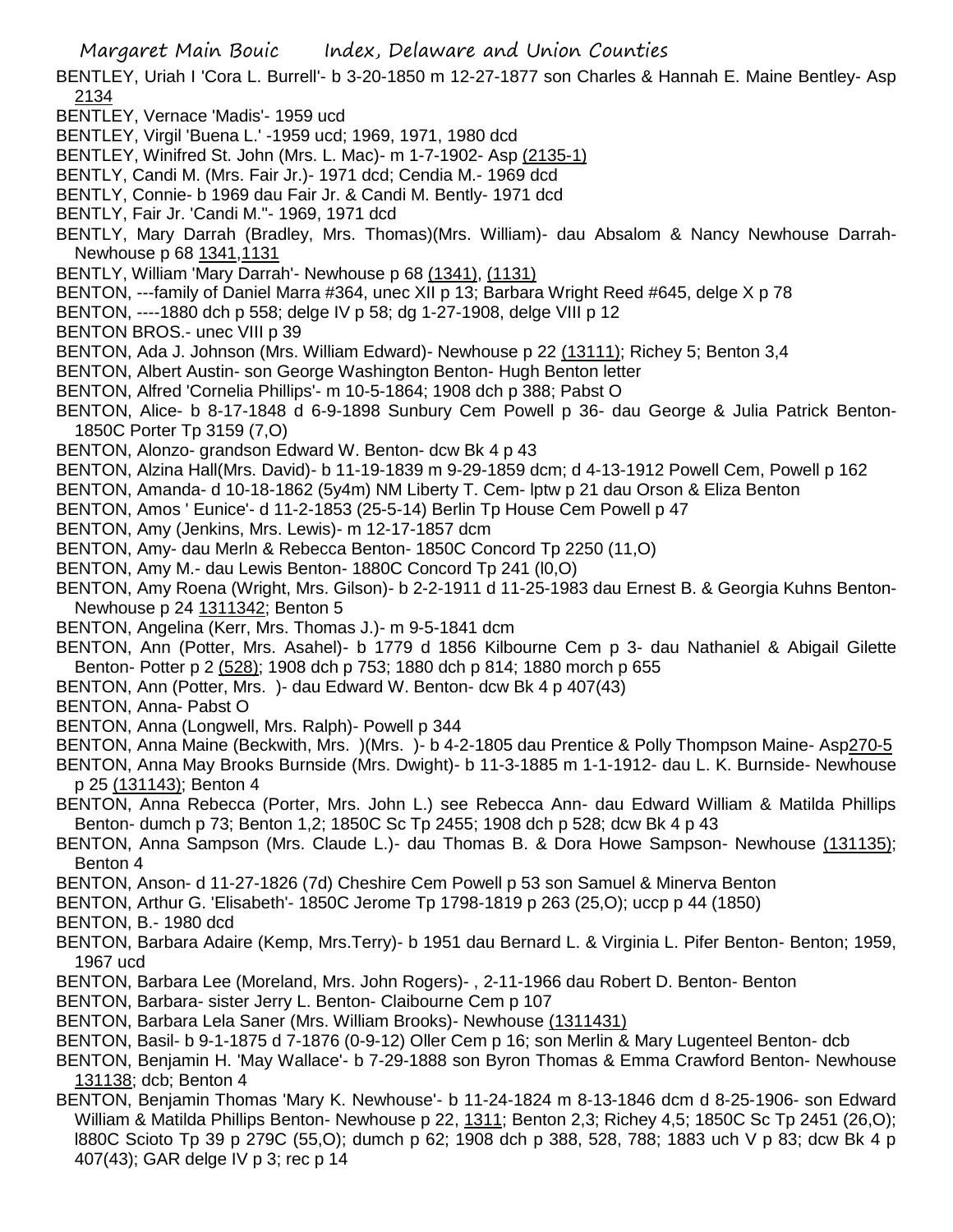BENTLEY, Uriah I 'Cora L. Burrell'- b 3-20-1850 m 12-27-1877 son Charles & Hannah E. Maine Bentley- Asp 2134

BENTLEY, Vernace 'Madis'- 1959 ucd

BENTLEY, Virgil 'Buena L.' -1959 ucd; 1969, 1971, 1980 dcd

BENTLEY, Winifred St. John (Mrs. L. Mac)- m 1-7-1902- Asp (2135-1)

BENTLY, Candi M. (Mrs. Fair Jr.)- 1971 dcd; Cendia M.- 1969 dcd

BENTLY, Connie- b 1969 dau Fair Jr. & Candi M. Bently- 1971 dcd

BENTLY, Fair Jr. 'Candi M."- 1969, 1971 dcd

BENTLY, Mary Darrah (Bradley, Mrs. Thomas)(Mrs. William)- dau Absalom & Nancy Newhouse Darrah- Newhouse p 68 1341,1131

BENTLY, William 'Mary Darrah'- Newhouse p 68 (1341), (1131)

BENTON, ---family of Daniel Marra #364, unec XII p 13; Barbara Wright Reed #645, delge X p 78

BENTON, ----1880 dch p 558; delge IV p 58; dg 1-27-1908, delge VIII p 12

BENTON BROS.- unec VIII p 39

BENTON, Ada J. Johnson (Mrs. William Edward)- Newhouse p 22 (13111); Richey 5; Benton 3,4

BENTON, Albert Austin- son George Washington Benton- Hugh Benton letter

BENTON, Alfred 'Cornelia Phillips'- m 10-5-1864; 1908 dch p 388; Pabst O

BENTON, Alice- b 8-17-1848 d 6-9-1898 Sunbury Cem Powell p 36- dau George & Julia Patrick Benton- 1850C Porter Tp 3159 (7,O)

BENTON, Alonzo- grandson Edward W. Benton- dcw Bk 4 p 43

BENTON, Alzina Hall(Mrs. David)- b 11-19-1839 m 9-29-1859 dcm; d 4-13-1912 Powell Cem, Powell p 162

BENTON, Amanda- d 10-18-1862 (5y4m) NM Liberty T. Cem- lptw p 21 dau Orson & Eliza Benton

BENTON, Amos ' Eunice'- d 11-2-1853 (25-5-14) Berlin Tp House Cem Powell p 47

BENTON, Amy (Jenkins, Mrs. Lewis)- m 12-17-1857 dcm

BENTON, Amy- dau Merln & Rebecca Benton- 1850C Concord Tp 2250 (11,O)

BENTON, Amy M.- dau Lewis Benton- 1880C Concord Tp 241 (l0,O)

BENTON, Amy Roena (Wright, Mrs. Gilson)- b 2-2-1911 d 11-25-1983 dau Ernest B. & Georgia Kuhns Benton- Newhouse p 24 1311342; Benton 5

BENTON, Angelina (Kerr, Mrs. Thomas J.)- m 9-5-1841 dcm

BENTON, Ann (Potter, Mrs. Asahel)- b 1779 d 1856 Kilbourne Cem p 3- dau Nathaniel & Abigail Gilette Benton- Potter p 2 (528); 1908 dch p 753; 1880 dch p 814; 1880 morch p 655

BENTON, Ann (Potter, Mrs. )- dau Edward W. Benton- dcw Bk 4 p 407(43)

BENTON, Anna- Pabst O

BENTON, Anna (Longwell, Mrs. Ralph)- Powell p 344

BENTON, Anna Maine (Beckwith, Mrs. )(Mrs. )- b 4-2-1805 dau Prentice & Polly Thompson Maine- Asp270-5

BENTON, Anna May Brooks Burnside (Mrs. Dwight)- b 11-3-1885 m 1-1-1912- dau L. K. Burnside- Newhouse p 25 (131143); Benton 4

BENTON, Anna Rebecca (Porter, Mrs. John L.) see Rebecca Ann- dau Edward William & Matilda Phillips Benton- dumch p 73; Benton 1,2; 1850C Sc Tp 2455; 1908 dch p 528; dcw Bk 4 p 43

BENTON, Anna Sampson (Mrs. Claude L.)- dau Thomas B. & Dora Howe Sampson- Newhouse (131135); Benton 4

BENTON, Anson- d 11-27-1826 (7d) Cheshire Cem Powell p 53 son Samuel & Minerva Benton

BENTON, Arthur G. 'Elisabeth'- 1850C Jerome Tp 1798-1819 p 263 (25,O); uccp p 44 (1850)

BENTON, B.- 1980 dcd

BENTON, Barbara Adaire (Kemp, Mrs.Terry)- b 1951 dau Bernard L. & Virginia L. Pifer Benton- Benton; 1959, 1967 ucd

BENTON, Barbara Lee (Moreland, Mrs. John Rogers)- , 2-11-1966 dau Robert D. Benton- Benton

BENTON, Barbara- sister Jerry L. Benton- Claibourne Cem p 107

BENTON, Barbara Lela Saner (Mrs. William Brooks)- Newhouse (1311431)

BENTON, Basil- b 9-1-1875 d 7-1876 (0-9-12) Oller Cem p 16; son Merlin & Mary Lugenteel Benton- dcb

BENTON, Benjamin H. 'May Wallace'- b 7-29-1888 son Byron Thomas & Emma Crawford Benton- Newhouse 131138; dcb; Benton 4

BENTON, Benjamin Thomas 'Mary K. Newhouse'- b 11-24-1824 m 8-13-1846 dcm d 8-25-1906- son Edward William & Matilda Phillips Benton- Newhouse p 22, 1311; Benton 2,3; Richey 4,5; 1850C Sc Tp 2451 (26,O); l880C Scioto Tp 39 p 279C (55,O); dumch p 62; 1908 dch p 388, 528, 788; 1883 uch V p 83; dcw Bk 4 p 407(43); GAR delge IV p 3; rec p 14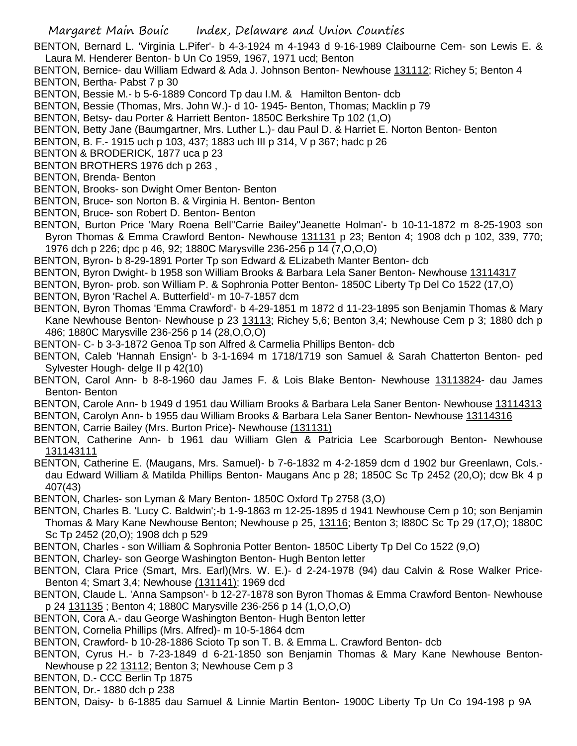BENTON, Bernard L. 'Virginia L.Pifer'- b 4-3-1924 m 4-1943 d 9-16-1989 Claibourne Cem- son Lewis E. & Laura M. Henderer Benton- b Un Co 1959, 1967, 1971 ucd; Benton

BENTON, Bernice- dau William Edward & Ada J. Johnson Benton- Newhouse 131112; Richey 5; Benton 4

BENTON, Bertha- Pabst 7 p 30

BENTON, Bessie M.- b 5-6-1889 Concord Tp dau I.M. & Hamilton Benton- dcb

BENTON, Bessie (Thomas, Mrs. John W.)- d 10- 1945- Benton, Thomas; Macklin p 79

BENTON, Betsy- dau Porter & Harriett Benton- 1850C Berkshire Tp 102 (1,O)

BENTON, Betty Jane (Baumgartner, Mrs. Luther L.)- dau Paul D. & Harriet E. Norton Benton- Benton

BENTON, B. F.- 1915 uch p 103, 437; 1883 uch III p 314, V p 367; hadc p 26

BENTON & BRODERICK, 1877 uca p 23

BENTON BROTHERS 1976 dch p 263 ,

BENTON, Brenda- Benton

BENTON, Brooks- son Dwight Omer Benton- Benton

BENTON, Bruce- son Norton B. & Virginia H. Benton- Benton

BENTON, Bruce- son Robert D. Benton- Benton

BENTON, Burton Price 'Mary Roena Bell''Carrie Bailey''Jeanette Holman'- b 10-11-1872 m 8-25-1903 son Byron Thomas & Emma Crawford Benton- Newhouse 131131 p 23; Benton 4; 1908 dch p 102, 339, 770; 1976 dch p 226; dpc p 46, 92; 1880C Marysville 236-256 p 14 (7,O,O,O)

BENTON, Byron- b 8-29-1891 Porter Tp son Edward & ELizabeth Manter Benton- dcb

BENTON, Byron Dwight- b 1958 son William Brooks & Barbara Lela Saner Benton- Newhouse 13114317

BENTON, Byron- prob. son William P. & Sophronia Potter Benton- 1850C Liberty Tp Del Co 1522 (17,O)

BENTON, Byron 'Rachel A. Butterfield'- m 10-7-1857 dcm

BENTON, Byron Thomas 'Emma Crawford'- b 4-29-1851 m 1872 d 11-23-1895 son Benjamin Thomas & Mary Kane Newhouse Benton- Newhouse p 23 13113; Richey 5,6; Benton 3,4; Newhouse Cem p 3; 1880 dch p 486; 1880C Marysville 236-256 p 14 (28,O,O,O)

BENTON- C- b 3-3-1872 Genoa Tp son Alfred & Carmelia Phillips Benton- dcb

BENTON, Caleb 'Hannah Ensign'- b 3-1-1694 m 1718/1719 son Samuel & Sarah Chatterton Benton- ped Sylvester Hough- delge II p 42(10)

BENTON, Carol Ann- b 8-8-1960 dau James F. & Lois Blake Benton- Newhouse 13113824- dau James Benton- Benton

BENTON, Carole Ann- b 1949 d 1951 dau William Brooks & Barbara Lela Saner Benton- Newhouse 13114313

BENTON, Carolyn Ann- b 1955 dau William Brooks & Barbara Lela Saner Benton- Newhouse 13114316

BENTON, Carrie Bailey (Mrs. Burton Price)- Newhouse (131131)

BENTON, Catherine Ann- b 1961 dau William Glen & Patricia Lee Scarborough Benton- Newhouse 131143111

BENTON, Catherine E. (Maugans, Mrs. Samuel)- b 7-6-1832 m 4-2-1859 dcm d 1902 bur Greenlawn, Cols.- dau Edward William & Matilda Phillips Benton- Maugans Anc p 28; 1850C Sc Tp 2452 (20,O); dcw Bk 4 p 407(43)

BENTON, Charles- son Lyman & Mary Benton- 1850C Oxford Tp 2758 (3,O)

BENTON, Charles B. 'Lucy C. Baldwin';-b 1-9-1863 m 12-25-1895 d 1941 Newhouse Cem p 10; son Benjamin Thomas & Mary Kane Newhouse Benton; Newhouse p 25, 13116; Benton 3; l880C Sc Tp 29 (17,O); 1880C Sc Tp 2452 (20,O); 1908 dch p 529

BENTON, Charles - son William & Sophronia Potter Benton- 1850C Liberty Tp Del Co 1522 (9,O)

BENTON, Charley- son George Washington Benton- Hugh Benton letter

BENTON, Clara Price (Smart, Mrs. Earl)(Mrs. W. E.)- d 2-24-1978 (94) dau Calvin & Rose Walker Price- Benton 4; Smart 3,4; Newhouse (131141); 1969 dcd

BENTON, Claude L. 'Anna Sampson'- b 12-27-1878 son Byron Thomas & Emma Crawford Benton- Newhouse p 24 131135 ; Benton 4; 1880C Marysville 236-256 p 14 (1,O,O,O)

BENTON, Cora A.- dau George Washington Benton- Hugh Benton letter

BENTON, Cornelia Phillips (Mrs. Alfred)- m 10-5-1864 dcm

BENTON, Crawford- b 10-28-1886 Scioto Tp son T. B. & Emma L. Crawford Benton- dcb

BENTON, Cyrus H.- b 7-23-1849 d 6-21-1850 son Benjamin Thomas & Mary Kane Newhouse Benton- Newhouse p 22 13112; Benton 3; Newhouse Cem p 3

BENTON, D.- CCC Berlin Tp 1875

BENTON, Dr.- 1880 dch p 238

BENTON, Daisy- b 6-1885 dau Samuel & Linnie Martin Benton- 1900C Liberty Tp Un Co 194-198 p 9A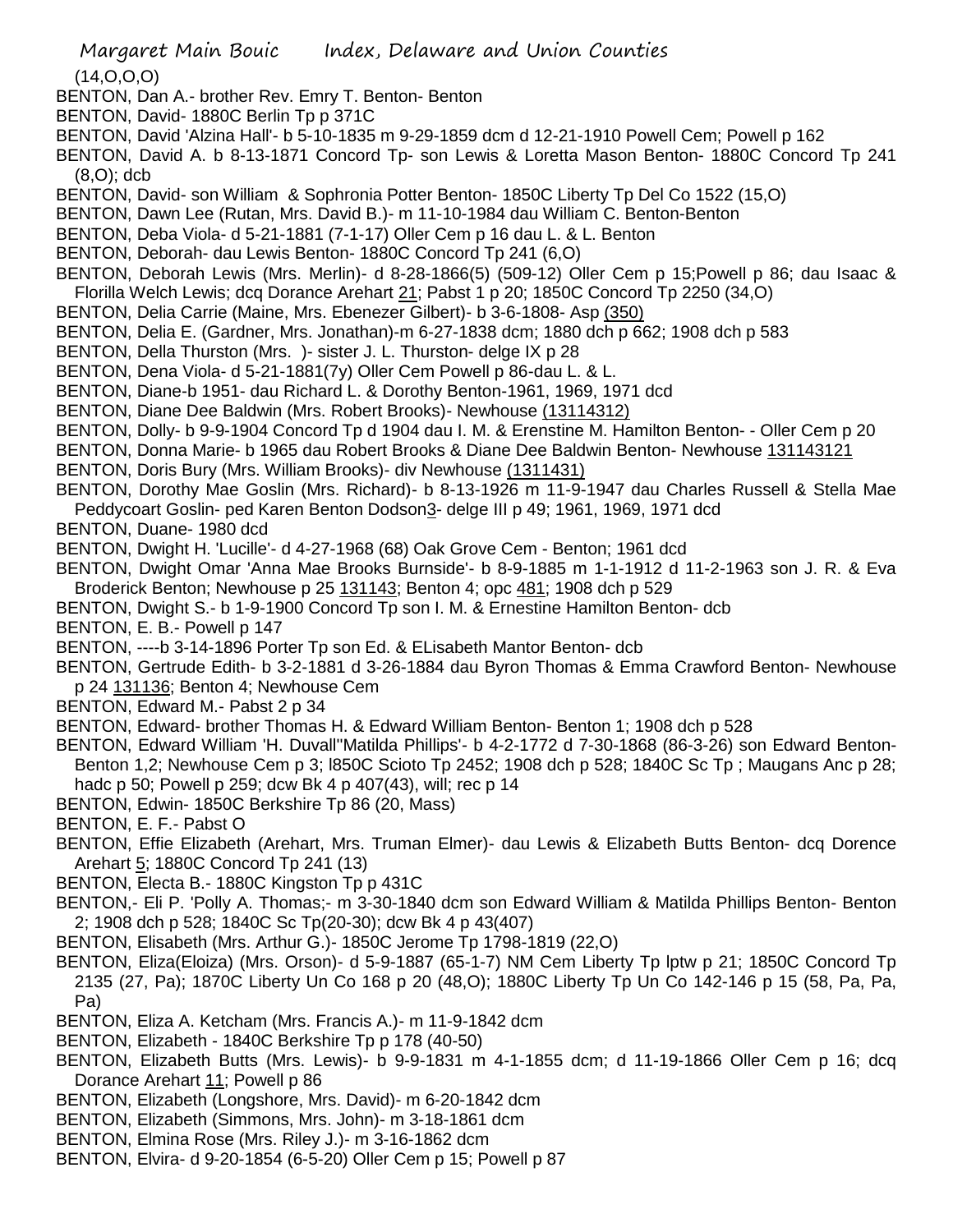(14,O,O,O)

BENTON, Dan A.- brother Rev. Emry T. Benton- Benton

BENTON, David- 1880C Berlin Tp p 371C

BENTON, David 'Alzina Hall'- b 5-10-1835 m 9-29-1859 dcm d 12-21-1910 Powell Cem; Powell p 162

BENTON, David A. b 8-13-1871 Concord Tp- son Lewis & Loretta Mason Benton- 1880C Concord Tp 241 (8,O); dcb

BENTON, David- son William & Sophronia Potter Benton- 1850C Liberty Tp Del Co 1522 (15,O)

BENTON, Dawn Lee (Rutan, Mrs. David B.)- m 11-10-1984 dau William C. Benton-Benton

BENTON, Deba Viola- d 5-21-1881 (7-1-17) Oller Cem p 16 dau L. & L. Benton

BENTON, Deborah- dau Lewis Benton- 1880C Concord Tp 241 (6,O)

BENTON, Deborah Lewis (Mrs. Merlin)- d 8-28-1866(5) (509-12) Oller Cem p 15;Powell p 86; dau Isaac & Florilla Welch Lewis; dcq Dorance Arehart 21; Pabst 1 p 20; 1850C Concord Tp 2250 (34,O)

BENTON, Delia Carrie (Maine, Mrs. Ebenezer Gilbert)- b 3-6-1808- Asp (350)

BENTON, Delia E. (Gardner, Mrs. Jonathan)-m 6-27-1838 dcm; 1880 dch p 662; 1908 dch p 583

BENTON, Della Thurston (Mrs. )- sister J. L. Thurston- delge IX p 28

BENTON, Dena Viola- d 5-21-1881(7y) Oller Cem Powell p 86-dau L. & L.

BENTON, Diane-b 1951- dau Richard L. & Dorothy Benton-1961, 1969, 1971 dcd

BENTON, Diane Dee Baldwin (Mrs. Robert Brooks)- Newhouse (13114312)

BENTON, Dolly- b 9-9-1904 Concord Tp d 1904 dau I. M. & Erenstine M. Hamilton Benton- - Oller Cem p 20

BENTON, Donna Marie- b 1965 dau Robert Brooks & Diane Dee Baldwin Benton- Newhouse 131143121

BENTON, Doris Bury (Mrs. William Brooks)- div Newhouse (1311431)

BENTON, Dorothy Mae Goslin (Mrs. Richard)- b 8-13-1926 m 11-9-1947 dau Charles Russell & Stella Mae Peddycoart Goslin- ped Karen Benton Dodson3- delge III p 49; 1961, 1969, 1971 dcd

BENTON, Duane- 1980 dcd

BENTON, Dwight H. 'Lucille'- d 4-27-1968 (68) Oak Grove Cem - Benton; 1961 dcd

BENTON, Dwight Omar 'Anna Mae Brooks Burnside'- b 8-9-1885 m 1-1-1912 d 11-2-1963 son J. R. & Eva Broderick Benton; Newhouse p 25 131143; Benton 4; opc 481; 1908 dch p 529

BENTON, Dwight S.- b 1-9-1900 Concord Tp son I. M. & Ernestine Hamilton Benton- dcb

BENTON, E. B.- Powell p 147

BENTON, ----b 3-14-1896 Porter Tp son Ed. & ELisabeth Mantor Benton- dcb

BENTON, Gertrude Edith- b 3-2-1881 d 3-26-1884 dau Byron Thomas & Emma Crawford Benton- Newhouse p 24 131136; Benton 4; Newhouse Cem

BENTON, Edward M.- Pabst 2 p 34

BENTON, Edward- brother Thomas H. & Edward William Benton- Benton 1; 1908 dch p 528

BENTON, Edward William 'H. Duvall''Matilda Phillips'- b 4-2-1772 d 7-30-1868 (86-3-26) son Edward Benton-Benton 1,2; Newhouse Cem p 3; l850C Scioto Tp 2452; 1908 dch p 528; 1840C Sc Tp ; Maugans Anc p 28; hadc p 50; Powell p 259; dcw Bk 4 p 407(43), will; rec p 14

BENTON, Edwin- 1850C Berkshire Tp 86 (20, Mass)

BENTON, E. F.- Pabst O

BENTON, Effie Elizabeth (Arehart, Mrs. Truman Elmer)- dau Lewis & Elizabeth Butts Benton- dcq Dorence Arehart 5; 1880C Concord Tp 241 (13)

BENTON, Electa B.- 1880C Kingston Tp p 431C

BENTON,- Eli P. 'Polly A. Thomas;- m 3-30-1840 dcm son Edward William & Matilda Phillips Benton- Benton 2; 1908 dch p 528; 1840C Sc Tp(20-30); dcw Bk 4 p 43(407)

BENTON, Elisabeth (Mrs. Arthur G.)- 1850C Jerome Tp 1798-1819 (22,O)

BENTON, Eliza(Eloiza) (Mrs. Orson)- d 5-9-1887 (65-1-7) NM Cem Liberty Tp lptw p 21; 1850C Concord Tp 2135 (27, Pa); 1870C Liberty Un Co 168 p 20 (48,O); 1880C Liberty Tp Un Co 142-146 p 15 (58, Pa, Pa, Pa)

BENTON, Eliza A. Ketcham (Mrs. Francis A.)- m 11-9-1842 dcm

BENTON, Elizabeth - 1840C Berkshire Tp p 178 (40-50)

BENTON, Elizabeth Butts (Mrs. Lewis)- b 9-9-1831 m 4-1-1855 dcm; d 11-19-1866 Oller Cem p 16; dcq Dorance Arehart 11; Powell p 86

BENTON, Elizabeth (Longshore, Mrs. David)- m 6-20-1842 dcm

BENTON, Elizabeth (Simmons, Mrs. John)- m 3-18-1861 dcm

BENTON, Elmina Rose (Mrs. Riley J.)- m 3-16-1862 dcm

BENTON, Elvira- d 9-20-1854 (6-5-20) Oller Cem p 15; Powell p 87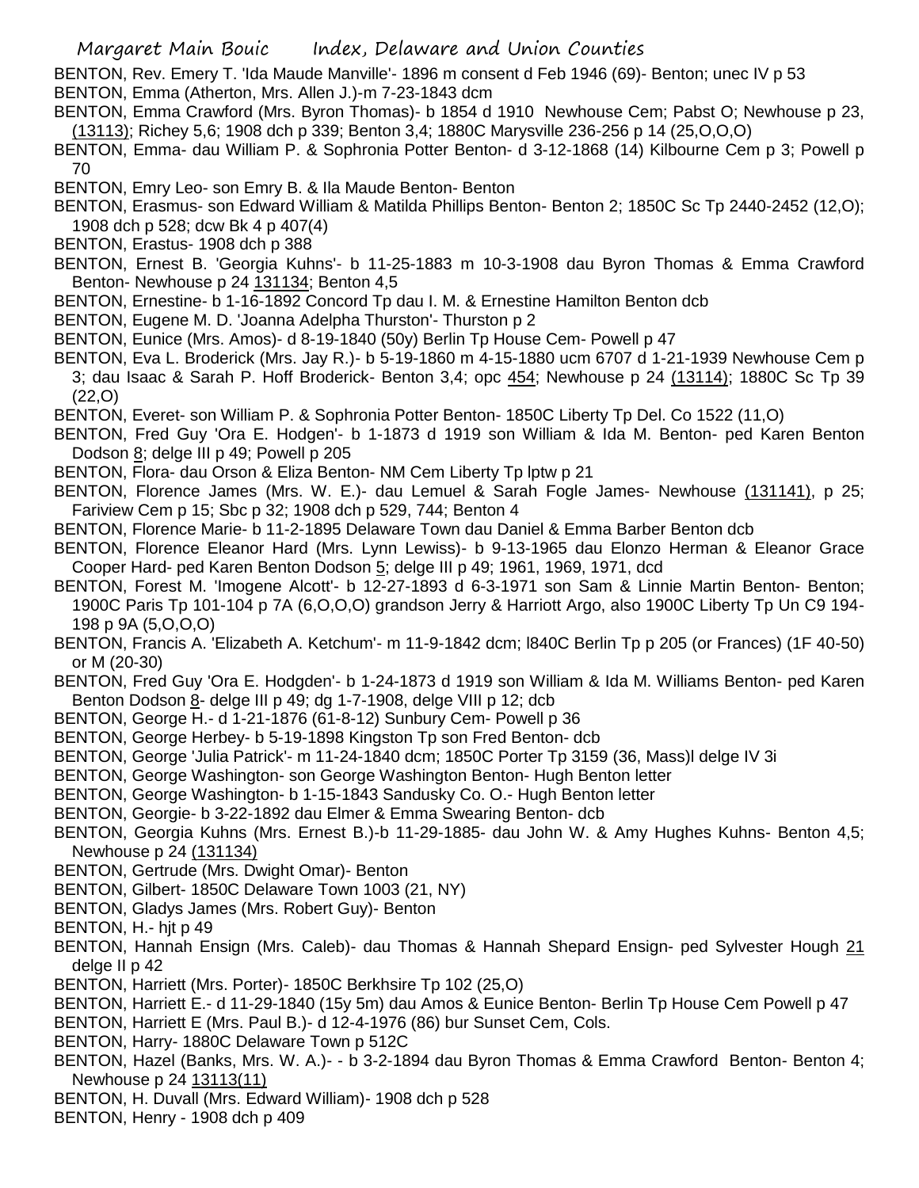BENTON, Rev. Emery T. 'Ida Maude Manville'- 1896 m consent d Feb 1946 (69)- Benton; unec IV p 53

BENTON, Emma (Atherton, Mrs. Allen J.)-m 7-23-1843 dcm

BENTON, Emma Crawford (Mrs. Byron Thomas)- b 1854 d 1910 Newhouse Cem; Pabst O; Newhouse p 23, (13113); Richey 5,6; 1908 dch p 339; Benton 3,4; 1880C Marysville 236-256 p 14 (25,O,O,O)

BENTON, Emma- dau William P. & Sophronia Potter Benton- d 3-12-1868 (14) Kilbourne Cem p 3; Powell p 70

BENTON, Emry Leo- son Emry B. & Ila Maude Benton- Benton

BENTON, Erasmus- son Edward William & Matilda Phillips Benton- Benton 2; 1850C Sc Tp 2440-2452 (12,O); 1908 dch p 528; dcw Bk 4 p 407(4)

BENTON, Erastus- 1908 dch p 388

BENTON, Ernest B. 'Georgia Kuhns'- b 11-25-1883 m 10-3-1908 dau Byron Thomas & Emma Crawford Benton- Newhouse p 24 131134; Benton 4,5

BENTON, Ernestine- b 1-16-1892 Concord Tp dau I. M. & Ernestine Hamilton Benton dcb

BENTON, Eugene M. D. 'Joanna Adelpha Thurston'- Thurston p 2

BENTON, Eunice (Mrs. Amos)- d 8-19-1840 (50y) Berlin Tp House Cem- Powell p 47

BENTON, Eva L. Broderick (Mrs. Jay R.)- b 5-19-1860 m 4-15-1880 ucm 6707 d 1-21-1939 Newhouse Cem p 3; dau Isaac & Sarah P. Hoff Broderick- Benton 3,4; opc 454; Newhouse p 24 (13114); 1880C Sc Tp 39 (22,O)

BENTON, Everet- son William P. & Sophronia Potter Benton- 1850C Liberty Tp Del. Co 1522 (11,O)

BENTON, Fred Guy 'Ora E. Hodgen'- b 1-1873 d 1919 son William & Ida M. Benton- ped Karen Benton Dodson 8; delge III p 49; Powell p 205

BENTON, Flora- dau Orson & Eliza Benton- NM Cem Liberty Tp lptw p 21

BENTON, Florence James (Mrs. W. E.)- dau Lemuel & Sarah Fogle James- Newhouse (131141), p 25; Fariview Cem p 15; Sbc p 32; 1908 dch p 529, 744; Benton 4

BENTON, Florence Marie- b 11-2-1895 Delaware Town dau Daniel & Emma Barber Benton dcb

BENTON, Florence Eleanor Hard (Mrs. Lynn Lewiss)- b 9-13-1965 dau Elonzo Herman & Eleanor Grace Cooper Hard- ped Karen Benton Dodson 5; delge III p 49; 1961, 1969, 1971, dcd

BENTON, Forest M. 'Imogene Alcott'- b 12-27-1893 d 6-3-1971 son Sam & Linnie Martin Benton- Benton; 1900C Paris Tp 101-104 p 7A (6,O,O,O) grandson Jerry & Harriott Argo, also 1900C Liberty Tp Un C9 194-198 p 9A (5,O,O,O)

BENTON, Francis A. 'Elizabeth A. Ketchum'- m 11-9-1842 dcm; l840C Berlin Tp p 205 (or Frances) (1F 40-50) or M (20-30)

BENTON, Fred Guy 'Ora E. Hodgden'- b 1-24-1873 d 1919 son William & Ida M. Williams Benton- ped Karen Benton Dodson 8- delge III p 49; dg 1-7-1908, delge VIII p 12; dcb

BENTON, George H.- d 1-21-1876 (61-8-12) Sunbury Cem- Powell p 36

BENTON, George Herbey- b 5-19-1898 Kingston Tp son Fred Benton- dcb

BENTON, George 'Julia Patrick'- m 11-24-1840 dcm; 1850C Porter Tp 3159 (36, Mass)l delge IV 3i

BENTON, George Washington- son George Washington Benton- Hugh Benton letter

BENTON, George Washington- b 1-15-1843 Sandusky Co. O.- Hugh Benton letter

BENTON, Georgie- b 3-22-1892 dau Elmer & Emma Swearing Benton- dcb

BENTON, Georgia Kuhns (Mrs. Ernest B.)-b 11-29-1885- dau John W. & Amy Hughes Kuhns- Benton 4,5; Newhouse p 24 (131134)

BENTON, Gertrude (Mrs. Dwight Omar)- Benton

BENTON, Gilbert- 1850C Delaware Town 1003 (21, NY)

BENTON, Gladys James (Mrs. Robert Guy)- Benton

BENTON, H.- hjt p 49

BENTON, Hannah Ensign (Mrs. Caleb)- dau Thomas & Hannah Shepard Ensign- ped Sylvester Hough 21 delge II p 42

BENTON, Harriett (Mrs. Porter)- 1850C Berkhsire Tp 102 (25,O)

BENTON, Harriett E.- d 11-29-1840 (15y 5m) dau Amos & Eunice Benton- Berlin Tp House Cem Powell p 47

BENTON, Harriett E (Mrs. Paul B.)- d 12-4-1976 (86) bur Sunset Cem, Cols.

BENTON, Harry- 1880C Delaware Town p 512C

BENTON, Hazel (Banks, Mrs. W. A.)- - b 3-2-1894 dau Byron Thomas & Emma Crawford Benton- Benton 4; Newhouse p 24 13113(11)

BENTON, H. Duvall (Mrs. Edward William)- 1908 dch p 528

BENTON, Henry - 1908 dch p 409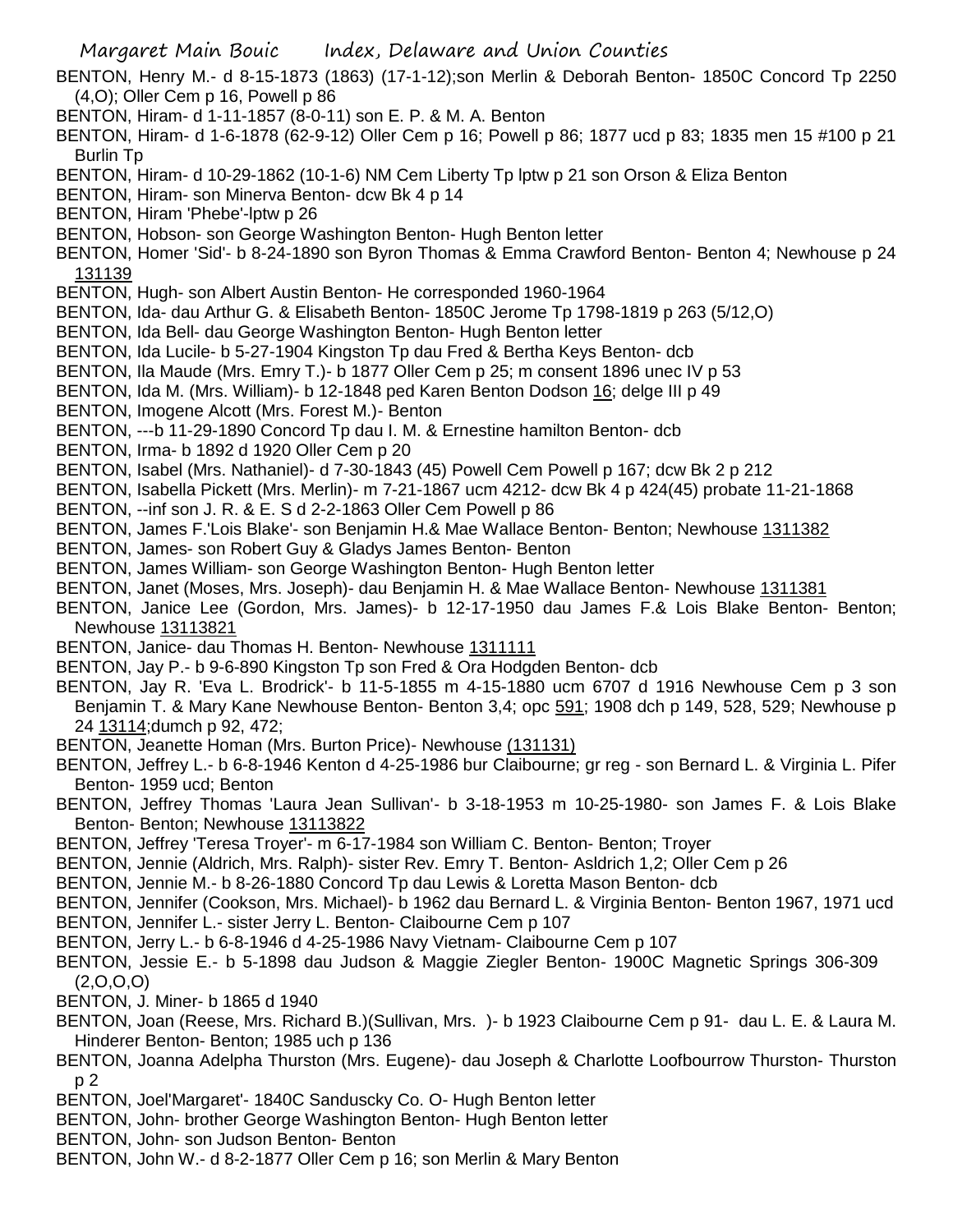BENTON, Henry M.- d 8-15-1873 (1863) (17-1-12);son Merlin & Deborah Benton- 1850C Concord Tp 2250 (4,O); Oller Cem p 16, Powell p 86

BENTON, Hiram- d 1-11-1857 (8-0-11) son E. P. & M. A. Benton

BENTON, Hiram- d 1-6-1878 (62-9-12) Oller Cem p 16; Powell p 86; 1877 ucd p 83; 1835 men 15 #100 p 21 Burlin Tp

BENTON, Hiram- d 10-29-1862 (10-1-6) NM Cem Liberty Tp lptw p 21 son Orson & Eliza Benton

BENTON, Hiram- son Minerva Benton- dcw Bk 4 p 14

BENTON, Hiram 'Phebe'-lptw p 26

BENTON, Hobson- son George Washington Benton- Hugh Benton letter

BENTON, Homer 'Sid'- b 8-24-1890 son Byron Thomas & Emma Crawford Benton- Benton 4; Newhouse p 24 131139

BENTON, Hugh- son Albert Austin Benton- He corresponded 1960-1964

BENTON, Ida- dau Arthur G. & Elisabeth Benton- 1850C Jerome Tp 1798-1819 p 263 (5/12,O)

BENTON, Ida Bell- dau George Washington Benton- Hugh Benton letter

BENTON, Ida Lucile- b 5-27-1904 Kingston Tp dau Fred & Bertha Keys Benton- dcb

BENTON, Ila Maude (Mrs. Emry T.)- b 1877 Oller Cem p 25; m consent 1896 unec IV p 53

BENTON, Ida M. (Mrs. William)- b 12-1848 ped Karen Benton Dodson 16; delge III p 49

BENTON, Imogene Alcott (Mrs. Forest M.)- Benton

BENTON, ---b 11-29-1890 Concord Tp dau I. M. & Ernestine hamilton Benton- dcb

BENTON, Irma- b 1892 d 1920 Oller Cem p 20

BENTON, Isabel (Mrs. Nathaniel)- d 7-30-1843 (45) Powell Cem Powell p 167; dcw Bk 2 p 212

BENTON, Isabella Pickett (Mrs. Merlin)- m 7-21-1867 ucm 4212- dcw Bk 4 p 424(45) probate 11-21-1868

BENTON, --inf son J. R. & E. S d 2-2-1863 Oller Cem Powell p 86

BENTON, James F.'Lois Blake'- son Benjamin H.& Mae Wallace Benton- Benton; Newhouse 1311382

BENTON, James- son Robert Guy & Gladys James Benton- Benton

BENTON, James William- son George Washington Benton- Hugh Benton letter

BENTON, Janet (Moses, Mrs. Joseph)- dau Benjamin H. & Mae Wallace Benton- Newhouse 1311381

BENTON, Janice Lee (Gordon, Mrs. James)- b 12-17-1950 dau James F.& Lois Blake Benton- Benton; Newhouse 13113821

BENTON, Janice- dau Thomas H. Benton- Newhouse 1311111

BENTON, Jay P.- b 9-6-890 Kingston Tp son Fred & Ora Hodgden Benton- dcb

BENTON, Jay R. 'Eva L. Brodrick'- b 11-5-1855 m 4-15-1880 ucm 6707 d 1916 Newhouse Cem p 3 son Benjamin T. & Mary Kane Newhouse Benton- Benton 3,4; opc 591; 1908 dch p 149, 528, 529; Newhouse p 24 13114;dumch p 92, 472;

BENTON, Jeanette Homan (Mrs. Burton Price)- Newhouse (131131)

BENTON, Jeffrey L.- b 6-8-1946 Kenton d 4-25-1986 bur Claibourne; gr reg - son Bernard L. & Virginia L. Pifer Benton- 1959 ucd; Benton

BENTON, Jeffrey Thomas 'Laura Jean Sullivan'- b 3-18-1953 m 10-25-1980- son James F. & Lois Blake Benton- Benton; Newhouse 13113822

BENTON, Jeffrey 'Teresa Troyer'- m 6-17-1984 son William C. Benton- Benton; Troyer

BENTON, Jennie (Aldrich, Mrs. Ralph)- sister Rev. Emry T. Benton- Asldrich 1,2; Oller Cem p 26

BENTON, Jennie M.- b 8-26-1880 Concord Tp dau Lewis & Loretta Mason Benton- dcb

BENTON, Jennifer (Cookson, Mrs. Michael)- b 1962 dau Bernard L. & Virginia Benton- Benton 1967, 1971 ucd

BENTON, Jennifer L.- sister Jerry L. Benton- Claibourne Cem p 107

BENTON, Jerry L.- b 6-8-1946 d 4-25-1986 Navy Vietnam- Claibourne Cem p 107

BENTON, Jessie E.- b 5-1898 dau Judson & Maggie Ziegler Benton- 1900C Magnetic Springs 306-309 (2,O,O,O)

BENTON, J. Miner- b 1865 d 1940

BENTON, Joan (Reese, Mrs. Richard B.)(Sullivan, Mrs. )- b 1923 Claibourne Cem p 91- dau L. E. & Laura M. Hinderer Benton- Benton; 1985 uch p 136

BENTON, Joanna Adelpha Thurston (Mrs. Eugene)- dau Joseph & Charlotte Loofbourrow Thurston- Thurston p 2

BENTON, Joel'Margaret'- 1840C Sanduscky Co. O- Hugh Benton letter

BENTON, John- brother George Washington Benton- Hugh Benton letter

BENTON, John- son Judson Benton- Benton

BENTON, John W.- d 8-2-1877 Oller Cem p 16; son Merlin & Mary Benton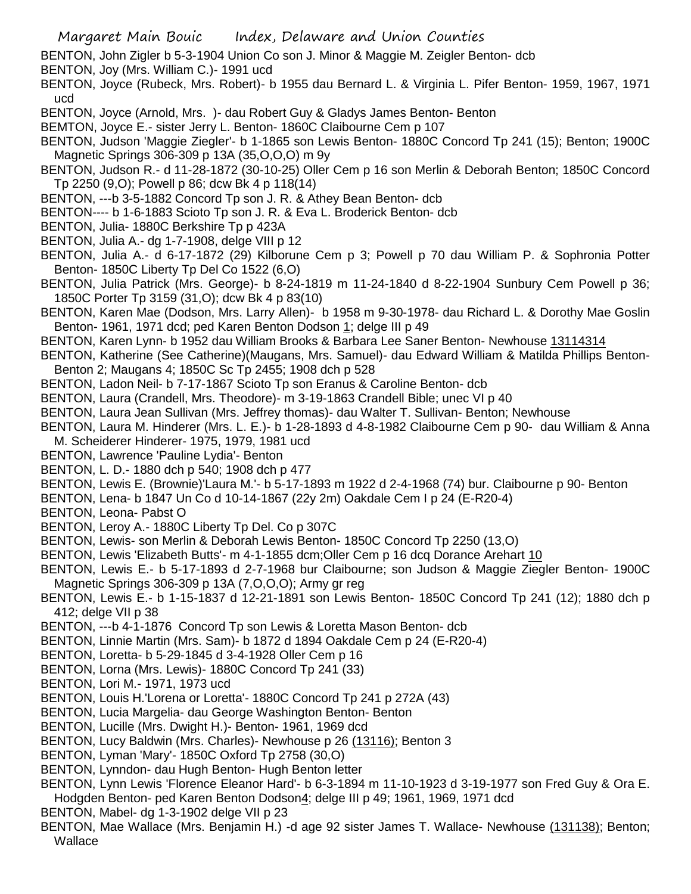BENTON, John Zigler b 5-3-1904 Union Co son J. Minor & Maggie M. Zeigler Benton- dcb

BENTON, Joy (Mrs. William C.)- 1991 ucd

BENTON, Joyce (Rubeck, Mrs. Robert)- b 1955 dau Bernard L. & Virginia L. Pifer Benton- 1959, 1967, 1971 ucd

BENTON, Joyce (Arnold, Mrs. )- dau Robert Guy & Gladys James Benton- Benton

BEMTON, Joyce E.- sister Jerry L. Benton- 1860C Claibourne Cem p 107

BENTON, Judson 'Maggie Ziegler'- b 1-1865 son Lewis Benton- 1880C Concord Tp 241 (15); Benton; 1900C Magnetic Springs 306-309 p 13A (35,O,O,O) m 9y

BENTON, Judson R.- d 11-28-1872 (30-10-25) Oller Cem p 16 son Merlin & Deborah Benton; 1850C Concord Tp 2250 (9,O); Powell p 86; dcw Bk 4 p 118(14)

BENTON, ---b 3-5-1882 Concord Tp son J. R. & Athey Bean Benton- dcb

BENTON---- b 1-6-1883 Scioto Tp son J. R. & Eva L. Broderick Benton- dcb

BENTON, Julia- 1880C Berkshire Tp p 423A

BENTON, Julia A.- dg 1-7-1908, delge VIII p 12

BENTON, Julia A.- d 6-17-1872 (29) Kilborune Cem p 3; Powell p 70 dau William P. & Sophronia Potter Benton- 1850C Liberty Tp Del Co 1522 (6,O)

BENTON, Julia Patrick (Mrs. George)- b 8-24-1819 m 11-24-1840 d 8-22-1904 Sunbury Cem Powell p 36; 1850C Porter Tp 3159 (31,O); dcw Bk 4 p 83(10)

BENTON, Karen Mae (Dodson, Mrs. Larry Allen)- b 1958 m 9-30-1978- dau Richard L. & Dorothy Mae Goslin Benton- 1961, 1971 dcd; ped Karen Benton Dodson 1; delge III p 49

BENTON, Karen Lynn- b 1952 dau William Brooks & Barbara Lee Saner Benton- Newhouse 13114314

BENTON, Katherine (See Catherine)(Maugans, Mrs. Samuel)- dau Edward William & Matilda Phillips Benton- Benton 2; Maugans 4; 1850C Sc Tp 2455; 1908 dch p 528

BENTON, Ladon Neil- b 7-17-1867 Scioto Tp son Eranus & Caroline Benton- dcb

BENTON, Laura (Crandell, Mrs. Theodore)- m 3-19-1863 Crandell Bible; unec VI p 40

BENTON, Laura Jean Sullivan (Mrs. Jeffrey thomas)- dau Walter T. Sullivan- Benton; Newhouse

BENTON, Laura M. Hinderer (Mrs. L. E.)- b 1-28-1893 d 4-8-1982 Claibourne Cem p 90- dau William & Anna M. Scheiderer Hinderer- 1975, 1979, 1981 ucd

BENTON, Lawrence 'Pauline Lydia'- Benton

BENTON, L. D.- 1880 dch p 540; 1908 dch p 477

BENTON, Lewis E. (Brownie)'Laura M.'- b 5-17-1893 m 1922 d 2-4-1968 (74) bur. Claibourne p 90- Benton

BENTON, Lena- b 1847 Un Co d 10-14-1867 (22y 2m) Oakdale Cem I p 24 (E-R20-4)

BENTON, Leona- Pabst O

BENTON, Leroy A.- 1880C Liberty Tp Del. Co p 307C

BENTON, Lewis- son Merlin & Deborah Lewis Benton- 1850C Concord Tp 2250 (13,O)

BENTON, Lewis 'Elizabeth Butts'- m 4-1-1855 dcm;Oller Cem p 16 dcq Dorance Arehart 10

BENTON, Lewis E.- b 5-17-1893 d 2-7-1968 bur Claibourne; son Judson & Maggie Ziegler Benton- 1900C Magnetic Springs 306-309 p 13A (7,O,O,O); Army gr reg

BENTON, Lewis E.- b 1-15-1837 d 12-21-1891 son Lewis Benton- 1850C Concord Tp 241 (12); 1880 dch p 412; delge VII p 38

BENTON, ---b 4-1-1876 Concord Tp son Lewis & Loretta Mason Benton- dcb

BENTON, Linnie Martin (Mrs. Sam)- b 1872 d 1894 Oakdale Cem p 24 (E-R20-4)

BENTON, Loretta- b 5-29-1845 d 3-4-1928 Oller Cem p 16

BENTON, Lorna (Mrs. Lewis)- 1880C Concord Tp 241 (33)

BENTON, Lori M.- 1971, 1973 ucd

BENTON, Louis H.'Lorena or Loretta'- 1880C Concord Tp 241 p 272A (43)

BENTON, Lucia Margelia- dau George Washington Benton- Benton

BENTON, Lucille (Mrs. Dwight H.)- Benton- 1961, 1969 dcd

BENTON, Lucy Baldwin (Mrs. Charles)- Newhouse p 26 (13116); Benton 3

BENTON, Lyman 'Mary'- 1850C Oxford Tp 2758 (30,O)

BENTON, Lynndon- dau Hugh Benton- Hugh Benton letter

BENTON, Lynn Lewis 'Florence Eleanor Hard'- b 6-3-1894 m 11-10-1923 d 3-19-1977 son Fred Guy & Ora E. Hodgden Benton- ped Karen Benton Dodson4; delge III p 49; 1961, 1969, 1971 dcd

BENTON, Mabel- dg 1-3-1902 delge VII p 23

BENTON, Mae Wallace (Mrs. Benjamin H.) -d age 92 sister James T. Wallace- Newhouse (131138); Benton; Wallace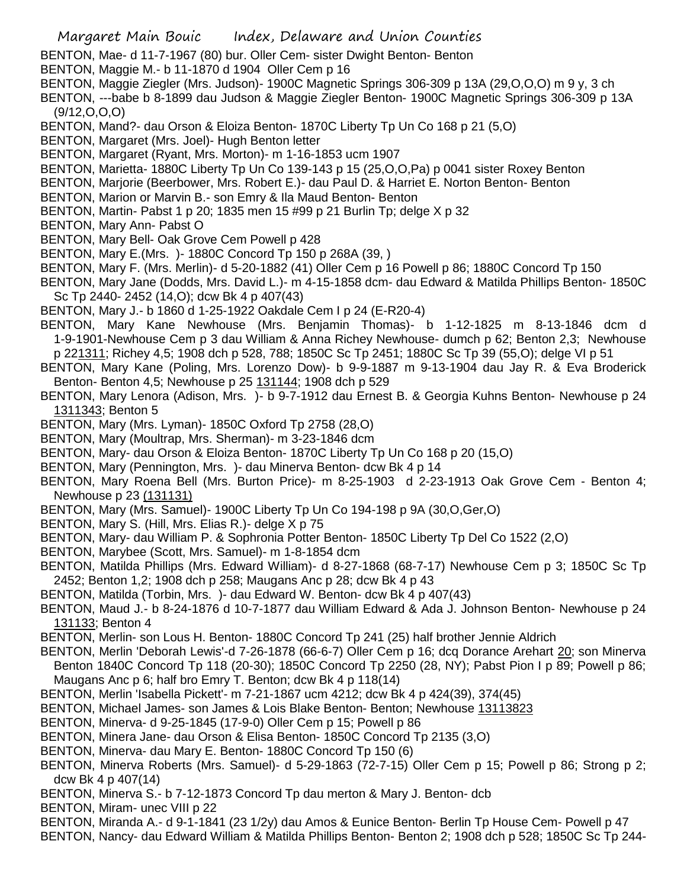BENTON, Mae- d 11-7-1967 (80) bur. Oller Cem- sister Dwight Benton- Benton

BENTON, Maggie M.- b 11-1870 d 1904 Oller Cem p 16

BENTON, Maggie Ziegler (Mrs. Judson)- 1900C Magnetic Springs 306-309 p 13A (29,O,O,O) m 9 y, 3 ch

BENTON, ---babe b 8-1899 dau Judson & Maggie Ziegler Benton- 1900C Magnetic Springs 306-309 p 13A (9/12,O,O,O)

BENTON, Mand?- dau Orson & Eloiza Benton- 1870C Liberty Tp Un Co 168 p 21 (5,O)

BENTON, Margaret (Mrs. Joel)- Hugh Benton letter

BENTON, Margaret (Ryant, Mrs. Morton)- m 1-16-1853 ucm 1907

BENTON, Marietta- 1880C Liberty Tp Un Co 139-143 p 15 (25,O,O,Pa) p 0041 sister Roxey Benton

BENTON, Marjorie (Beerbower, Mrs. Robert E.)- dau Paul D. & Harriet E. Norton Benton- Benton

BENTON, Marion or Marvin B.- son Emry & Ila Maud Benton- Benton

BENTON, Martin- Pabst 1 p 20; 1835 men 15 #99 p 21 Burlin Tp; delge X p 32

BENTON, Mary Ann- Pabst O

BENTON, Mary Bell- Oak Grove Cem Powell p 428

BENTON, Mary E.(Mrs. )- 1880C Concord Tp 150 p 268A (39, )

BENTON, Mary F. (Mrs. Merlin)- d 5-20-1882 (41) Oller Cem p 16 Powell p 86; 1880C Concord Tp 150

BENTON, Mary Jane (Dodds, Mrs. David L.)- m 4-15-1858 dcm- dau Edward & Matilda Phillips Benton- 1850C Sc Tp 2440- 2452 (14,O); dcw Bk 4 p 407(43)

BENTON, Mary J.- b 1860 d 1-25-1922 Oakdale Cem I p 24 (E-R20-4)

BENTON, Mary Kane Newhouse (Mrs. Benjamin Thomas)- b 1-12-1825 m 8-13-1846 dcm d 1-9-1901-Newhouse Cem p 3 dau William & Anna Richey Newhouse- dumch p 62; Benton 2,3; Newhouse p 221311; Richey 4,5; 1908 dch p 528, 788; 1850C Sc Tp 2451; 1880C Sc Tp 39 (55,O); delge VI p 51

BENTON, Mary Kane (Poling, Mrs. Lorenzo Dow)- b 9-9-1887 m 9-13-1904 dau Jay R. & Eva Broderick Benton- Benton 4,5; Newhouse p 25 131144; 1908 dch p 529

BENTON, Mary Lenora (Adison, Mrs. )- b 9-7-1912 dau Ernest B. & Georgia Kuhns Benton- Newhouse p 24 1311343; Benton 5

BENTON, Mary (Mrs. Lyman)- 1850C Oxford Tp 2758 (28,O)

BENTON, Mary (Moultrap, Mrs. Sherman)- m 3-23-1846 dcm

BENTON, Mary- dau Orson & Eloiza Benton- 1870C Liberty Tp Un Co 168 p 20 (15,O)

BENTON, Mary (Pennington, Mrs. )- dau Minerva Benton- dcw Bk 4 p 14

BENTON, Mary Roena Bell (Mrs. Burton Price)- m 8-25-1903 d 2-23-1913 Oak Grove Cem - Benton 4; Newhouse p 23 (131131)

BENTON, Mary (Mrs. Samuel)- 1900C Liberty Tp Un Co 194-198 p 9A (30,O,Ger,O)

BENTON, Mary S. (Hill, Mrs. Elias R.)- delge X p 75

BENTON, Mary- dau William P. & Sophronia Potter Benton- 1850C Liberty Tp Del Co 1522 (2,O)

BENTON, Marybee (Scott, Mrs. Samuel)- m 1-8-1854 dcm

BENTON, Matilda Phillips (Mrs. Edward William)- d 8-27-1868 (68-7-17) Newhouse Cem p 3; 1850C Sc Tp 2452; Benton 1,2; 1908 dch p 258; Maugans Anc p 28; dcw Bk 4 p 43

BENTON, Matilda (Torbin, Mrs. )- dau Edward W. Benton- dcw Bk 4 p 407(43)

BENTON, Maud J.- b 8-24-1876 d 10-7-1877 dau William Edward & Ada J. Johnson Benton- Newhouse p 24 131133; Benton 4

BENTON, Merlin- son Lous H. Benton- 1880C Concord Tp 241 (25) half brother Jennie Aldrich

BENTON, Merlin 'Deborah Lewis'-d 7-26-1878 (66-6-7) Oller Cem p 16; dcq Dorance Arehart 20; son Minerva Benton 1840C Concord Tp 118 (20-30); 1850C Concord Tp 2250 (28, NY); Pabst Pion I p 89; Powell p 86; Maugans Anc p 6; half bro Emry T. Benton; dcw Bk 4 p 118(14)

BENTON, Merlin 'Isabella Pickett'- m 7-21-1867 ucm 4212; dcw Bk 4 p 424(39), 374(45)

BENTON, Michael James- son James & Lois Blake Benton- Benton; Newhouse 13113823

BENTON, Minerva- d 9-25-1845 (17-9-0) Oller Cem p 15; Powell p 86

BENTON, Minera Jane- dau Orson & Elisa Benton- 1850C Concord Tp 2135 (3,O)

BENTON, Minerva- dau Mary E. Benton- 1880C Concord Tp 150 (6)

BENTON, Minerva Roberts (Mrs. Samuel)- d 5-29-1863 (72-7-15) Oller Cem p 15; Powell p 86; Strong p 2; dcw Bk 4 p 407(14)

BENTON, Minerva S.- b 7-12-1873 Concord Tp dau merton & Mary J. Benton- dcb

BENTON, Miram- unec VIII p 22

BENTON, Miranda A.- d 9-1-1841 (23 1/2y) dau Amos & Eunice Benton- Berlin Tp House Cem- Powell p 47

BENTON, Nancy- dau Edward William & Matilda Phillips Benton- Benton 2; 1908 dch p 528; 1850C Sc Tp 244-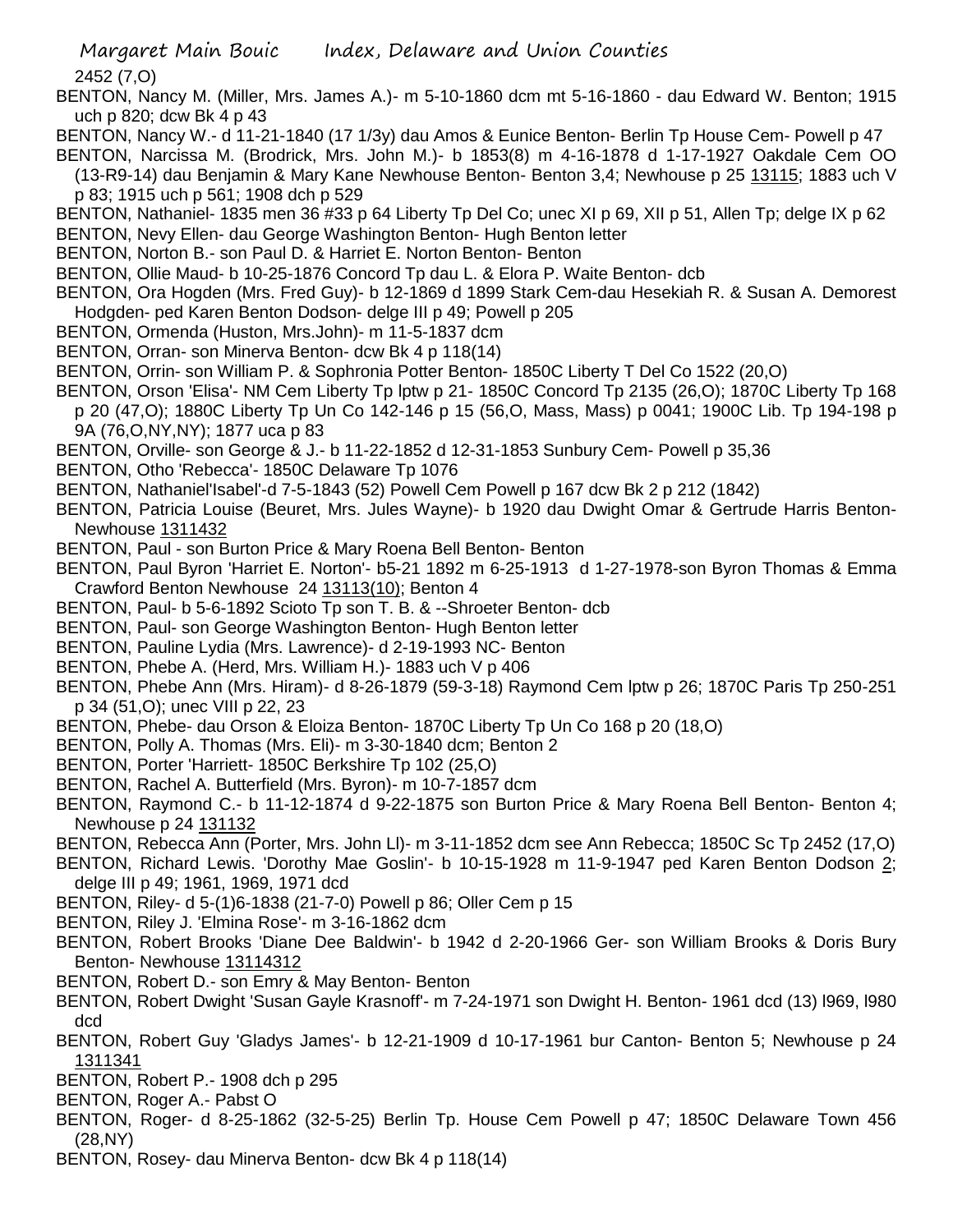2452 (7,O)

BENTON, Nancy M. (Miller, Mrs. James A.)- m 5-10-1860 dcm mt 5-16-1860 - dau Edward W. Benton; 1915 uch p 820; dcw Bk 4 p 43

BENTON, Nancy W.- d 11-21-1840 (17 1/3y) dau Amos & Eunice Benton- Berlin Tp House Cem- Powell p 47

BENTON, Narcissa M. (Brodrick, Mrs. John M.)- b 1853(8) m 4-16-1878 d 1-17-1927 Oakdale Cem OO (13-R9-14) dau Benjamin & Mary Kane Newhouse Benton- Benton 3,4; Newhouse p 25 13115; 1883 uch V p 83; 1915 uch p 561; 1908 dch p 529

BENTON, Nathaniel- 1835 men 36 #33 p 64 Liberty Tp Del Co; unec XI p 69, XII p 51, Allen Tp; delge IX p 62

BENTON, Nevy Ellen- dau George Washington Benton- Hugh Benton letter

BENTON, Norton B.- son Paul D. & Harriet E. Norton Benton- Benton

BENTON, Ollie Maud- b 10-25-1876 Concord Tp dau L. & Elora P. Waite Benton- dcb

BENTON, Ora Hogden (Mrs. Fred Guy)- b 12-1869 d 1899 Stark Cem-dau Hesekiah R. & Susan A. Demorest Hodgden- ped Karen Benton Dodson- delge III p 49; Powell p 205

BENTON, Ormenda (Huston, Mrs.John)- m 11-5-1837 dcm

BENTON, Orran- son Minerva Benton- dcw Bk 4 p 118(14)

BENTON, Orrin- son William P. & Sophronia Potter Benton- 1850C Liberty T Del Co 1522 (20,O)

BENTON, Orson 'Elisa'- NM Cem Liberty Tp lptw p 21- 1850C Concord Tp 2135 (26,O); 1870C Liberty Tp 168 p 20 (47,O); 1880C Liberty Tp Un Co 142-146 p 15 (56,O, Mass, Mass) p 0041; 1900C Lib. Tp 194-198 p 9A (76,O,NY,NY); 1877 uca p 83

BENTON, Orville- son George & J.- b 11-22-1852 d 12-31-1853 Sunbury Cem- Powell p 35,36

BENTON, Otho 'Rebecca'- 1850C Delaware Tp 1076

BENTON, Nathaniel'Isabel'-d 7-5-1843 (52) Powell Cem Powell p 167 dcw Bk 2 p 212 (1842)

BENTON, Patricia Louise (Beuret, Mrs. Jules Wayne)- b 1920 dau Dwight Omar & Gertrude Harris Benton- Newhouse 1311432

BENTON, Paul - son Burton Price & Mary Roena Bell Benton- Benton

BENTON, Paul Byron 'Harriet E. Norton'- b5-21 1892 m 6-25-1913 d 1-27-1978-son Byron Thomas & Emma Crawford Benton Newhouse 24 13113(10); Benton 4

BENTON, Paul- b 5-6-1892 Scioto Tp son T. B. & --Shroeter Benton- dcb

BENTON, Paul- son George Washington Benton- Hugh Benton letter

BENTON, Pauline Lydia (Mrs. Lawrence)- d 2-19-1993 NC- Benton

BENTON, Phebe A. (Herd, Mrs. William H.)- 1883 uch V p 406

BENTON, Phebe Ann (Mrs. Hiram)- d 8-26-1879 (59-3-18) Raymond Cem lptw p 26; 1870C Paris Tp 250-251 p 34 (51,O); unec VIII p 22, 23

BENTON, Phebe- dau Orson & Eloiza Benton- 1870C Liberty Tp Un Co 168 p 20 (18,O)

BENTON, Polly A. Thomas (Mrs. Eli)- m 3-30-1840 dcm; Benton 2

BENTON, Porter 'Harriett- 1850C Berkshire Tp 102 (25,O)

BENTON, Rachel A. Butterfield (Mrs. Byron)- m 10-7-1857 dcm

BENTON, Raymond C.- b 11-12-1874 d 9-22-1875 son Burton Price & Mary Roena Bell Benton- Benton 4; Newhouse p 24 131132

BENTON, Rebecca Ann (Porter, Mrs. John Ll)- m 3-11-1852 dcm see Ann Rebecca; 1850C Sc Tp 2452 (17,O)

BENTON, Richard Lewis. 'Dorothy Mae Goslin'- b 10-15-1928 m 11-9-1947 ped Karen Benton Dodson 2; delge III p 49; 1961, 1969, 1971 dcd

BENTON, Riley- d 5-(1)6-1838 (21-7-0) Powell p 86; Oller Cem p 15

BENTON, Riley J. 'Elmina Rose'- m 3-16-1862 dcm

BENTON, Robert Brooks 'Diane Dee Baldwin'- b 1942 d 2-20-1966 Ger- son William Brooks & Doris Bury Benton- Newhouse 13114312

BENTON, Robert D.- son Emry & May Benton- Benton

BENTON, Robert Dwight 'Susan Gayle Krasnoff'- m 7-24-1971 son Dwight H. Benton- 1961 dcd (13) l969, l980 dcd

BENTON, Robert Guy 'Gladys James'- b 12-21-1909 d 10-17-1961 bur Canton- Benton 5; Newhouse p 24 1311341

BENTON, Robert P.- 1908 dch p 295

BENTON, Roger A.- Pabst O

BENTON, Roger- d 8-25-1862 (32-5-25) Berlin Tp. House Cem Powell p 47; 1850C Delaware Town 456 (28,NY)

BENTON, Rosey- dau Minerva Benton- dcw Bk 4 p 118(14)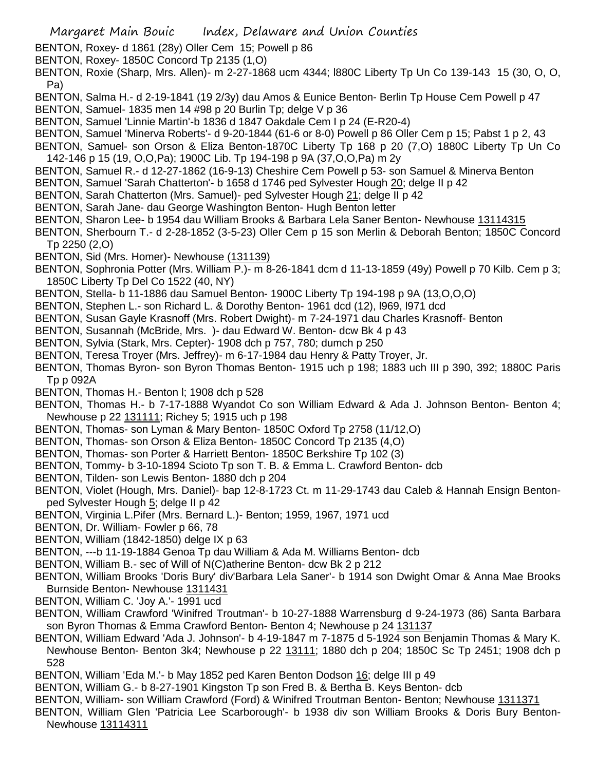BENTON, Roxey- d 1861 (28y) Oller Cem 15; Powell p 86

BENTON, Roxey- 1850C Concord Tp 2135 (1,O)

BENTON, Roxie (Sharp, Mrs. Allen)- m 2-27-1868 ucm 4344; l880C Liberty Tp Un Co 139-143 15 (30, O, O, Pa)

BENTON, Salma H.- d 2-19-1841 (19 2/3y) dau Amos & Eunice Benton- Berlin Tp House Cem Powell p 47

BENTON, Samuel- 1835 men 14 #98 p 20 Burlin Tp; delge V p 36

BENTON, Samuel 'Linnie Martin'-b 1836 d 1847 Oakdale Cem I p 24 (E-R20-4)

BENTON, Samuel 'Minerva Roberts'- d 9-20-1844 (61-6 or 8-0) Powell p 86 Oller Cem p 15; Pabst 1 p 2, 43

BENTON, Samuel- son Orson & Eliza Benton-1870C Liberty Tp 168 p 20 (7,O) 1880C Liberty Tp Un Co 142-146 p 15 (19, O,O,Pa); 1900C Lib. Tp 194-198 p 9A (37,O,O,Pa) m 2y

BENTON, Samuel R.- d 12-27-1862 (16-9-13) Cheshire Cem Powell p 53- son Samuel & Minerva Benton

BENTON, Samuel 'Sarah Chatterton'- b 1658 d 1746 ped Sylvester Hough 20; delge II p 42

BENTON, Sarah Chatterton (Mrs. Samuel)- ped Sylvester Hough 21; delge II p 42

BENTON, Sarah Jane- dau George Washington Benton- Hugh Benton letter

BENTON, Sharon Lee- b 1954 dau William Brooks & Barbara Lela Saner Benton- Newhouse 13114315

BENTON, Sherbourn T.- d 2-28-1852 (3-5-23) Oller Cem p 15 son Merlin & Deborah Benton; 1850C Concord Tp 2250 (2,O)

BENTON, Sid (Mrs. Homer)- Newhouse (131139)

BENTON, Sophronia Potter (Mrs. William P.)- m 8-26-1841 dcm d 11-13-1859 (49y) Powell p 70 Kilb. Cem p 3; 1850C Liberty Tp Del Co 1522 (40, NY)

BENTON, Stella- b 11-1886 dau Samuel Benton- 1900C Liberty Tp 194-198 p 9A (13,O,O,O)

BENTON, Stephen L.- son Richard L. & Dorothy Benton- 1961 dcd (12), l969, l971 dcd

BENTON, Susan Gayle Krasnoff (Mrs. Robert Dwight)- m 7-24-1971 dau Charles Krasnoff- Benton

BENTON, Susannah (McBride, Mrs. )- dau Edward W. Benton- dcw Bk 4 p 43

BENTON, Sylvia (Stark, Mrs. Cepter)- 1908 dch p 757, 780; dumch p 250

BENTON, Teresa Troyer (Mrs. Jeffrey)- m 6-17-1984 dau Henry & Patty Troyer, Jr.

BENTON, Thomas Byron- son Byron Thomas Benton- 1915 uch p 198; 1883 uch III p 390, 392; 1880C Paris Tp p 092A

BENTON, Thomas H.- Benton l; 1908 dch p 528

BENTON, Thomas H.- b 7-17-1888 Wyandot Co son William Edward & Ada J. Johnson Benton- Benton 4; Newhouse p 22 131111; Richey 5; 1915 uch p 198

BENTON, Thomas- son Lyman & Mary Benton- 1850C Oxford Tp 2758 (11/12,O)

BENTON, Thomas- son Orson & Eliza Benton- 1850C Concord Tp 2135 (4,O)

BENTON, Thomas- son Porter & Harriett Benton- 1850C Berkshire Tp 102 (3)

BENTON, Tommy- b 3-10-1894 Scioto Tp son T. B. & Emma L. Crawford Benton- dcb

BENTON, Tilden- son Lewis Benton- 1880 dch p 204

BENTON, Violet (Hough, Mrs. Daniel)- bap 12-8-1723 Ct. m 11-29-1743 dau Caleb & Hannah Ensign Benton- ped Sylvester Hough 5; delge II p 42

BENTON, Virginia L.Pifer (Mrs. Bernard L.)- Benton; 1959, 1967, 1971 ucd

BENTON, Dr. William- Fowler p 66, 78

BENTON, William (1842-1850) delge IX p 63

BENTON, ---b 11-19-1884 Genoa Tp dau William & Ada M. Williams Benton- dcb

BENTON, William B.- sec of Will of N(C)atherine Benton- dcw Bk 2 p 212

BENTON, William Brooks 'Doris Bury' div'Barbara Lela Saner'- b 1914 son Dwight Omar & Anna Mae Brooks Burnside Benton- Newhouse 1311431

BENTON, William C. 'Joy A.'- 1991 ucd

BENTON, William Crawford 'Winifred Troutman'- b 10-27-1888 Warrensburg d 9-24-1973 (86) Santa Barbara son Byron Thomas & Emma Crawford Benton- Benton 4; Newhouse p 24 131137

BENTON, William Edward 'Ada J. Johnson'- b 4-19-1847 m 7-1875 d 5-1924 son Benjamin Thomas & Mary K. Newhouse Benton- Benton 3k4; Newhouse p 22 13111; 1880 dch p 204; 1850C Sc Tp 2451; 1908 dch p 528

BENTON, William 'Eda M.'- b May 1852 ped Karen Benton Dodson 16; delge III p 49

BENTON, William G.- b 8-27-1901 Kingston Tp son Fred B. & Bertha B. Keys Benton- dcb

BENTON, William- son William Crawford (Ford) & Winifred Troutman Benton- Benton; Newhouse 1311371

BENTON, William Glen 'Patricia Lee Scarborough'- b 1938 div son William Brooks & Doris Bury Benton- Newhouse 13114311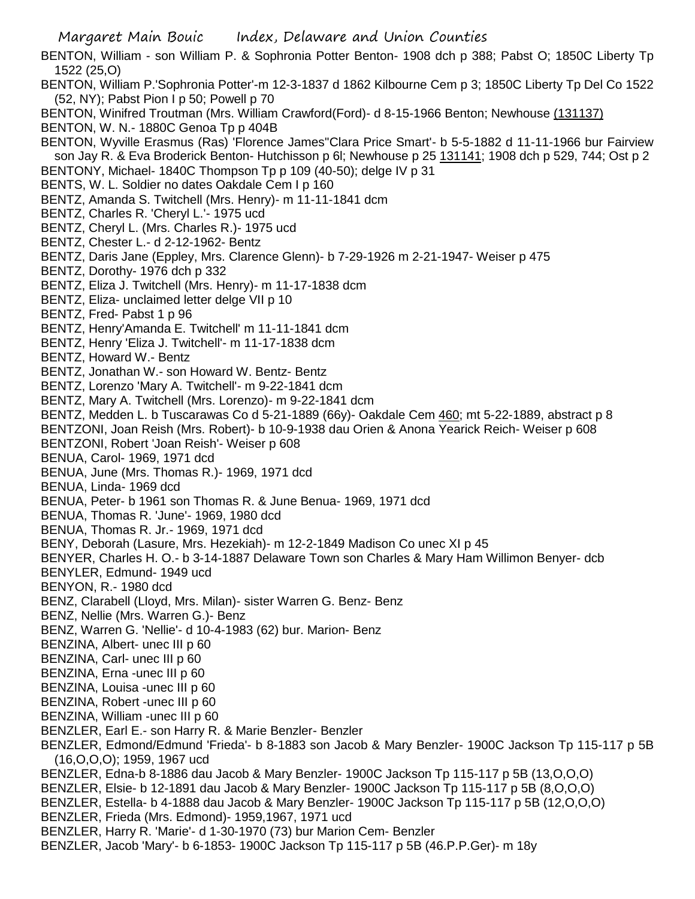BENTON, William - son William P. & Sophronia Potter Benton- 1908 dch p 388; Pabst O; 1850C Liberty Tp 1522 (25,O)

BENTON, William P.'Sophronia Potter'-m 12-3-1837 d 1862 Kilbourne Cem p 3; 1850C Liberty Tp Del Co 1522 (52, NY); Pabst Pion I p 50; Powell p 70

BENTON, Winifred Troutman (Mrs. William Crawford(Ford)- d 8-15-1966 Benton; Newhouse (131137)

BENTON, W. N.- 1880C Genoa Tp p 404B

BENTON, Wyville Erasmus (Ras) 'Florence James''Clara Price Smart'- b 5-5-1882 d 11-11-1966 bur Fairview son Jay R. & Eva Broderick Benton- Hutchisson p 6l; Newhouse p 25 131141; 1908 dch p 529, 744; Ost p 2

BENTONY, Michael- 1840C Thompson Tp p 109 (40-50); delge IV p 31

BENTS, W. L. Soldier no dates Oakdale Cem I p 160

BENTZ, Amanda S. Twitchell (Mrs. Henry)- m 11-11-1841 dcm

BENTZ, Charles R. 'Cheryl L.'- 1975 ucd

BENTZ, Cheryl L. (Mrs. Charles R.)- 1975 ucd

BENTZ, Chester L.- d 2-12-1962- Bentz

BENTZ, Daris Jane (Eppley, Mrs. Clarence Glenn)- b 7-29-1926 m 2-21-1947- Weiser p 475

BENTZ, Dorothy- 1976 dch p 332

BENTZ, Eliza J. Twitchell (Mrs. Henry)- m 11-17-1838 dcm

BENTZ, Eliza- unclaimed letter delge VII p 10

BENTZ, Fred- Pabst 1 p 96

BENTZ, Henry'Amanda E. Twitchell' m 11-11-1841 dcm

BENTZ, Henry 'Eliza J. Twitchell'- m 11-17-1838 dcm

BENTZ, Howard W.- Bentz

BENTZ, Jonathan W.- son Howard W. Bentz- Bentz

BENTZ, Lorenzo 'Mary A. Twitchell'- m 9-22-1841 dcm

BENTZ, Mary A. Twitchell (Mrs. Lorenzo)- m 9-22-1841 dcm

BENTZ, Medden L. b Tuscarawas Co d 5-21-1889 (66y)- Oakdale Cem 460; mt 5-22-1889, abstract p 8

BENTZONI, Joan Reish (Mrs. Robert)- b 10-9-1938 dau Orien & Anona Yearick Reich- Weiser p 608

BENTZONI, Robert 'Joan Reish'- Weiser p 608

BENUA, Carol- 1969, 1971 dcd

BENUA, June (Mrs. Thomas R.)- 1969, 1971 dcd

BENUA, Linda- 1969 dcd

BENUA, Peter- b 1961 son Thomas R. & June Benua- 1969, 1971 dcd

BENUA, Thomas R. 'June'- 1969, 1980 dcd

BENUA, Thomas R. Jr.- 1969, 1971 dcd

BENY, Deborah (Lasure, Mrs. Hezekiah)- m 12-2-1849 Madison Co unec XI p 45

BENYER, Charles H. O.- b 3-14-1887 Delaware Town son Charles & Mary Ham Willimon Benyer- dcb

BENYLER, Edmund- 1949 ucd

BENYON, R.- 1980 dcd

BENZ, Clarabell (Lloyd, Mrs. Milan)- sister Warren G. Benz- Benz

BENZ, Nellie (Mrs. Warren G.)- Benz

BENZ, Warren G. 'Nellie'- d 10-4-1983 (62) bur. Marion- Benz

BENZINA, Albert- unec III p 60

BENZINA, Carl- unec III p 60

BENZINA, Erna -unec III p 60

BENZINA, Louisa -unec III p 60

BENZINA, Robert -unec III p 60

BENZINA, William -unec III p 60

BENZLER, Earl E.- son Harry R. & Marie Benzler- Benzler

BENZLER, Edmond/Edmund 'Frieda'- b 8-1883 son Jacob & Mary Benzler- 1900C Jackson Tp 115-117 p 5B (16,O,O,O); 1959, 1967 ucd

BENZLER, Edna-b 8-1886 dau Jacob & Mary Benzler- 1900C Jackson Tp 115-117 p 5B (13,O,O,O)

BENZLER, Elsie- b 12-1891 dau Jacob & Mary Benzler- 1900C Jackson Tp 115-117 p 5B (8,O,O,O)

BENZLER, Estella- b 4-1888 dau Jacob & Mary Benzler- 1900C Jackson Tp 115-117 p 5B (12,O,O,O)

BENZLER, Frieda (Mrs. Edmond)- 1959,1967, 1971 ucd

BENZLER, Harry R. 'Marie'- d 1-30-1970 (73) bur Marion Cem- Benzler

BENZLER, Jacob 'Mary'- b 6-1853- 1900C Jackson Tp 115-117 p 5B (46.P.P.Ger)- m 18y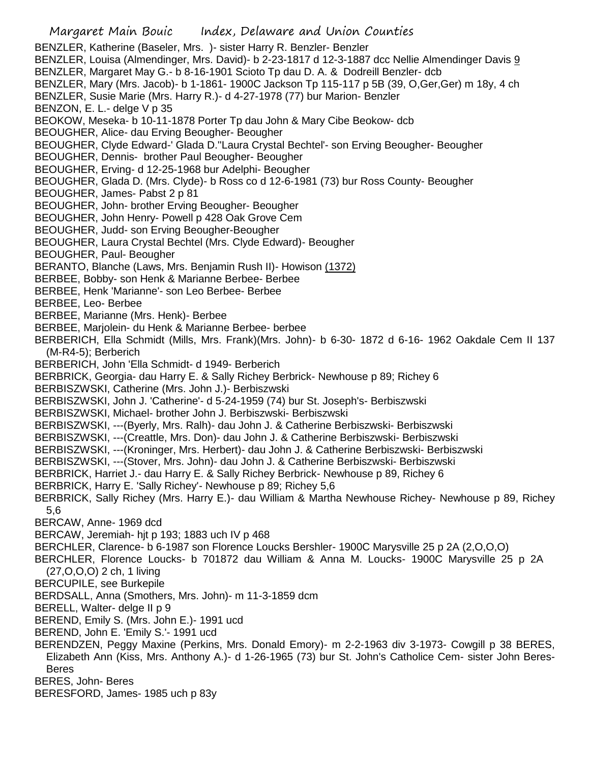BENZLER, Katherine (Baseler, Mrs. )- sister Harry R. Benzler- Benzler
BENZLER, Louisa (Almendinger, Mrs. David)- b 2-23-1817 d 12-3-1887 dcc Nellie Almendinger Davis 9
BENZLER, Margaret May G.- b 8-16-1901 Scioto Tp dau D. A. & Dodreill Benzler- dcb
BENZLER, Mary (Mrs. Jacob)- b 1-1861- 1900C Jackson Tp 115-117 p 5B (39, O,Ger,Ger) m 18y, 4 ch
BENZLER, Susie Marie (Mrs. Harry R.)- d 4-27-1978 (77) bur Marion- Benzler
BENZON, E. L.- delge V p 35
BEOKOW, Meseka- b 10-11-1878 Porter Tp dau John & Mary Cibe Beokow- dcb
BEOUGHER, Alice- dau Erving Beougher- Beougher
BEOUGHER, Clyde Edward-' Glada D.''Laura Crystal Bechtel'- son Erving Beougher- Beougher
BEOUGHER, Dennis- brother Paul Beougher- Beougher
BEOUGHER, Erving- d 12-25-1968 bur Adelphi- Beougher
BEOUGHER, Glada D. (Mrs. Clyde)- b Ross co d 12-6-1981 (73) bur Ross County- Beougher
BEOUGHER, James- Pabst 2 p 81
BEOUGHER, John- brother Erving Beougher- Beougher
BEOUGHER, John Henry- Powell p 428 Oak Grove Cem
BEOUGHER, Judd- son Erving Beougher-Beougher
BEOUGHER, Laura Crystal Bechtel (Mrs. Clyde Edward)- Beougher
BEOUGHER, Paul- Beougher
BERANTO, Blanche (Laws, Mrs. Benjamin Rush II)- Howison (1372)
BERBEE, Bobby- son Henk & Marianne Berbee- Berbee
BERBEE, Henk 'Marianne'- son Leo Berbee- Berbee
BERBEE, Leo- Berbee
BERBEE, Marianne (Mrs. Henk)- Berbee
BERBEE, Marjolein- du Henk & Marianne Berbee- berbee
BERBERICH, Ella Schmidt (Mills, Mrs. Frank)(Mrs. John)- b 6-30- 1872 d 6-16- 1962 Oakdale Cem II 137 (M-R4-5); Berberich
BERBERICH, John 'Ella Schmidt- d 1949- Berberich
BERBRICK, Georgia- dau Harry E. & Sally Richey Berbrick- Newhouse p 89; Richey 6
BERBISZWSKI, Catherine (Mrs. John J.)- Berbiszwski
BERBISZWSKI, John J. 'Catherine'- d 5-24-1959 (74) bur St. Joseph's- Berbiszwski
BERBISZWSKI, Michael- brother John J. Berbiszwski- Berbiszwski
BERBISZWSKI, ---(Byerly, Mrs. Ralh)- dau John J. & Catherine Berbiszwski- Berbiszwski
BERBISZWSKI, ---(Creattle, Mrs. Don)- dau John J. & Catherine Berbiszwski- Berbiszwski
BERBISZWSKI, ---(Kroninger, Mrs. Herbert)- dau John J. & Catherine Berbiszwski- Berbiszwski
BERBISZWSKI, ---(Stover, Mrs. John)- dau John J. & Catherine Berbiszwski- Berbiszwski
BERBRICK, Harriet J.- dau Harry E. & Sally Richey Berbrick- Newhouse p 89, Richey 6
BERBRICK, Harry E. 'Sally Richey'- Newhouse p 89; Richey 5,6
BERBRICK, Sally Richey (Mrs. Harry E.)- dau William & Martha Newhouse Richey- Newhouse p 89, Richey 5,6
BERCAW, Anne- 1969 dcd
BERCAW, Jeremiah- hjt p 193; 1883 uch IV p 468
BERCHLER, Clarence- b 6-1987 son Florence Loucks Bershler- 1900C Marysville 25 p 2A (2,O,O,O)
BERCHLER, Florence Loucks- b 701872 dau William & Anna M. Loucks- 1900C Marysville 25 p 2A (27,O,O,O) 2 ch, 1 living
BERCUPILE, see Burkepile
BERDSALL, Anna (Smothers, Mrs. John)- m 11-3-1859 dcm
BERELL, Walter- delge II p 9
BEREND, Emily S. (Mrs. John E.)- 1991 ucd
BEREND, John E. 'Emily S.'- 1991 ucd
BERENDZEN, Peggy Maxine (Perkins, Mrs. Donald Emory)- m 2-2-1963 div 3-1973- Cowgill p 38 BERES, Elizabeth Ann (Kiss, Mrs. Anthony A.)- d 1-26-1965 (73) bur St. John's Catholice Cem- sister John Beres- Beres
BERES, John- Beres
BERESFORD, James- 1985 uch p 83y